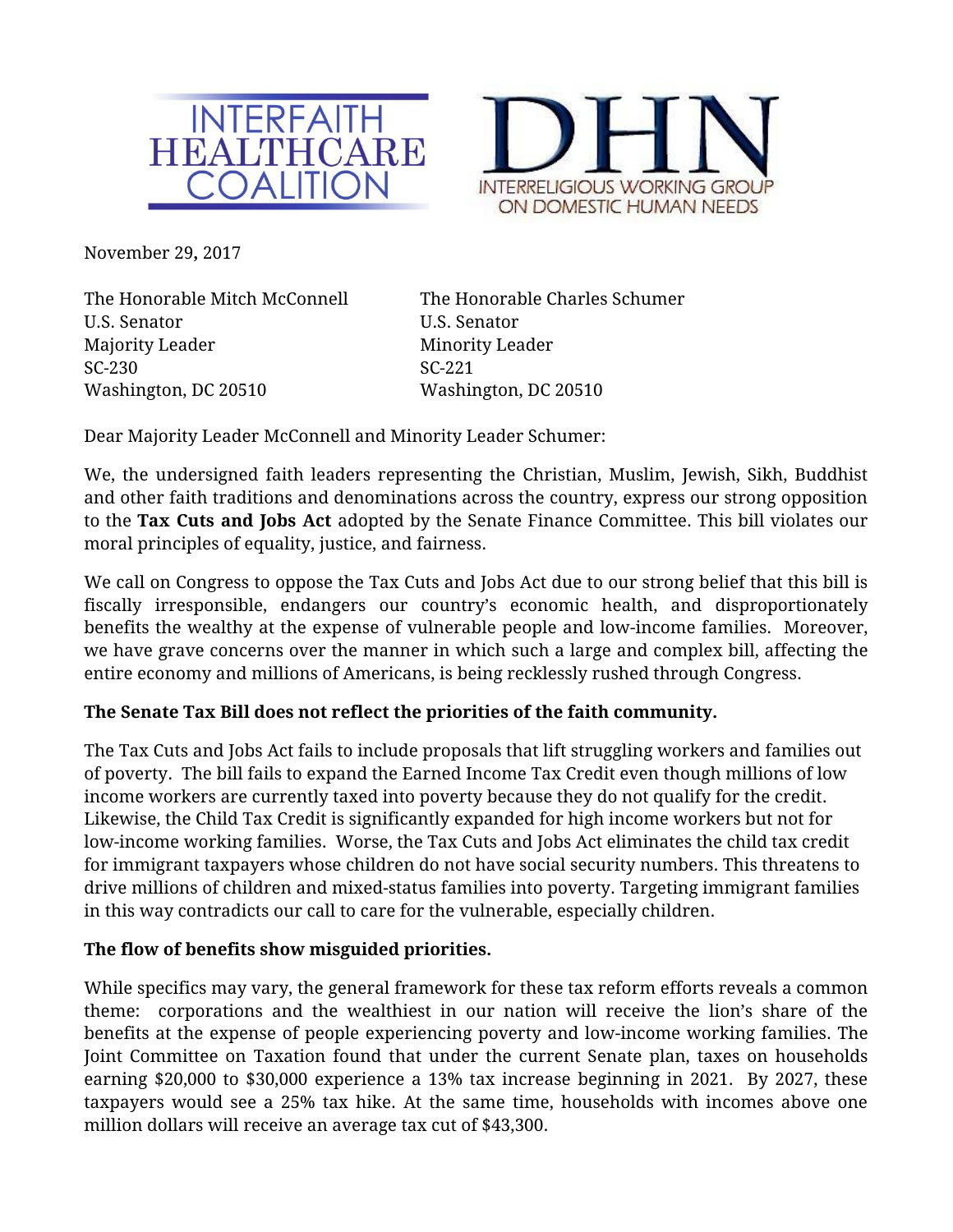INTERFAITH HEALTHCARE COALITION

DHN
INTERRELIGIOUS WORKING GROUP ON DOMESTIC HUMAN NEEDS

November 29, 2017

The Honorable Mitch McConnell
U.S. Senator
Majority Leader
SC-230
Washington, DC 20510

The Honorable Charles Schumer
U.S. Senator
Minority Leader
SC-221
Washington, DC 20510

Dear Majority Leader McConnell and Minority Leader Schumer:

We, the undersigned faith leaders representing the Christian, Muslim, Jewish, Sikh, Buddhist and other faith traditions and denominations across the country, express our strong opposition to the **Tax Cuts and Jobs Act** adopted by the Senate Finance Committee. This bill violates our moral principles of equality, justice, and fairness.

We call on Congress to oppose the Tax Cuts and Jobs Act due to our strong belief that this bill is fiscally irresponsible, endangers our country's economic health, and disproportionately benefits the wealthy at the expense of vulnerable people and low-income families. Moreover, we have grave concerns over the manner in which such a large and complex bill, affecting the entire economy and millions of Americans, is being recklessly rushed through Congress.

**The Senate Tax Bill does not reflect the priorities of the faith community.**

The Tax Cuts and Jobs Act fails to include proposals that lift struggling workers and families out of poverty. The bill fails to expand the Earned Income Tax Credit even though millions of low income workers are currently taxed into poverty because they do not qualify for the credit. Likewise, the Child Tax Credit is significantly expanded for high income workers but not for low-income working families. Worse, the Tax Cuts and Jobs Act eliminates the child tax credit for immigrant taxpayers whose children do not have social security numbers. This threatens to drive millions of children and mixed-status families into poverty. Targeting immigrant families in this way contradicts our call to care for the vulnerable, especially children.

**The flow of benefits show misguided priorities.**

While specifics may vary, the general framework for these tax reform efforts reveals a common theme: corporations and the wealthiest in our nation will receive the lion's share of the benefits at the expense of people experiencing poverty and low-income working families. The Joint Committee on Taxation found that under the current Senate plan, taxes on households earning $20,000 to $30,000 experience a 13% tax increase beginning in 2021. By 2027, these taxpayers would see a 25% tax hike. At the same time, households with incomes above one million dollars will receive an average tax cut of $43,300.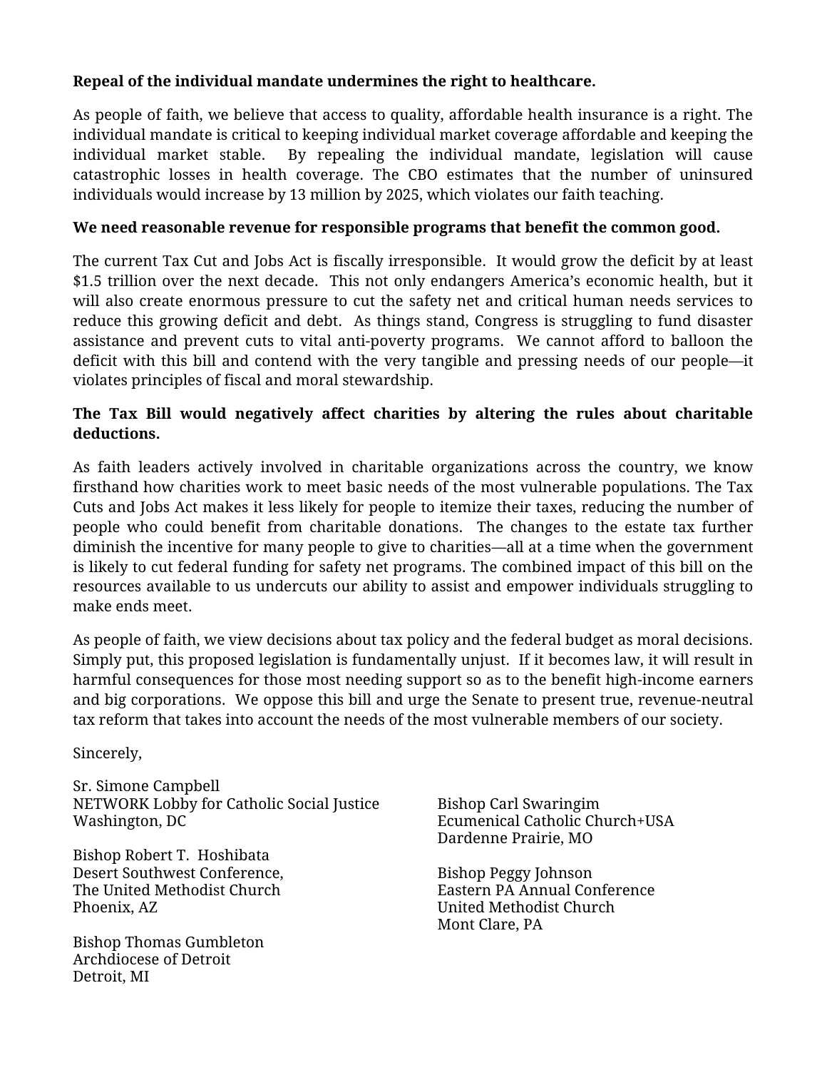**Repeal of the individual mandate undermines the right to healthcare.**

As people of faith, we believe that access to quality, affordable health insurance is a right. The individual mandate is critical to keeping individual market coverage affordable and keeping the individual market stable. By repealing the individual mandate, legislation will cause catastrophic losses in health coverage. The CBO estimates that the number of uninsured individuals would increase by 13 million by 2025, which violates our faith teaching.

**We need reasonable revenue for responsible programs that benefit the common good.**

The current Tax Cut and Jobs Act is fiscally irresponsible. It would grow the deficit by at least $1.5 trillion over the next decade. This not only endangers America's economic health, but it will also create enormous pressure to cut the safety net and critical human needs services to reduce this growing deficit and debt. As things stand, Congress is struggling to fund disaster assistance and prevent cuts to vital anti-poverty programs. We cannot afford to balloon the deficit with this bill and contend with the very tangible and pressing needs of our people—it violates principles of fiscal and moral stewardship.

**The Tax Bill would negatively affect charities by altering the rules about charitable deductions.**

As faith leaders actively involved in charitable organizations across the country, we know firsthand how charities work to meet basic needs of the most vulnerable populations. The Tax Cuts and Jobs Act makes it less likely for people to itemize their taxes, reducing the number of people who could benefit from charitable donations. The changes to the estate tax further diminish the incentive for many people to give to charities—all at a time when the government is likely to cut federal funding for safety net programs. The combined impact of this bill on the resources available to us undercuts our ability to assist and empower individuals struggling to make ends meet.

As people of faith, we view decisions about tax policy and the federal budget as moral decisions. Simply put, this proposed legislation is fundamentally unjust. If it becomes law, it will result in harmful consequences for those most needing support so as to the benefit high-income earners and big corporations. We oppose this bill and urge the Senate to present true, revenue-neutral tax reform that takes into account the needs of the most vulnerable members of our society.

Sincerely,

Sr. Simone Campbell
NETWORK Lobby for Catholic Social Justice
Washington, DC

Bishop Robert T. Hoshibata
Desert Southwest Conference,
The United Methodist Church
Phoenix, AZ

Bishop Thomas Gumbleton
Archdiocese of Detroit
Detroit, MI

Bishop Carl Swaringim
Ecumenical Catholic Church+USA
Dardenne Prairie, MO

Bishop Peggy Johnson
Eastern PA Annual Conference
United Methodist Church
Mont Clare, PA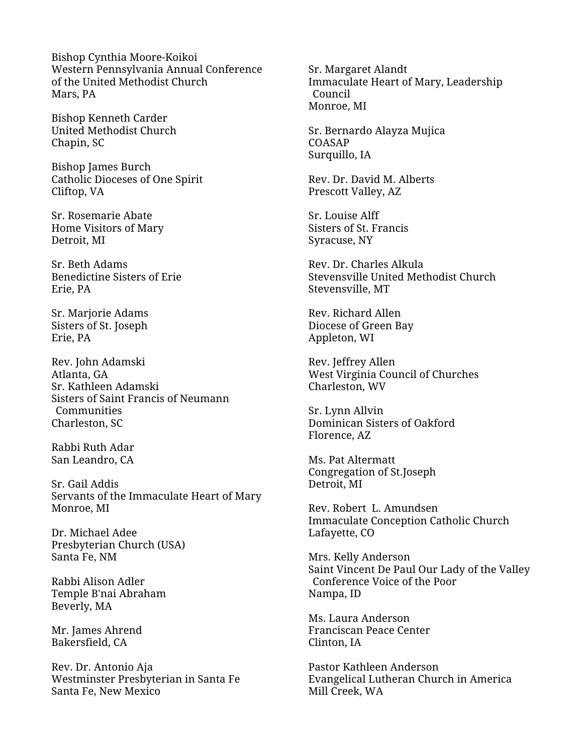Bishop Cynthia Moore-Koikoi
Western Pennsylvania Annual Conference of the United Methodist Church
Mars, PA

Bishop Kenneth Carder
United Methodist Church
Chapin, SC

Bishop James Burch
Catholic Dioceses of One Spirit
Cliftop, VA

Sr. Rosemarie Abate
Home Visitors of Mary
Detroit, MI

Sr. Beth Adams
Benedictine Sisters of Erie
Erie, PA

Sr. Marjorie Adams
Sisters of St. Joseph
Erie, PA

Rev. John Adamski
Atlanta, GA
Sr. Kathleen Adamski
Sisters of Saint Francis of Neumann Communities
Charleston, SC

Rabbi Ruth Adar
San Leandro, CA

Sr. Gail Addis
Servants of the Immaculate Heart of Mary
Monroe, MI

Dr. Michael Adee
Presbyterian Church (USA)
Santa Fe, NM

Rabbi Alison Adler
Temple B'nai Abraham
Beverly, MA

Mr. James Ahrend
Bakersfield, CA

Rev. Dr. Antonio Aja
Westminster Presbyterian in Santa Fe
Santa Fe, New Mexico

Sr. Margaret Alandt
Immaculate Heart of Mary, Leadership Council
Monroe, MI

Sr. Bernardo Alayza Mujica
COASAP
Surquillo, IA

Rev. Dr. David M. Alberts
Prescott Valley, AZ

Sr. Louise Alff
Sisters of St. Francis
Syracuse, NY

Rev. Dr. Charles Alkula
Stevensville United Methodist Church
Stevensville, MT

Rev. Richard Allen
Diocese of Green Bay
Appleton, WI

Rev. Jeffrey Allen
West Virginia Council of Churches
Charleston, WV

Sr. Lynn Allvin
Dominican Sisters of Oakford
Florence, AZ

Ms. Pat Altermatt
Congregation of St.Joseph
Detroit, MI

Rev. Robert L. Amundsen
Immaculate Conception Catholic Church
Lafayette, CO

Mrs. Kelly Anderson
Saint Vincent De Paul Our Lady of the Valley Conference Voice of the Poor
Nampa, ID

Ms. Laura Anderson
Franciscan Peace Center
Clinton, IA

Pastor Kathleen Anderson
Evangelical Lutheran Church in America
Mill Creek, WA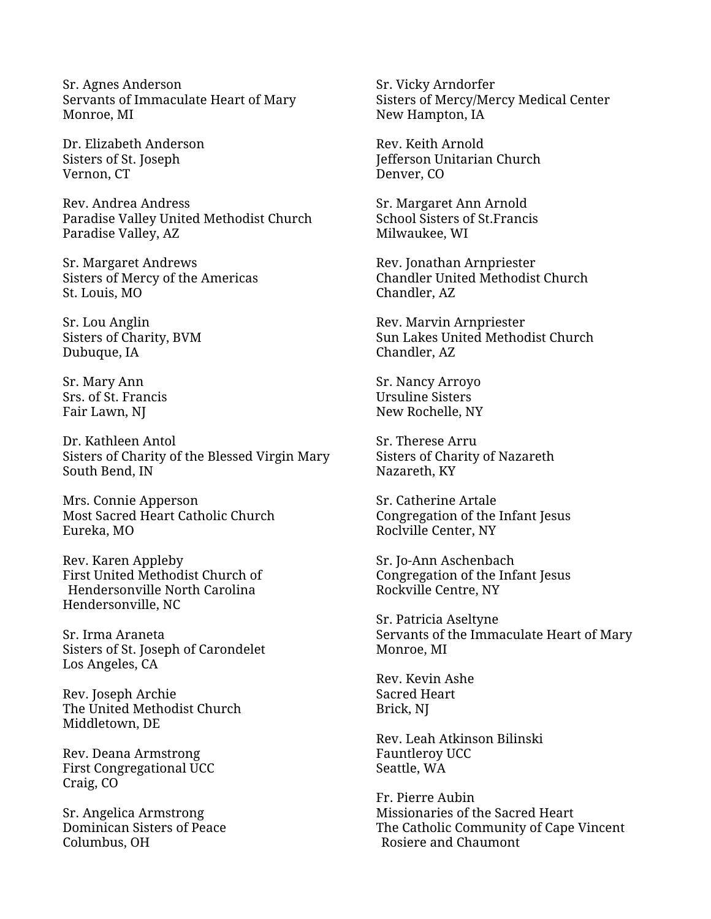Sr. Agnes Anderson
Servants of Immaculate Heart of Mary
Monroe, MI

Dr. Elizabeth Anderson
Sisters of St. Joseph
Vernon, CT

Rev. Andrea Andress
Paradise Valley United Methodist Church
Paradise Valley, AZ

Sr. Margaret Andrews
Sisters of Mercy of the Americas
St. Louis, MO

Sr. Lou Anglin
Sisters of Charity, BVM
Dubuque, IA

Sr. Mary Ann
Srs. of St. Francis
Fair Lawn, NJ

Dr. Kathleen Antol
Sisters of Charity of the Blessed Virgin Mary
South Bend, IN

Mrs. Connie Apperson
Most Sacred Heart Catholic Church
Eureka, MO

Rev. Karen Appleby
First United Methodist Church of
Hendersonville North Carolina
Hendersonville, NC

Sr. Irma Araneta
Sisters of St. Joseph of Carondelet
Los Angeles, CA

Rev. Joseph Archie
The United Methodist Church
Middletown, DE

Rev. Deana Armstrong
First Congregational UCC
Craig, CO

Sr. Angelica Armstrong
Dominican Sisters of Peace
Columbus, OH

Sr. Vicky Arndorfer
Sisters of Mercy/Mercy Medical Center
New Hampton, IA

Rev. Keith Arnold
Jefferson Unitarian Church
Denver, CO

Sr. Margaret Ann Arnold
School Sisters of St.Francis
Milwaukee, WI

Rev. Jonathan Arnpriester
Chandler United Methodist Church
Chandler, AZ

Rev. Marvin Arnpriester
Sun Lakes United Methodist Church
Chandler, AZ

Sr. Nancy Arroyo
Ursuline Sisters
New Rochelle, NY

Sr. Therese Arru
Sisters of Charity of Nazareth
Nazareth, KY

Sr. Catherine Artale
Congregation of the Infant Jesus
Roclville Center, NY

Sr. Jo-Ann Aschenbach
Congregation of the Infant Jesus
Rockville Centre, NY

Sr. Patricia Aseltyne
Servants of the Immaculate Heart of Mary
Monroe, MI

Rev. Kevin Ashe
Sacred Heart
Brick, NJ

Rev. Leah Atkinson Bilinski
Fauntleroy UCC
Seattle, WA

Fr. Pierre Aubin
Missionaries of the Sacred Heart
The Catholic Community of Cape Vincent
Rosiere and Chaumont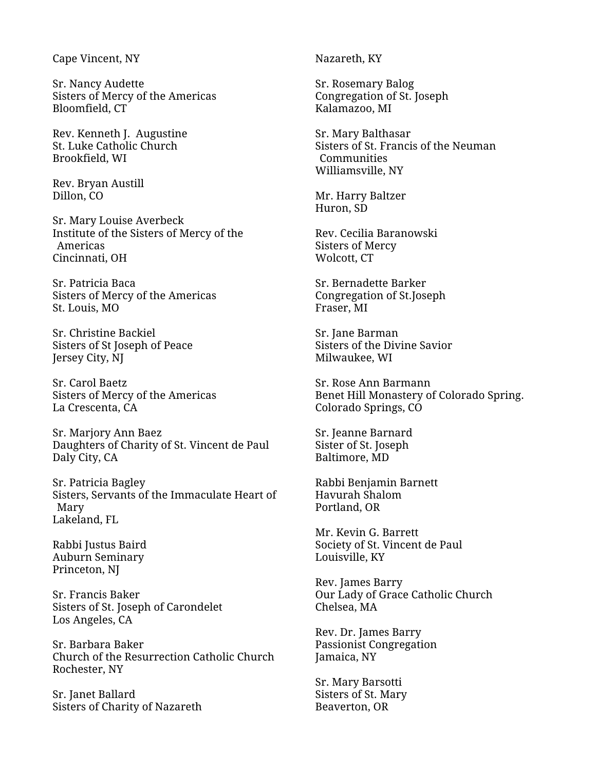Cape Vincent, NY

Sr. Nancy Audette
Sisters of Mercy of the Americas
Bloomfield, CT

Rev. Kenneth J. Augustine
St. Luke Catholic Church
Brookfield, WI

Rev. Bryan Austill
Dillon, CO

Sr. Mary Louise Averbeck
Institute of the Sisters of Mercy of the Americas
Cincinnati, OH

Sr. Patricia Baca
Sisters of Mercy of the Americas
St. Louis, MO

Sr. Christine Backiel
Sisters of St Joseph of Peace
Jersey City, NJ

Sr. Carol Baetz
Sisters of Mercy of the Americas
La Crescenta, CA

Sr. Marjory Ann Baez
Daughters of Charity of St. Vincent de Paul
Daly City, CA

Sr. Patricia Bagley
Sisters, Servants of the Immaculate Heart of Mary
Lakeland, FL

Rabbi Justus Baird
Auburn Seminary
Princeton, NJ

Sr. Francis Baker
Sisters of St. Joseph of Carondelet
Los Angeles, CA

Sr. Barbara Baker
Church of the Resurrection Catholic Church
Rochester, NY

Sr. Janet Ballard
Sisters of Charity of Nazareth
Nazareth, KY

Sr. Rosemary Balog
Congregation of St. Joseph
Kalamazoo, MI

Sr. Mary Balthasar
Sisters of St. Francis of the Neuman Communities
Williamsville, NY

Mr. Harry Baltzer
Huron, SD

Rev. Cecilia Baranowski
Sisters of Mercy
Wolcott, CT

Sr. Bernadette Barker
Congregation of St.Joseph
Fraser, MI

Sr. Jane Barman
Sisters of the Divine Savior
Milwaukee, WI

Sr. Rose Ann Barmann
Benet Hill Monastery of Colorado Spring.
Colorado Springs, CO

Sr. Jeanne Barnard
Sister of St. Joseph
Baltimore, MD

Rabbi Benjamin Barnett
Havurah Shalom
Portland, OR

Mr. Kevin G. Barrett
Society of St. Vincent de Paul
Louisville, KY

Rev. James Barry
Our Lady of Grace Catholic Church
Chelsea, MA

Rev. Dr. James Barry
Passionist Congregation
Jamaica, NY

Sr. Mary Barsotti
Sisters of St. Mary
Beaverton, OR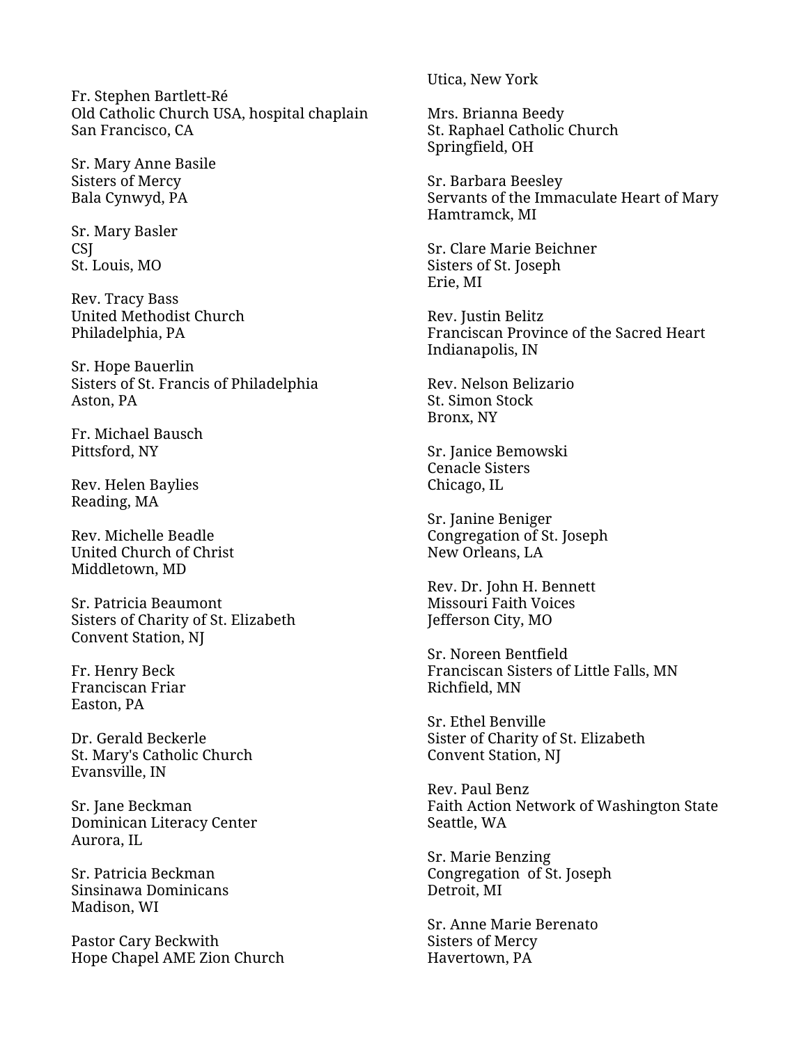Fr. Stephen Bartlett-Ré
Old Catholic Church USA, hospital chaplain
San Francisco, CA

Sr. Mary Anne Basile
Sisters of Mercy
Bala Cynwyd, PA

Sr. Mary Basler
CSJ
St. Louis, MO

Rev. Tracy Bass
United Methodist Church
Philadelphia, PA

Sr. Hope Bauerlin
Sisters of St. Francis of Philadelphia
Aston, PA

Fr. Michael Bausch
Pittsford, NY

Rev. Helen Baylies
Reading, MA

Rev. Michelle Beadle
United Church of Christ
Middletown, MD

Sr. Patricia Beaumont
Sisters of Charity of St. Elizabeth
Convent Station, NJ

Fr. Henry Beck
Franciscan Friar
Easton, PA

Dr. Gerald Beckerle
St. Mary's Catholic Church
Evansville, IN

Sr. Jane Beckman
Dominican Literacy Center
Aurora, IL

Sr. Patricia Beckman
Sinsinawa Dominicans
Madison, WI

Pastor Cary Beckwith
Hope Chapel AME Zion Church
Utica, New York

Mrs. Brianna Beedy
St. Raphael Catholic Church
Springfield, OH

Sr. Barbara Beesley
Servants of the Immaculate Heart of Mary
Hamtramck, MI

Sr. Clare Marie Beichner
Sisters of St. Joseph
Erie, MI

Rev. Justin Belitz
Franciscan Province of the Sacred Heart
Indianapolis, IN

Rev. Nelson Belizario
St. Simon Stock
Bronx, NY

Sr. Janice Bemowski
Cenacle Sisters
Chicago, IL

Sr. Janine Beniger
Congregation of St. Joseph
New Orleans, LA

Rev. Dr. John H. Bennett
Missouri Faith Voices
Jefferson City, MO

Sr. Noreen Bentfield
Franciscan Sisters of Little Falls, MN
Richfield, MN

Sr. Ethel Benville
Sister of Charity of St. Elizabeth
Convent Station, NJ

Rev. Paul Benz
Faith Action Network of Washington State
Seattle, WA

Sr. Marie Benzing
Congregation of St. Joseph
Detroit, MI

Sr. Anne Marie Berenato
Sisters of Mercy
Havertown, PA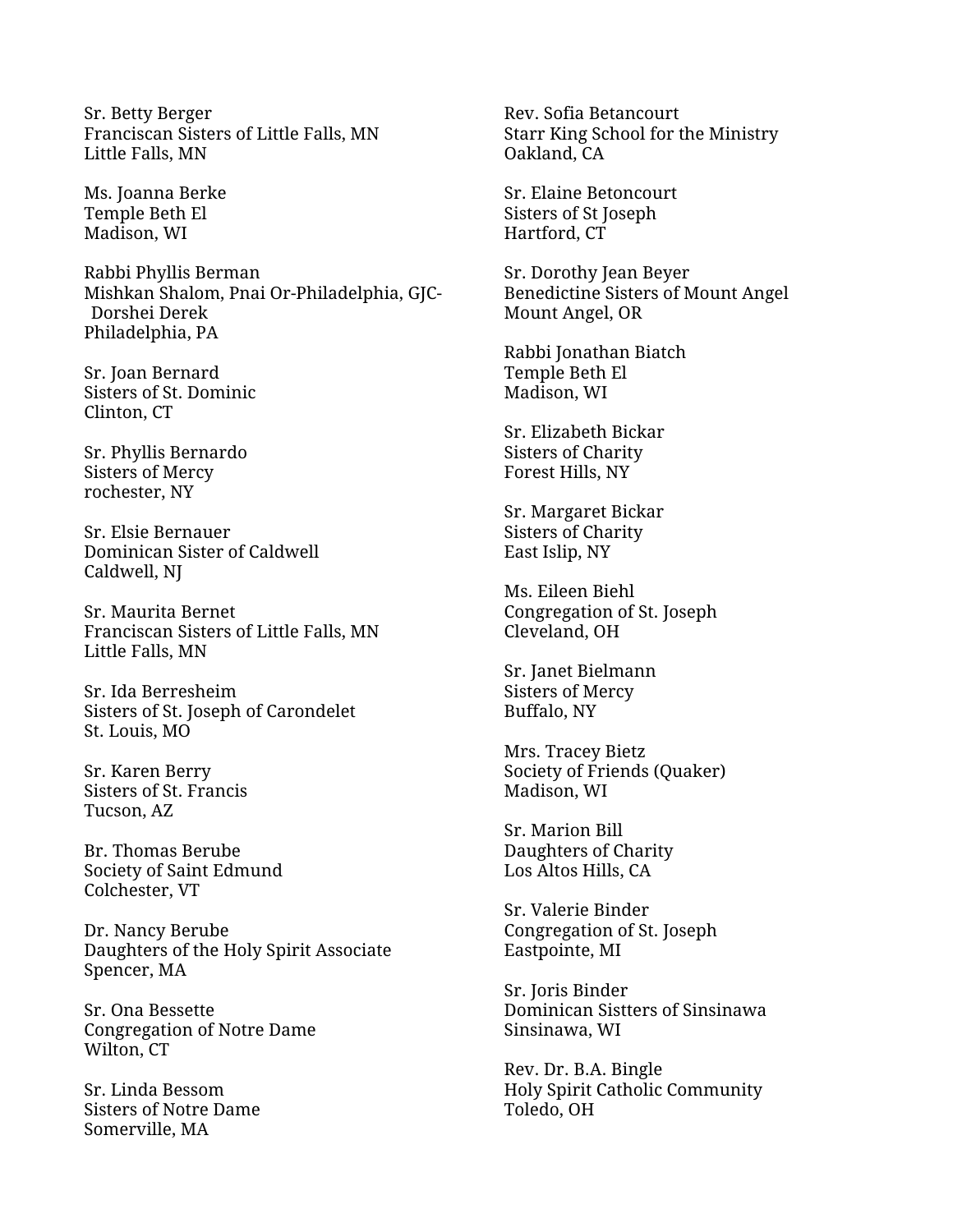Sr. Betty Berger
Franciscan Sisters of Little Falls, MN
Little Falls, MN

Ms. Joanna Berke
Temple Beth El
Madison, WI

Rabbi Phyllis Berman
Mishkan Shalom, Pnai Or-Philadelphia, GJC-Dorshei Derek
Philadelphia, PA

Sr. Joan Bernard
Sisters of St. Dominic
Clinton, CT

Sr. Phyllis Bernardo
Sisters of Mercy
rochester, NY

Sr. Elsie Bernauer
Dominican Sister of Caldwell
Caldwell, NJ

Sr. Maurita Bernet
Franciscan Sisters of Little Falls, MN
Little Falls, MN

Sr. Ida Berresheim
Sisters of St. Joseph of Carondelet
St. Louis, MO

Sr. Karen Berry
Sisters of St. Francis
Tucson, AZ

Br. Thomas Berube
Society of Saint Edmund
Colchester, VT

Dr. Nancy Berube
Daughters of the Holy Spirit Associate
Spencer, MA

Sr. Ona Bessette
Congregation of Notre Dame
Wilton, CT

Sr. Linda Bessom
Sisters of Notre Dame
Somerville, MA

Rev. Sofia Betancourt
Starr King School for the Ministry
Oakland, CA

Sr. Elaine Betoncourt
Sisters of St Joseph
Hartford, CT

Sr. Dorothy Jean Beyer
Benedictine Sisters of Mount Angel
Mount Angel, OR

Rabbi Jonathan Biatch
Temple Beth El
Madison, WI

Sr. Elizabeth Bickar
Sisters of Charity
Forest Hills, NY

Sr. Margaret Bickar
Sisters of Charity
East Islip, NY

Ms. Eileen Biehl
Congregation of St. Joseph
Cleveland, OH

Sr. Janet Bielmann
Sisters of Mercy
Buffalo, NY

Mrs. Tracey Bietz
Society of Friends (Quaker)
Madison, WI

Sr. Marion Bill
Daughters of Charity
Los Altos Hills, CA

Sr. Valerie Binder
Congregation of St. Joseph
Eastpointe, MI

Sr. Joris Binder
Dominican Sistters of Sinsinawa
Sinsinawa, WI

Rev. Dr. B.A. Bingle
Holy Spirit Catholic Community
Toledo, OH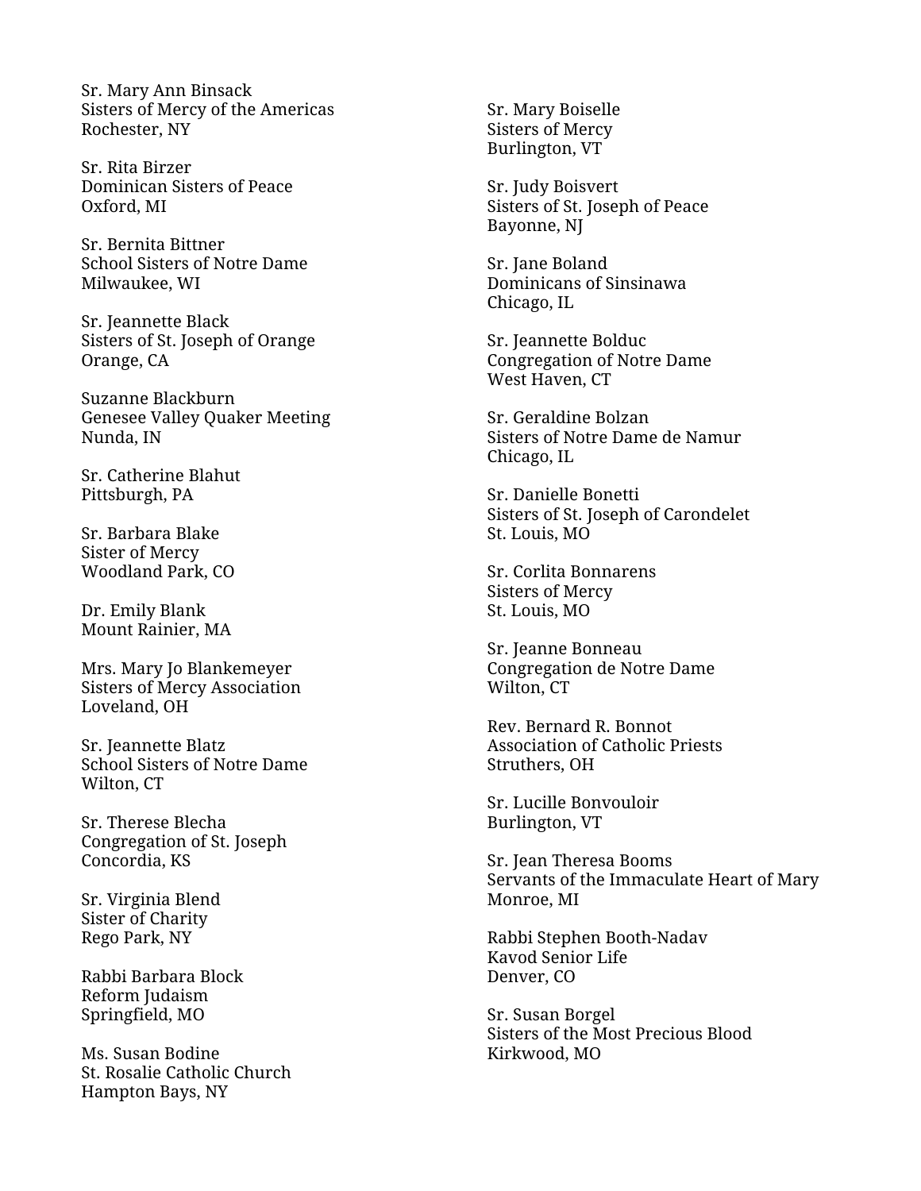Sr. Mary Ann Binsack
Sisters of Mercy of the Americas
Rochester, NY

Sr. Rita Birzer
Dominican Sisters of Peace
Oxford, MI

Sr. Bernita Bittner
School Sisters of Notre Dame
Milwaukee, WI

Sr. Jeannette Black
Sisters of St. Joseph of Orange
Orange, CA

Suzanne Blackburn
Genesee Valley Quaker Meeting
Nunda, IN

Sr. Catherine Blahut
Pittsburgh, PA

Sr. Barbara Blake
Sister of Mercy
Woodland Park, CO

Dr. Emily Blank
Mount Rainier, MA

Mrs. Mary Jo Blankemeyer
Sisters of Mercy Association
Loveland, OH

Sr. Jeannette Blatz
School Sisters of Notre Dame
Wilton, CT

Sr. Therese Blecha
Congregation of St. Joseph
Concordia, KS

Sr. Virginia Blend
Sister of Charity
Rego Park, NY

Rabbi Barbara Block
Reform Judaism
Springfield, MO

Ms. Susan Bodine
St. Rosalie Catholic Church
Hampton Bays, NY

Sr. Mary Boiselle
Sisters of Mercy
Burlington, VT

Sr. Judy Boisvert
Sisters of St. Joseph of Peace
Bayonne, NJ

Sr. Jane Boland
Dominicans of Sinsinawa
Chicago, IL

Sr. Jeannette Bolduc
Congregation of Notre Dame
West Haven, CT

Sr. Geraldine Bolzan
Sisters of Notre Dame de Namur
Chicago, IL

Sr. Danielle Bonetti
Sisters of St. Joseph of Carondelet
St. Louis, MO

Sr. Corlita Bonnarens
Sisters of Mercy
St. Louis, MO

Sr. Jeanne Bonneau
Congregation de Notre Dame
Wilton, CT

Rev. Bernard R. Bonnot
Association of Catholic Priests
Struthers, OH

Sr. Lucille Bonvouloir
Burlington, VT

Sr. Jean Theresa Booms
Servants of the Immaculate Heart of Mary
Monroe, MI

Rabbi Stephen Booth-Nadav
Kavod Senior Life
Denver, CO

Sr. Susan Borgel
Sisters of the Most Precious Blood
Kirkwood, MO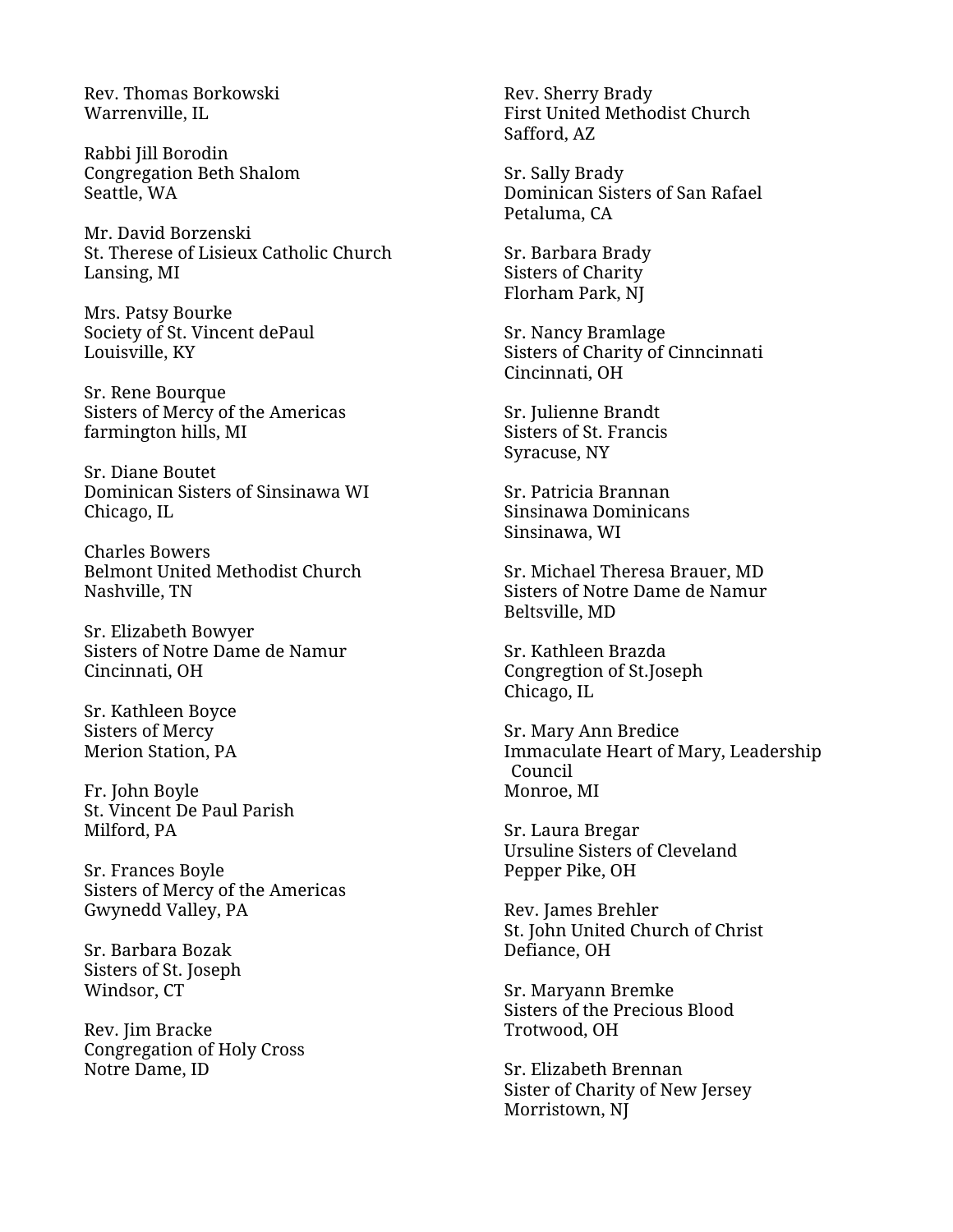Rev. Thomas Borkowski
Warrenville, IL

Rabbi Jill Borodin
Congregation Beth Shalom
Seattle, WA

Mr. David Borzenski
St. Therese of Lisieux Catholic Church
Lansing, MI

Mrs. Patsy Bourke
Society of St. Vincent dePaul
Louisville, KY

Sr. Rene Bourque
Sisters of Mercy of the Americas
farmington hills, MI

Sr. Diane Boutet
Dominican Sisters of Sinsinawa WI
Chicago, IL

Charles Bowers
Belmont United Methodist Church
Nashville, TN

Sr. Elizabeth Bowyer
Sisters of Notre Dame de Namur
Cincinnati, OH

Sr. Kathleen Boyce
Sisters of Mercy
Merion Station, PA

Fr. John Boyle
St. Vincent De Paul Parish
Milford, PA

Sr. Frances Boyle
Sisters of Mercy of the Americas
Gwynedd Valley, PA

Sr. Barbara Bozak
Sisters of St. Joseph
Windsor, CT

Rev. Jim Bracke
Congregation of Holy Cross
Notre Dame, ID

Rev. Sherry Brady
First United Methodist Church
Safford, AZ

Sr. Sally Brady
Dominican Sisters of San Rafael
Petaluma, CA

Sr. Barbara Brady
Sisters of Charity
Florham Park, NJ

Sr. Nancy Bramlage
Sisters of Charity of Cinncinnati
Cincinnati, OH

Sr. Julienne Brandt
Sisters of St. Francis
Syracuse, NY

Sr. Patricia Brannan
Sinsinawa Dominicans
Sinsinawa, WI

Sr. Michael Theresa Brauer, MD
Sisters of Notre Dame de Namur
Beltsville, MD

Sr. Kathleen Brazda
Congregtion of St.Joseph
Chicago, IL

Sr. Mary Ann Bredice
Immaculate Heart of Mary, Leadership Council
Monroe, MI

Sr. Laura Bregar
Ursuline Sisters of Cleveland
Pepper Pike, OH

Rev. James Brehler
St. John United Church of Christ
Defiance, OH

Sr. Maryann Bremke
Sisters of the Precious Blood
Trotwood, OH

Sr. Elizabeth Brennan
Sister of Charity of New Jersey
Morristown, NJ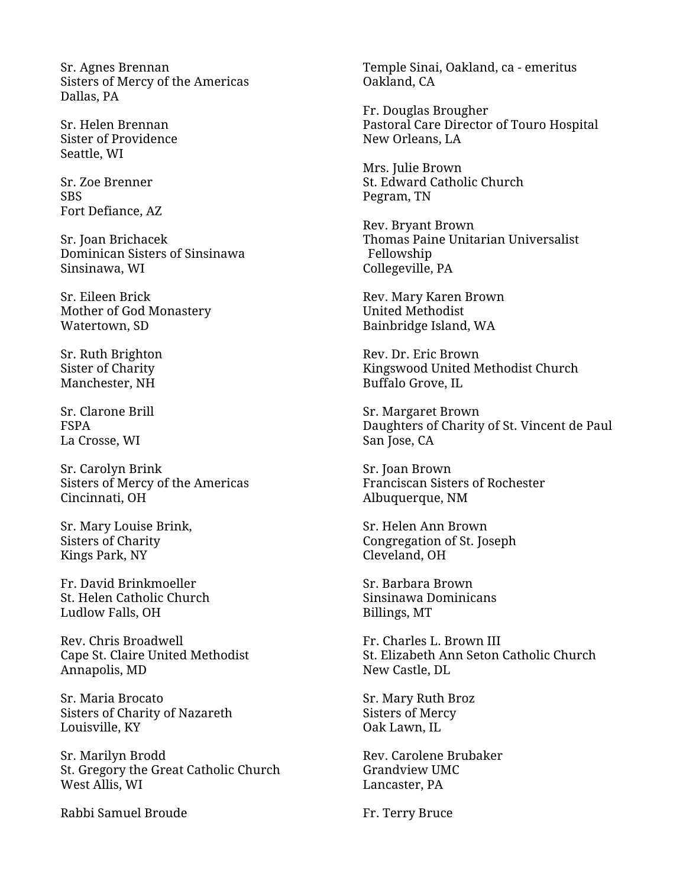Sr. Agnes Brennan
Sisters of Mercy of the Americas
Dallas, PA

Sr. Helen Brennan
Sister of Providence
Seattle, WI

Sr. Zoe Brenner
SBS
Fort Defiance, AZ

Sr. Joan Brichacek
Dominican Sisters of Sinsinawa
Sinsinawa, WI

Sr. Eileen Brick
Mother of God Monastery
Watertown, SD

Sr. Ruth Brighton
Sister of Charity
Manchester, NH

Sr. Clarone Brill
FSPA
La Crosse, WI

Sr. Carolyn Brink
Sisters of Mercy of the Americas
Cincinnati, OH

Sr. Mary Louise Brink,
Sisters of Charity
Kings Park, NY

Fr. David Brinkmoeller
St. Helen Catholic Church
Ludlow Falls, OH

Rev. Chris Broadwell
Cape St. Claire United Methodist
Annapolis, MD

Sr. Maria Brocato
Sisters of Charity of Nazareth
Louisville, KY

Sr. Marilyn Brodd
St. Gregory the Great Catholic Church
West Allis, WI

Rabbi Samuel Broude
Temple Sinai, Oakland, ca - emeritus
Oakland, CA

Fr. Douglas Brougher
Pastoral Care Director of Touro Hospital
New Orleans, LA

Mrs. Julie Brown
St. Edward Catholic Church
Pegram, TN

Rev. Bryant Brown
Thomas Paine Unitarian Universalist Fellowship
Collegeville, PA

Rev. Mary Karen Brown
United Methodist
Bainbridge Island, WA

Rev. Dr. Eric Brown
Kingswood United Methodist Church
Buffalo Grove, IL

Sr. Margaret Brown
Daughters of Charity of St. Vincent de Paul
San Jose, CA

Sr. Joan Brown
Franciscan Sisters of Rochester
Albuquerque, NM

Sr. Helen Ann Brown
Congregation of St. Joseph
Cleveland, OH

Sr. Barbara Brown
Sinsinawa Dominicans
Billings, MT

Fr. Charles L. Brown III
St. Elizabeth Ann Seton Catholic Church
New Castle, DL

Sr. Mary Ruth Broz
Sisters of Mercy
Oak Lawn, IL

Rev. Carolene Brubaker
Grandview UMC
Lancaster, PA

Fr. Terry Bruce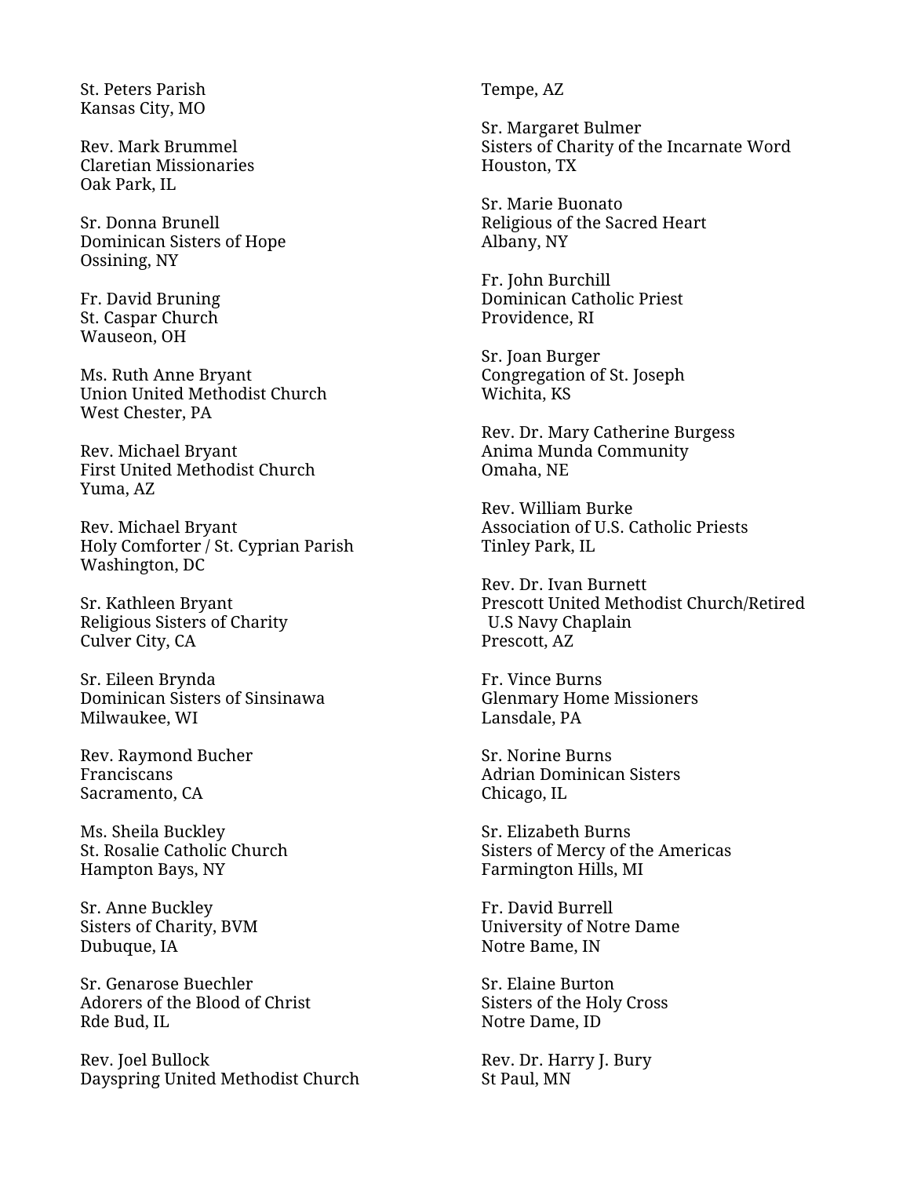St. Peters Parish
Kansas City, MO

Rev. Mark Brummel
Claretian Missionaries
Oak Park, IL

Sr. Donna Brunell
Dominican Sisters of Hope
Ossining, NY

Fr. David Bruning
St. Caspar Church
Wauseon, OH

Ms. Ruth Anne Bryant
Union United Methodist Church
West Chester, PA

Rev. Michael Bryant
First United Methodist Church
Yuma, AZ

Rev. Michael Bryant
Holy Comforter / St. Cyprian Parish
Washington, DC

Sr. Kathleen Bryant
Religious Sisters of Charity
Culver City, CA

Sr. Eileen Brynda
Dominican Sisters of Sinsinawa
Milwaukee, WI

Rev. Raymond Bucher
Franciscans
Sacramento, CA

Ms. Sheila Buckley
St. Rosalie Catholic Church
Hampton Bays, NY

Sr. Anne Buckley
Sisters of Charity, BVM
Dubuque, IA

Sr. Genarose Buechler
Adorers of the Blood of Christ
Rde Bud, IL

Rev. Joel Bullock
Dayspring United Methodist Church
Tempe, AZ

Sr. Margaret Bulmer
Sisters of Charity of the Incarnate Word
Houston, TX

Sr. Marie Buonato
Religious of the Sacred Heart
Albany, NY

Fr. John Burchill
Dominican Catholic Priest
Providence, RI

Sr. Joan Burger
Congregation of St. Joseph
Wichita, KS

Rev. Dr. Mary Catherine Burgess
Anima Munda Community
Omaha, NE

Rev. William Burke
Association of U.S. Catholic Priests
Tinley Park, IL

Rev. Dr. Ivan Burnett
Prescott United Methodist Church/Retired U.S Navy Chaplain
Prescott, AZ

Fr. Vince Burns
Glenmary Home Missioners
Lansdale, PA

Sr. Norine Burns
Adrian Dominican Sisters
Chicago, IL

Sr. Elizabeth Burns
Sisters of Mercy of the Americas
Farmington Hills, MI

Fr. David Burrell
University of Notre Dame
Notre Bame, IN

Sr. Elaine Burton
Sisters of the Holy Cross
Notre Dame, ID

Rev. Dr. Harry J. Bury
St Paul, MN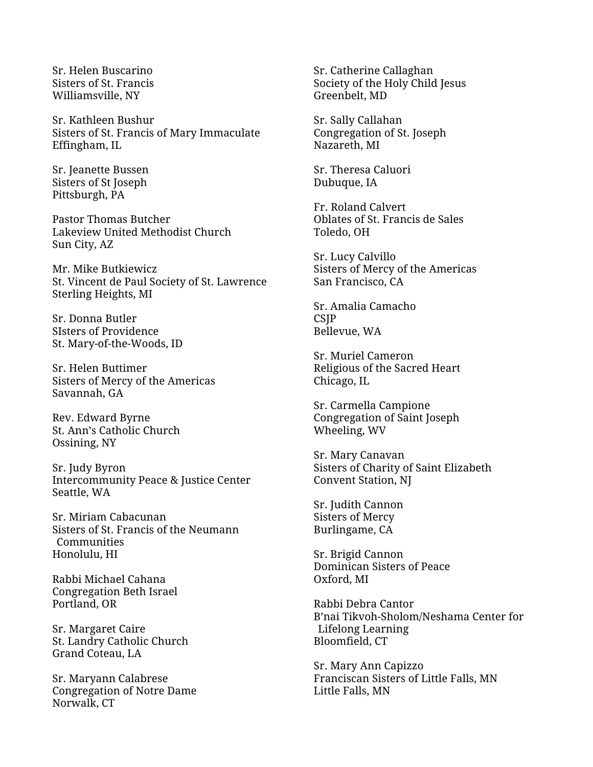Sr. Helen Buscarino
Sisters of St. Francis
Williamsville, NY

Sr. Kathleen Bushur
Sisters of St. Francis of Mary Immaculate
Effingham, IL

Sr. Jeanette Bussen
Sisters of St Joseph
Pittsburgh, PA

Pastor Thomas Butcher
Lakeview United Methodist Church
Sun City, AZ

Mr. Mike Butkiewicz
St. Vincent de Paul Society of St. Lawrence
Sterling Heights, MI

Sr. Donna Butler
SIsters of Providence
St. Mary-of-the-Woods, ID

Sr. Helen Buttimer
Sisters of Mercy of the Americas
Savannah, GA

Rev. Edward Byrne
St. Ann's Catholic Church
Ossining, NY

Sr. Judy Byron
Intercommunity Peace & Justice Center
Seattle, WA

Sr. Miriam Cabacunan
Sisters of St. Francis of the Neumann Communities
Honolulu, HI

Rabbi Michael Cahana
Congregation Beth Israel
Portland, OR

Sr. Margaret Caire
St. Landry Catholic Church
Grand Coteau, LA

Sr. Maryann Calabrese
Congregation of Notre Dame
Norwalk, CT

Sr. Catherine Callaghan
Society of the Holy Child Jesus
Greenbelt, MD

Sr. Sally Callahan
Congregation of St. Joseph
Nazareth, MI

Sr. Theresa Caluori
Dubuque, IA

Fr. Roland Calvert
Oblates of St. Francis de Sales
Toledo, OH

Sr. Lucy Calvillo
Sisters of Mercy of the Americas
San Francisco, CA

Sr. Amalia Camacho
CSJP
Bellevue, WA

Sr. Muriel Cameron
Religious of the Sacred Heart
Chicago, IL

Sr. Carmella Campione
Congregation of Saint Joseph
Wheeling, WV

Sr. Mary Canavan
Sisters of Charity of Saint Elizabeth
Convent Station, NJ

Sr. Judith Cannon
Sisters of Mercy
Burlingame, CA

Sr. Brigid Cannon
Dominican Sisters of Peace
Oxford, MI

Rabbi Debra Cantor
B'nai Tikvoh-Sholom/Neshama Center for Lifelong Learning
Bloomfield, CT

Sr. Mary Ann Capizzo
Franciscan Sisters of Little Falls, MN
Little Falls, MN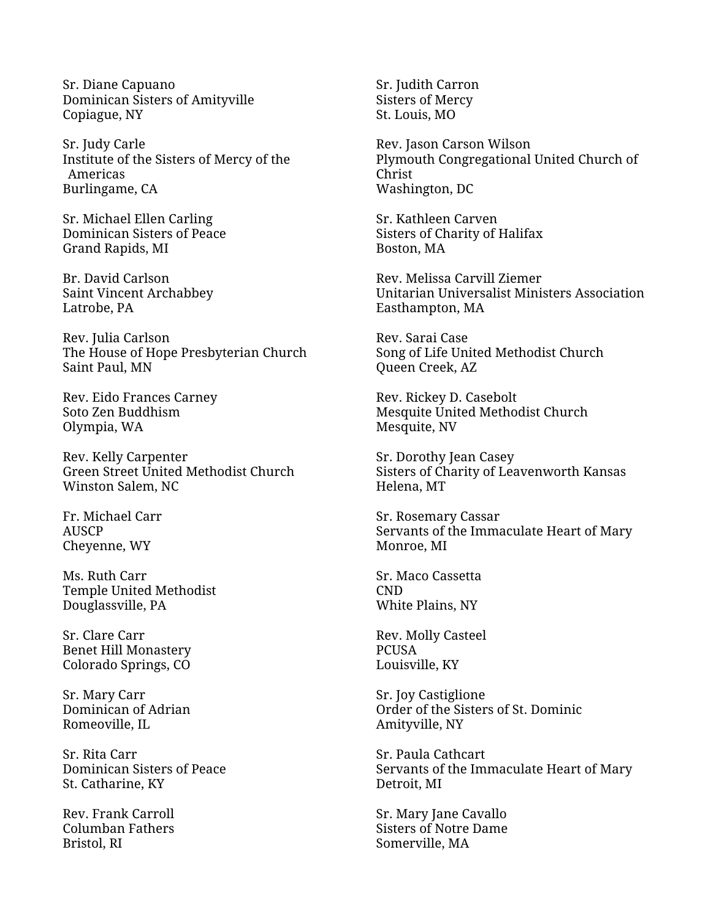Sr. Diane Capuano
Dominican Sisters of Amityville
Copiague, NY

Sr. Judy Carle
Institute of the Sisters of Mercy of the Americas
Burlingame, CA

Sr. Michael Ellen Carling
Dominican Sisters of Peace
Grand Rapids, MI

Br. David Carlson
Saint Vincent Archabbey
Latrobe, PA

Rev. Julia Carlson
The House of Hope Presbyterian Church
Saint Paul, MN

Rev. Eido Frances Carney
Soto Zen Buddhism
Olympia, WA

Rev. Kelly Carpenter
Green Street United Methodist Church
Winston Salem, NC

Fr. Michael Carr
AUSCP
Cheyenne, WY

Ms. Ruth Carr
Temple United Methodist
Douglassville, PA

Sr. Clare Carr
Benet Hill Monastery
Colorado Springs, CO

Sr. Mary Carr
Dominican of Adrian
Romeoville, IL

Sr. Rita Carr
Dominican Sisters of Peace
St. Catharine, KY

Rev. Frank Carroll
Columban Fathers
Bristol, RI

Sr. Judith Carron
Sisters of Mercy
St. Louis, MO

Rev. Jason Carson Wilson
Plymouth Congregational United Church of Christ
Washington, DC

Sr. Kathleen Carven
Sisters of Charity of Halifax
Boston, MA

Rev. Melissa Carvill Ziemer
Unitarian Universalist Ministers Association
Easthampton, MA

Rev. Sarai Case
Song of Life United Methodist Church
Queen Creek, AZ

Rev. Rickey D. Casebolt
Mesquite United Methodist Church
Mesquite, NV

Sr. Dorothy Jean Casey
Sisters of Charity of Leavenworth Kansas
Helena, MT

Sr. Rosemary Cassar
Servants of the Immaculate Heart of Mary
Monroe, MI

Sr. Maco Cassetta
CND
White Plains, NY

Rev. Molly Casteel
PCUSA
Louisville, KY

Sr. Joy Castiglione
Order of the Sisters of St. Dominic
Amityville, NY

Sr. Paula Cathcart
Servants of the Immaculate Heart of Mary
Detroit, MI

Sr. Mary Jane Cavallo
Sisters of Notre Dame
Somerville, MA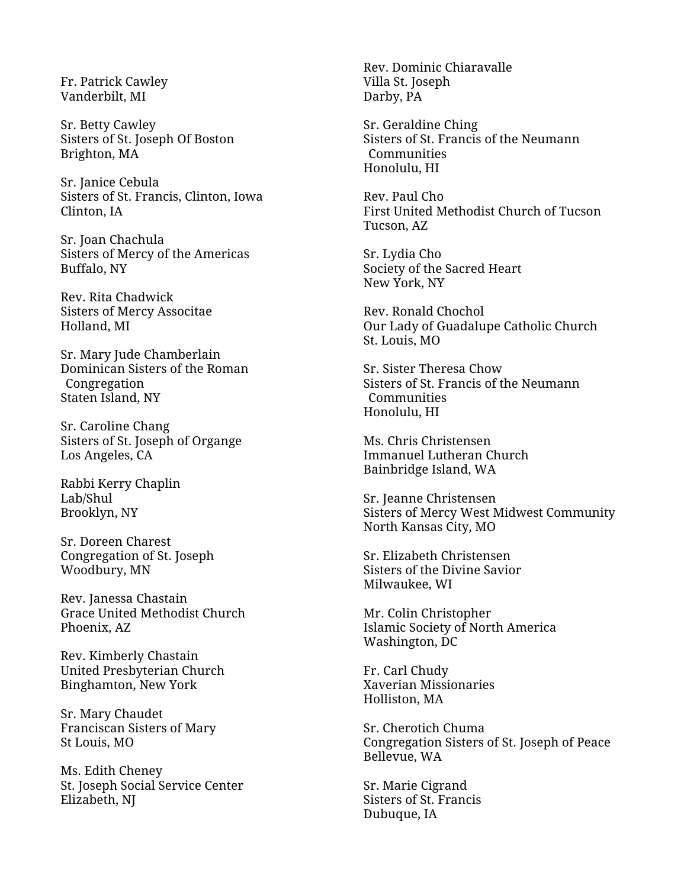Fr. Patrick Cawley
Vanderbilt, MI

Sr. Betty Cawley
Sisters of St. Joseph Of Boston
Brighton, MA

Sr. Janice Cebula
Sisters of St. Francis, Clinton, Iowa
Clinton, IA

Sr. Joan Chachula
Sisters of Mercy of the Americas
Buffalo, NY

Rev. Rita Chadwick
Sisters of Mercy Associtae
Holland, MI

Sr. Mary Jude Chamberlain
Dominican Sisters of the Roman Congregation
Staten Island, NY

Sr. Caroline Chang
Sisters of St. Joseph of Organge
Los Angeles, CA

Rabbi Kerry Chaplin
Lab/Shul
Brooklyn, NY

Sr. Doreen Charest
Congregation of St. Joseph
Woodbury, MN

Rev. Janessa Chastain
Grace United Methodist Church
Phoenix, AZ

Rev. Kimberly Chastain
United Presbyterian Church
Binghamton, New York

Sr. Mary Chaudet
Franciscan Sisters of Mary
St Louis, MO

Ms. Edith Cheney
St. Joseph Social Service Center
Elizabeth, NJ

Rev. Dominic Chiaravalle
Villa St. Joseph
Darby, PA

Sr. Geraldine Ching
Sisters of St. Francis of the Neumann Communities
Honolulu, HI

Rev. Paul Cho
First United Methodist Church of Tucson
Tucson, AZ

Sr. Lydia Cho
Society of the Sacred Heart
New York, NY

Rev. Ronald Chochol
Our Lady of Guadalupe Catholic Church
St. Louis, MO

Sr. Sister Theresa Chow
Sisters of St. Francis of the Neumann Communities
Honolulu, HI

Ms. Chris Christensen
Immanuel Lutheran Church
Bainbridge Island, WA

Sr. Jeanne Christensen
Sisters of Mercy West Midwest Community
North Kansas City, MO

Sr. Elizabeth Christensen
Sisters of the Divine Savior
Milwaukee, WI

Mr. Colin Christopher
Islamic Society of North America
Washington, DC

Fr. Carl Chudy
Xaverian Missionaries
Holliston, MA

Sr. Cherotich Chuma
Congregation Sisters of St. Joseph of Peace
Bellevue, WA

Sr. Marie Cigrand
Sisters of St. Francis
Dubuque, IA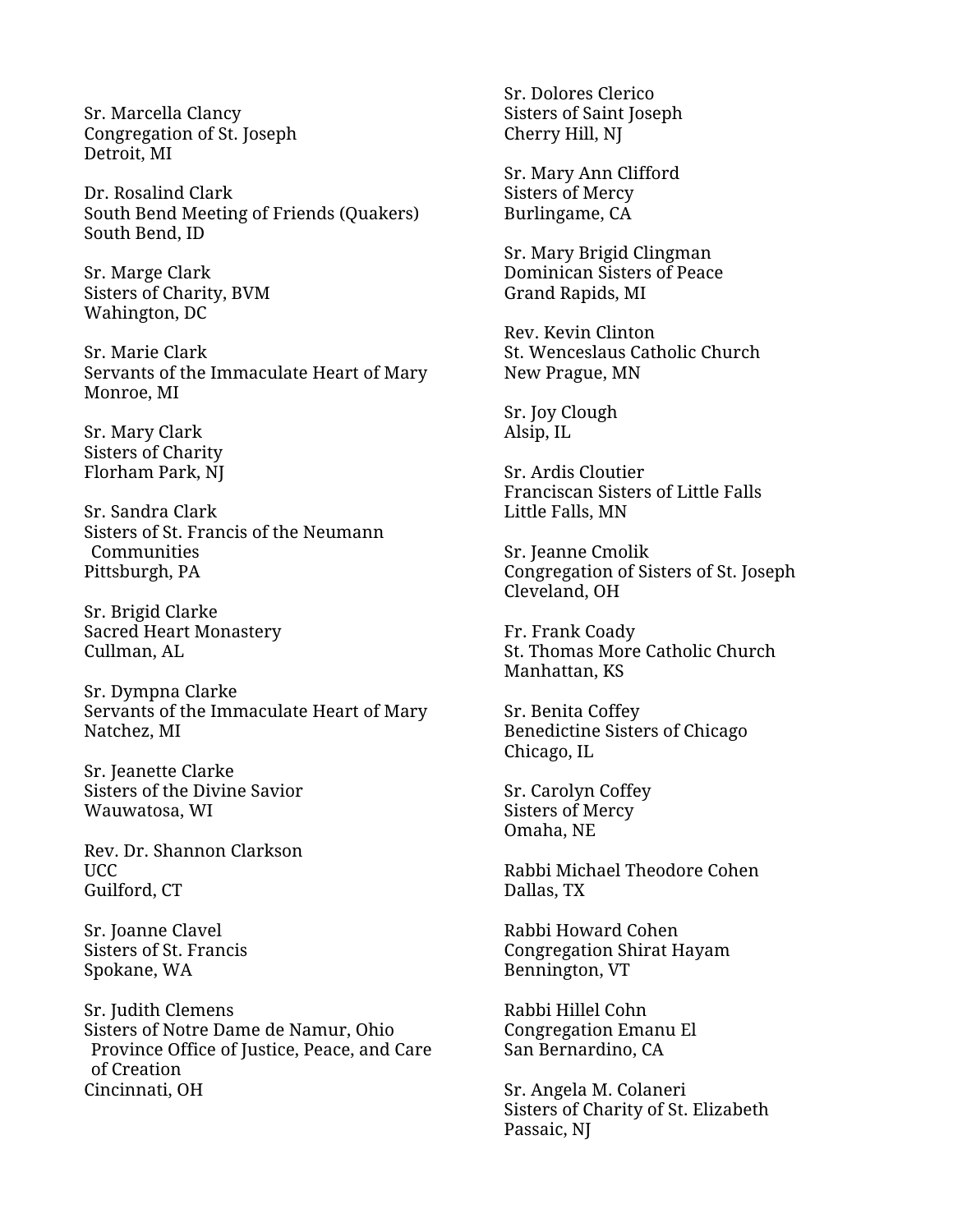Sr. Marcella Clancy
Congregation of St. Joseph
Detroit, MI

Dr. Rosalind Clark
South Bend Meeting of Friends (Quakers)
South Bend, ID

Sr. Marge Clark
Sisters of Charity, BVM
Wahington, DC

Sr. Marie Clark
Servants of the Immaculate Heart of Mary
Monroe, MI

Sr. Mary Clark
Sisters of Charity
Florham Park, NJ

Sr. Sandra Clark
Sisters of St. Francis of the Neumann Communities
Pittsburgh, PA

Sr. Brigid Clarke
Sacred Heart Monastery
Cullman, AL

Sr. Dympna Clarke
Servants of the Immaculate Heart of Mary
Natchez, MI

Sr. Jeanette Clarke
Sisters of the Divine Savior
Wauwatosa, WI

Rev. Dr. Shannon Clarkson
UCC
Guilford, CT

Sr. Joanne Clavel
Sisters of St. Francis
Spokane, WA

Sr. Judith Clemens
Sisters of Notre Dame de Namur, Ohio Province Office of Justice, Peace, and Care of Creation
Cincinnati, OH

Sr. Dolores Clerico
Sisters of Saint Joseph
Cherry Hill, NJ

Sr. Mary Ann Clifford
Sisters of Mercy
Burlingame, CA

Sr. Mary Brigid Clingman
Dominican Sisters of Peace
Grand Rapids, MI

Rev. Kevin Clinton
St. Wenceslaus Catholic Church
New Prague, MN

Sr. Joy Clough
Alsip, IL

Sr. Ardis Cloutier
Franciscan Sisters of Little Falls
Little Falls, MN

Sr. Jeanne Cmolik
Congregation of Sisters of St. Joseph
Cleveland, OH

Fr. Frank Coady
St. Thomas More Catholic Church
Manhattan, KS

Sr. Benita Coffey
Benedictine Sisters of Chicago
Chicago, IL

Sr. Carolyn Coffey
Sisters of Mercy
Omaha, NE

Rabbi Michael Theodore Cohen
Dallas, TX

Rabbi Howard Cohen
Congregation Shirat Hayam
Bennington, VT

Rabbi Hillel Cohn
Congregation Emanu El
San Bernardino, CA

Sr. Angela M. Colaneri
Sisters of Charity of St. Elizabeth
Passaic, NJ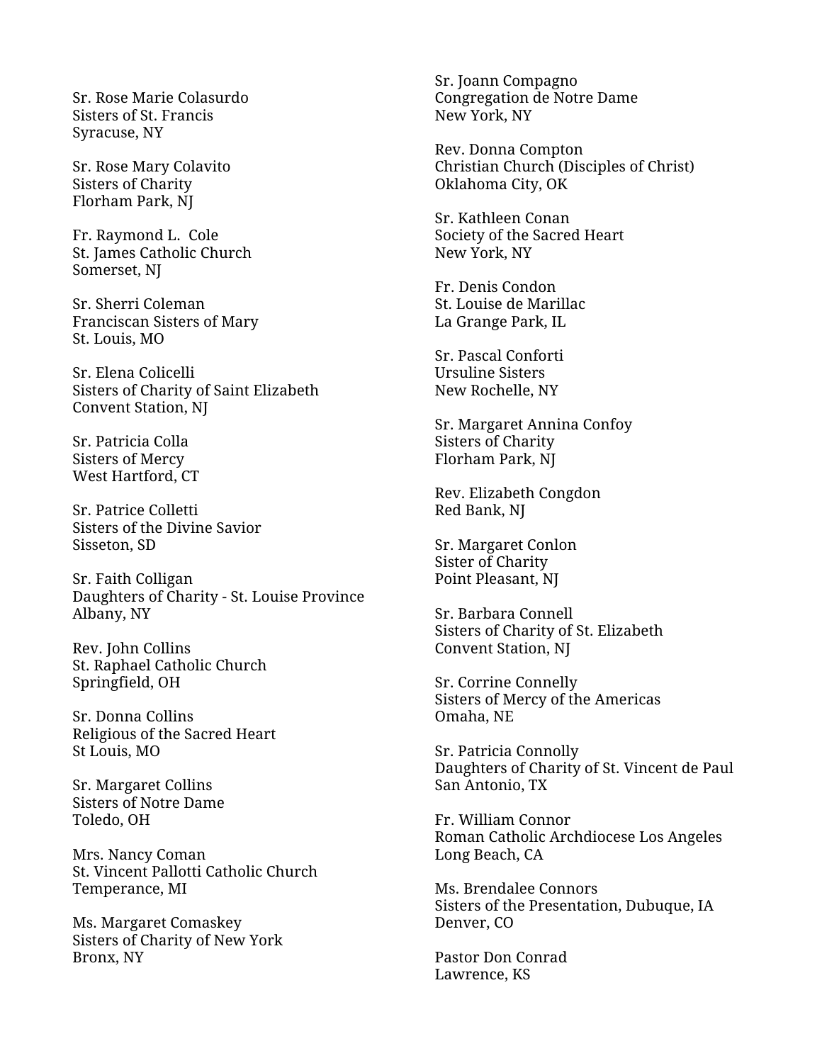Sr. Rose Marie Colasurdo
Sisters of St. Francis
Syracuse, NY

Sr. Rose Mary Colavito
Sisters of Charity
Florham Park, NJ

Fr. Raymond L.  Cole
St. James Catholic Church
Somerset, NJ

Sr. Sherri Coleman
Franciscan Sisters of Mary
St. Louis, MO

Sr. Elena Colicelli
Sisters of Charity of Saint Elizabeth
Convent Station, NJ

Sr. Patricia Colla
Sisters of Mercy
West Hartford, CT

Sr. Patrice Colletti
Sisters of the Divine Savior
Sisseton, SD

Sr. Faith Colligan
Daughters of Charity - St. Louise Province
Albany, NY

Rev. John Collins
St. Raphael Catholic Church
Springfield, OH

Sr. Donna Collins
Religious of the Sacred Heart
St Louis, MO

Sr. Margaret Collins
Sisters of Notre Dame
Toledo, OH

Mrs. Nancy Coman
St. Vincent Pallotti Catholic Church
Temperance, MI

Ms. Margaret Comaskey
Sisters of Charity of New York
Bronx, NY

Sr. Joann Compagno
Congregation de Notre Dame
New York, NY

Rev. Donna Compton
Christian Church (Disciples of Christ)
Oklahoma City, OK

Sr. Kathleen Conan
Society of the Sacred Heart
New York, NY

Fr. Denis Condon
St. Louise de Marillac
La Grange Park, IL

Sr. Pascal Conforti
Ursuline Sisters
New Rochelle, NY

Sr. Margaret Annina Confoy
Sisters of Charity
Florham Park, NJ

Rev. Elizabeth Congdon
Red Bank, NJ

Sr. Margaret Conlon
Sister of Charity
Point Pleasant, NJ

Sr. Barbara Connell
Sisters of Charity of St. Elizabeth
Convent Station, NJ

Sr. Corrine Connelly
Sisters of Mercy of the Americas
Omaha, NE

Sr. Patricia Connolly
Daughters of Charity of St. Vincent de Paul
San Antonio, TX

Fr. William Connor
Roman Catholic Archdiocese Los Angeles
Long Beach, CA

Ms. Brendalee Connors
Sisters of the Presentation, Dubuque, IA
Denver, CO

Pastor Don Conrad
Lawrence, KS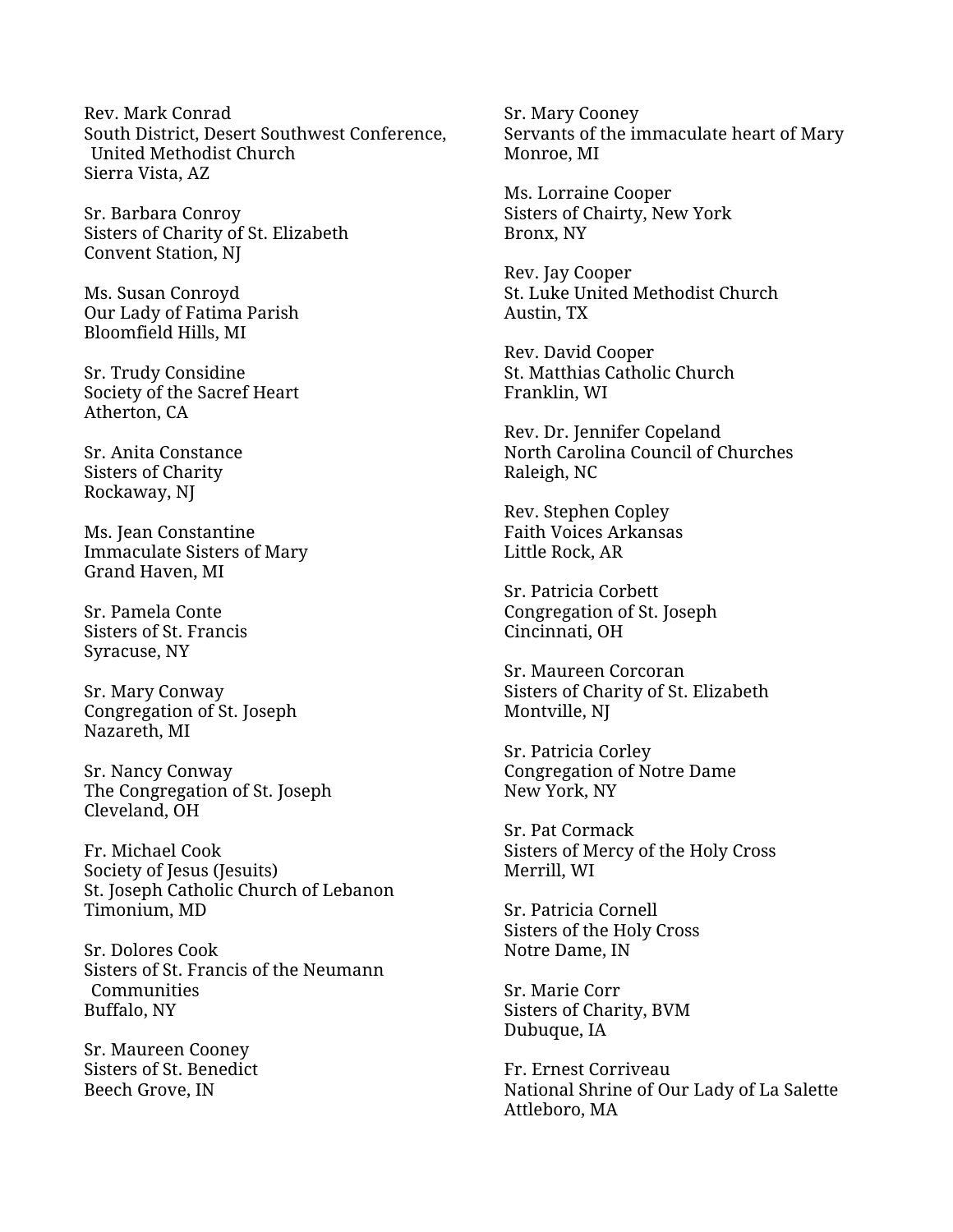Rev. Mark Conrad
South District, Desert Southwest Conference, United Methodist Church
Sierra Vista, AZ

Sr. Barbara Conroy
Sisters of Charity of St. Elizabeth
Convent Station, NJ

Ms. Susan Conroyd
Our Lady of Fatima Parish
Bloomfield Hills, MI

Sr. Trudy Considine
Society of the Sacref Heart
Atherton, CA

Sr. Anita Constance
Sisters of Charity
Rockaway, NJ

Ms. Jean Constantine
Immaculate Sisters of Mary
Grand Haven, MI

Sr. Pamela Conte
Sisters of St. Francis
Syracuse, NY

Sr. Mary Conway
Congregation of St. Joseph
Nazareth, MI

Sr. Nancy Conway
The Congregation of St. Joseph
Cleveland, OH

Fr. Michael Cook
Society of Jesus (Jesuits)
St. Joseph Catholic Church of Lebanon
Timonium, MD

Sr. Dolores Cook
Sisters of St. Francis of the Neumann Communities
Buffalo, NY

Sr. Maureen Cooney
Sisters of St. Benedict
Beech Grove, IN

Sr. Mary Cooney
Servants of the immaculate heart of Mary
Monroe, MI

Ms. Lorraine Cooper
Sisters of Chairty, New York
Bronx, NY

Rev. Jay Cooper
St. Luke United Methodist Church
Austin, TX

Rev. David Cooper
St. Matthias Catholic Church
Franklin, WI

Rev. Dr. Jennifer Copeland
North Carolina Council of Churches
Raleigh, NC

Rev. Stephen Copley
Faith Voices Arkansas
Little Rock, AR

Sr. Patricia Corbett
Congregation of St. Joseph
Cincinnati, OH

Sr. Maureen Corcoran
Sisters of Charity of St. Elizabeth
Montville, NJ

Sr. Patricia Corley
Congregation of Notre Dame
New York, NY

Sr. Pat Cormack
Sisters of Mercy of the Holy Cross
Merrill, WI

Sr. Patricia Cornell
Sisters of the Holy Cross
Notre Dame, IN

Sr. Marie Corr
Sisters of Charity, BVM
Dubuque, IA

Fr. Ernest Corriveau
National Shrine of Our Lady of La Salette
Attleboro, MA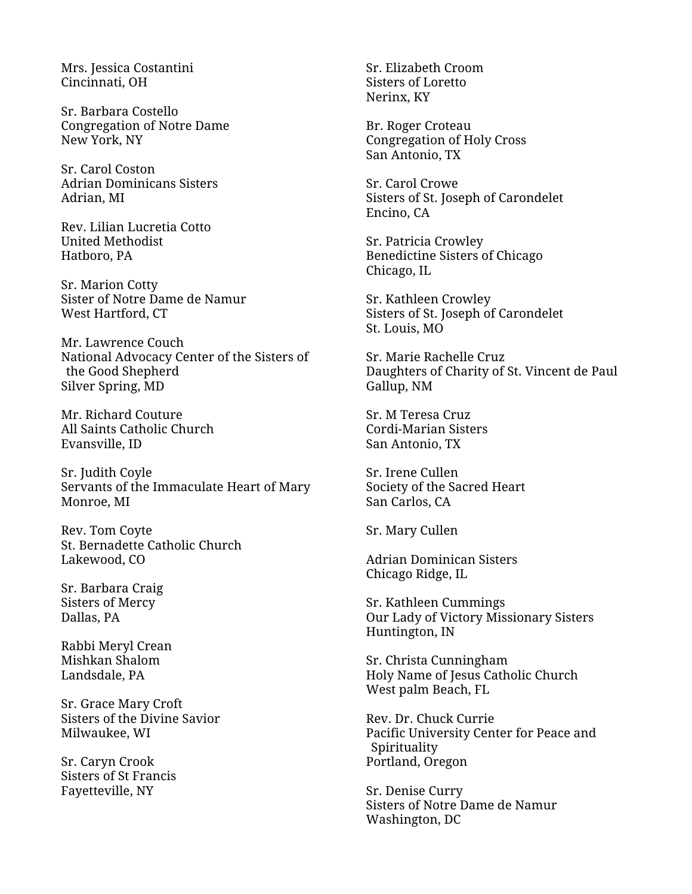Mrs. Jessica Costantini
Cincinnati, OH

Sr. Barbara Costello
Congregation of Notre Dame
New York, NY

Sr. Carol Coston
Adrian Dominicans Sisters
Adrian, MI

Rev. Lilian Lucretia Cotto
United Methodist
Hatboro, PA

Sr. Marion Cotty
Sister of Notre Dame de Namur
West Hartford, CT

Mr. Lawrence Couch
National Advocacy Center of the Sisters of the Good Shepherd
Silver Spring, MD

Mr. Richard Couture
All Saints Catholic Church
Evansville, ID

Sr. Judith Coyle
Servants of the Immaculate Heart of Mary
Monroe, MI

Rev. Tom Coyte
St. Bernadette Catholic Church
Lakewood, CO

Sr. Barbara Craig
Sisters of Mercy
Dallas, PA

Rabbi Meryl Crean
Mishkan Shalom
Landsdale, PA

Sr. Grace Mary Croft
Sisters of the Divine Savior
Milwaukee, WI

Sr. Caryn Crook
Sisters of St Francis
Fayetteville, NY

Sr. Elizabeth Croom
Sisters of Loretto
Nerinx, KY

Br. Roger Croteau
Congregation of Holy Cross
San Antonio, TX

Sr. Carol Crowe
Sisters of St. Joseph of Carondelet
Encino, CA

Sr. Patricia Crowley
Benedictine Sisters of Chicago
Chicago, IL

Sr. Kathleen Crowley
Sisters of St. Joseph of Carondelet
St. Louis, MO

Sr. Marie Rachelle Cruz
Daughters of Charity of St. Vincent de Paul
Gallup, NM

Sr. M Teresa Cruz
Cordi-Marian Sisters
San Antonio, TX

Sr. Irene Cullen
Society of the Sacred Heart
San Carlos, CA

Sr. Mary Cullen

Adrian Dominican Sisters
Chicago Ridge, IL

Sr. Kathleen Cummings
Our Lady of Victory Missionary Sisters
Huntington, IN

Sr. Christa Cunningham
Holy Name of Jesus Catholic Church
West palm Beach, FL

Rev. Dr. Chuck Currie
Pacific University Center for Peace and Spirituality
Portland, Oregon

Sr. Denise Curry
Sisters of Notre Dame de Namur
Washington, DC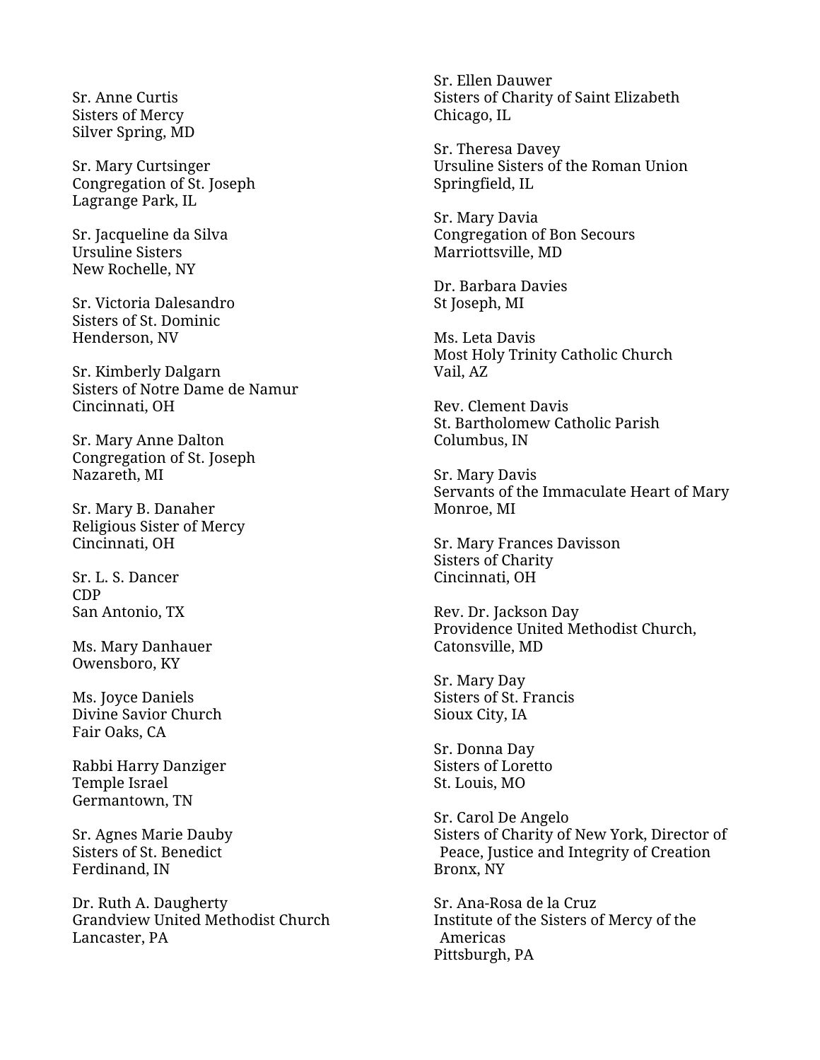Sr. Anne Curtis
Sisters of Mercy
Silver Spring, MD

Sr. Mary Curtsinger
Congregation of St. Joseph
Lagrange Park, IL

Sr. Jacqueline da Silva
Ursuline Sisters
New Rochelle, NY

Sr. Victoria Dalesandro
Sisters of St. Dominic
Henderson, NV

Sr. Kimberly Dalgarn
Sisters of Notre Dame de Namur
Cincinnati, OH

Sr. Mary Anne Dalton
Congregation of St. Joseph
Nazareth, MI

Sr. Mary B. Danaher
Religious Sister of Mercy
Cincinnati, OH

Sr. L. S. Dancer
CDP
San Antonio, TX

Ms. Mary Danhauer
Owensboro, KY

Ms. Joyce Daniels
Divine Savior Church
Fair Oaks, CA

Rabbi Harry Danziger
Temple Israel
Germantown, TN

Sr. Agnes Marie Dauby
Sisters of St. Benedict
Ferdinand, IN

Dr. Ruth A. Daugherty
Grandview United Methodist Church
Lancaster, PA

Sr. Ellen Dauwer
Sisters of Charity of Saint Elizabeth
Chicago, IL

Sr. Theresa Davey
Ursuline Sisters of the Roman Union
Springfield, IL

Sr. Mary Davia
Congregation of Bon Secours
Marriottsville, MD

Dr. Barbara Davies
St Joseph, MI

Ms. Leta Davis
Most Holy Trinity Catholic Church
Vail, AZ

Rev. Clement Davis
St. Bartholomew Catholic Parish
Columbus, IN

Sr. Mary Davis
Servants of the Immaculate Heart of Mary
Monroe, MI

Sr. Mary Frances Davisson
Sisters of Charity
Cincinnati, OH

Rev. Dr. Jackson Day
Providence United Methodist Church,
Catonsville, MD

Sr. Mary Day
Sisters of St. Francis
Sioux City, IA

Sr. Donna Day
Sisters of Loretto
St. Louis, MO

Sr. Carol De Angelo
Sisters of Charity of New York, Director of Peace, Justice and Integrity of Creation
Bronx, NY

Sr. Ana-Rosa de la Cruz
Institute of the Sisters of Mercy of the Americas
Pittsburgh, PA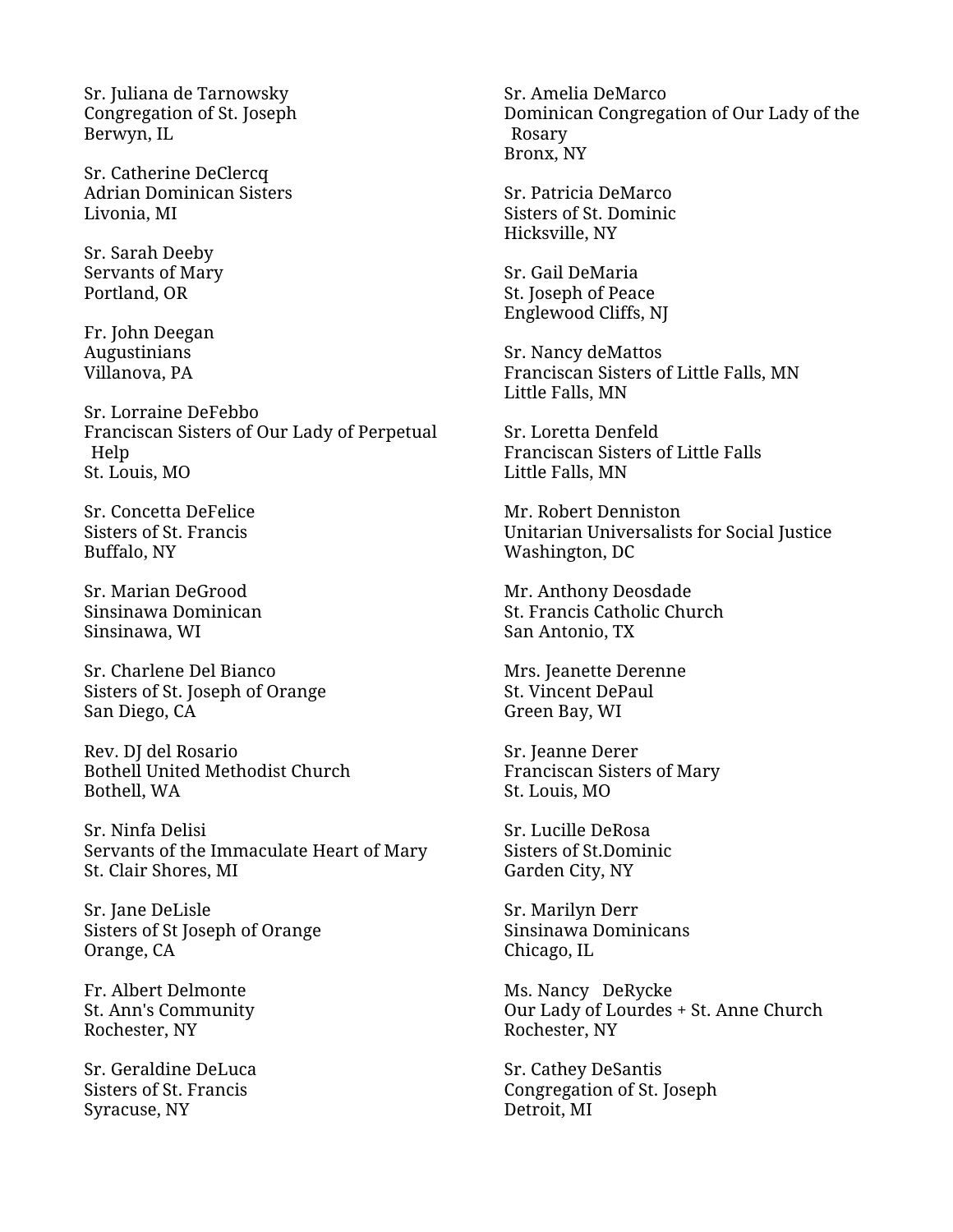Sr. Juliana de Tarnowsky
Congregation of St. Joseph
Berwyn, IL

Sr. Catherine DeClercq
Adrian Dominican Sisters
Livonia, MI

Sr. Sarah Deeby
Servants of Mary
Portland, OR

Fr. John Deegan
Augustinians
Villanova, PA

Sr. Lorraine DeFebbo
Franciscan Sisters of Our Lady of Perpetual Help
St. Louis, MO

Sr. Concetta DeFelice
Sisters of St. Francis
Buffalo, NY

Sr. Marian DeGrood
Sinsinawa Dominican
Sinsinawa, WI

Sr. Charlene Del Bianco
Sisters of St. Joseph of Orange
San Diego, CA

Rev. DJ del Rosario
Bothell United Methodist Church
Bothell, WA

Sr. Ninfa Delisi
Servants of the Immaculate Heart of Mary
St. Clair Shores, MI

Sr. Jane DeLisle
Sisters of St Joseph of Orange
Orange, CA

Fr. Albert Delmonte
St. Ann's Community
Rochester, NY

Sr. Geraldine DeLuca
Sisters of St. Francis
Syracuse, NY

Sr. Amelia DeMarco
Dominican Congregation of Our Lady of the Rosary
Bronx, NY

Sr. Patricia DeMarco
Sisters of St. Dominic
Hicksville, NY

Sr. Gail DeMaria
St. Joseph of Peace
Englewood Cliffs, NJ

Sr. Nancy deMattos
Franciscan Sisters of Little Falls, MN
Little Falls, MN

Sr. Loretta Denfeld
Franciscan Sisters of Little Falls
Little Falls, MN

Mr. Robert Denniston
Unitarian Universalists for Social Justice
Washington, DC

Mr. Anthony Deosdade
St. Francis Catholic Church
San Antonio, TX

Mrs. Jeanette Derenne
St. Vincent DePaul
Green Bay, WI

Sr. Jeanne Derer
Franciscan Sisters of Mary
St. Louis, MO

Sr. Lucille DeRosa
Sisters of St.Dominic
Garden City, NY

Sr. Marilyn Derr
Sinsinawa Dominicans
Chicago, IL

Ms. Nancy DeRycke
Our Lady of Lourdes + St. Anne Church
Rochester, NY

Sr. Cathey DeSantis
Congregation of St. Joseph
Detroit, MI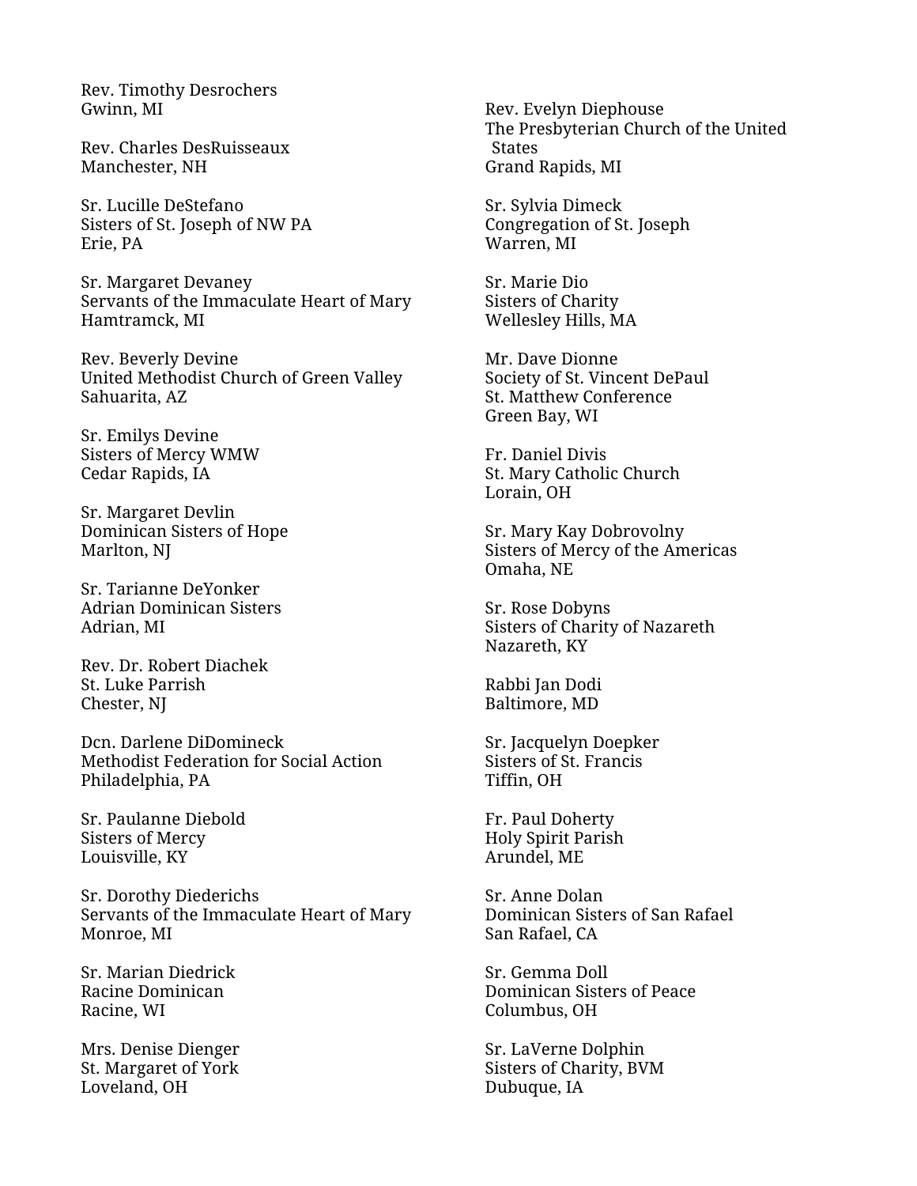Rev. Timothy Desrochers
Gwinn, MI

Rev. Charles DesRuisseaux
Manchester, NH

Sr. Lucille DeStefano
Sisters of St. Joseph of NW PA
Erie, PA

Sr. Margaret Devaney
Servants of the Immaculate Heart of Mary
Hamtramck, MI

Rev. Beverly Devine
United Methodist Church of Green Valley
Sahuarita, AZ

Sr. Emilys Devine
Sisters of Mercy WMW
Cedar Rapids, IA

Sr. Margaret Devlin
Dominican Sisters of Hope
Marlton, NJ

Sr. Tarianne DeYonker
Adrian Dominican Sisters
Adrian, MI

Rev. Dr. Robert Diachek
St. Luke Parrish
Chester, NJ

Dcn. Darlene DiDomineck
Methodist Federation for Social Action
Philadelphia, PA

Sr. Paulanne Diebold
Sisters of Mercy
Louisville, KY

Sr. Dorothy Diederichs
Servants of the Immaculate Heart of Mary
Monroe, MI

Sr. Marian Diedrick
Racine Dominican
Racine, WI

Mrs. Denise Dienger
St. Margaret of York
Loveland, OH

Rev. Evelyn Diephouse
The Presbyterian Church of the United States
Grand Rapids, MI

Sr. Sylvia Dimeck
Congregation of St. Joseph
Warren, MI

Sr. Marie Dio
Sisters of Charity
Wellesley Hills, MA

Mr. Dave Dionne
Society of St. Vincent DePaul
St. Matthew Conference
Green Bay, WI

Fr. Daniel Divis
St. Mary Catholic Church
Lorain, OH

Sr. Mary Kay Dobrovolny
Sisters of Mercy of the Americas
Omaha, NE

Sr. Rose Dobyns
Sisters of Charity of Nazareth
Nazareth, KY

Rabbi Jan Dodi
Baltimore, MD

Sr. Jacquelyn Doepker
Sisters of St. Francis
Tiffin, OH

Fr. Paul Doherty
Holy Spirit Parish
Arundel, ME

Sr. Anne Dolan
Dominican Sisters of San Rafael
San Rafael, CA

Sr. Gemma Doll
Dominican Sisters of Peace
Columbus, OH

Sr. LaVerne Dolphin
Sisters of Charity, BVM
Dubuque, IA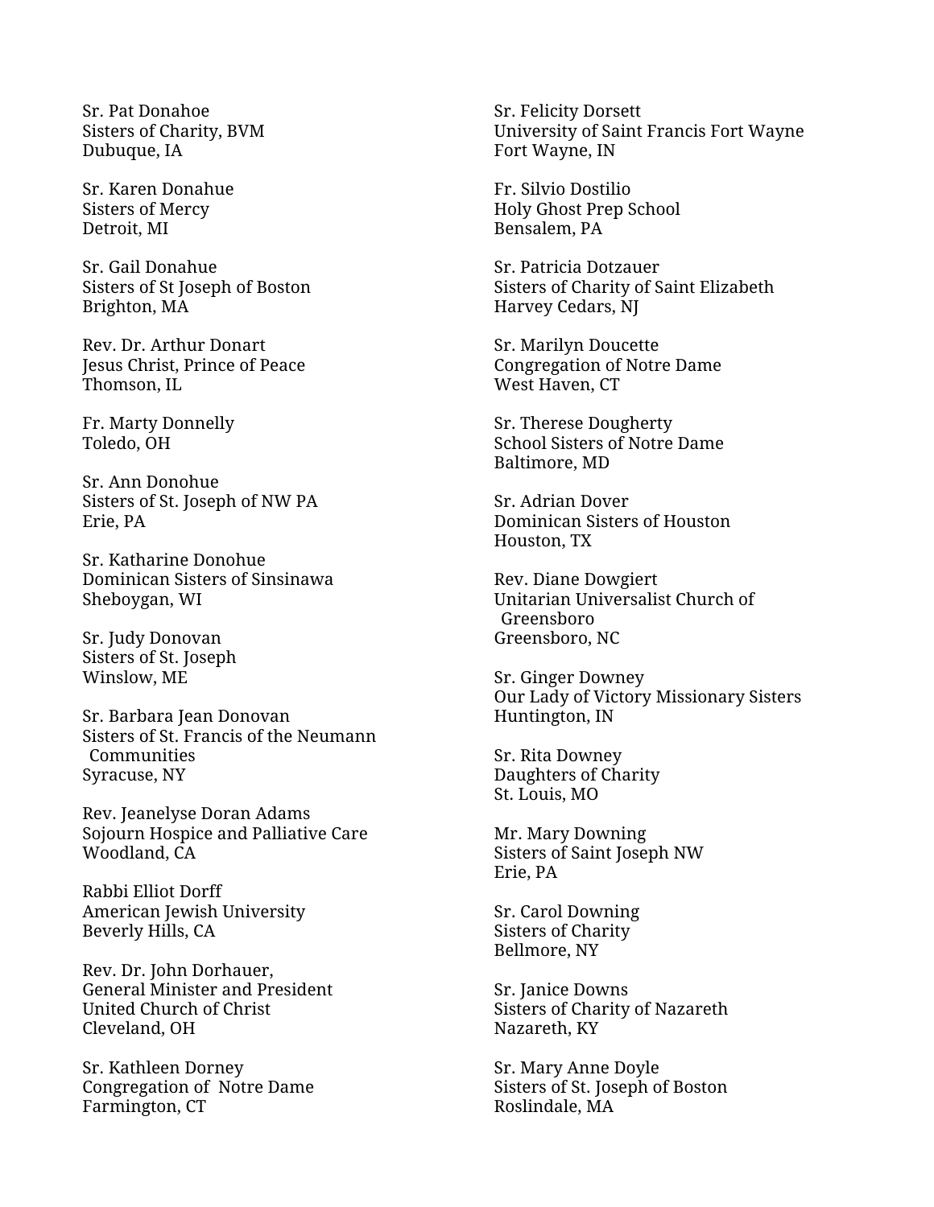Sr. Pat Donahoe
Sisters of Charity, BVM
Dubuque, IA

Sr. Karen Donahue
Sisters of Mercy
Detroit, MI

Sr. Gail Donahue
Sisters of St Joseph of Boston
Brighton, MA

Rev. Dr. Arthur Donart
Jesus Christ, Prince of Peace
Thomson, IL

Fr. Marty Donnelly
Toledo, OH

Sr. Ann Donohue
Sisters of St. Joseph of NW PA
Erie, PA

Sr. Katharine Donohue
Dominican Sisters of Sinsinawa
Sheboygan, WI

Sr. Judy Donovan
Sisters of St. Joseph
Winslow, ME

Sr. Barbara Jean Donovan
Sisters of St. Francis of the Neumann Communities
Syracuse, NY

Rev. Jeanelyse Doran Adams
Sojourn Hospice and Palliative Care
Woodland, CA

Rabbi Elliot Dorff
American Jewish University
Beverly Hills, CA

Rev. Dr. John Dorhauer,
General Minister and President
United Church of Christ
Cleveland, OH

Sr. Kathleen Dorney
Congregation of Notre Dame
Farmington, CT

Sr. Felicity Dorsett
University of Saint Francis Fort Wayne
Fort Wayne, IN

Fr. Silvio Dostilio
Holy Ghost Prep School
Bensalem, PA

Sr. Patricia Dotzauer
Sisters of Charity of Saint Elizabeth
Harvey Cedars, NJ

Sr. Marilyn Doucette
Congregation of Notre Dame
West Haven, CT

Sr. Therese Dougherty
School Sisters of Notre Dame
Baltimore, MD

Sr. Adrian Dover
Dominican Sisters of Houston
Houston, TX

Rev. Diane Dowgiert
Unitarian Universalist Church of Greensboro
Greensboro, NC

Sr. Ginger Downey
Our Lady of Victory Missionary Sisters
Huntington, IN

Sr. Rita Downey
Daughters of Charity
St. Louis, MO

Mr. Mary Downing
Sisters of Saint Joseph NW
Erie, PA

Sr. Carol Downing
Sisters of Charity
Bellmore, NY

Sr. Janice Downs
Sisters of Charity of Nazareth
Nazareth, KY

Sr. Mary Anne Doyle
Sisters of St. Joseph of Boston
Roslindale, MA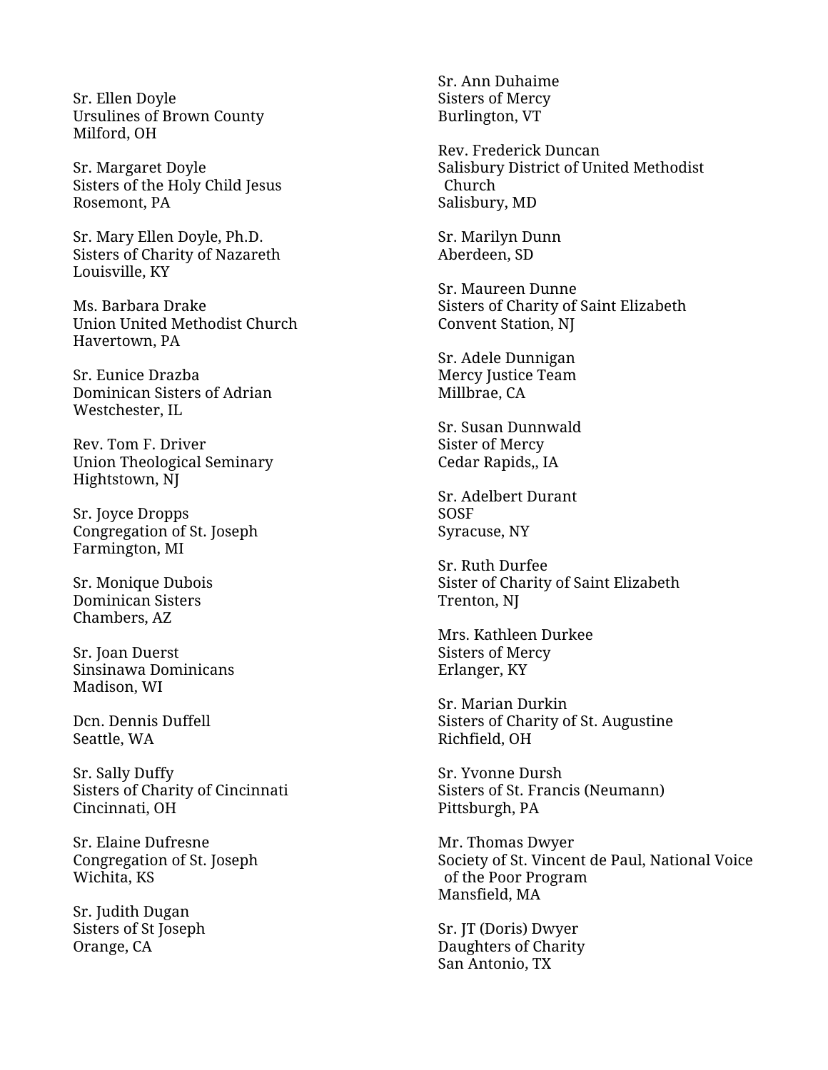Sr. Ellen Doyle
Ursulines of Brown County
Milford, OH

Sr. Margaret Doyle
Sisters of the Holy Child Jesus
Rosemont, PA

Sr. Mary Ellen Doyle, Ph.D.
Sisters of Charity of Nazareth
Louisville, KY

Ms. Barbara Drake
Union United Methodist Church
Havertown, PA

Sr. Eunice Drazba
Dominican Sisters of Adrian
Westchester, IL

Rev. Tom F. Driver
Union Theological Seminary
Hightstown, NJ

Sr. Joyce Dropps
Congregation of St. Joseph
Farmington, MI

Sr. Monique Dubois
Dominican Sisters
Chambers, AZ

Sr. Joan Duerst
Sinsinawa Dominicans
Madison, WI

Dcn. Dennis Duffell
Seattle, WA

Sr. Sally Duffy
Sisters of Charity of Cincinnati
Cincinnati, OH

Sr. Elaine Dufresne
Congregation of St. Joseph
Wichita, KS

Sr. Judith Dugan
Sisters of St Joseph
Orange, CA

Sr. Ann Duhaime
Sisters of Mercy
Burlington, VT

Rev. Frederick Duncan
Salisbury District of United Methodist Church
Salisbury, MD

Sr. Marilyn Dunn
Aberdeen, SD

Sr. Maureen Dunne
Sisters of Charity of Saint Elizabeth
Convent Station, NJ

Sr. Adele Dunnigan
Mercy Justice Team
Millbrae, CA

Sr. Susan Dunnwald
Sister of Mercy
Cedar Rapids,, IA

Sr. Adelbert Durant
SOSF
Syracuse, NY

Sr. Ruth Durfee
Sister of Charity of Saint Elizabeth
Trenton, NJ

Mrs. Kathleen Durkee
Sisters of Mercy
Erlanger, KY

Sr. Marian Durkin
Sisters of Charity of St. Augustine
Richfield, OH

Sr. Yvonne Dursh
Sisters of St. Francis (Neumann)
Pittsburgh, PA

Mr. Thomas Dwyer
Society of St. Vincent de Paul, National Voice of the Poor Program
Mansfield, MA

Sr. JT (Doris) Dwyer
Daughters of Charity
San Antonio, TX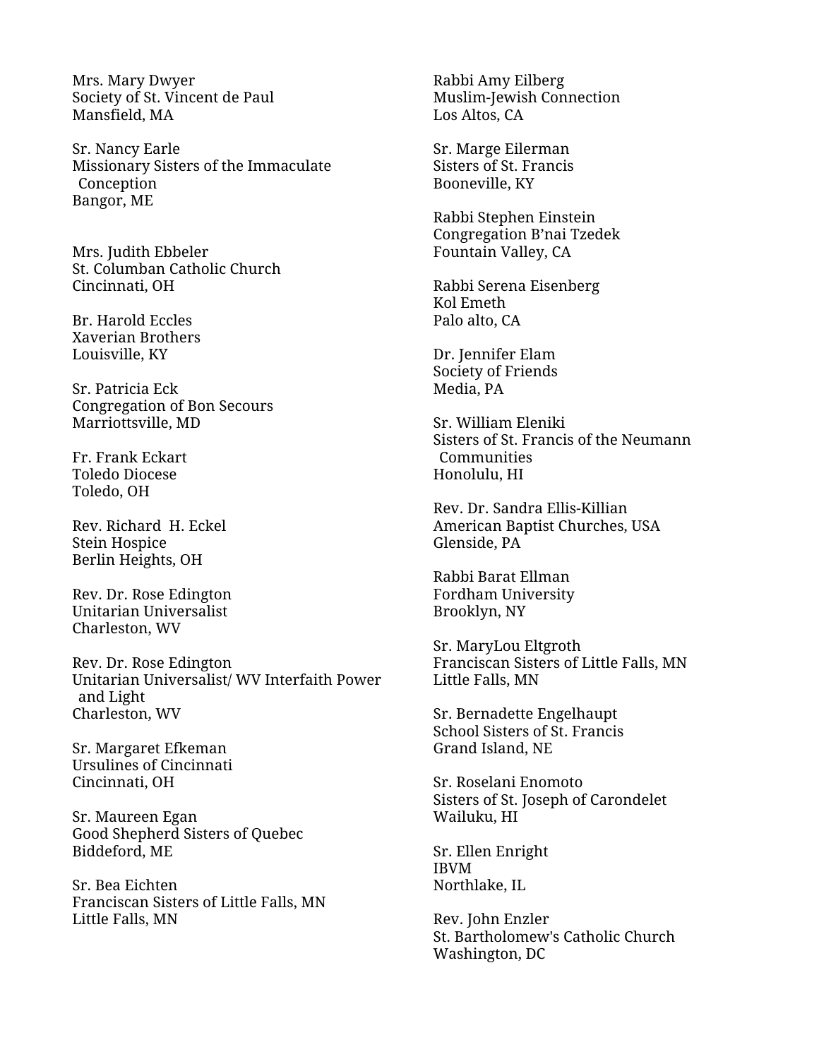Mrs. Mary Dwyer
Society of St. Vincent de Paul
Mansfield, MA

Sr. Nancy Earle
Missionary Sisters of the Immaculate Conception
Bangor, ME

Mrs. Judith Ebbeler
St. Columban Catholic Church
Cincinnati, OH

Br. Harold Eccles
Xaverian Brothers
Louisville, KY

Sr. Patricia Eck
Congregation of Bon Secours
Marriottsville, MD

Fr. Frank Eckart
Toledo Diocese
Toledo, OH

Rev. Richard H. Eckel
Stein Hospice
Berlin Heights, OH

Rev. Dr. Rose Edington
Unitarian Universalist
Charleston, WV

Rev. Dr. Rose Edington
Unitarian Universalist/ WV Interfaith Power and Light
Charleston, WV

Sr. Margaret Efkeman
Ursulines of Cincinnati
Cincinnati, OH

Sr. Maureen Egan
Good Shepherd Sisters of Quebec
Biddeford, ME

Sr. Bea Eichten
Franciscan Sisters of Little Falls, MN
Little Falls, MN

Rabbi Amy Eilberg
Muslim-Jewish Connection
Los Altos, CA

Sr. Marge Eilerman
Sisters of St. Francis
Booneville, KY

Rabbi Stephen Einstein
Congregation B'nai Tzedek
Fountain Valley, CA

Rabbi Serena Eisenberg
Kol Emeth
Palo alto, CA

Dr. Jennifer Elam
Society of Friends
Media, PA

Sr. William Eleniki
Sisters of St. Francis of the Neumann Communities
Honolulu, HI

Rev. Dr. Sandra Ellis-Killian
American Baptist Churches, USA
Glenside, PA

Rabbi Barat Ellman
Fordham University
Brooklyn, NY

Sr. MaryLou Eltgroth
Franciscan Sisters of Little Falls, MN
Little Falls, MN

Sr. Bernadette Engelhaupt
School Sisters of St. Francis
Grand Island, NE

Sr. Roselani Enomoto
Sisters of St. Joseph of Carondelet
Wailuku, HI

Sr. Ellen Enright
IBVM
Northlake, IL

Rev. John Enzler
St. Bartholomew's Catholic Church
Washington, DC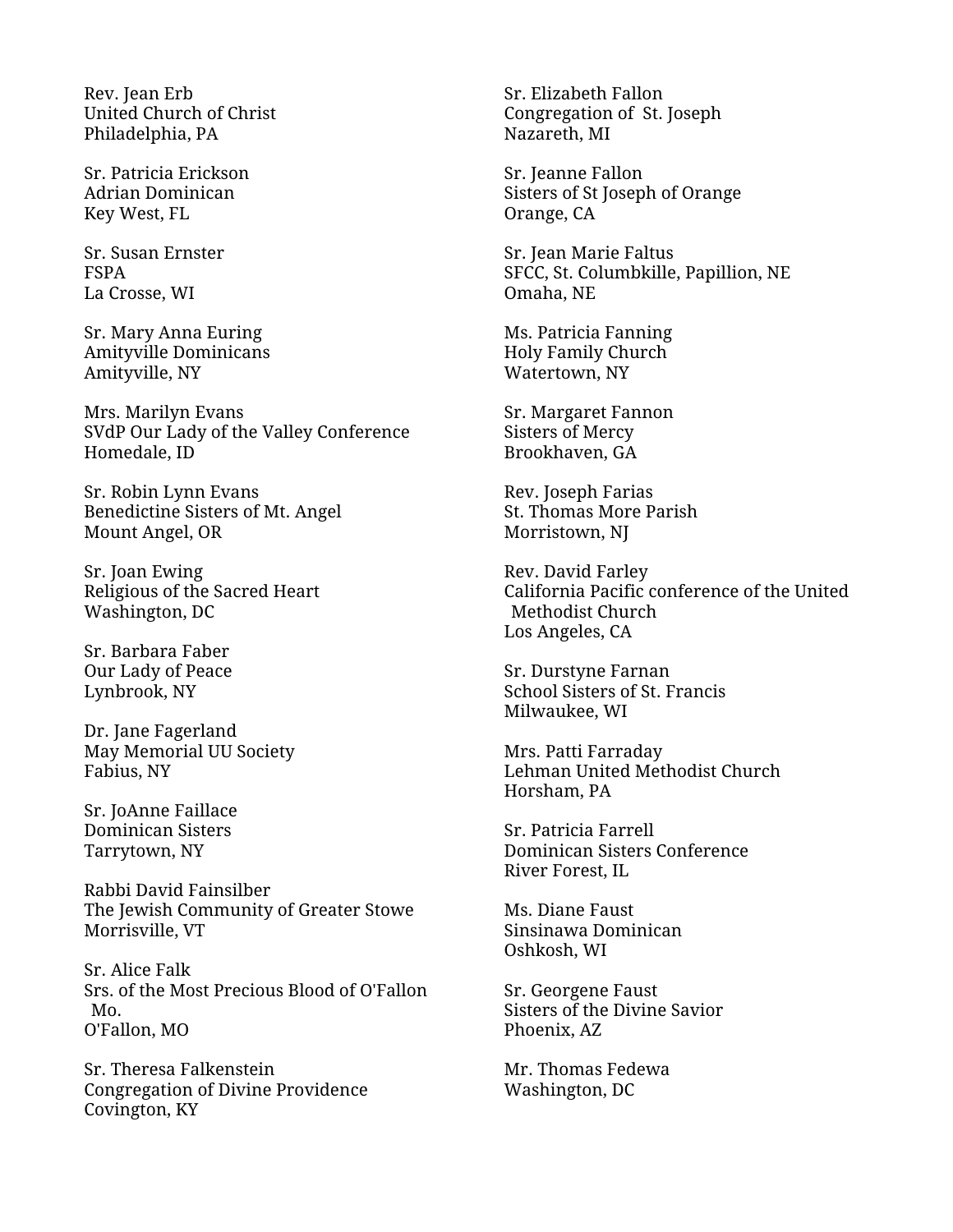Rev. Jean Erb
United Church of Christ
Philadelphia, PA

Sr. Patricia Erickson
Adrian Dominican
Key West, FL

Sr. Susan Ernster
FSPA
La Crosse, WI

Sr. Mary Anna Euring
Amityville Dominicans
Amityville, NY

Mrs. Marilyn Evans
SVdP Our Lady of the Valley Conference
Homedale, ID

Sr. Robin Lynn Evans
Benedictine Sisters of Mt. Angel
Mount Angel, OR

Sr. Joan Ewing
Religious of the Sacred Heart
Washington, DC

Sr. Barbara Faber
Our Lady of Peace
Lynbrook, NY

Dr. Jane Fagerland
May Memorial UU Society
Fabius, NY

Sr. JoAnne Faillace
Dominican Sisters
Tarrytown, NY

Rabbi David Fainsilber
The Jewish Community of Greater Stowe
Morrisville, VT

Sr. Alice Falk
Srs. of the Most Precious Blood of O'Fallon Mo.
O'Fallon, MO

Sr. Theresa Falkenstein
Congregation of Divine Providence
Covington, KY

Sr. Elizabeth Fallon
Congregation of St. Joseph
Nazareth, MI

Sr. Jeanne Fallon
Sisters of St Joseph of Orange
Orange, CA

Sr. Jean Marie Faltus
SFCC, St. Columbkille, Papillion, NE
Omaha, NE

Ms. Patricia Fanning
Holy Family Church
Watertown, NY

Sr. Margaret Fannon
Sisters of Mercy
Brookhaven, GA

Rev. Joseph Farias
St. Thomas More Parish
Morristown, NJ

Rev. David Farley
California Pacific conference of the United Methodist Church
Los Angeles, CA

Sr. Durstyne Farnan
School Sisters of St. Francis
Milwaukee, WI

Mrs. Patti Farraday
Lehman United Methodist Church
Horsham, PA

Sr. Patricia Farrell
Dominican Sisters Conference
River Forest, IL

Ms. Diane Faust
Sinsinawa Dominican
Oshkosh, WI

Sr. Georgene Faust
Sisters of the Divine Savior
Phoenix, AZ

Mr. Thomas Fedewa
Washington, DC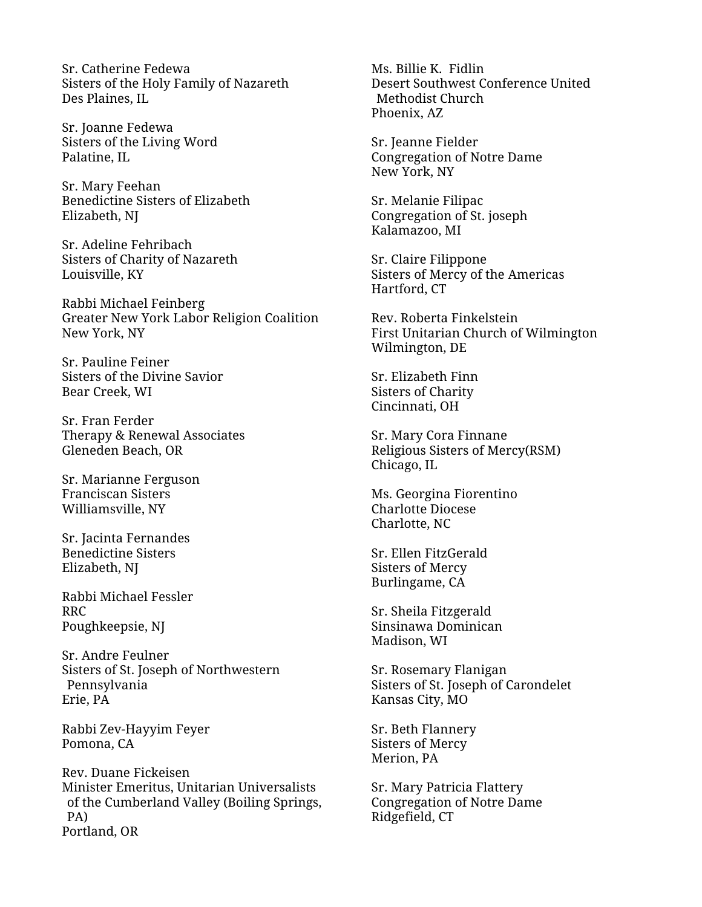Sr. Catherine Fedewa
Sisters of the Holy Family of Nazareth
Des Plaines, IL

Sr. Joanne Fedewa
Sisters of the Living Word
Palatine, IL

Sr. Mary Feehan
Benedictine Sisters of Elizabeth
Elizabeth, NJ

Sr. Adeline Fehribach
Sisters of Charity of Nazareth
Louisville, KY

Rabbi Michael Feinberg
Greater New York Labor Religion Coalition
New York, NY

Sr. Pauline Feiner
Sisters of the Divine Savior
Bear Creek, WI

Sr. Fran Ferder
Therapy & Renewal Associates
Gleneden Beach, OR

Sr. Marianne Ferguson
Franciscan Sisters
Williamsville, NY

Sr. Jacinta Fernandes
Benedictine Sisters
Elizabeth, NJ

Rabbi Michael Fessler
RRC
Poughkeepsie, NJ

Sr. Andre Feulner
Sisters of St. Joseph of Northwestern Pennsylvania
Erie, PA

Rabbi Zev-Hayyim Feyer
Pomona, CA

Rev. Duane Fickeisen
Minister Emeritus, Unitarian Universalists of the Cumberland Valley (Boiling Springs, PA)
Portland, OR

Ms. Billie K. Fidlin
Desert Southwest Conference United Methodist Church
Phoenix, AZ

Sr. Jeanne Fielder
Congregation of Notre Dame
New York, NY

Sr. Melanie Filipac
Congregation of St. joseph
Kalamazoo, MI

Sr. Claire Filippone
Sisters of Mercy of the Americas
Hartford, CT

Rev. Roberta Finkelstein
First Unitarian Church of Wilmington
Wilmington, DE

Sr. Elizabeth Finn
Sisters of Charity
Cincinnati, OH

Sr. Mary Cora Finnane
Religious Sisters of Mercy(RSM)
Chicago, IL

Ms. Georgina Fiorentino
Charlotte Diocese
Charlotte, NC

Sr. Ellen FitzGerald
Sisters of Mercy
Burlingame, CA

Sr. Sheila Fitzgerald
Sinsinawa Dominican
Madison, WI

Sr. Rosemary Flanigan
Sisters of St. Joseph of Carondelet
Kansas City, MO

Sr. Beth Flannery
Sisters of Mercy
Merion, PA

Sr. Mary Patricia Flattery
Congregation of Notre Dame
Ridgefield, CT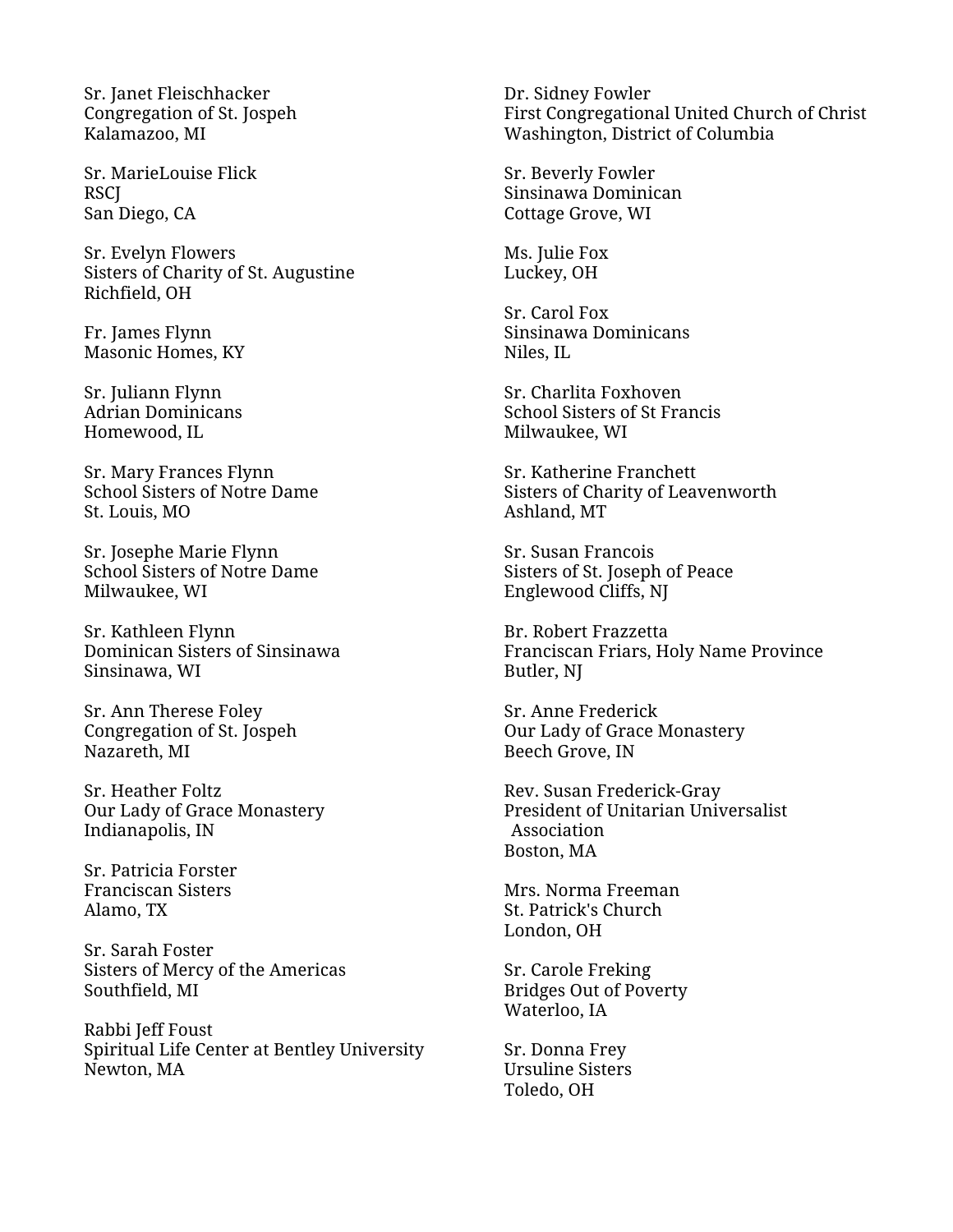Sr. Janet Fleischhacker
Congregation of St. Jospeh
Kalamazoo, MI

Sr. MarieLouise Flick
RSCJ
San Diego, CA

Sr. Evelyn Flowers
Sisters of Charity of St. Augustine
Richfield, OH

Fr. James Flynn
Masonic Homes, KY

Sr. Juliann Flynn
Adrian Dominicans
Homewood, IL

Sr. Mary Frances Flynn
School Sisters of Notre Dame
St. Louis, MO

Sr. Josephe Marie Flynn
School Sisters of Notre Dame
Milwaukee, WI

Sr. Kathleen Flynn
Dominican Sisters of Sinsinawa
Sinsinawa, WI

Sr. Ann Therese Foley
Congregation of St. Jospeh
Nazareth, MI

Sr. Heather Foltz
Our Lady of Grace Monastery
Indianapolis, IN

Sr. Patricia Forster
Franciscan Sisters
Alamo, TX

Sr. Sarah Foster
Sisters of Mercy of the Americas
Southfield, MI

Rabbi Jeff Foust
Spiritual Life Center at Bentley University
Newton, MA

Dr. Sidney Fowler
First Congregational United Church of Christ
Washington, District of Columbia

Sr. Beverly Fowler
Sinsinawa Dominican
Cottage Grove, WI

Ms. Julie Fox
Luckey, OH

Sr. Carol Fox
Sinsinawa Dominicans
Niles, IL

Sr. Charlita Foxhoven
School Sisters of St Francis
Milwaukee, WI

Sr. Katherine Franchett
Sisters of Charity of Leavenworth
Ashland, MT

Sr. Susan Francois
Sisters of St. Joseph of Peace
Englewood Cliffs, NJ

Br. Robert Frazzetta
Franciscan Friars, Holy Name Province
Butler, NJ

Sr. Anne Frederick
Our Lady of Grace Monastery
Beech Grove, IN

Rev. Susan Frederick-Gray
President of Unitarian Universalist Association
Boston, MA

Mrs. Norma Freeman
St. Patrick's Church
London, OH

Sr. Carole Freking
Bridges Out of Poverty
Waterloo, IA

Sr. Donna Frey
Ursuline Sisters
Toledo, OH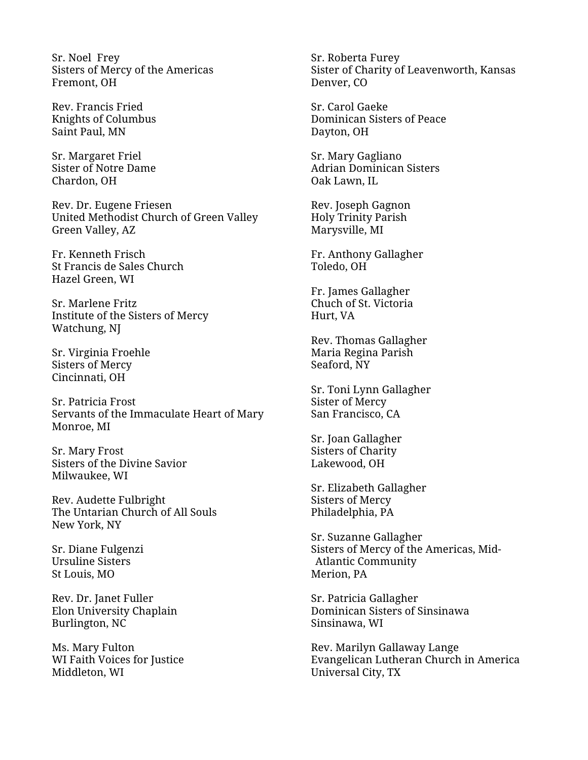Sr. Noel  Frey
Sisters of Mercy of the Americas
Fremont, OH

Rev. Francis Fried
Knights of Columbus
Saint Paul, MN

Sr. Margaret Friel
Sister of Notre Dame
Chardon, OH

Rev. Dr. Eugene Friesen
United Methodist Church of Green Valley
Green Valley, AZ

Fr. Kenneth Frisch
St Francis de Sales Church
Hazel Green, WI

Sr. Marlene Fritz
Institute of the Sisters of Mercy
Watchung, NJ

Sr. Virginia Froehle
Sisters of Mercy
Cincinnati, OH

Sr. Patricia Frost
Servants of the Immaculate Heart of Mary
Monroe, MI

Sr. Mary Frost
Sisters of the Divine Savior
Milwaukee, WI

Rev. Audette Fulbright
The Untarian Church of All Souls
New York, NY

Sr. Diane Fulgenzi
Ursuline Sisters
St Louis, MO

Rev. Dr. Janet Fuller
Elon University Chaplain
Burlington, NC

Ms. Mary Fulton
WI Faith Voices for Justice
Middleton, WI

Sr. Roberta Furey
Sister of Charity of Leavenworth, Kansas
Denver, CO

Sr. Carol Gaeke
Dominican Sisters of Peace
Dayton, OH

Sr. Mary Gagliano
Adrian Dominican Sisters
Oak Lawn, IL

Rev. Joseph Gagnon
Holy Trinity Parish
Marysville, MI

Fr. Anthony Gallagher
Toledo, OH

Fr. James Gallagher
Chuch of St. Victoria
Hurt, VA

Rev. Thomas Gallagher
Maria Regina Parish
Seaford, NY

Sr. Toni Lynn Gallagher
Sister of Mercy
San Francisco, CA

Sr. Joan Gallagher
Sisters of Charity
Lakewood, OH

Sr. Elizabeth Gallagher
Sisters of Mercy
Philadelphia, PA

Sr. Suzanne Gallagher
Sisters of Mercy of the Americas, Mid-Atlantic Community
Merion, PA

Sr. Patricia Gallagher
Dominican Sisters of Sinsinawa
Sinsinawa, WI

Rev. Marilyn Gallaway Lange
Evangelican Lutheran Church in America
Universal City, TX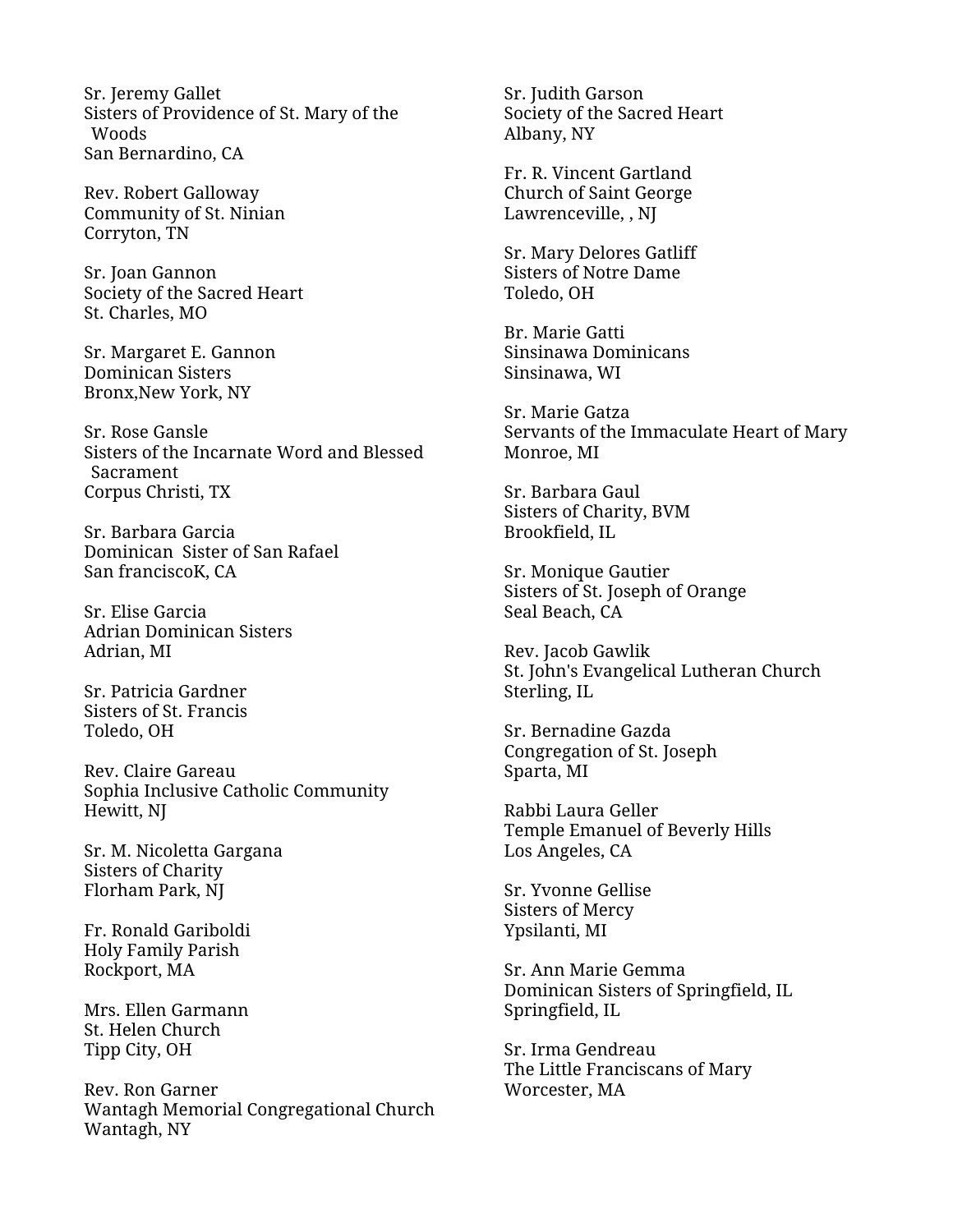Sr. Jeremy Gallet
Sisters of Providence of St. Mary of the Woods
San Bernardino, CA

Rev. Robert Galloway
Community of St. Ninian
Corryton, TN

Sr. Joan Gannon
Society of the Sacred Heart
St. Charles, MO

Sr. Margaret E. Gannon
Dominican Sisters
Bronx,New York, NY

Sr. Rose Gansle
Sisters of the Incarnate Word and Blessed Sacrament
Corpus Christi, TX

Sr. Barbara Garcia
Dominican  Sister of San Rafael
San franciscoK, CA

Sr. Elise Garcia
Adrian Dominican Sisters
Adrian, MI

Sr. Patricia Gardner
Sisters of St. Francis
Toledo, OH

Rev. Claire Gareau
Sophia Inclusive Catholic Community
Hewitt, NJ

Sr. M. Nicoletta Gargana
Sisters of Charity
Florham Park, NJ

Fr. Ronald Gariboldi
Holy Family Parish
Rockport, MA

Mrs. Ellen Garmann
St. Helen Church
Tipp City, OH

Rev. Ron Garner
Wantagh Memorial Congregational Church
Wantagh, NY

Sr. Judith Garson
Society of the Sacred Heart
Albany, NY

Fr. R. Vincent Gartland
Church of Saint George
Lawrenceville, , NJ

Sr. Mary Delores Gatliff
Sisters of Notre Dame
Toledo, OH

Br. Marie Gatti
Sinsinawa Dominicans
Sinsinawa, WI

Sr. Marie Gatza
Servants of the Immaculate Heart of Mary
Monroe, MI

Sr. Barbara Gaul
Sisters of Charity, BVM
Brookfield, IL

Sr. Monique Gautier
Sisters of St. Joseph of Orange
Seal Beach, CA

Rev. Jacob Gawlik
St. John's Evangelical Lutheran Church
Sterling, IL

Sr. Bernadine Gazda
Congregation of St. Joseph
Sparta, MI

Rabbi Laura Geller
Temple Emanuel of Beverly Hills
Los Angeles, CA

Sr. Yvonne Gellise
Sisters of Mercy
Ypsilanti, MI

Sr. Ann Marie Gemma
Dominican Sisters of Springfield, IL
Springfield, IL

Sr. Irma Gendreau
The Little Franciscans of Mary
Worcester, MA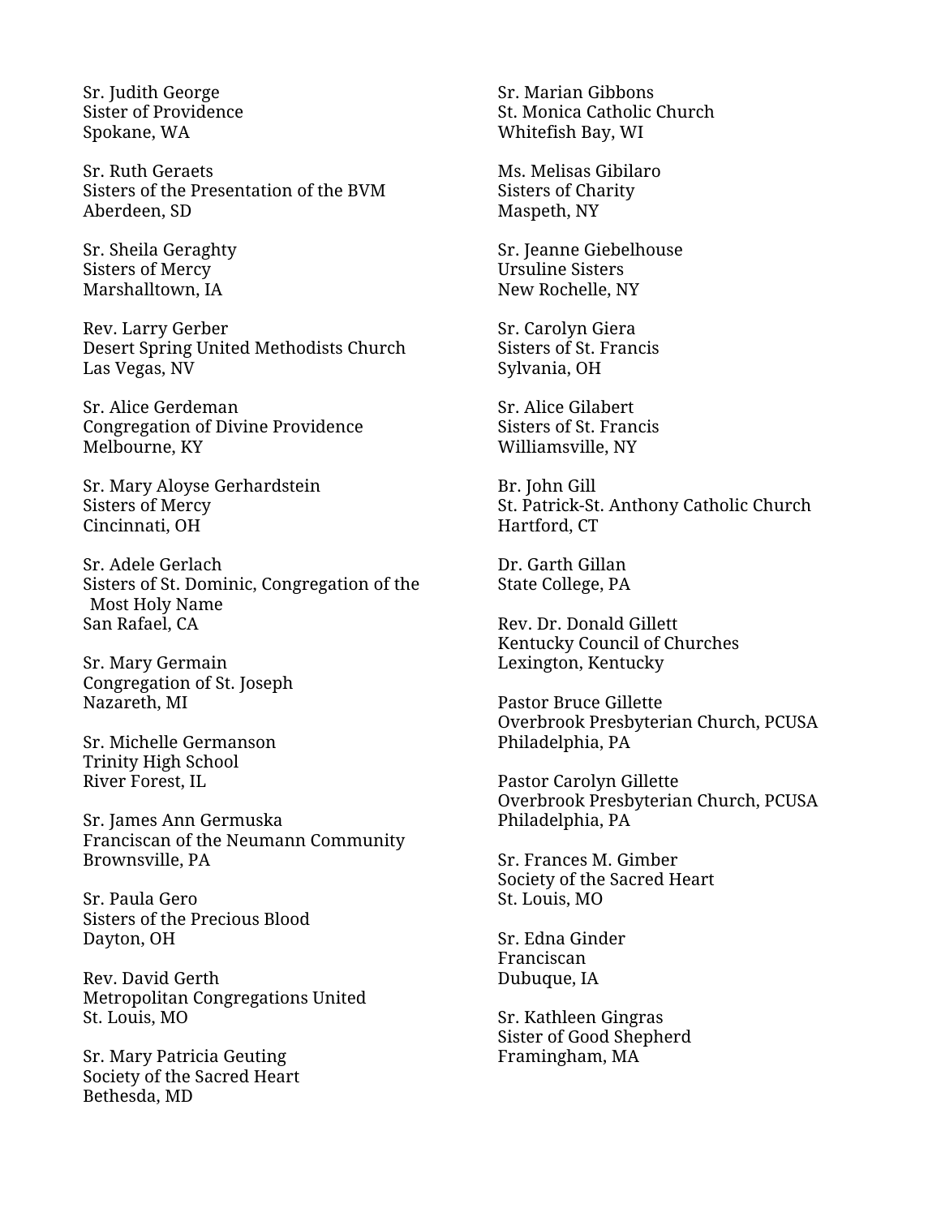Sr. Judith George
Sister of Providence
Spokane, WA

Sr. Ruth Geraets
Sisters of the Presentation of the BVM
Aberdeen, SD

Sr. Sheila Geraghty
Sisters of Mercy
Marshalltown, IA

Rev. Larry Gerber
Desert Spring United Methodists Church
Las Vegas, NV

Sr. Alice Gerdeman
Congregation of Divine Providence
Melbourne, KY

Sr. Mary Aloyse Gerhardstein
Sisters of Mercy
Cincinnati, OH

Sr. Adele Gerlach
Sisters of St. Dominic, Congregation of the Most Holy Name
San Rafael, CA

Sr. Mary Germain
Congregation of St. Joseph
Nazareth, MI

Sr. Michelle Germanson
Trinity High School
River Forest, IL

Sr. James Ann Germuska
Franciscan of the Neumann Community
Brownsville, PA

Sr. Paula Gero
Sisters of the Precious Blood
Dayton, OH

Rev. David Gerth
Metropolitan Congregations United
St. Louis, MO

Sr. Mary Patricia Geuting
Society of the Sacred Heart
Bethesda, MD

Sr. Marian Gibbons
St. Monica Catholic Church
Whitefish Bay, WI

Ms. Melisas Gibilaro
Sisters of Charity
Maspeth, NY

Sr. Jeanne Giebelhouse
Ursuline Sisters
New Rochelle, NY

Sr. Carolyn Giera
Sisters of St. Francis
Sylvania, OH

Sr. Alice Gilabert
Sisters of St. Francis
Williamsville, NY

Br. John Gill
St. Patrick-St. Anthony Catholic Church
Hartford, CT

Dr. Garth Gillan
State College, PA

Rev. Dr. Donald Gillett
Kentucky Council of Churches
Lexington, Kentucky

Pastor Bruce Gillette
Overbrook Presbyterian Church, PCUSA
Philadelphia, PA

Pastor Carolyn Gillette
Overbrook Presbyterian Church, PCUSA
Philadelphia, PA

Sr. Frances M. Gimber
Society of the Sacred Heart
St. Louis, MO

Sr. Edna Ginder
Franciscan
Dubuque, IA

Sr. Kathleen Gingras
Sister of Good Shepherd
Framingham, MA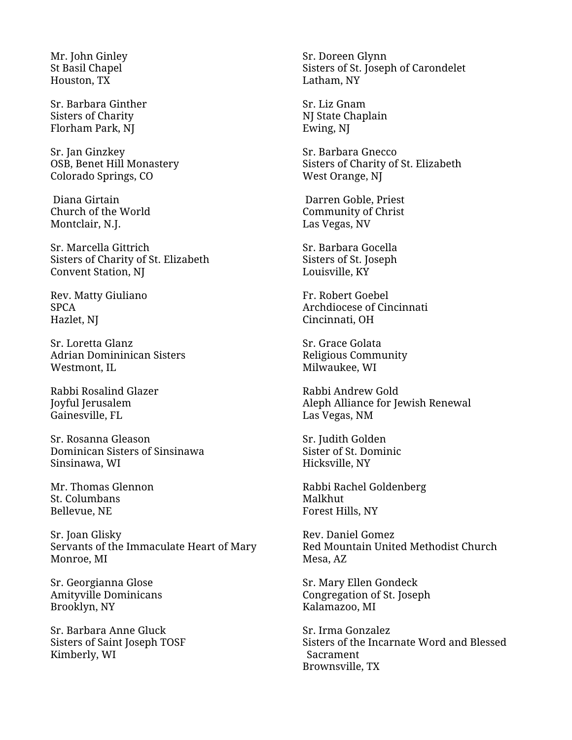Mr. John Ginley
St Basil Chapel
Houston, TX

Sr. Barbara Ginther
Sisters of Charity
Florham Park, NJ

Sr. Jan Ginzkey
OSB, Benet Hill Monastery
Colorado Springs, CO

Diana Girtain
Church of the World
Montclair, N.J.

Sr. Marcella Gittrich
Sisters of Charity of St. Elizabeth
Convent Station, NJ

Rev. Matty Giuliano
SPCA
Hazlet, NJ

Sr. Loretta Glanz
Adrian Domininican Sisters
Westmont, IL

Rabbi Rosalind Glazer
Joyful Jerusalem
Gainesville, FL

Sr. Rosanna Gleason
Dominican Sisters of Sinsinawa
Sinsinawa, WI

Mr. Thomas Glennon
St. Columbans
Bellevue, NE

Sr. Joan Glisky
Servants of the Immaculate Heart of Mary
Monroe, MI

Sr. Georgianna Glose
Amityville Dominicans
Brooklyn, NY

Sr. Barbara Anne Gluck
Sisters of Saint Joseph TOSF
Kimberly, WI

Sr. Doreen Glynn
Sisters of St. Joseph of Carondelet
Latham, NY

Sr. Liz Gnam
NJ State Chaplain
Ewing, NJ

Sr. Barbara Gnecco
Sisters of Charity of St. Elizabeth
West Orange, NJ

Darren Goble, Priest
Community of Christ
Las Vegas, NV

Sr. Barbara Gocella
Sisters of St. Joseph
Louisville, KY

Fr. Robert Goebel
Archdiocese of Cincinnati
Cincinnati, OH

Sr. Grace Golata
Religious Community
Milwaukee, WI

Rabbi Andrew Gold
Aleph Alliance for Jewish Renewal
Las Vegas, NM

Sr. Judith Golden
Sister of St. Dominic
Hicksville, NY

Rabbi Rachel Goldenberg
Malkhut
Forest Hills, NY

Rev. Daniel Gomez
Red Mountain United Methodist Church
Mesa, AZ

Sr. Mary Ellen Gondeck
Congregation of St. Joseph
Kalamazoo, MI

Sr. Irma Gonzalez
Sisters of the Incarnate Word and Blessed Sacrament
Brownsville, TX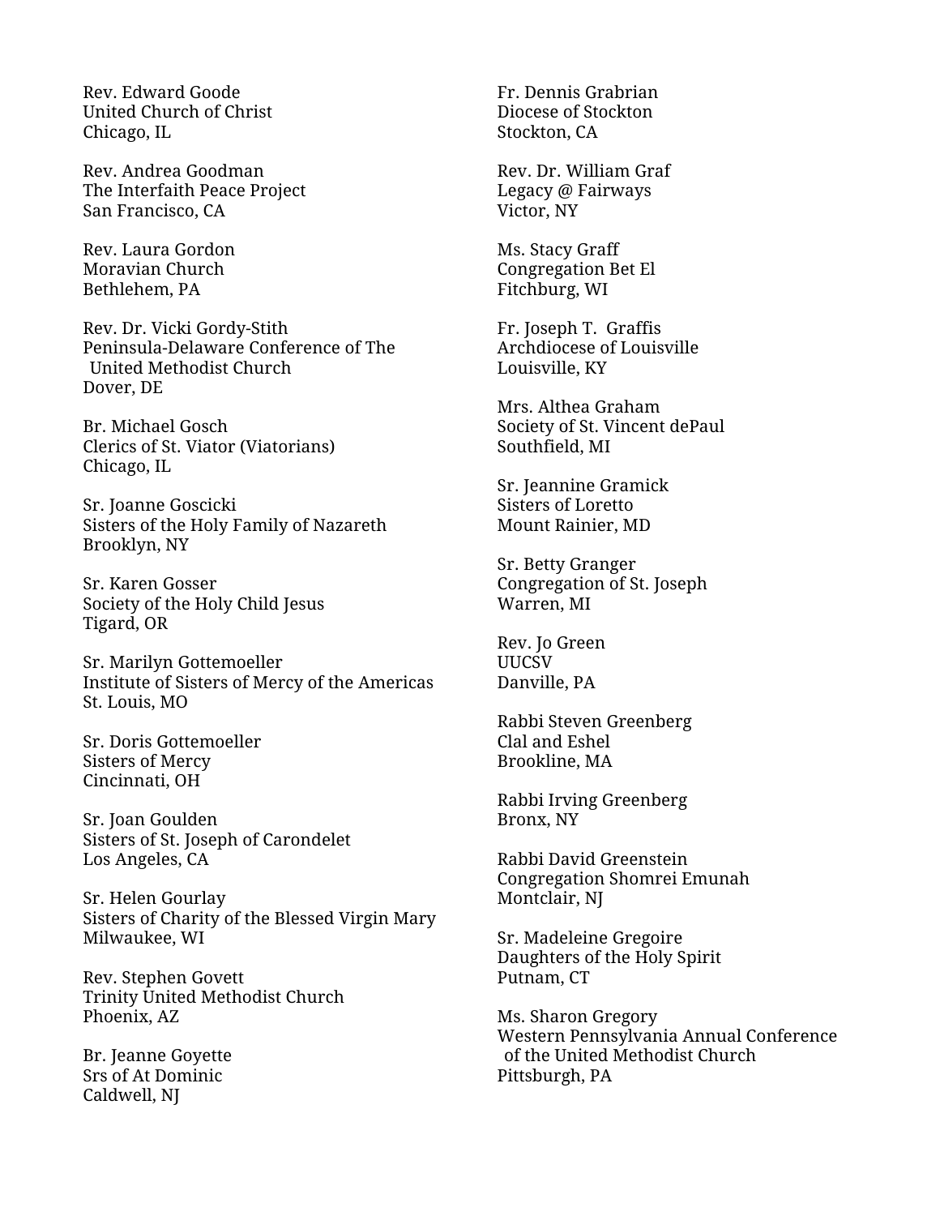Rev. Edward Goode
United Church of Christ
Chicago, IL

Rev. Andrea Goodman
The Interfaith Peace Project
San Francisco, CA

Rev. Laura Gordon
Moravian Church
Bethlehem, PA

Rev. Dr. Vicki Gordy-Stith
Peninsula-Delaware Conference of The
 United Methodist Church
Dover, DE

Br. Michael Gosch
Clerics of St. Viator (Viatorians)
Chicago, IL

Sr. Joanne Goscicki
Sisters of the Holy Family of Nazareth
Brooklyn, NY

Sr. Karen Gosser
Society of the Holy Child Jesus
Tigard, OR

Sr. Marilyn Gottemoeller
Institute of Sisters of Mercy of the Americas
St. Louis, MO

Sr. Doris Gottemoeller
Sisters of Mercy
Cincinnati, OH

Sr. Joan Goulden
Sisters of St. Joseph of Carondelet
Los Angeles, CA

Sr. Helen Gourlay
Sisters of Charity of the Blessed Virgin Mary
Milwaukee, WI

Rev. Stephen Govett
Trinity United Methodist Church
Phoenix, AZ

Br. Jeanne Goyette
Srs of At Dominic
Caldwell, NJ

Fr. Dennis Grabrian
Diocese of Stockton
Stockton, CA

Rev. Dr. William Graf
Legacy @ Fairways
Victor, NY

Ms. Stacy Graff
Congregation Bet El
Fitchburg, WI

Fr. Joseph T. Graffis
Archdiocese of Louisville
Louisville, KY

Mrs. Althea Graham
Society of St. Vincent dePaul
Southfield, MI

Sr. Jeannine Gramick
Sisters of Loretto
Mount Rainier, MD

Sr. Betty Granger
Congregation of St. Joseph
Warren, MI

Rev. Jo Green
UUCSV
Danville, PA

Rabbi Steven Greenberg
Clal and Eshel
Brookline, MA

Rabbi Irving Greenberg
Bronx, NY

Rabbi David Greenstein
Congregation Shomrei Emunah
Montclair, NJ

Sr. Madeleine Gregoire
Daughters of the Holy Spirit
Putnam, CT

Ms. Sharon Gregory
Western Pennsylvania Annual Conference
 of the United Methodist Church
Pittsburgh, PA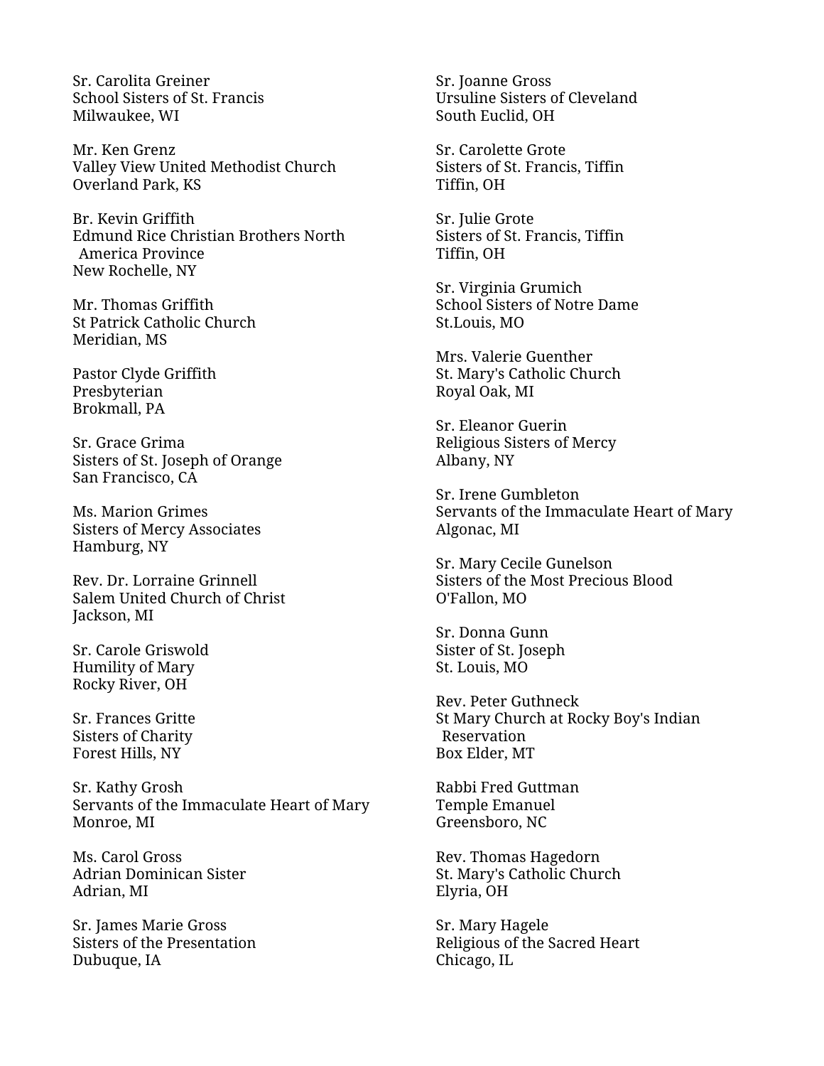Sr. Carolita Greiner
School Sisters of St. Francis
Milwaukee, WI

Mr. Ken Grenz
Valley View United Methodist Church
Overland Park, KS

Br. Kevin Griffith
Edmund Rice Christian Brothers North
America Province
New Rochelle, NY

Mr. Thomas Griffith
St Patrick Catholic Church
Meridian, MS

Pastor Clyde Griffith
Presbyterian
Brokmall, PA

Sr. Grace Grima
Sisters of St. Joseph of Orange
San Francisco, CA

Ms. Marion Grimes
Sisters of Mercy Associates
Hamburg, NY

Rev. Dr. Lorraine Grinnell
Salem United Church of Christ
Jackson, MI

Sr. Carole Griswold
Humility of Mary
Rocky River, OH

Sr. Frances Gritte
Sisters of Charity
Forest Hills, NY

Sr. Kathy Grosh
Servants of the Immaculate Heart of Mary
Monroe, MI

Ms. Carol Gross
Adrian Dominican Sister
Adrian, MI

Sr. James Marie Gross
Sisters of the Presentation
Dubuque, IA

Sr. Joanne Gross
Ursuline Sisters of Cleveland
South Euclid, OH

Sr. Carolette Grote
Sisters of St. Francis, Tiffin
Tiffin, OH

Sr. Julie Grote
Sisters of St. Francis, Tiffin
Tiffin, OH

Sr. Virginia Grumich
School Sisters of Notre Dame
St.Louis, MO

Mrs. Valerie Guenther
St. Mary's Catholic Church
Royal Oak, MI

Sr. Eleanor Guerin
Religious Sisters of Mercy
Albany, NY

Sr. Irene Gumbleton
Servants of the Immaculate Heart of Mary
Algonac, MI

Sr. Mary Cecile Gunelson
Sisters of the Most Precious Blood
O'Fallon, MO

Sr. Donna Gunn
Sister of St. Joseph
St. Louis, MO

Rev. Peter Guthneck
St Mary Church at Rocky Boy's Indian
Reservation
Box Elder, MT

Rabbi Fred Guttman
Temple Emanuel
Greensboro, NC

Rev. Thomas Hagedorn
St. Mary's Catholic Church
Elyria, OH

Sr. Mary Hagele
Religious of the Sacred Heart
Chicago, IL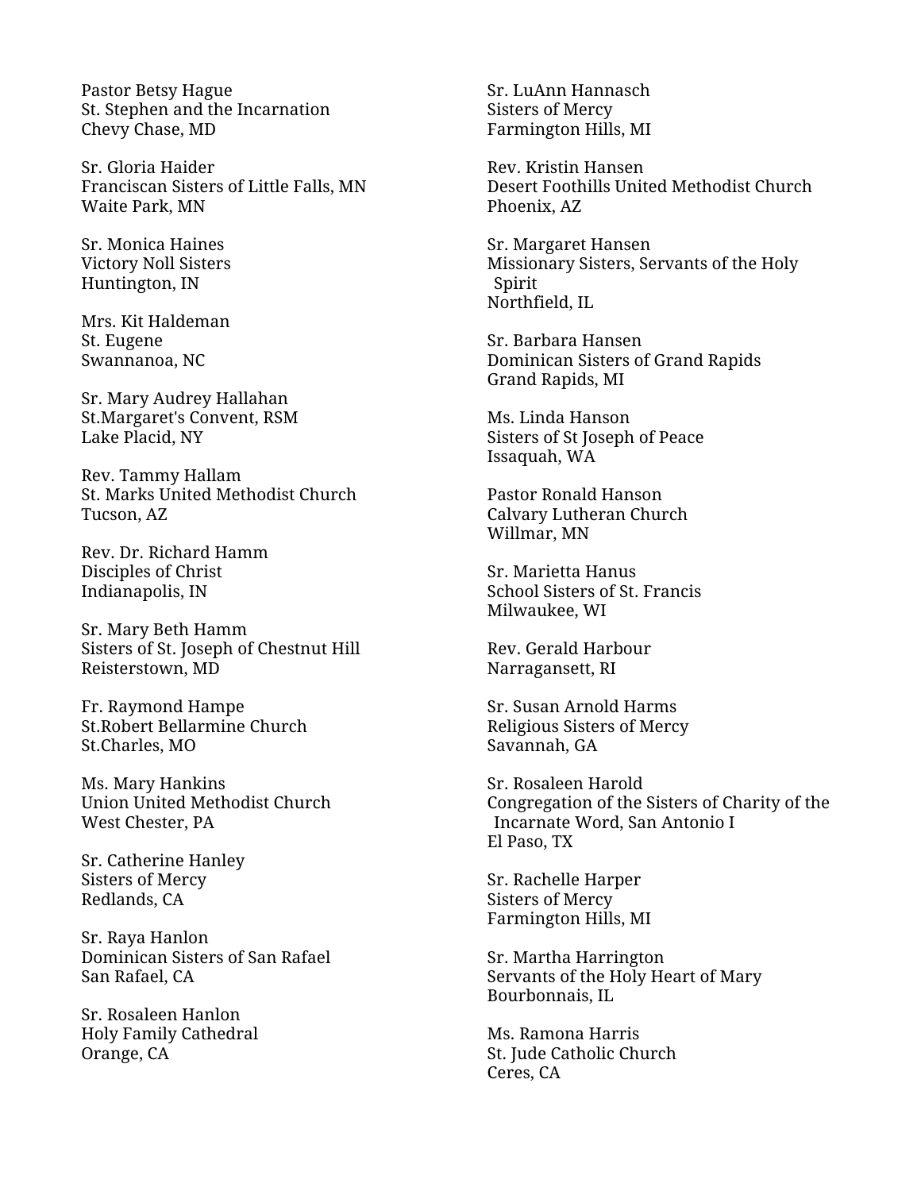Pastor Betsy Hague
St. Stephen and the Incarnation
Chevy Chase, MD

Sr. Gloria Haider
Franciscan Sisters of Little Falls, MN
Waite Park, MN

Sr. Monica Haines
Victory Noll Sisters
Huntington, IN

Mrs. Kit Haldeman
St. Eugene
Swannanoa, NC

Sr. Mary Audrey Hallahan
St.Margaret's Convent, RSM
Lake Placid, NY

Rev. Tammy Hallam
St. Marks United Methodist Church
Tucson, AZ

Rev. Dr. Richard Hamm
Disciples of Christ
Indianapolis, IN

Sr. Mary Beth Hamm
Sisters of St. Joseph of Chestnut Hill
Reisterstown, MD

Fr. Raymond Hampe
St.Robert Bellarmine Church
St.Charles, MO

Ms. Mary Hankins
Union United Methodist Church
West Chester, PA

Sr. Catherine Hanley
Sisters of Mercy
Redlands, CA

Sr. Raya Hanlon
Dominican Sisters of San Rafael
San Rafael, CA

Sr. Rosaleen Hanlon
Holy Family Cathedral
Orange, CA

Sr. LuAnn Hannasch
Sisters of Mercy
Farmington Hills, MI

Rev. Kristin Hansen
Desert Foothills United Methodist Church
Phoenix, AZ

Sr. Margaret Hansen
Missionary Sisters, Servants of the Holy Spirit
Northfield, IL

Sr. Barbara Hansen
Dominican Sisters of Grand Rapids
Grand Rapids, MI

Ms. Linda Hanson
Sisters of St Joseph of Peace
Issaquah, WA

Pastor Ronald Hanson
Calvary Lutheran Church
Willmar, MN

Sr. Marietta Hanus
School Sisters of St. Francis
Milwaukee, WI

Rev. Gerald Harbour
Narragansett, RI

Sr. Susan Arnold Harms
Religious Sisters of Mercy
Savannah, GA

Sr. Rosaleen Harold
Congregation of the Sisters of Charity of the Incarnate Word, San Antonio I
El Paso, TX

Sr. Rachelle Harper
Sisters of Mercy
Farmington Hills, MI

Sr. Martha Harrington
Servants of the Holy Heart of Mary
Bourbonnais, IL

Ms. Ramona Harris
St. Jude Catholic Church
Ceres, CA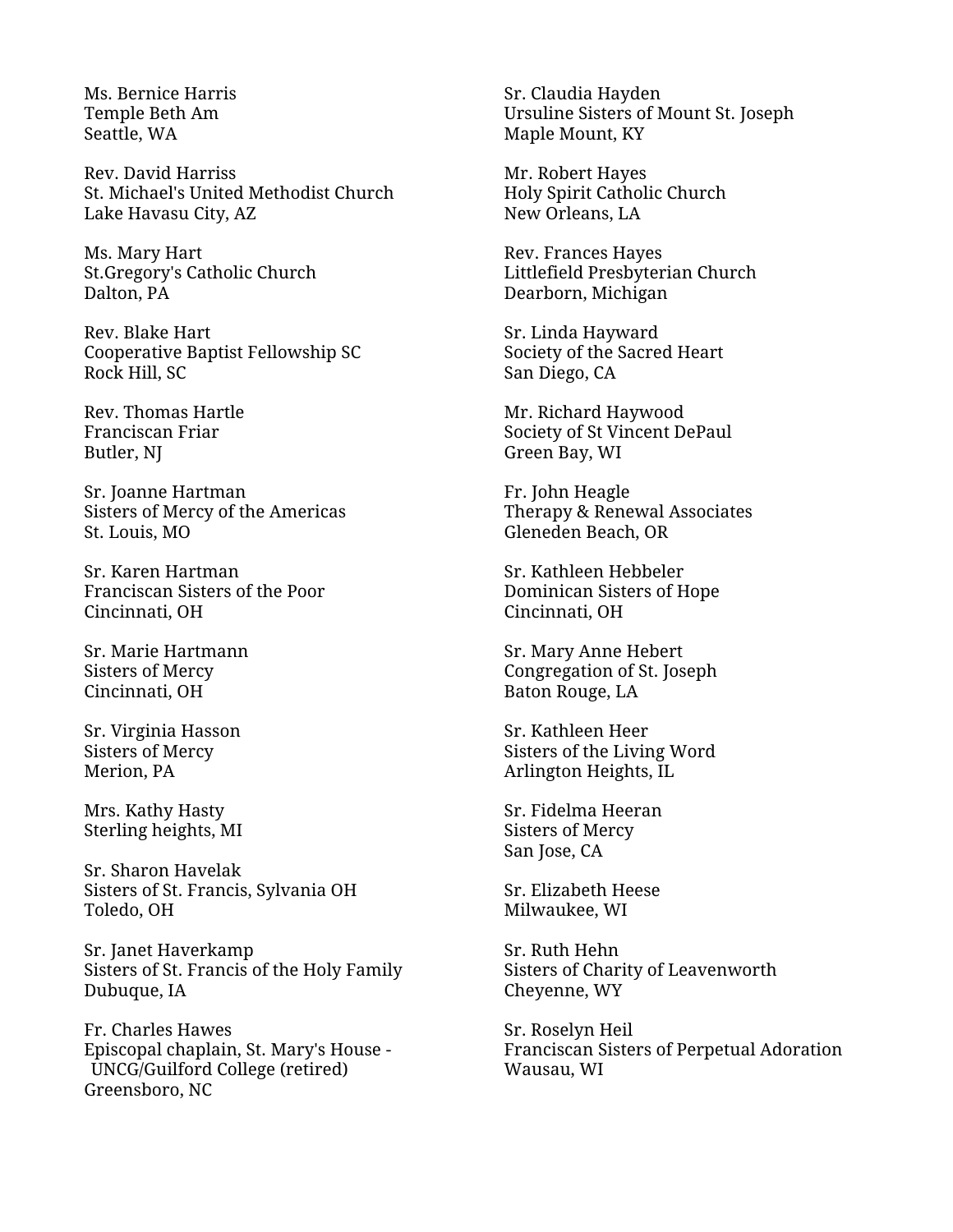Ms. Bernice Harris
Temple Beth Am
Seattle, WA

Rev. David Harriss
St. Michael's United Methodist Church
Lake Havasu City, AZ

Ms. Mary Hart
St.Gregory's Catholic Church
Dalton, PA

Rev. Blake Hart
Cooperative Baptist Fellowship SC
Rock Hill, SC

Rev. Thomas Hartle
Franciscan Friar
Butler, NJ

Sr. Joanne Hartman
Sisters of Mercy of the Americas
St. Louis, MO

Sr. Karen Hartman
Franciscan Sisters of the Poor
Cincinnati, OH

Sr. Marie Hartmann
Sisters of Mercy
Cincinnati, OH

Sr. Virginia Hasson
Sisters of Mercy
Merion, PA

Mrs. Kathy Hasty
Sterling heights, MI

Sr. Sharon Havelak
Sisters of St. Francis, Sylvania OH
Toledo, OH

Sr. Janet Haverkamp
Sisters of St. Francis of the Holy Family
Dubuque, IA

Fr. Charles Hawes
Episcopal chaplain, St. Mary's House - UNCG/Guilford College (retired)
Greensboro, NC

Sr. Claudia Hayden
Ursuline Sisters of Mount St. Joseph
Maple Mount, KY

Mr. Robert Hayes
Holy Spirit Catholic Church
New Orleans, LA

Rev. Frances Hayes
Littlefield Presbyterian Church
Dearborn, Michigan

Sr. Linda Hayward
Society of the Sacred Heart
San Diego, CA

Mr. Richard Haywood
Society of St Vincent DePaul
Green Bay, WI

Fr. John Heagle
Therapy & Renewal Associates
Gleneden Beach, OR

Sr. Kathleen Hebbeler
Dominican Sisters of Hope
Cincinnati, OH

Sr. Mary Anne Hebert
Congregation of St. Joseph
Baton Rouge, LA

Sr. Kathleen Heer
Sisters of the Living Word
Arlington Heights, IL

Sr. Fidelma Heeran
Sisters of Mercy
San Jose, CA

Sr. Elizabeth Heese
Milwaukee, WI

Sr. Ruth Hehn
Sisters of Charity of Leavenworth
Cheyenne, WY

Sr. Roselyn Heil
Franciscan Sisters of Perpetual Adoration
Wausau, WI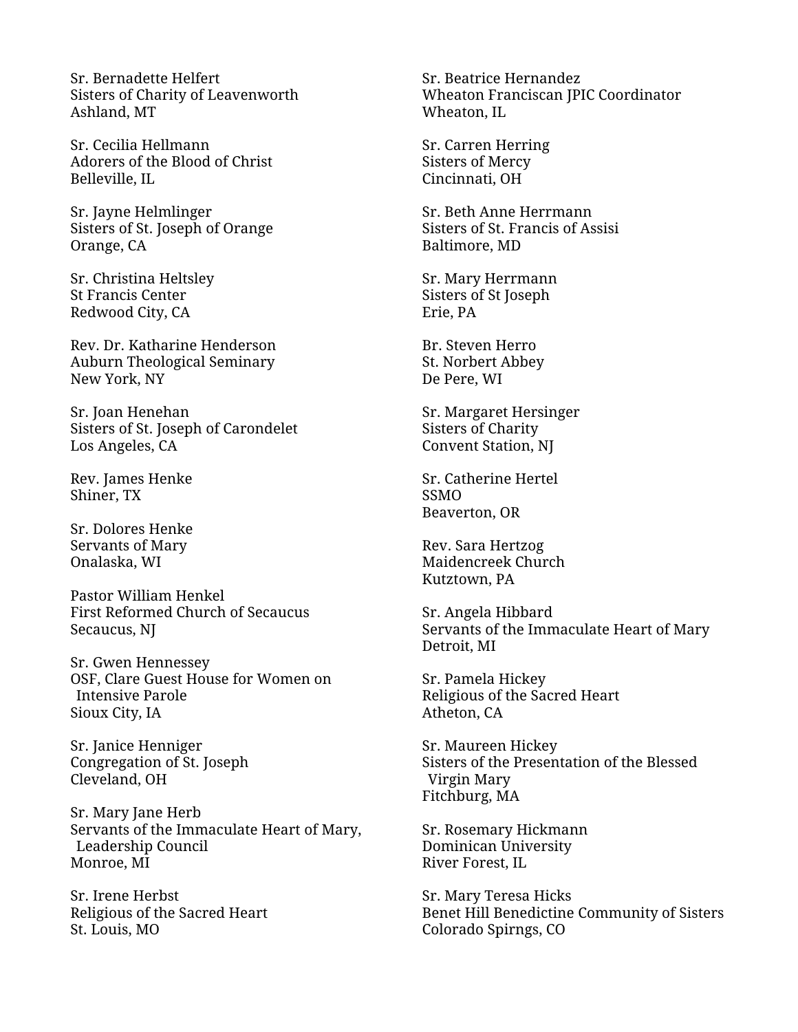Sr. Bernadette Helfert
Sisters of Charity of Leavenworth
Ashland, MT

Sr. Cecilia Hellmann
Adorers of the Blood of Christ
Belleville, IL

Sr. Jayne Helmlinger
Sisters of St. Joseph of Orange
Orange, CA

Sr. Christina Heltsley
St Francis Center
Redwood City, CA

Rev. Dr. Katharine Henderson
Auburn Theological Seminary
New York, NY

Sr. Joan Henehan
Sisters of St. Joseph of Carondelet
Los Angeles, CA

Rev. James Henke
Shiner, TX

Sr. Dolores Henke
Servants of Mary
Onalaska, WI

Pastor William Henkel
First Reformed Church of Secaucus
Secaucus, NJ

Sr. Gwen Hennessey
OSF, Clare Guest House for Women on Intensive Parole
Sioux City, IA

Sr. Janice Henniger
Congregation of St. Joseph
Cleveland, OH

Sr. Mary Jane Herb
Servants of the Immaculate Heart of Mary, Leadership Council
Monroe, MI

Sr. Irene Herbst
Religious of the Sacred Heart
St. Louis, MO

Sr. Beatrice Hernandez
Wheaton Franciscan JPIC Coordinator
Wheaton, IL

Sr. Carren Herring
Sisters of Mercy
Cincinnati, OH

Sr. Beth Anne Herrmann
Sisters of St. Francis of Assisi
Baltimore, MD

Sr. Mary Herrmann
Sisters of St Joseph
Erie, PA

Br. Steven Herro
St. Norbert Abbey
De Pere, WI

Sr. Margaret Hersinger
Sisters of Charity
Convent Station, NJ

Sr. Catherine Hertel
SSMO
Beaverton, OR

Rev. Sara Hertzog
Maidencreek Church
Kutztown, PA

Sr. Angela Hibbard
Servants of the Immaculate Heart of Mary
Detroit, MI

Sr. Pamela Hickey
Religious of the Sacred Heart
Atheton, CA

Sr. Maureen Hickey
Sisters of the Presentation of the Blessed Virgin Mary
Fitchburg, MA

Sr. Rosemary Hickmann
Dominican University
River Forest, IL

Sr. Mary Teresa Hicks
Benet Hill Benedictine Community of Sisters
Colorado Spirngs, CO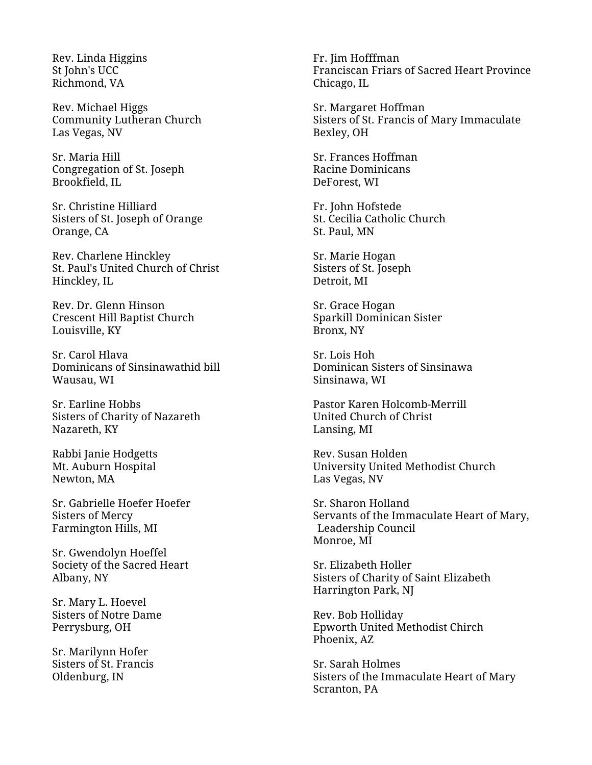Rev. Linda Higgins
St John's UCC
Richmond, VA

Rev. Michael Higgs
Community Lutheran Church
Las Vegas, NV

Sr. Maria Hill
Congregation of St. Joseph
Brookfield, IL

Sr. Christine Hilliard
Sisters of St. Joseph of Orange
Orange, CA

Rev. Charlene Hinckley
St. Paul's United Church of Christ
Hinckley, IL

Rev. Dr. Glenn Hinson
Crescent Hill Baptist Church
Louisville, KY

Sr. Carol Hlava
Dominicans of Sinsinawathid bill
Wausau, WI

Sr. Earline Hobbs
Sisters of Charity of Nazareth
Nazareth, KY

Rabbi Janie Hodgetts
Mt. Auburn Hospital
Newton, MA

Sr. Gabrielle Hoefer Hoefer
Sisters of Mercy
Farmington Hills, MI

Sr. Gwendolyn Hoeffel
Society of the Sacred Heart
Albany, NY

Sr. Mary L. Hoevel
Sisters of Notre Dame
Perrysburg, OH

Sr. Marilynn Hofer
Sisters of St. Francis
Oldenburg, IN

Fr. Jim Hofffman
Franciscan Friars of Sacred Heart Province
Chicago, IL

Sr. Margaret Hoffman
Sisters of St. Francis of Mary Immaculate
Bexley, OH

Sr. Frances Hoffman
Racine Dominicans
DeForest, WI

Fr. John Hofstede
St. Cecilia Catholic Church
St. Paul, MN

Sr. Marie Hogan
Sisters of St. Joseph
Detroit, MI

Sr. Grace Hogan
Sparkill Dominican Sister
Bronx, NY

Sr. Lois Hoh
Dominican Sisters of Sinsinawa
Sinsinawa, WI

Pastor Karen Holcomb-Merrill
United Church of Christ
Lansing, MI

Rev. Susan Holden
University United Methodist Church
Las Vegas, NV

Sr. Sharon Holland
Servants of the Immaculate Heart of Mary, Leadership Council
Monroe, MI

Sr. Elizabeth Holler
Sisters of Charity of Saint Elizabeth
Harrington Park, NJ

Rev. Bob Holliday
Epworth United Methodist Chirch
Phoenix, AZ

Sr. Sarah Holmes
Sisters of the Immaculate Heart of Mary
Scranton, PA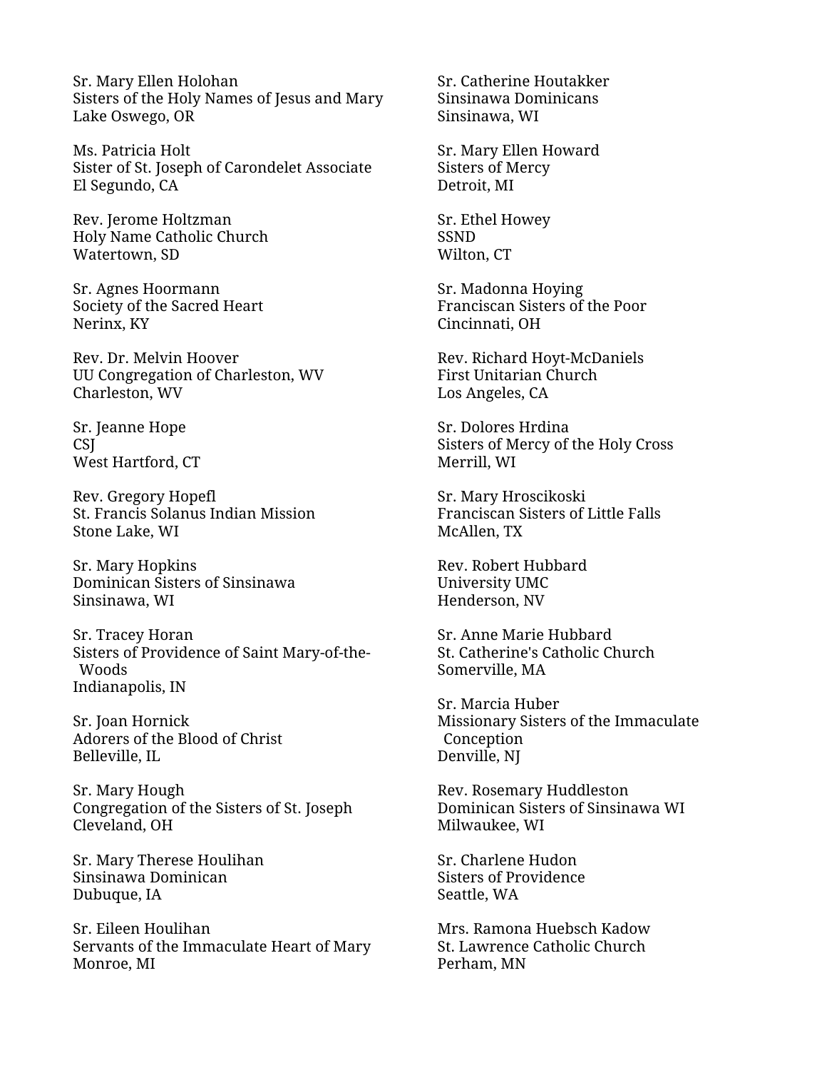Sr. Mary Ellen Holohan
Sisters of the Holy Names of Jesus and Mary
Lake Oswego, OR

Ms. Patricia Holt
Sister of St. Joseph of Carondelet Associate
El Segundo, CA

Rev. Jerome Holtzman
Holy Name Catholic Church
Watertown, SD

Sr. Agnes Hoormann
Society of the Sacred Heart
Nerinx, KY

Rev. Dr. Melvin Hoover
UU Congregation of Charleston, WV
Charleston, WV

Sr. Jeanne Hope
CSJ
West Hartford, CT

Rev. Gregory Hopefl
St. Francis Solanus Indian Mission
Stone Lake, WI

Sr. Mary Hopkins
Dominican Sisters of Sinsinawa
Sinsinawa, WI

Sr. Tracey Horan
Sisters of Providence of Saint Mary-of-the-Woods
Indianapolis, IN

Sr. Joan Hornick
Adorers of the Blood of Christ
Belleville, IL

Sr. Mary Hough
Congregation of the Sisters of St. Joseph
Cleveland, OH

Sr. Mary Therese Houlihan
Sinsinawa Dominican
Dubuque, IA

Sr. Eileen Houlihan
Servants of the Immaculate Heart of Mary
Monroe, MI

Sr. Catherine Houtakker
Sinsinawa Dominicans
Sinsinawa, WI

Sr. Mary Ellen Howard
Sisters of Mercy
Detroit, MI

Sr. Ethel Howey
SSND
Wilton, CT

Sr. Madonna Hoying
Franciscan Sisters of the Poor
Cincinnati, OH

Rev. Richard Hoyt-McDaniels
First Unitarian Church
Los Angeles, CA

Sr. Dolores Hrdina
Sisters of Mercy of the Holy Cross
Merrill, WI

Sr. Mary Hroscikoski
Franciscan Sisters of Little Falls
McAllen, TX

Rev. Robert Hubbard
University UMC
Henderson, NV

Sr. Anne Marie Hubbard
St. Catherine's Catholic Church
Somerville, MA

Sr. Marcia Huber
Missionary Sisters of the Immaculate Conception
Denville, NJ

Rev. Rosemary Huddleston
Dominican Sisters of Sinsinawa WI
Milwaukee, WI

Sr. Charlene Hudon
Sisters of Providence
Seattle, WA

Mrs. Ramona Huebsch Kadow
St. Lawrence Catholic Church
Perham, MN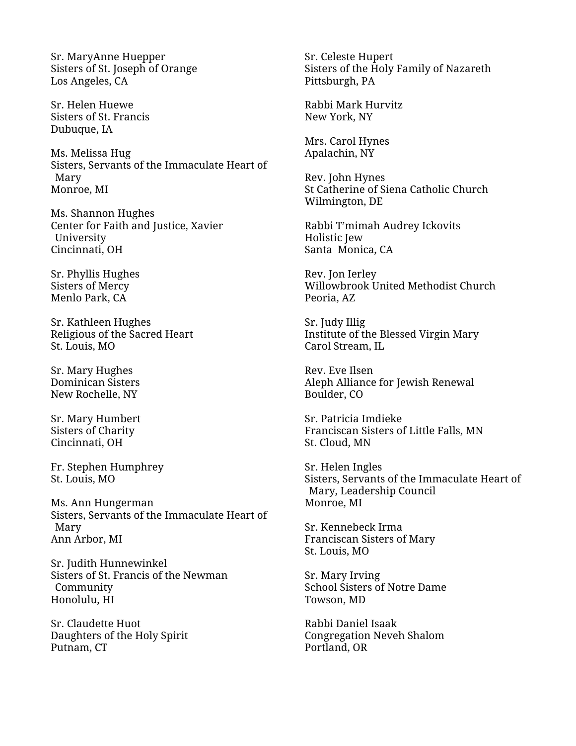Sr. MaryAnne Huepper
Sisters of St. Joseph of Orange
Los Angeles, CA

Sr. Helen Huewe
Sisters of St. Francis
Dubuque, IA

Ms. Melissa Hug
Sisters, Servants of the Immaculate Heart of Mary
Monroe, MI

Ms. Shannon Hughes
Center for Faith and Justice, Xavier University
Cincinnati, OH

Sr. Phyllis Hughes
Sisters of Mercy
Menlo Park, CA

Sr. Kathleen Hughes
Religious of the Sacred Heart
St. Louis, MO

Sr. Mary Hughes
Dominican Sisters
New Rochelle, NY

Sr. Mary Humbert
Sisters of Charity
Cincinnati, OH

Fr. Stephen Humphrey
St. Louis, MO

Ms. Ann Hungerman
Sisters, Servants of the Immaculate Heart of Mary
Ann Arbor, MI

Sr. Judith Hunnewinkel
Sisters of St. Francis of the Newman Community
Honolulu, HI

Sr. Claudette Huot
Daughters of the Holy Spirit
Putnam, CT

Sr. Celeste Hupert
Sisters of the Holy Family of Nazareth
Pittsburgh, PA

Rabbi Mark Hurvitz
New York, NY

Mrs. Carol Hynes
Apalachin, NY

Rev. John Hynes
St Catherine of Siena Catholic Church
Wilmington, DE

Rabbi T'mimah Audrey Ickovits
Holistic Jew
Santa Monica, CA

Rev. Jon Ierley
Willowbrook United Methodist Church
Peoria, AZ

Sr. Judy Illig
Institute of the Blessed Virgin Mary
Carol Stream, IL

Rev. Eve Ilsen
Aleph Alliance for Jewish Renewal
Boulder, CO

Sr. Patricia Imdieke
Franciscan Sisters of Little Falls, MN
St. Cloud, MN

Sr. Helen Ingles
Sisters, Servants of the Immaculate Heart of Mary, Leadership Council
Monroe, MI

Sr. Kennebeck Irma
Franciscan Sisters of Mary
St. Louis, MO

Sr. Mary Irving
School Sisters of Notre Dame
Towson, MD

Rabbi Daniel Isaak
Congregation Neveh Shalom
Portland, OR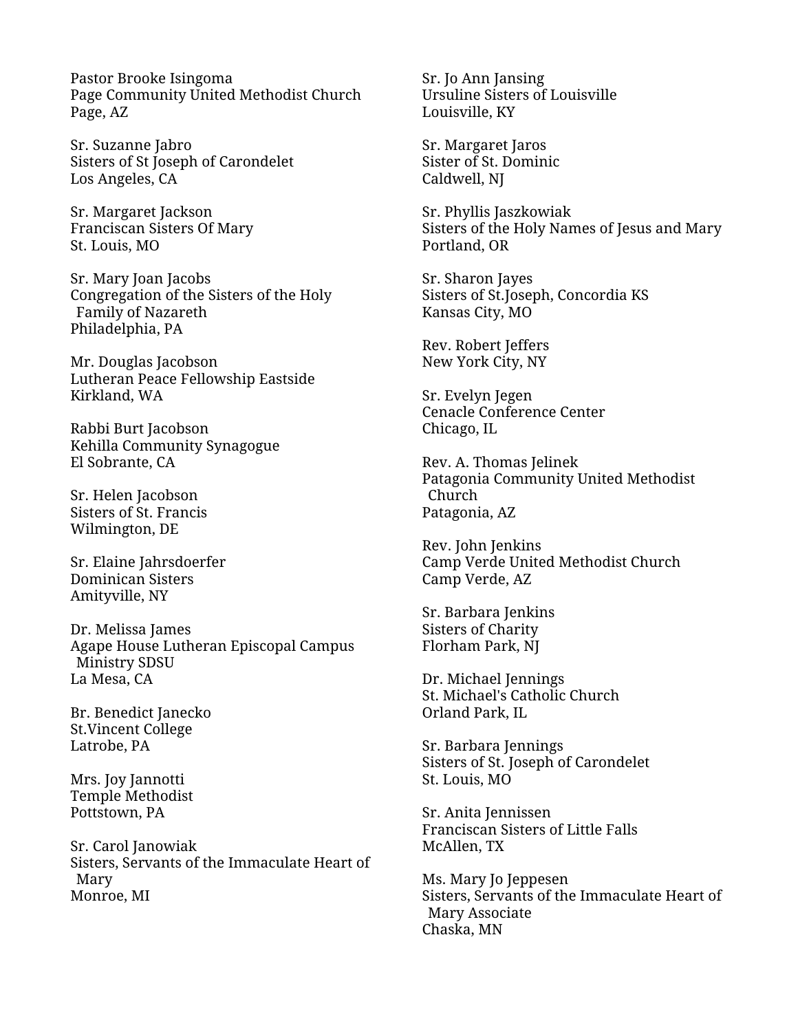Pastor Brooke Isingoma
Page Community United Methodist Church
Page, AZ

Sr. Suzanne Jabro
Sisters of St Joseph of Carondelet
Los Angeles, CA

Sr. Margaret Jackson
Franciscan Sisters Of Mary
St. Louis, MO

Sr. Mary Joan Jacobs
Congregation of the Sisters of the Holy Family of Nazareth
Philadelphia, PA

Mr. Douglas Jacobson
Lutheran Peace Fellowship Eastside
Kirkland, WA

Rabbi Burt Jacobson
Kehilla Community Synagogue
El Sobrante, CA

Sr. Helen Jacobson
Sisters of St. Francis
Wilmington, DE

Sr. Elaine Jahrsdoerfer
Dominican Sisters
Amityville, NY

Dr. Melissa James
Agape House Lutheran Episcopal Campus Ministry SDSU
La Mesa, CA

Br. Benedict Janecko
St.Vincent College
Latrobe, PA

Mrs. Joy Jannotti
Temple Methodist
Pottstown, PA

Sr. Carol Janowiak
Sisters, Servants of the Immaculate Heart of Mary
Monroe, MI

Sr. Jo Ann Jansing
Ursuline Sisters of Louisville
Louisville, KY

Sr. Margaret Jaros
Sister of St. Dominic
Caldwell, NJ

Sr. Phyllis Jaszkowiak
Sisters of the Holy Names of Jesus and Mary
Portland, OR

Sr. Sharon Jayes
Sisters of St.Joseph, Concordia KS
Kansas City, MO

Rev. Robert Jeffers
New York City, NY

Sr. Evelyn Jegen
Cenacle Conference Center
Chicago, IL

Rev. A. Thomas Jelinek
Patagonia Community United Methodist Church
Patagonia, AZ

Rev. John Jenkins
Camp Verde United Methodist Church
Camp Verde, AZ

Sr. Barbara Jenkins
Sisters of Charity
Florham Park, NJ

Dr. Michael Jennings
St. Michael's Catholic Church
Orland Park, IL

Sr. Barbara Jennings
Sisters of St. Joseph of Carondelet
St. Louis, MO

Sr. Anita Jennissen
Franciscan Sisters of Little Falls
McAllen, TX

Ms. Mary Jo Jeppesen
Sisters, Servants of the Immaculate Heart of Mary Associate
Chaska, MN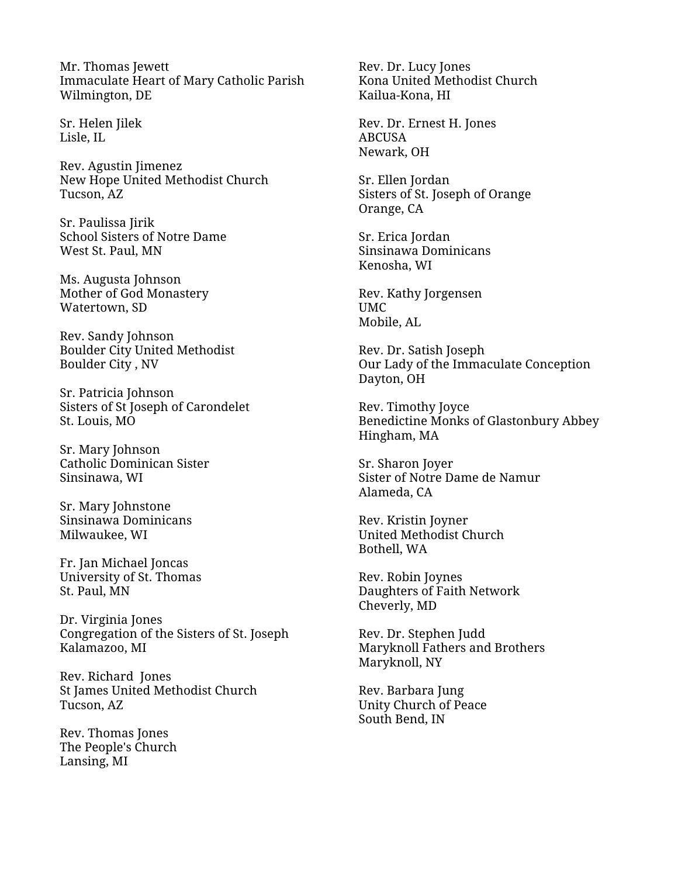Mr. Thomas Jewett
Immaculate Heart of Mary Catholic Parish
Wilmington, DE

Sr. Helen Jilek
Lisle, IL

Rev. Agustin Jimenez
New Hope United Methodist Church
Tucson, AZ

Sr. Paulissa Jirik
School Sisters of Notre Dame
West St. Paul, MN

Ms. Augusta Johnson
Mother of God Monastery
Watertown, SD

Rev. Sandy Johnson
Boulder City United Methodist
Boulder City , NV

Sr. Patricia Johnson
Sisters of St Joseph of Carondelet
St. Louis, MO

Sr. Mary Johnson
Catholic Dominican Sister
Sinsinawa, WI

Sr. Mary Johnstone
Sinsinawa Dominicans
Milwaukee, WI

Fr. Jan Michael Joncas
University of St. Thomas
St. Paul, MN

Dr. Virginia Jones
Congregation of the Sisters of St. Joseph
Kalamazoo, MI

Rev. Richard  Jones
St James United Methodist Church
Tucson, AZ

Rev. Thomas Jones
The People's Church
Lansing, MI

Rev. Dr. Lucy Jones
Kona United Methodist Church
Kailua-Kona, HI

Rev. Dr. Ernest H. Jones
ABCUSA
Newark, OH

Sr. Ellen Jordan
Sisters of St. Joseph of Orange
Orange, CA

Sr. Erica Jordan
Sinsinawa Dominicans
Kenosha, WI

Rev. Kathy Jorgensen
UMC
Mobile, AL

Rev. Dr. Satish Joseph
Our Lady of the Immaculate Conception
Dayton, OH

Rev. Timothy Joyce
Benedictine Monks of Glastonbury Abbey
Hingham, MA

Sr. Sharon Joyer
Sister of Notre Dame de Namur
Alameda, CA

Rev. Kristin Joyner
United Methodist Church
Bothell, WA

Rev. Robin Joynes
Daughters of Faith Network
Cheverly, MD

Rev. Dr. Stephen Judd
Maryknoll Fathers and Brothers
Maryknoll, NY

Rev. Barbara Jung
Unity Church of Peace
South Bend, IN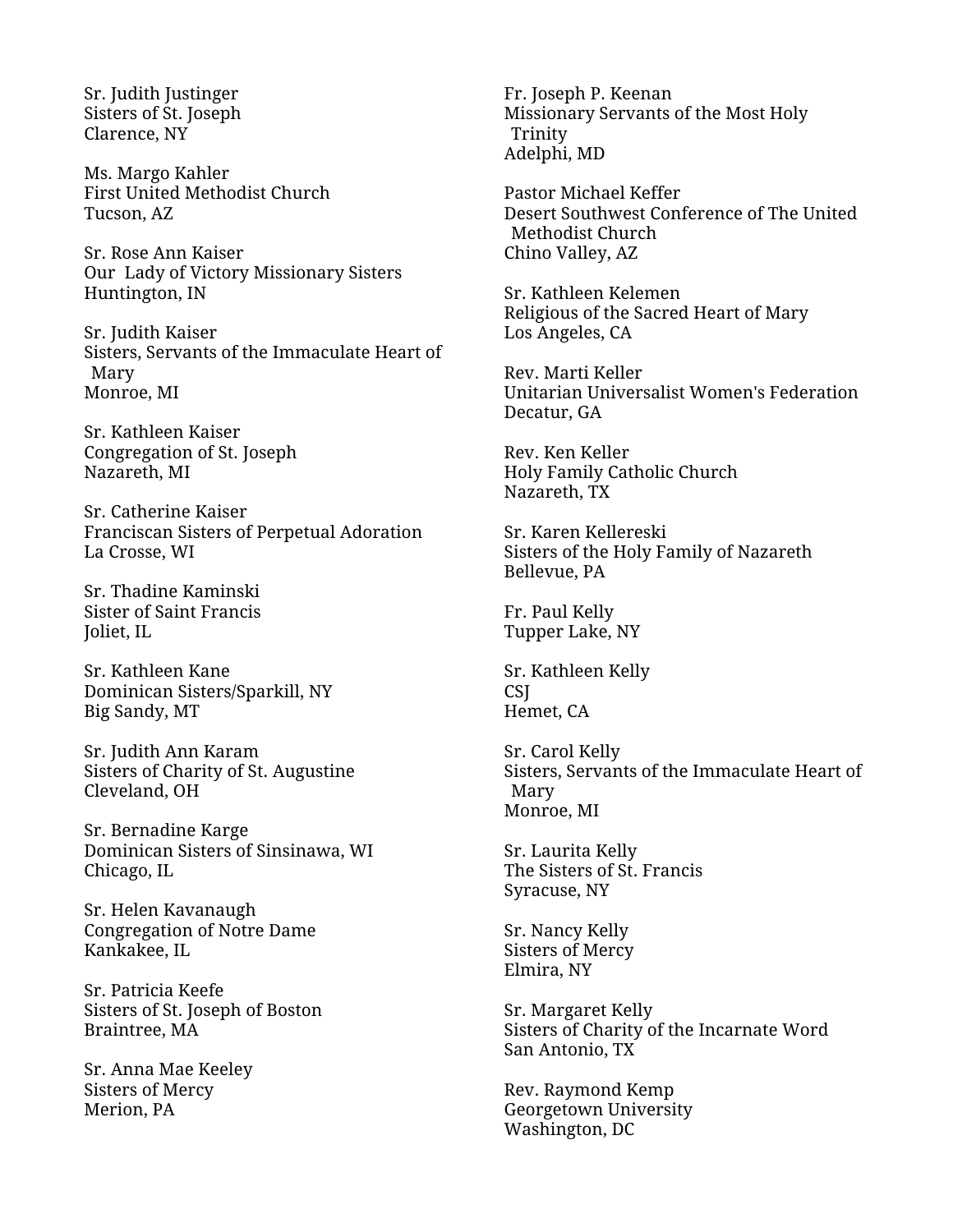Sr. Judith Justinger
Sisters of St. Joseph
Clarence, NY

Ms. Margo Kahler
First United Methodist Church
Tucson, AZ

Sr. Rose Ann Kaiser
Our Lady of Victory Missionary Sisters
Huntington, IN

Sr. Judith Kaiser
Sisters, Servants of the Immaculate Heart of Mary
Monroe, MI

Sr. Kathleen Kaiser
Congregation of St. Joseph
Nazareth, MI

Sr. Catherine Kaiser
Franciscan Sisters of Perpetual Adoration
La Crosse, WI

Sr. Thadine Kaminski
Sister of Saint Francis
Joliet, IL

Sr. Kathleen Kane
Dominican Sisters/Sparkill, NY
Big Sandy, MT

Sr. Judith Ann Karam
Sisters of Charity of St. Augustine
Cleveland, OH

Sr. Bernadine Karge
Dominican Sisters of Sinsinawa, WI
Chicago, IL

Sr. Helen Kavanaugh
Congregation of Notre Dame
Kankakee, IL

Sr. Patricia Keefe
Sisters of St. Joseph of Boston
Braintree, MA

Sr. Anna Mae Keeley
Sisters of Mercy
Merion, PA

Fr. Joseph P. Keenan
Missionary Servants of the Most Holy Trinity
Adelphi, MD

Pastor Michael Keffer
Desert Southwest Conference of The United Methodist Church
Chino Valley, AZ

Sr. Kathleen Kelemen
Religious of the Sacred Heart of Mary
Los Angeles, CA

Rev. Marti Keller
Unitarian Universalist Women's Federation
Decatur, GA

Rev. Ken Keller
Holy Family Catholic Church
Nazareth, TX

Sr. Karen Kellereski
Sisters of the Holy Family of Nazareth
Bellevue, PA

Fr. Paul Kelly
Tupper Lake, NY

Sr. Kathleen Kelly
CSJ
Hemet, CA

Sr. Carol Kelly
Sisters, Servants of the Immaculate Heart of Mary
Monroe, MI

Sr. Laurita Kelly
The Sisters of St. Francis
Syracuse, NY

Sr. Nancy Kelly
Sisters of Mercy
Elmira, NY

Sr. Margaret Kelly
Sisters of Charity of the Incarnate Word
San Antonio, TX

Rev. Raymond Kemp
Georgetown University
Washington, DC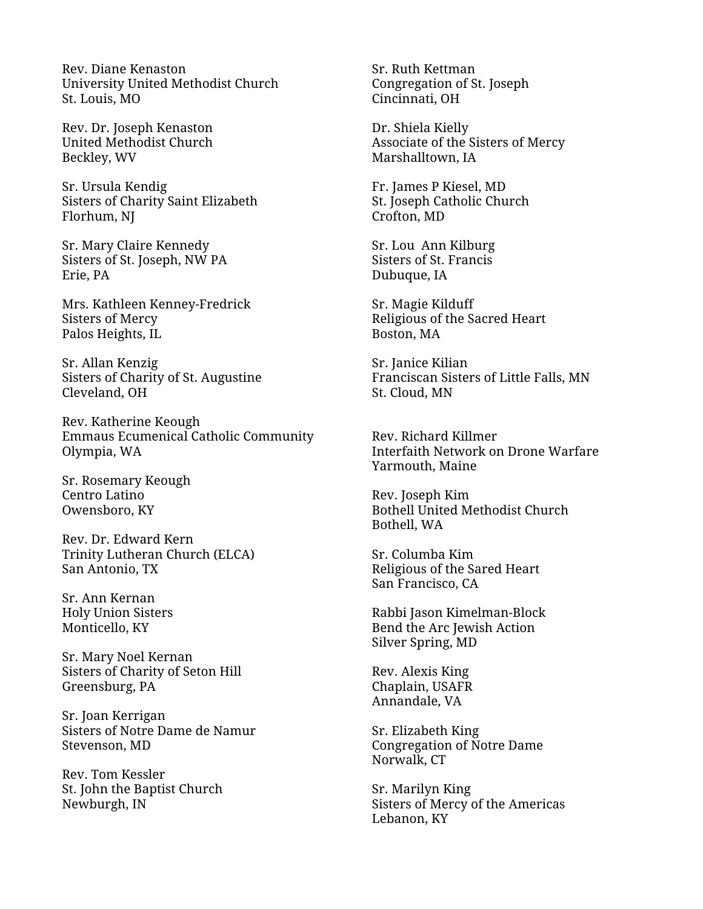Rev. Diane Kenaston
University United Methodist Church
St. Louis, MO

Rev. Dr. Joseph Kenaston
United Methodist Church
Beckley, WV

Sr. Ursula Kendig
Sisters of Charity Saint Elizabeth
Florhum, NJ

Sr. Mary Claire Kennedy
Sisters of St. Joseph, NW PA
Erie, PA

Mrs. Kathleen Kenney-Fredrick
Sisters of Mercy
Palos Heights, IL

Sr. Allan Kenzig
Sisters of Charity of St. Augustine
Cleveland, OH

Rev. Katherine Keough
Emmaus Ecumenical Catholic Community
Olympia, WA

Sr. Rosemary Keough
Centro Latino
Owensboro, KY

Rev. Dr. Edward Kern
Trinity Lutheran Church (ELCA)
San Antonio, TX

Sr. Ann Kernan
Holy Union Sisters
Monticello, KY

Sr. Mary Noel Kernan
Sisters of Charity of Seton Hill
Greensburg, PA

Sr. Joan Kerrigan
Sisters of Notre Dame de Namur
Stevenson, MD

Rev. Tom Kessler
St. John the Baptist Church
Newburgh, IN

Sr. Ruth Kettman
Congregation of St. Joseph
Cincinnati, OH

Dr. Shiela Kielly
Associate of the Sisters of Mercy
Marshalltown, IA

Fr. James P Kiesel, MD
St. Joseph Catholic Church
Crofton, MD

Sr. Lou Ann Kilburg
Sisters of St. Francis
Dubuque, IA

Sr. Magie Kilduff
Religious of the Sacred Heart
Boston, MA

Sr. Janice Kilian
Franciscan Sisters of Little Falls, MN
St. Cloud, MN

Rev. Richard Killmer
Interfaith Network on Drone Warfare
Yarmouth, Maine

Rev. Joseph Kim
Bothell United Methodist Church
Bothell, WA

Sr. Columba Kim
Religious of the Sared Heart
San Francisco, CA

Rabbi Jason Kimelman-Block
Bend the Arc Jewish Action
Silver Spring, MD

Rev. Alexis King
Chaplain, USAFR
Annandale, VA

Sr. Elizabeth King
Congregation of Notre Dame
Norwalk, CT

Sr. Marilyn King
Sisters of Mercy of the Americas
Lebanon, KY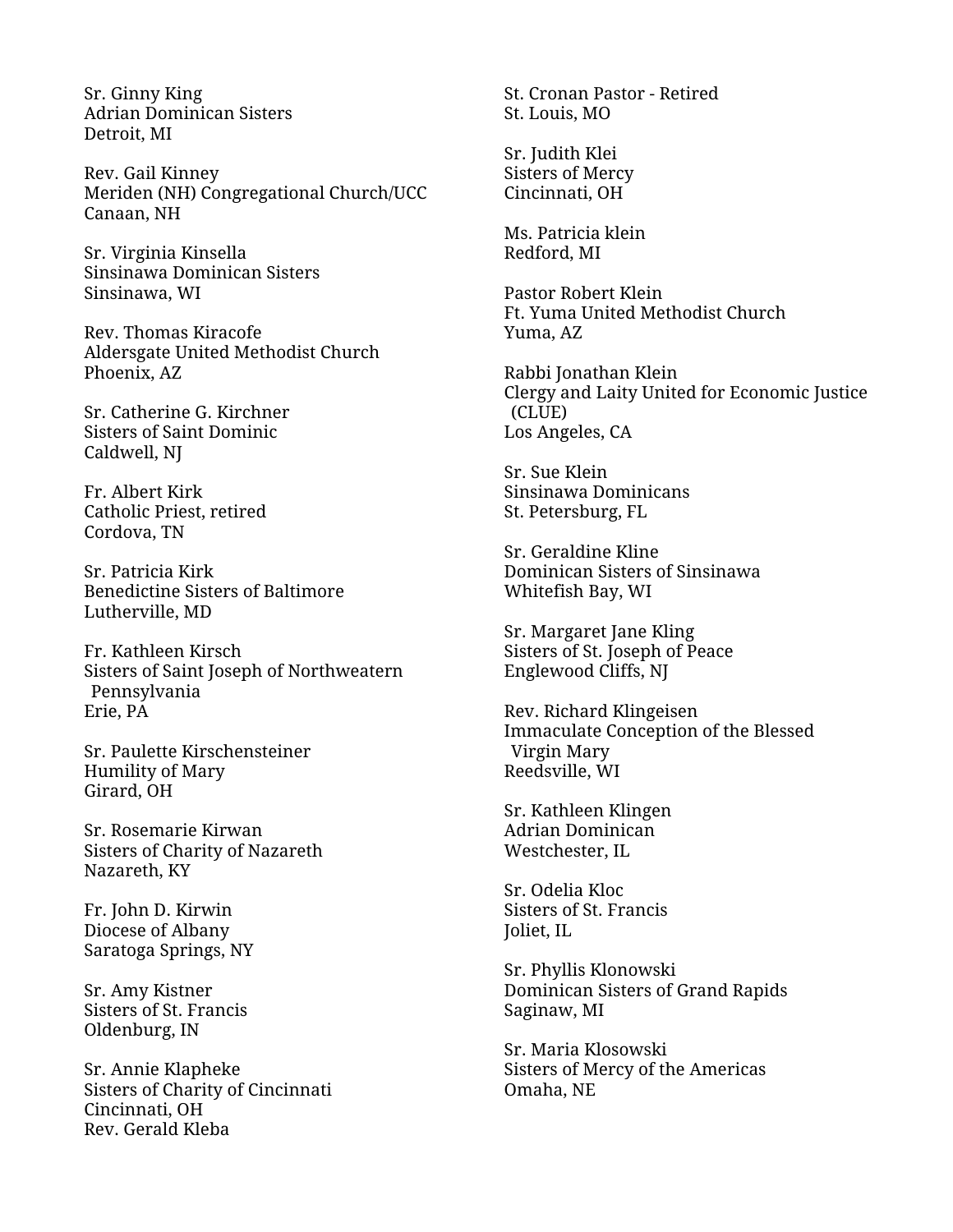Sr. Ginny King
Adrian Dominican Sisters
Detroit, MI

Rev. Gail Kinney
Meriden (NH) Congregational Church/UCC
Canaan, NH

Sr. Virginia Kinsella
Sinsinawa Dominican Sisters
Sinsinawa, WI

Rev. Thomas Kiracofe
Aldersgate United Methodist Church
Phoenix, AZ

Sr. Catherine G. Kirchner
Sisters of Saint Dominic
Caldwell, NJ

Fr. Albert Kirk
Catholic Priest, retired
Cordova, TN

Sr. Patricia Kirk
Benedictine Sisters of Baltimore
Lutherville, MD

Fr. Kathleen Kirsch
Sisters of Saint Joseph of Northweatern Pennsylvania
Erie, PA

Sr. Paulette Kirschensteiner
Humility of Mary
Girard, OH

Sr. Rosemarie Kirwan
Sisters of Charity of Nazareth
Nazareth, KY

Fr. John D. Kirwin
Diocese of Albany
Saratoga Springs, NY

Sr. Amy Kistner
Sisters of St. Francis
Oldenburg, IN

Sr. Annie Klapheke
Sisters of Charity of Cincinnati
Cincinnati, OH

Rev. Gerald Kleba
St. Cronan Pastor - Retired
St. Louis, MO

Sr. Judith Klei
Sisters of Mercy
Cincinnati, OH

Ms. Patricia klein
Redford, MI

Pastor Robert Klein
Ft. Yuma United Methodist Church
Yuma, AZ

Rabbi Jonathan Klein
Clergy and Laity United for Economic Justice (CLUE)
Los Angeles, CA

Sr. Sue Klein
Sinsinawa Dominicans
St. Petersburg, FL

Sr. Geraldine Kline
Dominican Sisters of Sinsinawa
Whitefish Bay, WI

Sr. Margaret Jane Kling
Sisters of St. Joseph of Peace
Englewood Cliffs, NJ

Rev. Richard Klingeisen
Immaculate Conception of the Blessed Virgin Mary
Reedsville, WI

Sr. Kathleen Klingen
Adrian Dominican
Westchester, IL

Sr. Odelia Kloc
Sisters of St. Francis
Joliet, IL

Sr. Phyllis Klonowski
Dominican Sisters of Grand Rapids
Saginaw, MI

Sr. Maria Klosowski
Sisters of Mercy of the Americas
Omaha, NE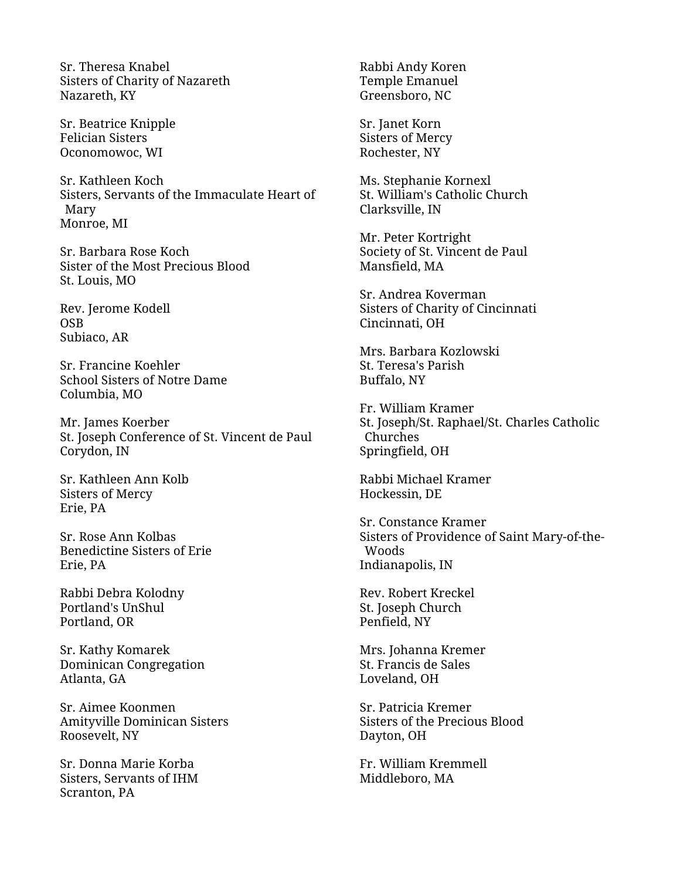Sr. Theresa Knabel
Sisters of Charity of Nazareth
Nazareth, KY

Sr. Beatrice Knipple
Felician Sisters
Oconomowoc, WI

Sr. Kathleen Koch
Sisters, Servants of the Immaculate Heart of Mary
Monroe, MI

Sr. Barbara Rose Koch
Sister of the Most Precious Blood
St. Louis, MO

Rev. Jerome Kodell
OSB
Subiaco, AR

Sr. Francine Koehler
School Sisters of Notre Dame
Columbia, MO

Mr. James Koerber
St. Joseph Conference of St. Vincent de Paul
Corydon, IN

Sr. Kathleen Ann Kolb
Sisters of Mercy
Erie, PA

Sr. Rose Ann Kolbas
Benedictine Sisters of Erie
Erie, PA

Rabbi Debra Kolodny
Portland's UnShul
Portland, OR

Sr. Kathy Komarek
Dominican Congregation
Atlanta, GA

Sr. Aimee Koonmen
Amityville Dominican Sisters
Roosevelt, NY

Sr. Donna Marie Korba
Sisters, Servants of IHM
Scranton, PA

Rabbi Andy Koren
Temple Emanuel
Greensboro, NC

Sr. Janet Korn
Sisters of Mercy
Rochester, NY

Ms. Stephanie Kornexl
St. William's Catholic Church
Clarksville, IN

Mr. Peter Kortright
Society of St. Vincent de Paul
Mansfield, MA

Sr. Andrea Koverman
Sisters of Charity of Cincinnati
Cincinnati, OH

Mrs. Barbara Kozlowski
St. Teresa's Parish
Buffalo, NY

Fr. William Kramer
St. Joseph/St. Raphael/St. Charles Catholic Churches
Springfield, OH

Rabbi Michael Kramer
Hockessin, DE

Sr. Constance Kramer
Sisters of Providence of Saint Mary-of-the-Woods
Indianapolis, IN

Rev. Robert Kreckel
St. Joseph Church
Penfield, NY

Mrs. Johanna Kremer
St. Francis de Sales
Loveland, OH

Sr. Patricia Kremer
Sisters of the Precious Blood
Dayton, OH

Fr. William Kremmell
Middleboro, MA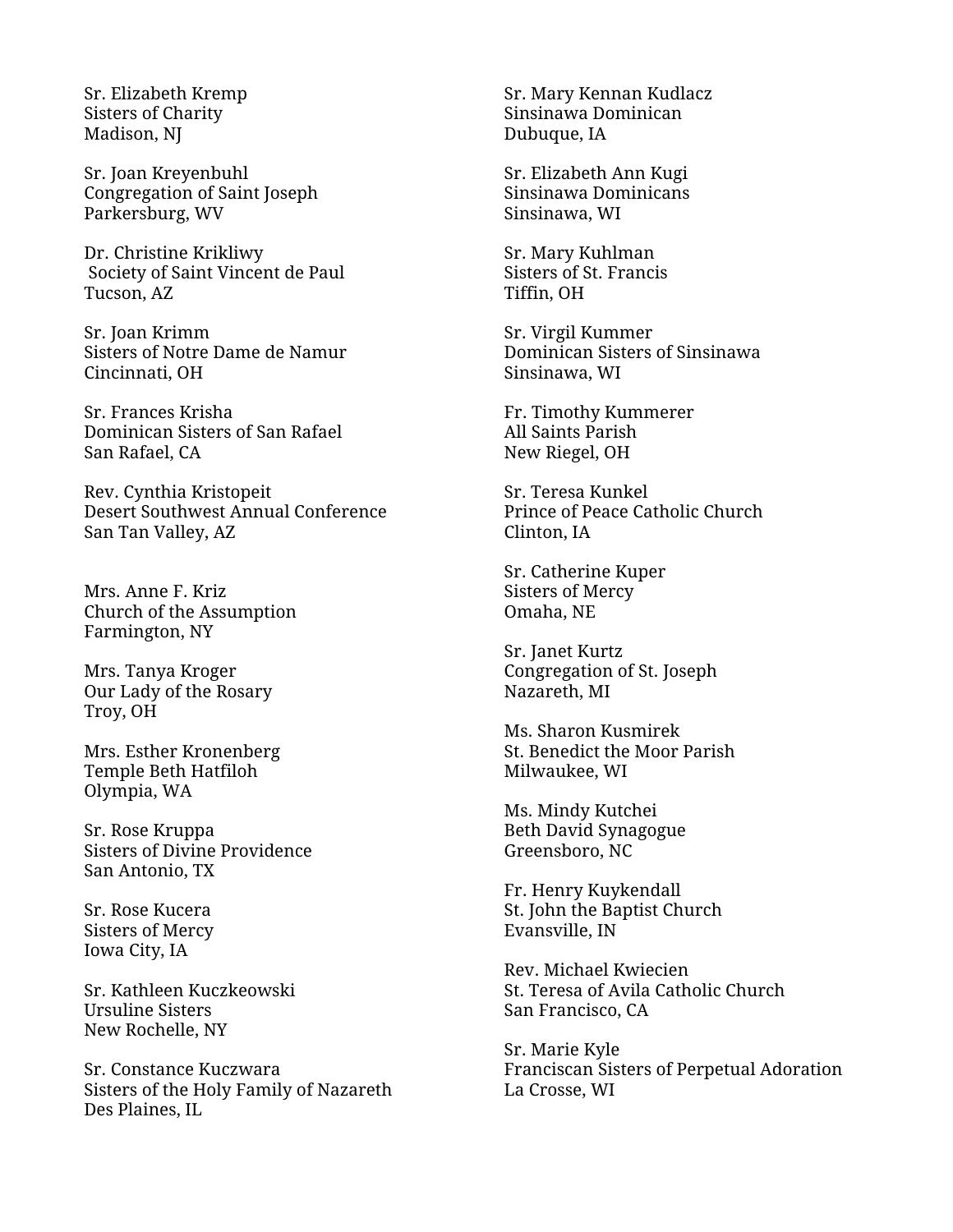Sr. Elizabeth Kremp
Sisters of Charity
Madison, NJ

Sr. Joan Kreyenbuhl
Congregation of Saint Joseph
Parkersburg, WV

Dr. Christine Krikliwy
Society of Saint Vincent de Paul
Tucson, AZ

Sr. Joan Krimm
Sisters of Notre Dame de Namur
Cincinnati, OH

Sr. Frances Krisha
Dominican Sisters of San Rafael
San Rafael, CA

Rev. Cynthia Kristopeit
Desert Southwest Annual Conference
San Tan Valley, AZ

Mrs. Anne F. Kriz
Church of the Assumption
Farmington, NY

Mrs. Tanya Kroger
Our Lady of the Rosary
Troy, OH

Mrs. Esther Kronenberg
Temple Beth Hatfiloh
Olympia, WA

Sr. Rose Kruppa
Sisters of Divine Providence
San Antonio, TX

Sr. Rose Kucera
Sisters of Mercy
Iowa City, IA

Sr. Kathleen Kuczkeowski
Ursuline Sisters
New Rochelle, NY

Sr. Constance Kuczwara
Sisters of the Holy Family of Nazareth
Des Plaines, IL

Sr. Mary Kennan Kudlacz
Sinsinawa Dominican
Dubuque, IA

Sr. Elizabeth Ann Kugi
Sinsinawa Dominicans
Sinsinawa, WI

Sr. Mary Kuhlman
Sisters of St. Francis
Tiffin, OH

Sr. Virgil Kummer
Dominican Sisters of Sinsinawa
Sinsinawa, WI

Fr. Timothy Kummerer
All Saints Parish
New Riegel, OH

Sr. Teresa Kunkel
Prince of Peace Catholic Church
Clinton, IA

Sr. Catherine Kuper
Sisters of Mercy
Omaha, NE

Sr. Janet Kurtz
Congregation of St. Joseph
Nazareth, MI

Ms. Sharon Kusmirek
St. Benedict the Moor Parish
Milwaukee, WI

Ms. Mindy Kutchei
Beth David Synagogue
Greensboro, NC

Fr. Henry Kuykendall
St. John the Baptist Church
Evansville, IN

Rev. Michael Kwiecien
St. Teresa of Avila Catholic Church
San Francisco, CA

Sr. Marie Kyle
Franciscan Sisters of Perpetual Adoration
La Crosse, WI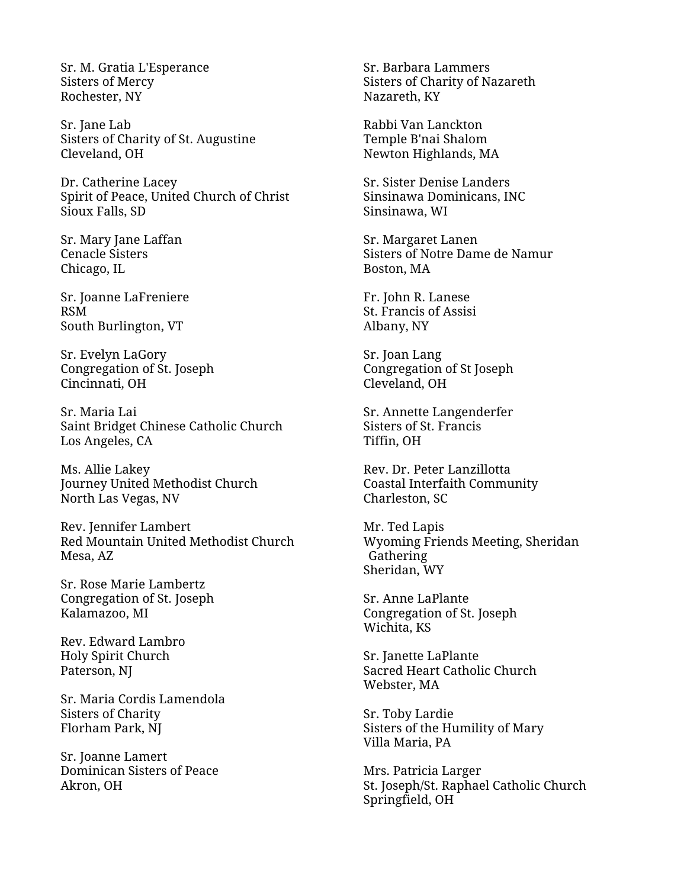Sr. M. Gratia L'Esperance
Sisters of Mercy
Rochester, NY

Sr. Jane Lab
Sisters of Charity of St. Augustine
Cleveland, OH

Dr. Catherine Lacey
Spirit of Peace, United Church of Christ
Sioux Falls, SD

Sr. Mary Jane Laffan
Cenacle Sisters
Chicago, IL

Sr. Joanne LaFreniere
RSM
South Burlington, VT

Sr. Evelyn LaGory
Congregation of St. Joseph
Cincinnati, OH

Sr. Maria Lai
Saint Bridget Chinese Catholic Church
Los Angeles, CA

Ms. Allie Lakey
Journey United Methodist Church
North Las Vegas, NV

Rev. Jennifer Lambert
Red Mountain United Methodist Church
Mesa, AZ

Sr. Rose Marie Lambertz
Congregation of St. Joseph
Kalamazoo, MI

Rev. Edward Lambro
Holy Spirit Church
Paterson, NJ

Sr. Maria Cordis Lamendola
Sisters of Charity
Florham Park, NJ

Sr. Joanne Lamert
Dominican Sisters of Peace
Akron, OH

Sr. Barbara Lammers
Sisters of Charity of Nazareth
Nazareth, KY

Rabbi Van Lanckton
Temple B'nai Shalom
Newton Highlands, MA

Sr. Sister Denise Landers
Sinsinawa Dominicans, INC
Sinsinawa, WI

Sr. Margaret Lanen
Sisters of Notre Dame de Namur
Boston, MA

Fr. John R. Lanese
St. Francis of Assisi
Albany, NY

Sr. Joan Lang
Congregation of St Joseph
Cleveland, OH

Sr. Annette Langenderfer
Sisters of St. Francis
Tiffin, OH

Rev. Dr. Peter Lanzillotta
Coastal Interfaith Community
Charleston, SC

Mr. Ted Lapis
Wyoming Friends Meeting, Sheridan Gathering
Sheridan, WY

Sr. Anne LaPlante
Congregation of St. Joseph
Wichita, KS

Sr. Janette LaPlante
Sacred Heart Catholic Church
Webster, MA

Sr. Toby Lardie
Sisters of the Humility of Mary
Villa Maria, PA

Mrs. Patricia Larger
St. Joseph/St. Raphael Catholic Church
Springfield, OH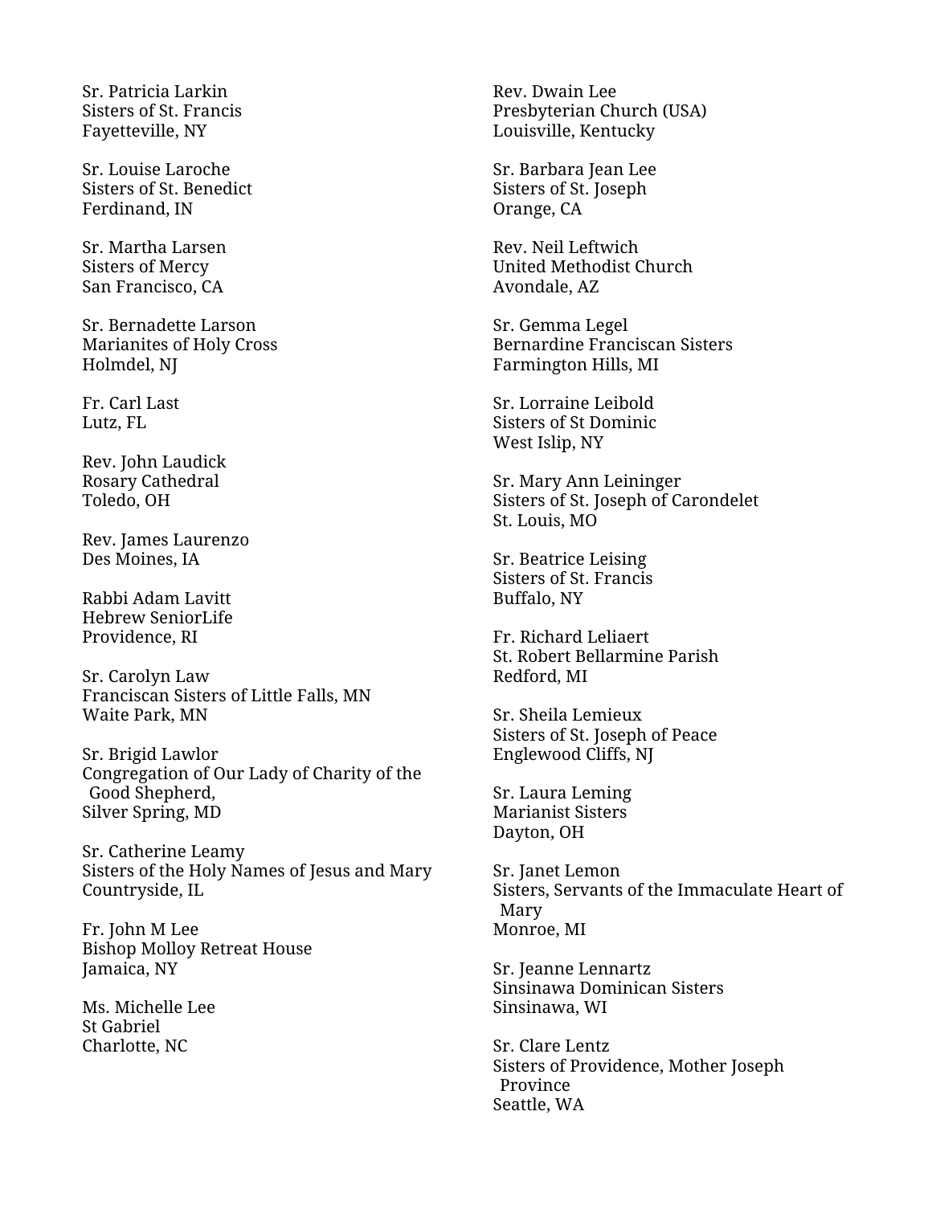Sr. Patricia Larkin
Sisters of St. Francis
Fayetteville, NY

Sr. Louise Laroche
Sisters of St. Benedict
Ferdinand, IN

Sr. Martha Larsen
Sisters of Mercy
San Francisco, CA

Sr. Bernadette Larson
Marianites of Holy Cross
Holmdel, NJ

Fr. Carl Last
Lutz, FL

Rev. John Laudick
Rosary Cathedral
Toledo, OH

Rev. James Laurenzo
Des Moines, IA

Rabbi Adam Lavitt
Hebrew SeniorLife
Providence, RI

Sr. Carolyn Law
Franciscan Sisters of Little Falls, MN
Waite Park, MN

Sr. Brigid Lawlor
Congregation of Our Lady of Charity of the Good Shepherd,
Silver Spring, MD

Sr. Catherine Leamy
Sisters of the Holy Names of Jesus and Mary
Countryside, IL

Fr. John M Lee
Bishop Molloy Retreat House
Jamaica, NY

Ms. Michelle Lee
St Gabriel
Charlotte, NC

Rev. Dwain Lee
Presbyterian Church (USA)
Louisville, Kentucky

Sr. Barbara Jean Lee
Sisters of St. Joseph
Orange, CA

Rev. Neil Leftwich
United Methodist Church
Avondale, AZ

Sr. Gemma Legel
Bernardine Franciscan Sisters
Farmington Hills, MI

Sr. Lorraine Leibold
Sisters of St Dominic
West Islip, NY

Sr. Mary Ann Leininger
Sisters of St. Joseph of Carondelet
St. Louis, MO

Sr. Beatrice Leising
Sisters of St. Francis
Buffalo, NY

Fr. Richard Leliaert
St. Robert Bellarmine Parish
Redford, MI

Sr. Sheila Lemieux
Sisters of St. Joseph of Peace
Englewood Cliffs, NJ

Sr. Laura Leming
Marianist Sisters
Dayton, OH

Sr. Janet Lemon
Sisters, Servants of the Immaculate Heart of Mary
Monroe, MI

Sr. Jeanne Lennartz
Sinsinawa Dominican Sisters
Sinsinawa, WI

Sr. Clare Lentz
Sisters of Providence, Mother Joseph Province
Seattle, WA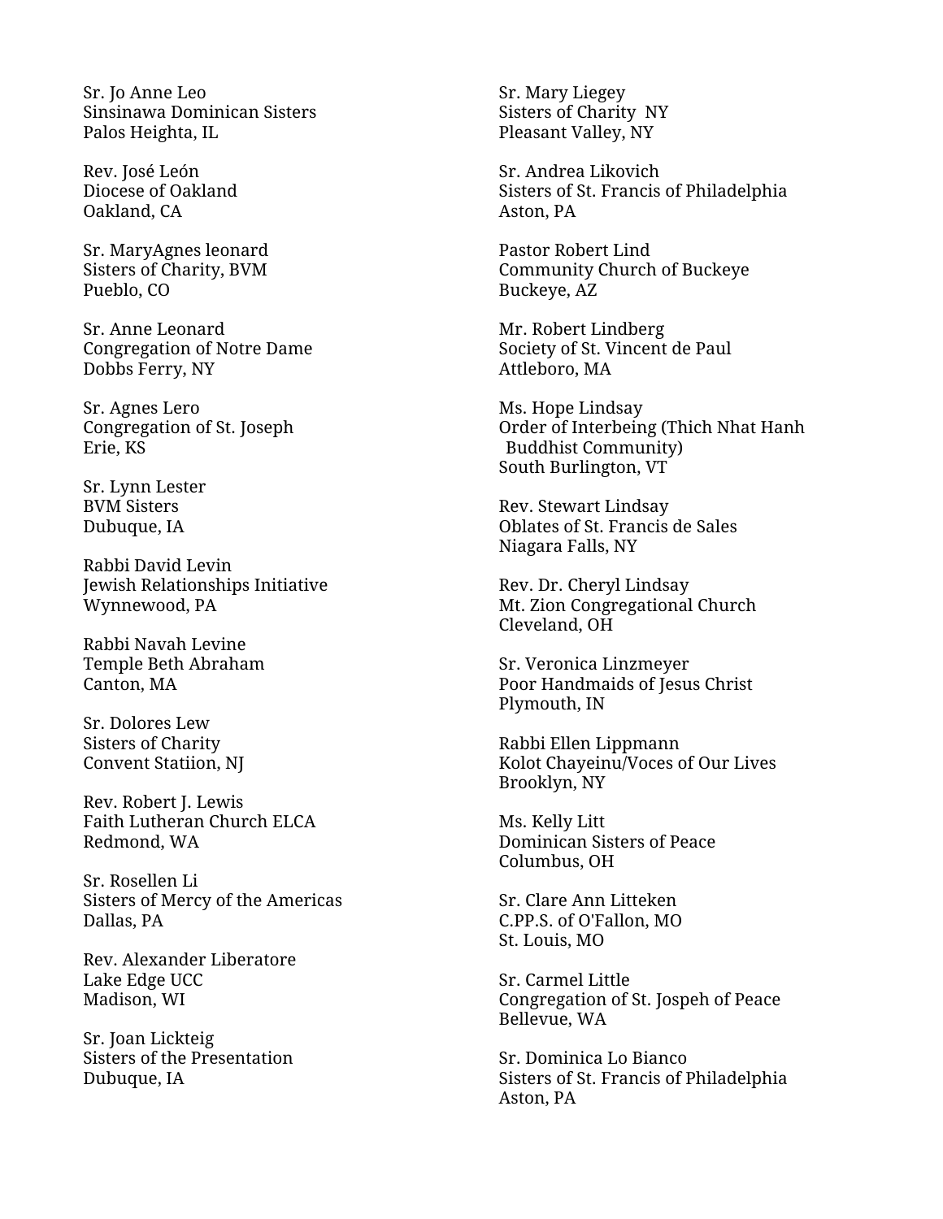Sr. Jo Anne Leo
Sinsinawa Dominican Sisters
Palos Heighta, IL

Rev. José León
Diocese of Oakland
Oakland, CA

Sr. MaryAgnes leonard
Sisters of Charity, BVM
Pueblo, CO

Sr. Anne Leonard
Congregation of Notre Dame
Dobbs Ferry, NY

Sr. Agnes Lero
Congregation of St. Joseph
Erie, KS

Sr. Lynn Lester
BVM Sisters
Dubuque, IA

Rabbi David Levin
Jewish Relationships Initiative
Wynnewood, PA

Rabbi Navah Levine
Temple Beth Abraham
Canton, MA

Sr. Dolores Lew
Sisters of Charity
Convent Statiion, NJ

Rev. Robert J. Lewis
Faith Lutheran Church ELCA
Redmond, WA

Sr. Rosellen Li
Sisters of Mercy of the Americas
Dallas, PA

Rev. Alexander Liberatore
Lake Edge UCC
Madison, WI

Sr. Joan Lickteig
Sisters of the Presentation
Dubuque, IA

Sr. Mary Liegey
Sisters of Charity NY
Pleasant Valley, NY

Sr. Andrea Likovich
Sisters of St. Francis of Philadelphia
Aston, PA

Pastor Robert Lind
Community Church of Buckeye
Buckeye, AZ

Mr. Robert Lindberg
Society of St. Vincent de Paul
Attleboro, MA

Ms. Hope Lindsay
Order of Interbeing (Thich Nhat Hanh Buddhist Community)
South Burlington, VT

Rev. Stewart Lindsay
Oblates of St. Francis de Sales
Niagara Falls, NY

Rev. Dr. Cheryl Lindsay
Mt. Zion Congregational Church
Cleveland, OH

Sr. Veronica Linzmeyer
Poor Handmaids of Jesus Christ
Plymouth, IN

Rabbi Ellen Lippmann
Kolot Chayeinu/Voces of Our Lives
Brooklyn, NY

Ms. Kelly Litt
Dominican Sisters of Peace
Columbus, OH

Sr. Clare Ann Litteken
C.PP.S. of O'Fallon, MO
St. Louis, MO

Sr. Carmel Little
Congregation of St. Jospeh of Peace
Bellevue, WA

Sr. Dominica Lo Bianco
Sisters of St. Francis of Philadelphia
Aston, PA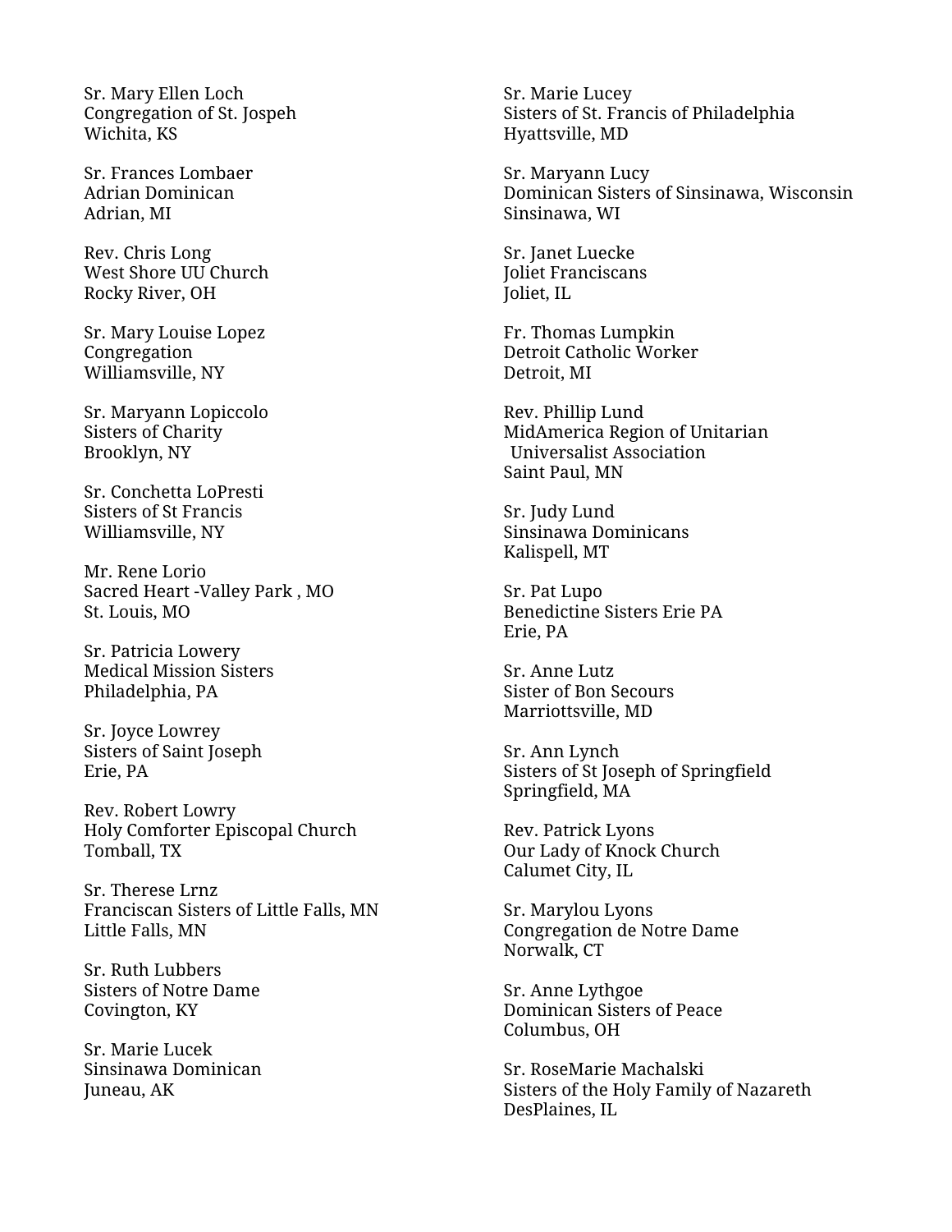Sr. Mary Ellen Loch
Congregation of St. Jospeh
Wichita, KS

Sr. Frances Lombaer
Adrian Dominican
Adrian, MI

Rev. Chris Long
West Shore UU Church
Rocky River, OH

Sr. Mary Louise Lopez
Congregation
Williamsville, NY

Sr. Maryann Lopiccolo
Sisters of Charity
Brooklyn, NY

Sr. Conchetta LoPresti
Sisters of St Francis
Williamsville, NY

Mr. Rene Lorio
Sacred Heart -Valley Park , MO
St. Louis, MO

Sr. Patricia Lowery
Medical Mission Sisters
Philadelphia, PA

Sr. Joyce Lowrey
Sisters of Saint Joseph
Erie, PA

Rev. Robert Lowry
Holy Comforter Episcopal Church
Tomball, TX

Sr. Therese Lrnz
Franciscan Sisters of Little Falls, MN
Little Falls, MN

Sr. Ruth Lubbers
Sisters of Notre Dame
Covington, KY

Sr. Marie Lucek
Sinsinawa Dominican
Juneau, AK

Sr. Marie Lucey
Sisters of St. Francis of Philadelphia
Hyattsville, MD

Sr. Maryann Lucy
Dominican Sisters of Sinsinawa, Wisconsin
Sinsinawa, WI

Sr. Janet Luecke
Joliet Franciscans
Joliet, IL

Fr. Thomas Lumpkin
Detroit Catholic Worker
Detroit, MI

Rev. Phillip Lund
MidAmerica Region of Unitarian
Universalist Association
Saint Paul, MN

Sr. Judy Lund
Sinsinawa Dominicans
Kalispell, MT

Sr. Pat Lupo
Benedictine Sisters Erie PA
Erie, PA

Sr. Anne Lutz
Sister of Bon Secours
Marriottsville, MD

Sr. Ann Lynch
Sisters of St Joseph of Springfield
Springfield, MA

Rev. Patrick Lyons
Our Lady of Knock Church
Calumet City, IL

Sr. Marylou Lyons
Congregation de Notre Dame
Norwalk, CT

Sr. Anne Lythgoe
Dominican Sisters of Peace
Columbus, OH

Sr. RoseMarie Machalski
Sisters of the Holy Family of Nazareth
DesPlaines, IL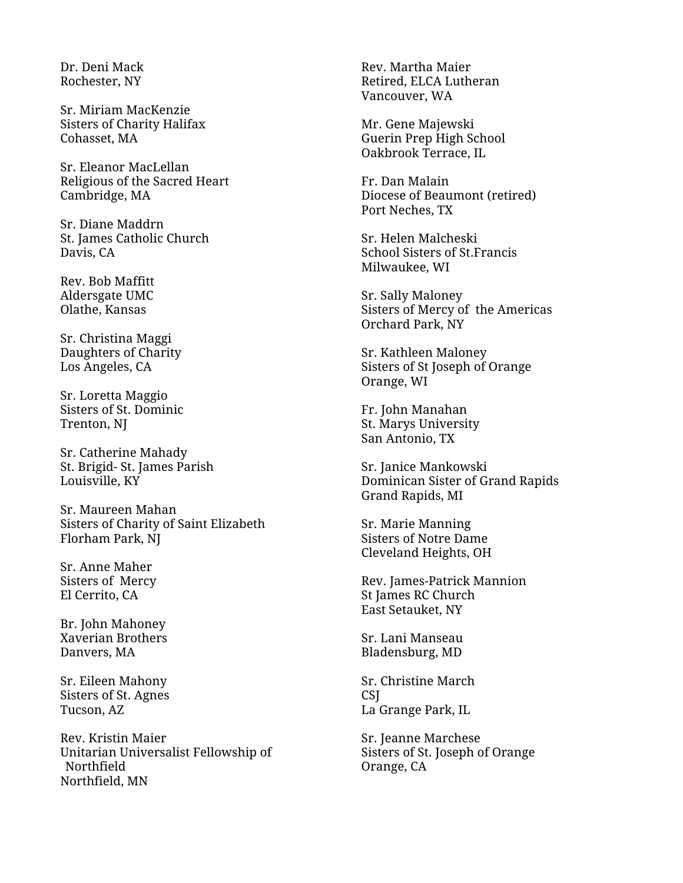Dr. Deni Mack
Rochester, NY

Sr. Miriam MacKenzie
Sisters of Charity Halifax
Cohasset, MA

Sr. Eleanor MacLellan
Religious of the Sacred Heart
Cambridge, MA

Sr. Diane Maddrn
St. James Catholic Church
Davis, CA

Rev. Bob Maffitt
Aldersgate UMC
Olathe, Kansas

Sr. Christina Maggi
Daughters of Charity
Los Angeles, CA

Sr. Loretta Maggio
Sisters of St. Dominic
Trenton, NJ

Sr. Catherine Mahady
St. Brigid- St. James Parish
Louisville, KY

Sr. Maureen Mahan
Sisters of Charity of Saint Elizabeth
Florham Park, NJ

Sr. Anne Maher
Sisters of Mercy
El Cerrito, CA

Br. John Mahoney
Xaverian Brothers
Danvers, MA

Sr. Eileen Mahony
Sisters of St. Agnes
Tucson, AZ

Rev. Kristin Maier
Unitarian Universalist Fellowship of Northfield
Northfield, MN

Rev. Martha Maier
Retired, ELCA Lutheran
Vancouver, WA

Mr. Gene Majewski
Guerin Prep High School
Oakbrook Terrace, IL

Fr. Dan Malain
Diocese of Beaumont (retired)
Port Neches, TX

Sr. Helen Malcheski
School Sisters of St.Francis
Milwaukee, WI

Sr. Sally Maloney
Sisters of Mercy of the Americas
Orchard Park, NY

Sr. Kathleen Maloney
Sisters of St Joseph of Orange
Orange, WI

Fr. John Manahan
St. Marys University
San Antonio, TX

Sr. Janice Mankowski
Dominican Sister of Grand Rapids
Grand Rapids, MI

Sr. Marie Manning
Sisters of Notre Dame
Cleveland Heights, OH

Rev. James-Patrick Mannion
St James RC Church
East Setauket, NY

Sr. Lani Manseau
Bladensburg, MD

Sr. Christine March
CSJ
La Grange Park, IL

Sr. Jeanne Marchese
Sisters of St. Joseph of Orange
Orange, CA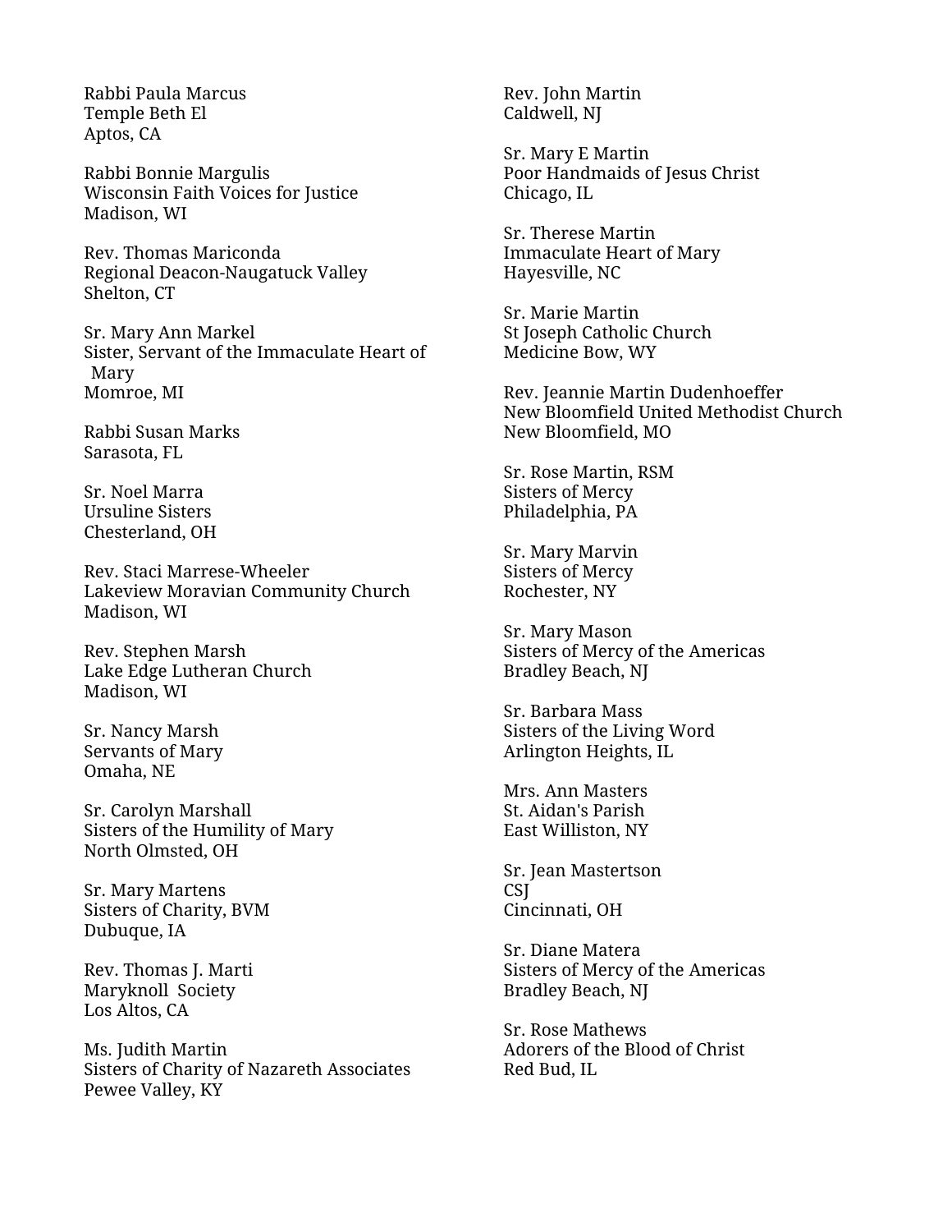Rabbi Paula Marcus
Temple Beth El
Aptos, CA

Rabbi Bonnie Margulis
Wisconsin Faith Voices for Justice
Madison, WI

Rev. Thomas Mariconda
Regional Deacon-Naugatuck Valley
Shelton, CT

Sr. Mary Ann Markel
Sister, Servant of the Immaculate Heart of Mary
Momroe, MI

Rabbi Susan Marks
Sarasota, FL

Sr. Noel Marra
Ursuline Sisters
Chesterland, OH

Rev. Staci Marrese-Wheeler
Lakeview Moravian Community Church
Madison, WI

Rev. Stephen Marsh
Lake Edge Lutheran Church
Madison, WI

Sr. Nancy Marsh
Servants of Mary
Omaha, NE

Sr. Carolyn Marshall
Sisters of the Humility of Mary
North Olmsted, OH

Sr. Mary Martens
Sisters of Charity, BVM
Dubuque, IA

Rev. Thomas J. Marti
Maryknoll Society
Los Altos, CA

Ms. Judith Martin
Sisters of Charity of Nazareth Associates
Pewee Valley, KY

Rev. John Martin
Caldwell, NJ

Sr. Mary E Martin
Poor Handmaids of Jesus Christ
Chicago, IL

Sr. Therese Martin
Immaculate Heart of Mary
Hayesville, NC

Sr. Marie Martin
St Joseph Catholic Church
Medicine Bow, WY

Rev. Jeannie Martin Dudenhoeffer
New Bloomfield United Methodist Church
New Bloomfield, MO

Sr. Rose Martin, RSM
Sisters of Mercy
Philadelphia, PA

Sr. Mary Marvin
Sisters of Mercy
Rochester, NY

Sr. Mary Mason
Sisters of Mercy of the Americas
Bradley Beach, NJ

Sr. Barbara Mass
Sisters of the Living Word
Arlington Heights, IL

Mrs. Ann Masters
St. Aidan's Parish
East Williston, NY

Sr. Jean Mastertson
CSJ
Cincinnati, OH

Sr. Diane Matera
Sisters of Mercy of the Americas
Bradley Beach, NJ

Sr. Rose Mathews
Adorers of the Blood of Christ
Red Bud, IL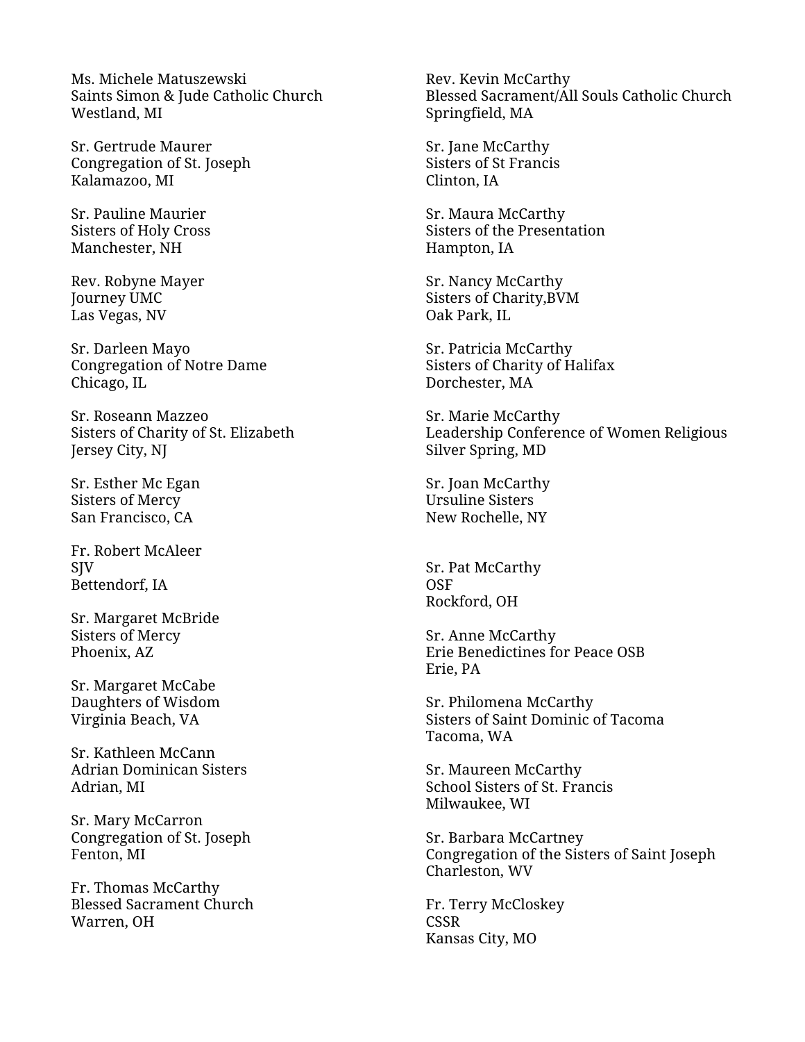Ms. Michele Matuszewski
Saints Simon & Jude Catholic Church
Westland, MI

Sr. Gertrude Maurer
Congregation of St. Joseph
Kalamazoo, MI

Sr. Pauline Maurier
Sisters of Holy Cross
Manchester, NH

Rev. Robyne Mayer
Journey UMC
Las Vegas, NV

Sr. Darleen Mayo
Congregation of Notre Dame
Chicago, IL

Sr. Roseann Mazzeo
Sisters of Charity of St. Elizabeth
Jersey City, NJ

Sr. Esther Mc Egan
Sisters of Mercy
San Francisco, CA

Fr. Robert McAleer
SJV
Bettendorf, IA

Sr. Margaret McBride
Sisters of Mercy
Phoenix, AZ

Sr. Margaret McCabe
Daughters of Wisdom
Virginia Beach, VA

Sr. Kathleen McCann
Adrian Dominican Sisters
Adrian, MI

Sr. Mary McCarron
Congregation of St. Joseph
Fenton, MI

Fr. Thomas McCarthy
Blessed Sacrament Church
Warren, OH

Rev. Kevin McCarthy
Blessed Sacrament/All Souls Catholic Church
Springfield, MA

Sr. Jane McCarthy
Sisters of St Francis
Clinton, IA

Sr. Maura McCarthy
Sisters of the Presentation
Hampton, IA

Sr. Nancy McCarthy
Sisters of Charity,BVM
Oak Park, IL

Sr. Patricia McCarthy
Sisters of Charity of Halifax
Dorchester, MA

Sr. Marie McCarthy
Leadership Conference of Women Religious
Silver Spring, MD

Sr. Joan McCarthy
Ursuline Sisters
New Rochelle, NY

Sr. Pat McCarthy
OSF
Rockford, OH

Sr. Anne McCarthy
Erie Benedictines for Peace OSB
Erie, PA

Sr. Philomena McCarthy
Sisters of Saint Dominic of Tacoma
Tacoma, WA

Sr. Maureen McCarthy
School Sisters of St. Francis
Milwaukee, WI

Sr. Barbara McCartney
Congregation of the Sisters of Saint Joseph
Charleston, WV

Fr. Terry McCloskey
CSSR
Kansas City, MO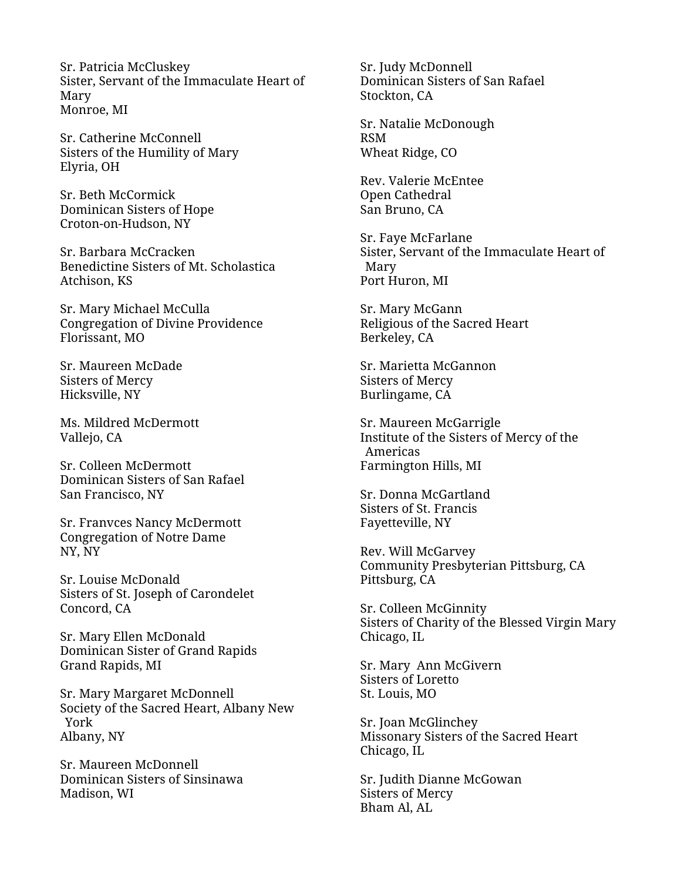Sr. Patricia McCluskey
Sister, Servant of the Immaculate Heart of Mary
Monroe, MI

Sr. Catherine McConnell
Sisters of the Humility of Mary
Elyria, OH

Sr. Beth McCormick
Dominican Sisters of Hope
Croton-on-Hudson, NY

Sr. Barbara McCracken
Benedictine Sisters of Mt. Scholastica
Atchison, KS

Sr. Mary Michael McCulla
Congregation of Divine Providence
Florissant, MO

Sr. Maureen McDade
Sisters of Mercy
Hicksville, NY

Ms. Mildred McDermott
Vallejo, CA

Sr. Colleen McDermott
Dominican Sisters of San Rafael
San Francisco, NY

Sr. Franvces Nancy McDermott
Congregation of Notre Dame
NY, NY

Sr. Louise McDonald
Sisters of St. Joseph of Carondelet
Concord, CA

Sr. Mary Ellen McDonald
Dominican Sister of Grand Rapids
Grand Rapids, MI

Sr. Mary Margaret McDonnell
Society of the Sacred Heart, Albany New York
Albany, NY

Sr. Maureen McDonnell
Dominican Sisters of Sinsinawa
Madison, WI

Sr. Judy McDonnell
Dominican Sisters of San Rafael
Stockton, CA

Sr. Natalie McDonough
RSM
Wheat Ridge, CO

Rev. Valerie McEntee
Open Cathedral
San Bruno, CA

Sr. Faye McFarlane
Sister, Servant of the Immaculate Heart of Mary
Port Huron, MI

Sr. Mary McGann
Religious of the Sacred Heart
Berkeley, CA

Sr. Marietta McGannon
Sisters of Mercy
Burlingame, CA

Sr. Maureen McGarrigle
Institute of the Sisters of Mercy of the Americas
Farmington Hills, MI

Sr. Donna McGartland
Sisters of St. Francis
Fayetteville, NY

Rev. Will McGarvey
Community Presbyterian Pittsburg, CA
Pittsburg, CA

Sr. Colleen McGinnity
Sisters of Charity of the Blessed Virgin Mary
Chicago, IL

Sr. Mary Ann McGivern
Sisters of Loretto
St. Louis, MO

Sr. Joan McGlinchey
Missonary Sisters of the Sacred Heart
Chicago, IL

Sr. Judith Dianne McGowan
Sisters of Mercy
Bham Al, AL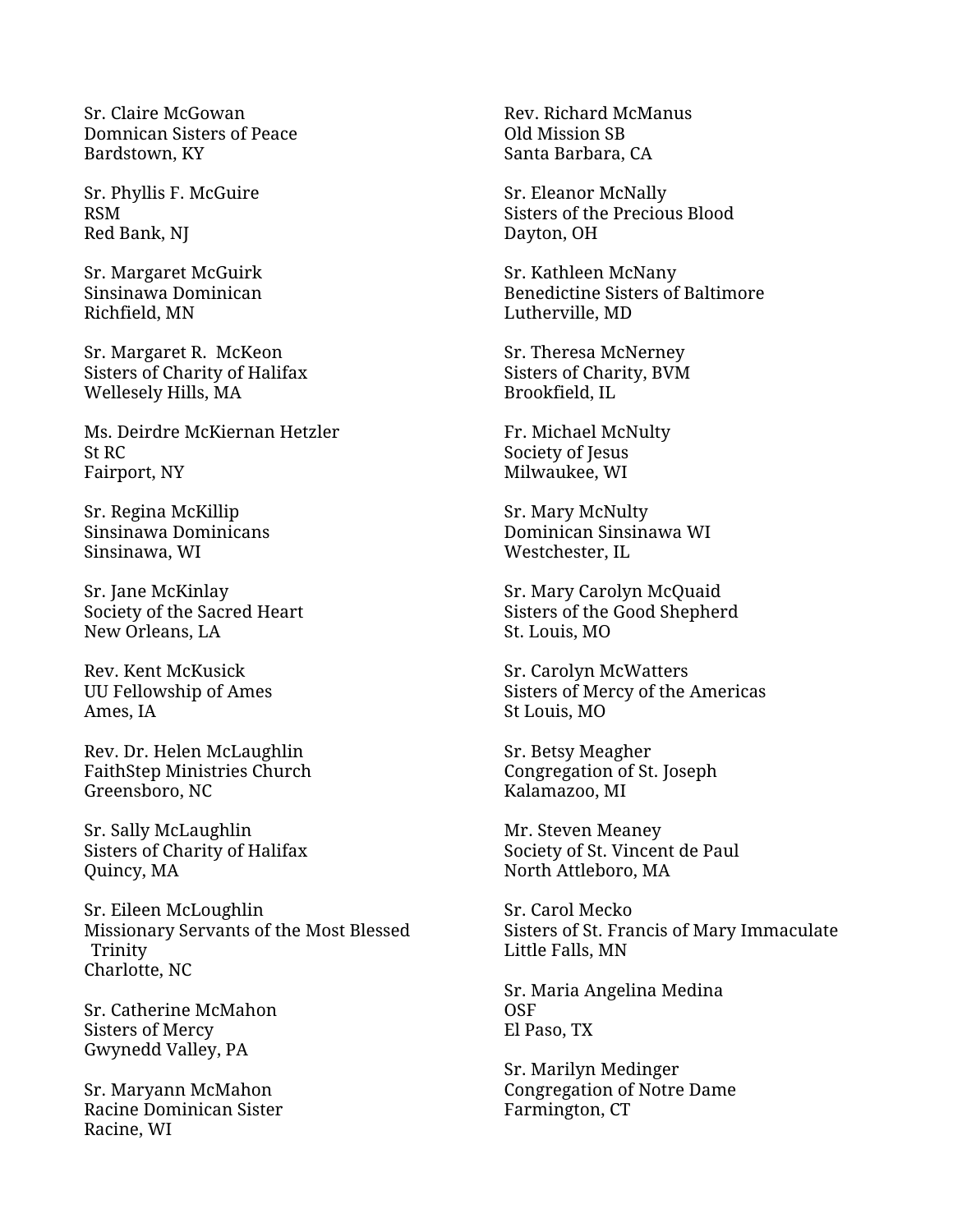Sr. Claire McGowan
Domnican Sisters of Peace
Bardstown, KY

Sr. Phyllis F. McGuire
RSM
Red Bank, NJ

Sr. Margaret McGuirk
Sinsinawa Dominican
Richfield, MN

Sr. Margaret R.  McKeon
Sisters of Charity of Halifax
Wellesely Hills, MA

Ms. Deirdre McKiernan Hetzler
St RC
Fairport, NY

Sr. Regina McKillip
Sinsinawa Dominicans
Sinsinawa, WI

Sr. Jane McKinlay
Society of the Sacred Heart
New Orleans, LA

Rev. Kent McKusick
UU Fellowship of Ames
Ames, IA

Rev. Dr. Helen McLaughlin
FaithStep Ministries Church
Greensboro, NC

Sr. Sally McLaughlin
Sisters of Charity of Halifax
Quincy, MA

Sr. Eileen McLoughlin
Missionary Servants of the Most Blessed Trinity
Charlotte, NC

Sr. Catherine McMahon
Sisters of Mercy
Gwynedd Valley, PA

Sr. Maryann McMahon
Racine Dominican Sister
Racine, WI

Rev. Richard McManus
Old Mission SB
Santa Barbara, CA

Sr. Eleanor McNally
Sisters of the Precious Blood
Dayton, OH

Sr. Kathleen McNany
Benedictine Sisters of Baltimore
Lutherville, MD

Sr. Theresa McNerney
Sisters of Charity, BVM
Brookfield, IL

Fr. Michael McNulty
Society of Jesus
Milwaukee, WI

Sr. Mary McNulty
Dominican Sinsinawa WI
Westchester, IL

Sr. Mary Carolyn McQuaid
Sisters of the Good Shepherd
St. Louis, MO

Sr. Carolyn McWatters
Sisters of Mercy of the Americas
St Louis, MO

Sr. Betsy Meagher
Congregation of St. Joseph
Kalamazoo, MI

Mr. Steven Meaney
Society of St. Vincent de Paul
North Attleboro, MA

Sr. Carol Mecko
Sisters of St. Francis of Mary Immaculate
Little Falls, MN

Sr. Maria Angelina Medina
OSF
El Paso, TX

Sr. Marilyn Medinger
Congregation of Notre Dame
Farmington, CT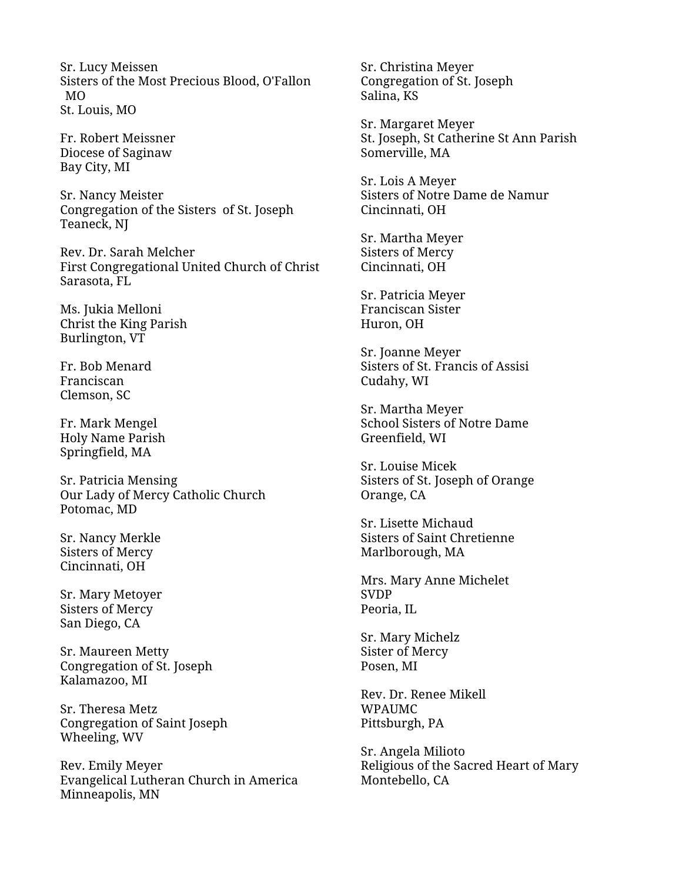Sr. Lucy Meissen
Sisters of the Most Precious Blood, O'Fallon MO
St. Louis, MO

Fr. Robert Meissner
Diocese of Saginaw
Bay City, MI

Sr. Nancy Meister
Congregation of the Sisters of St. Joseph
Teaneck, NJ

Rev. Dr. Sarah Melcher
First Congregational United Church of Christ
Sarasota, FL

Ms. Jukia Melloni
Christ the King Parish
Burlington, VT

Fr. Bob Menard
Franciscan
Clemson, SC

Fr. Mark Mengel
Holy Name Parish
Springfield, MA

Sr. Patricia Mensing
Our Lady of Mercy Catholic Church
Potomac, MD

Sr. Nancy Merkle
Sisters of Mercy
Cincinnati, OH

Sr. Mary Metoyer
Sisters of Mercy
San Diego, CA

Sr. Maureen Metty
Congregation of St. Joseph
Kalamazoo, MI

Sr. Theresa Metz
Congregation of Saint Joseph
Wheeling, WV

Rev. Emily Meyer
Evangelical Lutheran Church in America
Minneapolis, MN

Sr. Christina Meyer
Congregation of St. Joseph
Salina, KS

Sr. Margaret Meyer
St. Joseph, St Catherine St Ann Parish
Somerville, MA

Sr. Lois A Meyer
Sisters of Notre Dame de Namur
Cincinnati, OH

Sr. Martha Meyer
Sisters of Mercy
Cincinnati, OH

Sr. Patricia Meyer
Franciscan Sister
Huron, OH

Sr. Joanne Meyer
Sisters of St. Francis of Assisi
Cudahy, WI

Sr. Martha Meyer
School Sisters of Notre Dame
Greenfield, WI

Sr. Louise Micek
Sisters of St. Joseph of Orange
Orange, CA

Sr. Lisette Michaud
Sisters of Saint Chretienne
Marlborough, MA

Mrs. Mary Anne Michelet
SVDP
Peoria, IL

Sr. Mary Michelz
Sister of Mercy
Posen, MI

Rev. Dr. Renee Mikell
WPAUMC
Pittsburgh, PA

Sr. Angela Milioto
Religious of the Sacred Heart of Mary
Montebello, CA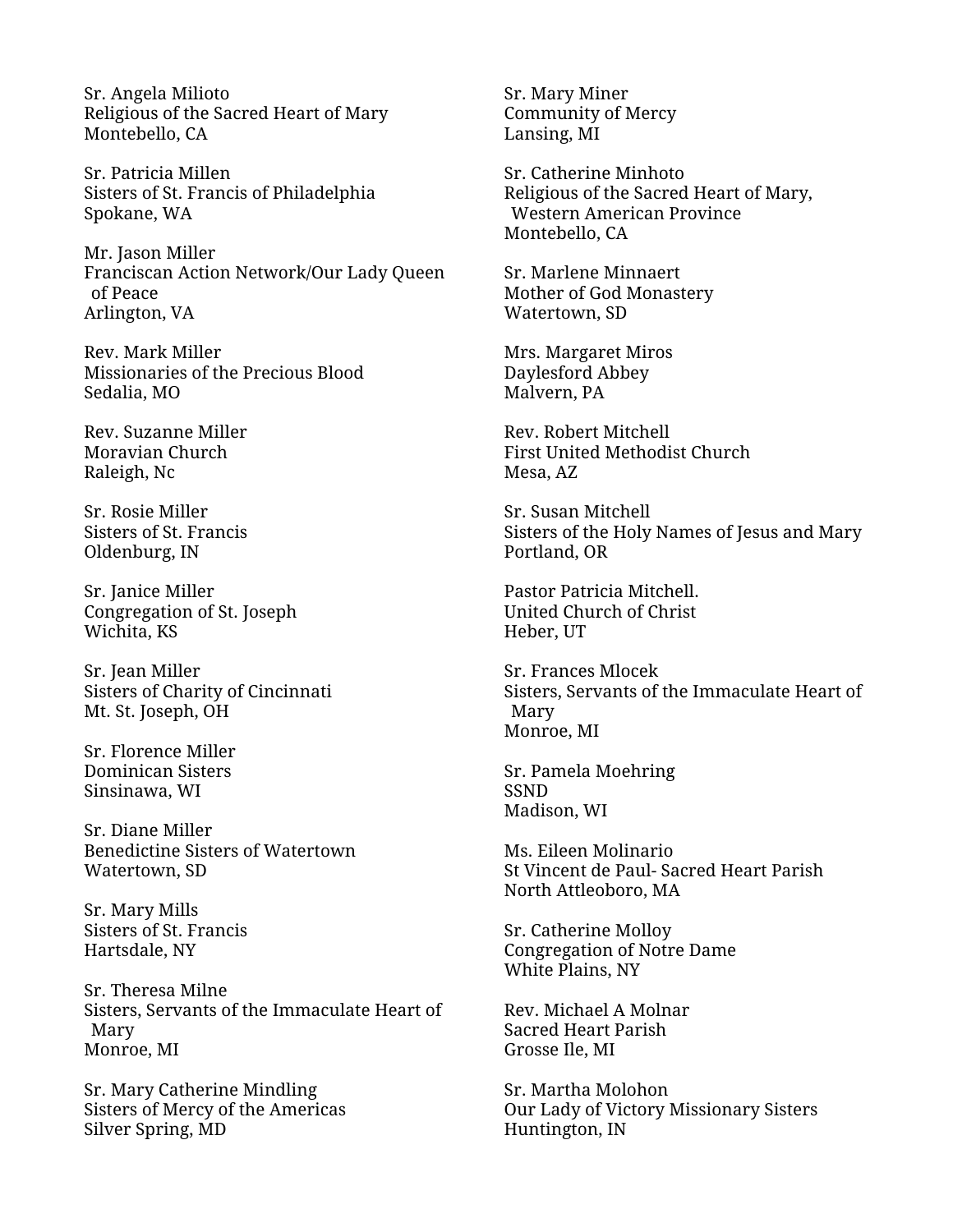Sr. Angela Milioto
Religious of the Sacred Heart of Mary
Montebello, CA

Sr. Patricia Millen
Sisters of St. Francis of Philadelphia
Spokane, WA

Mr. Jason Miller
Franciscan Action Network/Our Lady Queen of Peace
Arlington, VA

Rev. Mark Miller
Missionaries of the Precious Blood
Sedalia, MO

Rev. Suzanne Miller
Moravian Church
Raleigh, Nc

Sr. Rosie Miller
Sisters of St. Francis
Oldenburg, IN

Sr. Janice Miller
Congregation of St. Joseph
Wichita, KS

Sr. Jean Miller
Sisters of Charity of Cincinnati
Mt. St. Joseph, OH

Sr. Florence Miller
Dominican Sisters
Sinsinawa, WI

Sr. Diane Miller
Benedictine Sisters of Watertown
Watertown, SD

Sr. Mary Mills
Sisters of St. Francis
Hartsdale, NY

Sr. Theresa Milne
Sisters, Servants of the Immaculate Heart of Mary
Monroe, MI

Sr. Mary Catherine Mindling
Sisters of Mercy of the Americas
Silver Spring, MD

Sr. Mary Miner
Community of Mercy
Lansing, MI

Sr. Catherine Minhoto
Religious of the Sacred Heart of Mary, Western American Province
Montebello, CA

Sr. Marlene Minnaert
Mother of God Monastery
Watertown, SD

Mrs. Margaret Miros
Daylesford Abbey
Malvern, PA

Rev. Robert Mitchell
First United Methodist Church
Mesa, AZ

Sr. Susan Mitchell
Sisters of the Holy Names of Jesus and Mary
Portland, OR

Pastor Patricia Mitchell.
United Church of Christ
Heber, UT

Sr. Frances Mlocek
Sisters, Servants of the Immaculate Heart of Mary
Monroe, MI

Sr. Pamela Moehring
SSND
Madison, WI

Ms. Eileen Molinario
St Vincent de Paul- Sacred Heart Parish
North Attleoboro, MA

Sr. Catherine Molloy
Congregation of Notre Dame
White Plains, NY

Rev. Michael A Molnar
Sacred Heart Parish
Grosse Ile, MI

Sr. Martha Molohon
Our Lady of Victory Missionary Sisters
Huntington, IN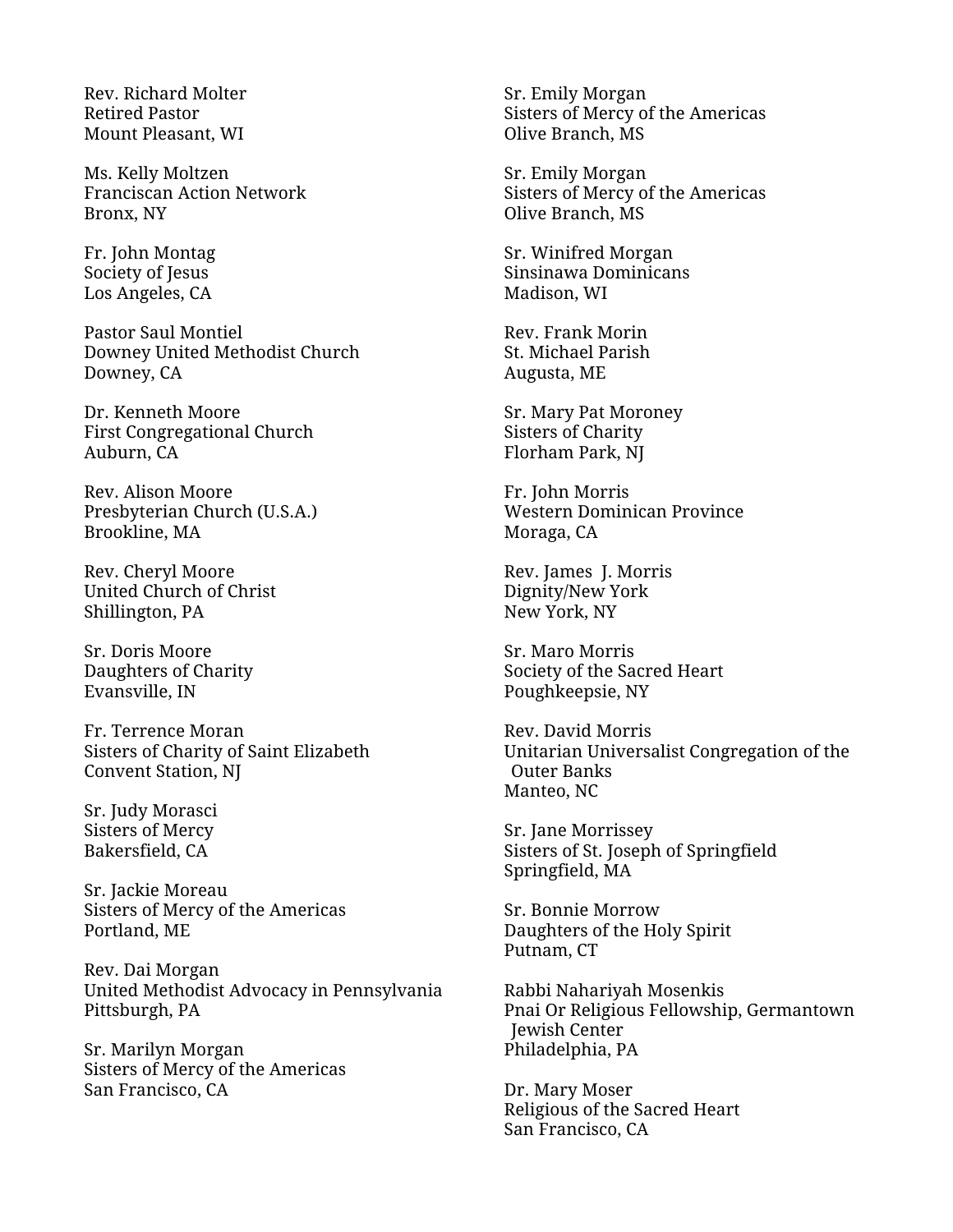Rev. Richard Molter
Retired Pastor
Mount Pleasant, WI

Ms. Kelly Moltzen
Franciscan Action Network
Bronx, NY

Fr. John Montag
Society of Jesus
Los Angeles, CA

Pastor Saul Montiel
Downey United Methodist Church
Downey, CA

Dr. Kenneth Moore
First Congregational Church
Auburn, CA

Rev. Alison Moore
Presbyterian Church (U.S.A.)
Brookline, MA

Rev. Cheryl Moore
United Church of Christ
Shillington, PA

Sr. Doris Moore
Daughters of Charity
Evansville, IN

Fr. Terrence Moran
Sisters of Charity of Saint Elizabeth
Convent Station, NJ

Sr. Judy Morasci
Sisters of Mercy
Bakersfield, CA

Sr. Jackie Moreau
Sisters of Mercy of the Americas
Portland, ME

Rev. Dai Morgan
United Methodist Advocacy in Pennsylvania
Pittsburgh, PA

Sr. Marilyn Morgan
Sisters of Mercy of the Americas
San Francisco, CA

Sr. Emily Morgan
Sisters of Mercy of the Americas
Olive Branch, MS

Sr. Emily Morgan
Sisters of Mercy of the Americas
Olive Branch, MS

Sr. Winifred Morgan
Sinsinawa Dominicans
Madison, WI

Rev. Frank Morin
St. Michael Parish
Augusta, ME

Sr. Mary Pat Moroney
Sisters of Charity
Florham Park, NJ

Fr. John Morris
Western Dominican Province
Moraga, CA

Rev. James J. Morris
Dignity/New York
New York, NY

Sr. Maro Morris
Society of the Sacred Heart
Poughkeepsie, NY

Rev. David Morris
Unitarian Universalist Congregation of the Outer Banks
Manteo, NC

Sr. Jane Morrissey
Sisters of St. Joseph of Springfield
Springfield, MA

Sr. Bonnie Morrow
Daughters of the Holy Spirit
Putnam, CT

Rabbi Nahariyah Mosenkis
Pnai Or Religious Fellowship, Germantown Jewish Center
Philadelphia, PA

Dr. Mary Moser
Religious of the Sacred Heart
San Francisco, CA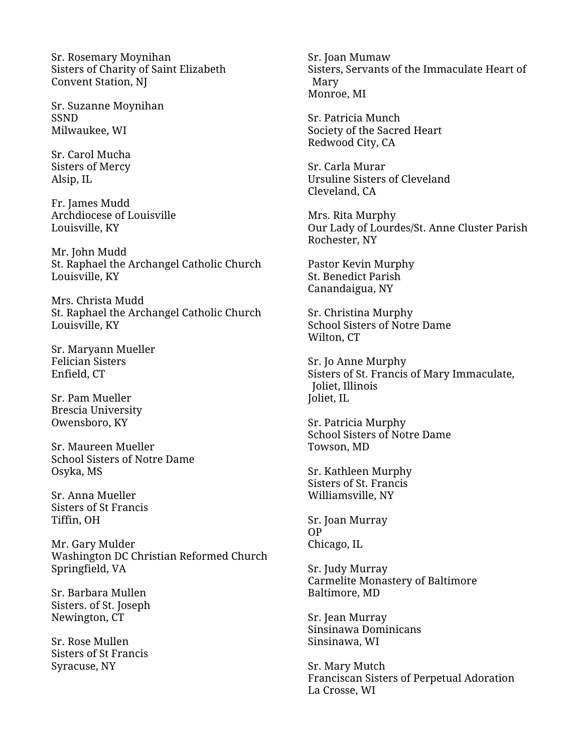Sr. Rosemary Moynihan
Sisters of Charity of Saint Elizabeth
Convent Station, NJ

Sr. Suzanne Moynihan
SSND
Milwaukee, WI

Sr. Carol Mucha
Sisters of Mercy
Alsip, IL

Fr. James Mudd
Archdiocese of Louisville
Louisville, KY

Mr. John Mudd
St. Raphael the Archangel Catholic Church
Louisville, KY

Mrs. Christa Mudd
St. Raphael the Archangel Catholic Church
Louisville, KY

Sr. Maryann Mueller
Felician Sisters
Enfield, CT

Sr. Pam Mueller
Brescia University
Owensboro, KY

Sr. Maureen Mueller
School Sisters of Notre Dame
Osyka, MS

Sr. Anna Mueller
Sisters of St Francis
Tiffin, OH

Mr. Gary Mulder
Washington DC Christian Reformed Church
Springfield, VA

Sr. Barbara Mullen
Sisters. of St. Joseph
Newington, CT

Sr. Rose Mullen
Sisters of St Francis
Syracuse, NY

Sr. Joan Mumaw
Sisters, Servants of the Immaculate Heart of Mary
Monroe, MI

Sr. Patricia Munch
Society of the Sacred Heart
Redwood City, CA

Sr. Carla Murar
Ursuline Sisters of Cleveland
Cleveland, CA

Mrs. Rita Murphy
Our Lady of Lourdes/St. Anne Cluster Parish
Rochester, NY

Pastor Kevin Murphy
St. Benedict Parish
Canandaigua, NY

Sr. Christina Murphy
School Sisters of Notre Dame
Wilton, CT

Sr. Jo Anne Murphy
Sisters of St. Francis of Mary Immaculate, Joliet, Illinois
Joliet, IL

Sr. Patricia Murphy
School Sisters of Notre Dame
Towson, MD

Sr. Kathleen Murphy
Sisters of St. Francis
Williamsville, NY

Sr. Joan Murray
OP
Chicago, IL

Sr. Judy Murray
Carmelite Monastery of Baltimore
Baltimore, MD

Sr. Jean Murray
Sinsinawa Dominicans
Sinsinawa, WI

Sr. Mary Mutch
Franciscan Sisters of Perpetual Adoration
La Crosse, WI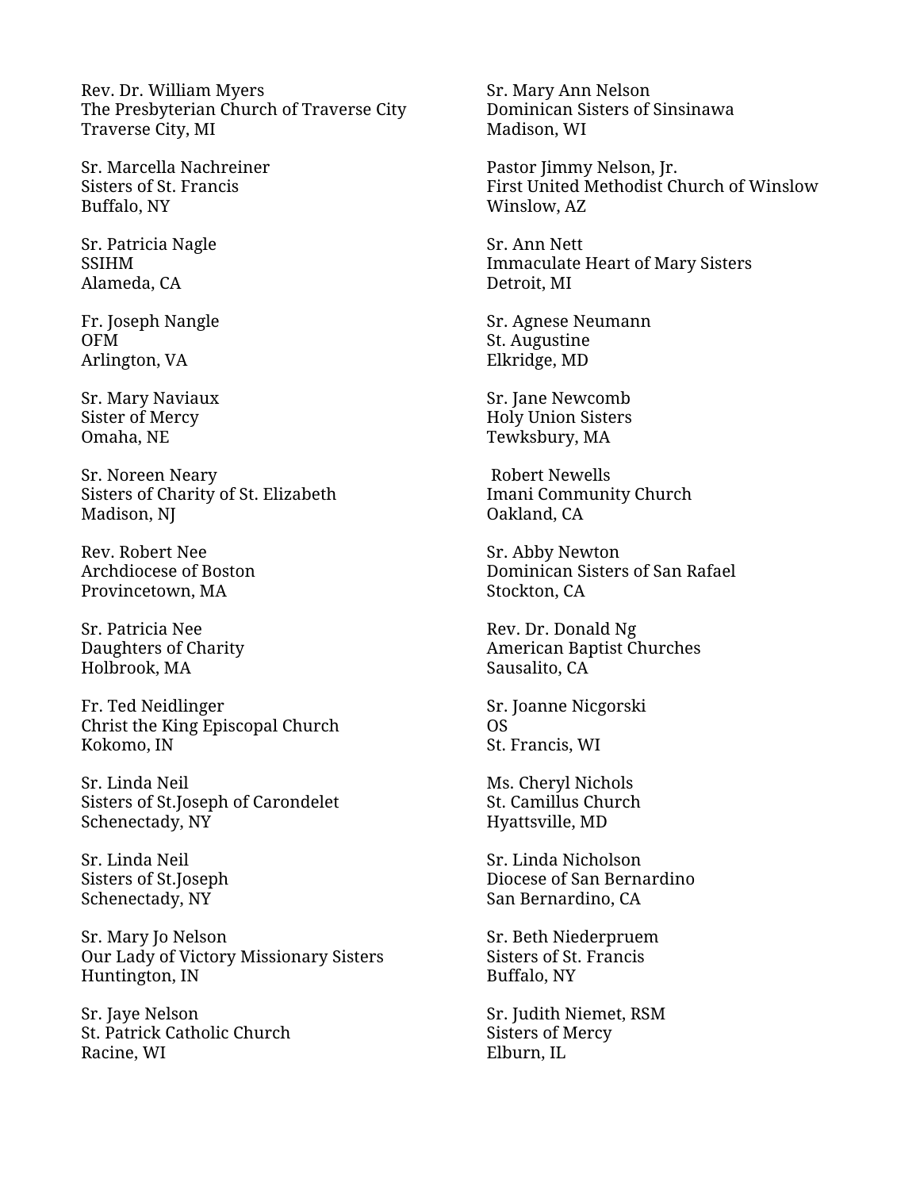Rev. Dr. William Myers
The Presbyterian Church of Traverse City
Traverse City, MI

Sr. Marcella Nachreiner
Sisters of St. Francis
Buffalo, NY

Sr. Patricia Nagle
SSIHM
Alameda, CA

Fr. Joseph Nangle
OFM
Arlington, VA

Sr. Mary Naviaux
Sister of Mercy
Omaha, NE

Sr. Noreen Neary
Sisters of Charity of St. Elizabeth
Madison, NJ

Rev. Robert Nee
Archdiocese of Boston
Provincetown, MA

Sr. Patricia Nee
Daughters of Charity
Holbrook, MA

Fr. Ted Neidlinger
Christ the King Episcopal Church
Kokomo, IN

Sr. Linda Neil
Sisters of St.Joseph of Carondelet
Schenectady, NY

Sr. Linda Neil
Sisters of St.Joseph
Schenectady, NY

Sr. Mary Jo Nelson
Our Lady of Victory Missionary Sisters
Huntington, IN

Sr. Jaye Nelson
St. Patrick Catholic Church
Racine, WI

Sr. Mary Ann Nelson
Dominican Sisters of Sinsinawa
Madison, WI

Pastor Jimmy Nelson, Jr.
First United Methodist Church of Winslow
Winslow, AZ

Sr. Ann Nett
Immaculate Heart of Mary Sisters
Detroit, MI

Sr. Agnese Neumann
St. Augustine
Elkridge, MD

Sr. Jane Newcomb
Holy Union Sisters
Tewksbury, MA

Robert Newells
Imani Community Church
Oakland, CA

Sr. Abby Newton
Dominican Sisters of San Rafael
Stockton, CA

Rev. Dr. Donald Ng
American Baptist Churches
Sausalito, CA

Sr. Joanne Nicgorski
OS
St. Francis, WI

Ms. Cheryl Nichols
St. Camillus Church
Hyattsville, MD

Sr. Linda Nicholson
Diocese of San Bernardino
San Bernardino, CA

Sr. Beth Niederpruem
Sisters of St. Francis
Buffalo, NY

Sr. Judith Niemet, RSM
Sisters of Mercy
Elburn, IL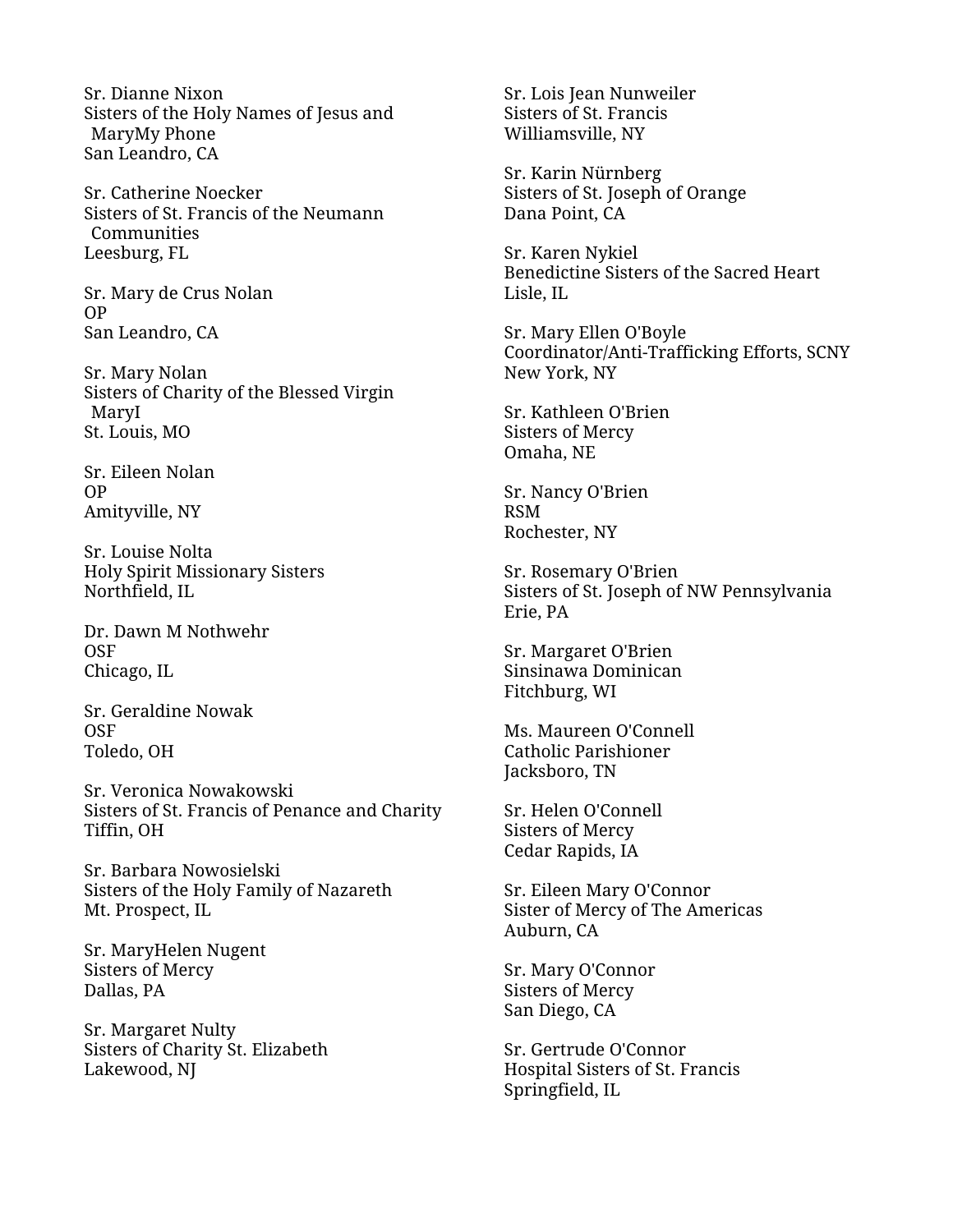Sr. Dianne Nixon
Sisters of the Holy Names of Jesus and MaryMy Phone
San Leandro, CA

Sr. Catherine Noecker
Sisters of St. Francis of the Neumann Communities
Leesburg, FL

Sr. Mary de Crus Nolan
OP
San Leandro, CA

Sr. Mary Nolan
Sisters of Charity of the Blessed Virgin MaryI
St. Louis, MO

Sr. Eileen Nolan
OP
Amityville, NY

Sr. Louise Nolta
Holy Spirit Missionary Sisters
Northfield, IL

Dr. Dawn M Nothwehr
OSF
Chicago, IL

Sr. Geraldine Nowak
OSF
Toledo, OH

Sr. Veronica Nowakowski
Sisters of St. Francis of Penance and Charity
Tiffin, OH

Sr. Barbara Nowosielski
Sisters of the Holy Family of Nazareth
Mt. Prospect, IL

Sr. MaryHelen Nugent
Sisters of Mercy
Dallas, PA

Sr. Margaret Nulty
Sisters of Charity St. Elizabeth
Lakewood, NJ

Sr. Lois Jean Nunweiler
Sisters of St. Francis
Williamsville, NY

Sr. Karin Nürnberg
Sisters of St. Joseph of Orange
Dana Point, CA

Sr. Karen Nykiel
Benedictine Sisters of the Sacred Heart
Lisle, IL

Sr. Mary Ellen O'Boyle
Coordinator/Anti-Trafficking Efforts, SCNY
New York, NY

Sr. Kathleen O'Brien
Sisters of Mercy
Omaha, NE

Sr. Nancy O'Brien
RSM
Rochester, NY

Sr. Rosemary O'Brien
Sisters of St. Joseph of NW Pennsylvania
Erie, PA

Sr. Margaret O'Brien
Sinsinawa Dominican
Fitchburg, WI

Ms. Maureen O'Connell
Catholic Parishioner
Jacksboro, TN

Sr. Helen O'Connell
Sisters of Mercy
Cedar Rapids, IA

Sr. Eileen Mary O'Connor
Sister of Mercy of The Americas
Auburn, CA

Sr. Mary O'Connor
Sisters of Mercy
San Diego, CA

Sr. Gertrude O'Connor
Hospital Sisters of St. Francis
Springfield, IL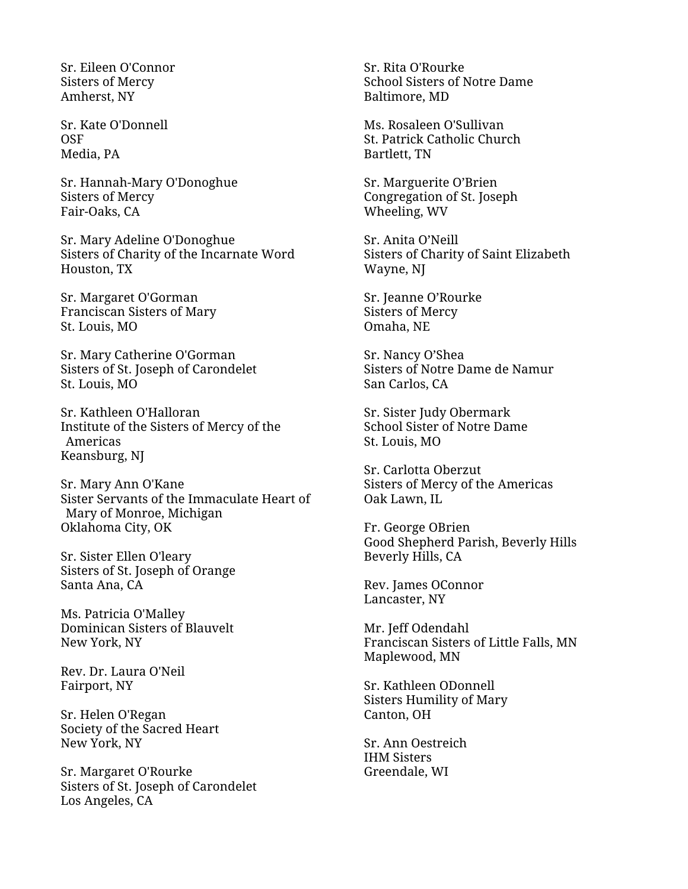Sr. Eileen O'Connor
Sisters of Mercy
Amherst, NY

Sr. Kate O'Donnell
OSF
Media, PA

Sr. Hannah-Mary O'Donoghue
Sisters of Mercy
Fair-Oaks, CA

Sr. Mary Adeline O'Donoghue
Sisters of Charity of the Incarnate Word
Houston, TX

Sr. Margaret O'Gorman
Franciscan Sisters of Mary
St. Louis, MO

Sr. Mary Catherine O'Gorman
Sisters of St. Joseph of Carondelet
St. Louis, MO

Sr. Kathleen O'Halloran
Institute of the Sisters of Mercy of the Americas
Keansburg, NJ

Sr. Mary Ann O'Kane
Sister Servants of the Immaculate Heart of Mary of Monroe, Michigan
Oklahoma City, OK

Sr. Sister Ellen O'leary
Sisters of St. Joseph of Orange
Santa Ana, CA

Ms. Patricia O'Malley
Dominican Sisters of Blauvelt
New York, NY

Rev. Dr. Laura O'Neil
Fairport, NY

Sr. Helen O'Regan
Society of the Sacred Heart
New York, NY

Sr. Margaret O'Rourke
Sisters of St. Joseph of Carondelet
Los Angeles, CA

Sr. Rita O'Rourke
School Sisters of Notre Dame
Baltimore, MD

Ms. Rosaleen O'Sullivan
St. Patrick Catholic Church
Bartlett, TN

Sr. Marguerite O’Brien
Congregation of St. Joseph
Wheeling, WV

Sr. Anita O’Neill
Sisters of Charity of Saint Elizabeth
Wayne, NJ

Sr. Jeanne O’Rourke
Sisters of Mercy
Omaha, NE

Sr. Nancy O’Shea
Sisters of Notre Dame de Namur
San Carlos, CA

Sr. Sister Judy Obermark
School Sister of Notre Dame
St. Louis, MO

Sr. Carlotta Oberzut
Sisters of Mercy of the Americas
Oak Lawn, IL

Fr. George OBrien
Good Shepherd Parish, Beverly Hills
Beverly Hills, CA

Rev. James OConnor
Lancaster, NY

Mr. Jeff Odendahl
Franciscan Sisters of Little Falls, MN
Maplewood, MN

Sr. Kathleen ODonnell
Sisters Humility of Mary
Canton, OH

Sr. Ann Oestreich
IHM Sisters
Greendale, WI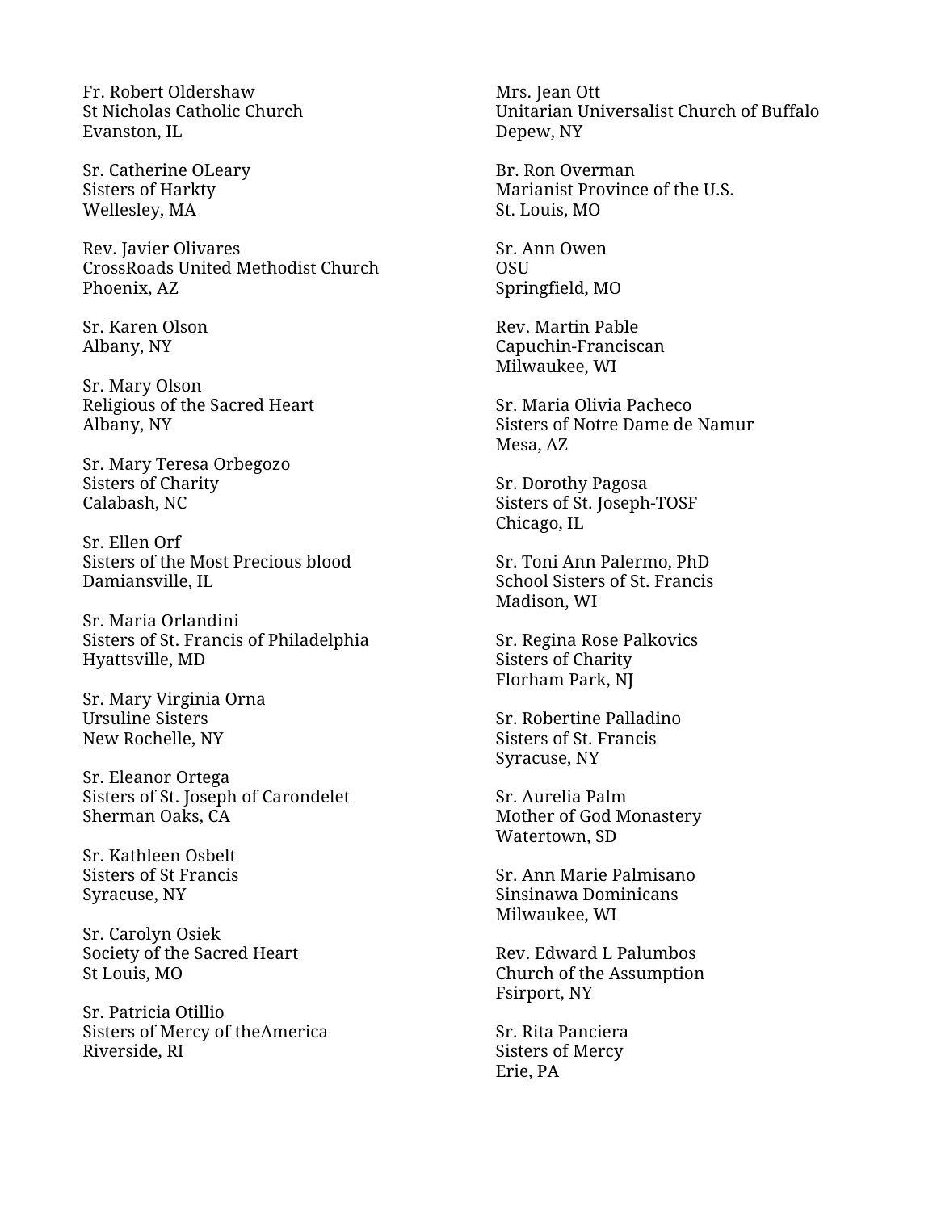Fr. Robert Oldershaw
St Nicholas Catholic Church
Evanston, IL

Sr. Catherine OLeary
Sisters of Harkty
Wellesley, MA

Rev. Javier Olivares
CrossRoads United Methodist Church
Phoenix, AZ

Sr. Karen Olson
Albany, NY

Sr. Mary Olson
Religious of the Sacred Heart
Albany, NY

Sr. Mary Teresa Orbegozo
Sisters of Charity
Calabash, NC

Sr. Ellen Orf
Sisters of the Most Precious blood
Damiansville, IL

Sr. Maria Orlandini
Sisters of St. Francis of Philadelphia
Hyattsville, MD

Sr. Mary Virginia Orna
Ursuline Sisters
New Rochelle, NY

Sr. Eleanor Ortega
Sisters of St. Joseph of Carondelet
Sherman Oaks, CA

Sr. Kathleen Osbelt
Sisters of St Francis
Syracuse, NY

Sr. Carolyn Osiek
Society of the Sacred Heart
St Louis, MO

Sr. Patricia Otillio
Sisters of Mercy of theAmerica
Riverside, RI

Mrs. Jean Ott
Unitarian Universalist Church of Buffalo
Depew, NY

Br. Ron Overman
Marianist Province of the U.S.
St. Louis, MO

Sr. Ann Owen
OSU
Springfield, MO

Rev. Martin Pable
Capuchin-Franciscan
Milwaukee, WI

Sr. Maria Olivia Pacheco
Sisters of Notre Dame de Namur
Mesa, AZ

Sr. Dorothy Pagosa
Sisters of St. Joseph-TOSF
Chicago, IL

Sr. Toni Ann Palermo, PhD
School Sisters of St. Francis
Madison, WI

Sr. Regina Rose Palkovics
Sisters of Charity
Florham Park, NJ

Sr. Robertine Palladino
Sisters of St. Francis
Syracuse, NY

Sr. Aurelia Palm
Mother of God Monastery
Watertown, SD

Sr. Ann Marie Palmisano
Sinsinawa Dominicans
Milwaukee, WI

Rev. Edward L Palumbos
Church of the Assumption
Fsirport, NY

Sr. Rita Panciera
Sisters of Mercy
Erie, PA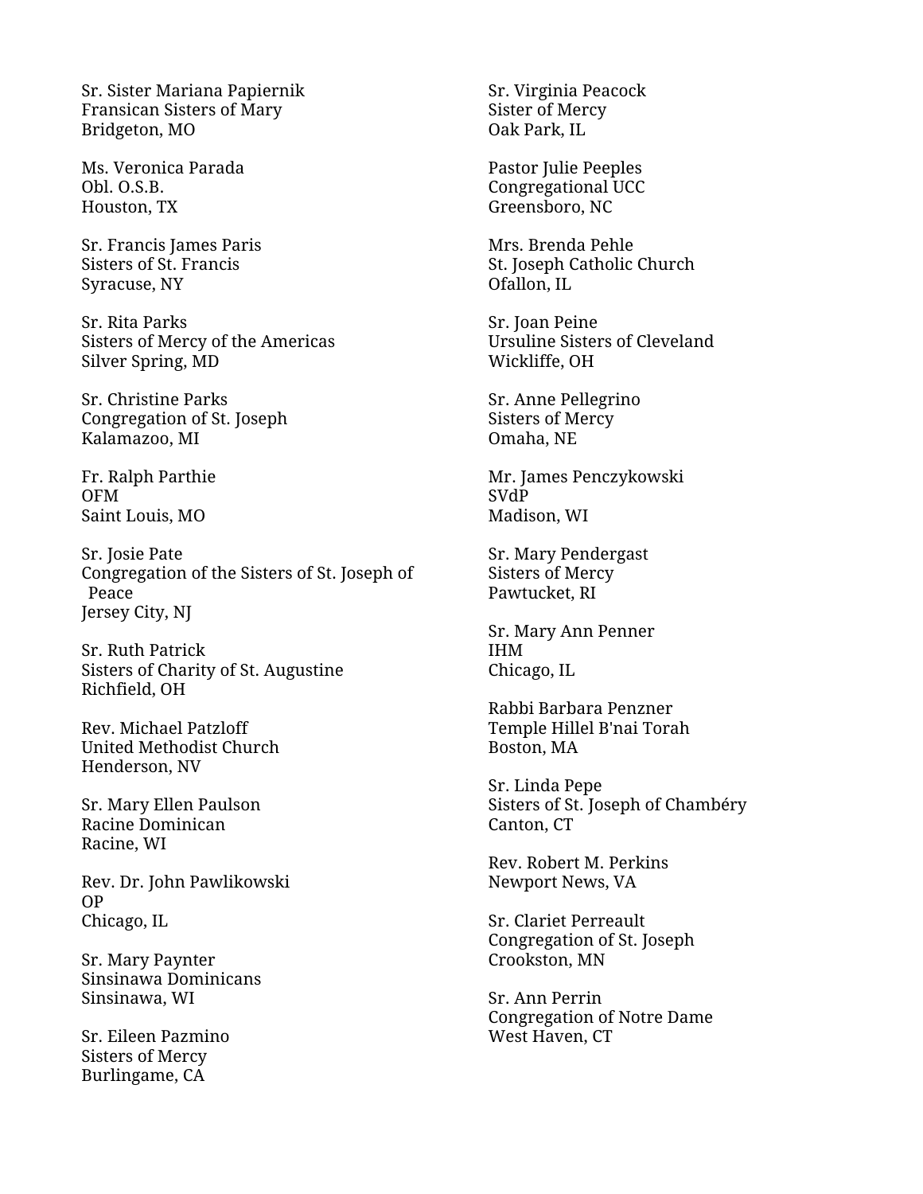Sr. Sister Mariana Papiernik
Fransican Sisters of Mary
Bridgeton, MO

Ms. Veronica Parada
Obl. O.S.B.
Houston, TX

Sr. Francis James Paris
Sisters of St. Francis
Syracuse, NY

Sr. Rita Parks
Sisters of Mercy of the Americas
Silver Spring, MD

Sr. Christine Parks
Congregation of St. Joseph
Kalamazoo, MI

Fr. Ralph Parthie
OFM
Saint Louis, MO

Sr. Josie Pate
Congregation of the Sisters of St. Joseph of Peace
Jersey City, NJ

Sr. Ruth Patrick
Sisters of Charity of St. Augustine
Richfield, OH

Rev. Michael Patzloff
United Methodist Church
Henderson, NV

Sr. Mary Ellen Paulson
Racine Dominican
Racine, WI

Rev. Dr. John Pawlikowski
OP
Chicago, IL

Sr. Mary Paynter
Sinsinawa Dominicans
Sinsinawa, WI

Sr. Eileen Pazmino
Sisters of Mercy
Burlingame, CA

Sr. Virginia Peacock
Sister of Mercy
Oak Park, IL

Pastor Julie Peeples
Congregational UCC
Greensboro, NC

Mrs. Brenda Pehle
St. Joseph Catholic Church
Ofallon, IL

Sr. Joan Peine
Ursuline Sisters of Cleveland
Wickliffe, OH

Sr. Anne Pellegrino
Sisters of Mercy
Omaha, NE

Mr. James Penczykowski
SVdP
Madison, WI

Sr. Mary Pendergast
Sisters of Mercy
Pawtucket, RI

Sr. Mary Ann Penner
IHM
Chicago, IL

Rabbi Barbara Penzner
Temple Hillel B'nai Torah
Boston, MA

Sr. Linda Pepe
Sisters of St. Joseph of Chambéry
Canton, CT

Rev. Robert M. Perkins
Newport News, VA

Sr. Clariet Perreault
Congregation of St. Joseph
Crookston, MN

Sr. Ann Perrin
Congregation of Notre Dame
West Haven, CT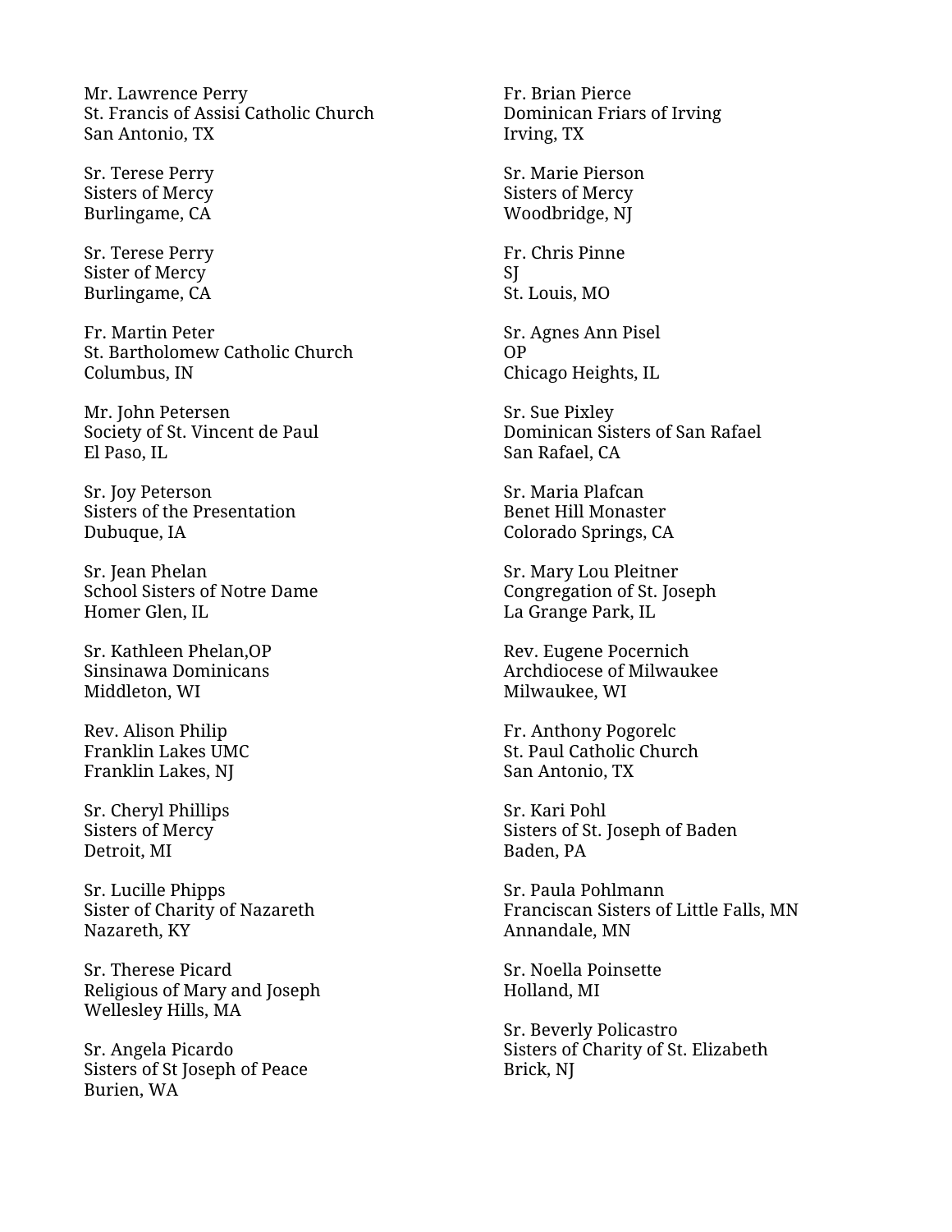Mr. Lawrence Perry
St. Francis of Assisi Catholic Church
San Antonio, TX

Sr. Terese Perry
Sisters of Mercy
Burlingame, CA

Sr. Terese Perry
Sister of Mercy
Burlingame, CA

Fr. Martin Peter
St. Bartholomew Catholic Church
Columbus, IN

Mr. John Petersen
Society of St. Vincent de Paul
El Paso, IL

Sr. Joy Peterson
Sisters of the Presentation
Dubuque, IA

Sr. Jean Phelan
School Sisters of Notre Dame
Homer Glen, IL

Sr. Kathleen Phelan,OP
Sinsinawa Dominicans
Middleton, WI

Rev. Alison Philip
Franklin Lakes UMC
Franklin Lakes, NJ

Sr. Cheryl Phillips
Sisters of Mercy
Detroit, MI

Sr. Lucille Phipps
Sister of Charity of Nazareth
Nazareth, KY

Sr. Therese Picard
Religious of Mary and Joseph
Wellesley Hills, MA

Sr. Angela Picardo
Sisters of St Joseph of Peace
Burien, WA

Fr. Brian Pierce
Dominican Friars of Irving
Irving, TX

Sr. Marie Pierson
Sisters of Mercy
Woodbridge, NJ

Fr. Chris Pinne
SJ
St. Louis, MO

Sr. Agnes Ann Pisel
OP
Chicago Heights, IL

Sr. Sue Pixley
Dominican Sisters of San Rafael
San Rafael, CA

Sr. Maria Plafcan
Benet Hill Monaster
Colorado Springs, CA

Sr. Mary Lou Pleitner
Congregation of St. Joseph
La Grange Park, IL

Rev. Eugene Pocernich
Archdiocese of Milwaukee
Milwaukee, WI

Fr. Anthony Pogorelc
St. Paul Catholic Church
San Antonio, TX

Sr. Kari Pohl
Sisters of St. Joseph of Baden
Baden, PA

Sr. Paula Pohlmann
Franciscan Sisters of Little Falls, MN
Annandale, MN

Sr. Noella Poinsette
Holland, MI

Sr. Beverly Policastro
Sisters of Charity of St. Elizabeth
Brick, NJ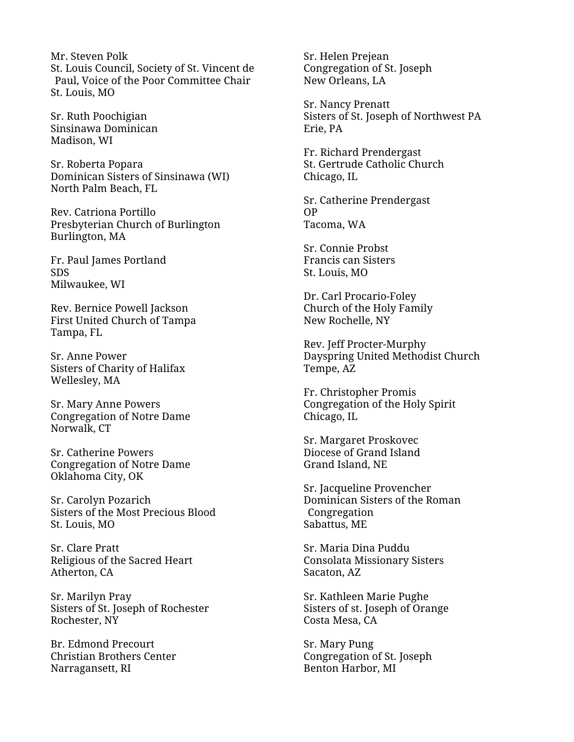Mr. Steven Polk
St. Louis Council, Society of St. Vincent de Paul, Voice of the Poor Committee Chair
St. Louis, MO

Sr. Ruth Poochigian
Sinsinawa Dominican
Madison, WI

Sr. Roberta Popara
Dominican Sisters of Sinsinawa (WI)
North Palm Beach, FL

Rev. Catriona Portillo
Presbyterian Church of Burlington
Burlington, MA

Fr. Paul James Portland
SDS
Milwaukee, WI

Rev. Bernice Powell Jackson
First United Church of Tampa
Tampa, FL

Sr. Anne Power
Sisters of Charity of Halifax
Wellesley, MA

Sr. Mary Anne Powers
Congregation of Notre Dame
Norwalk, CT

Sr. Catherine Powers
Congregation of Notre Dame
Oklahoma City, OK

Sr. Carolyn Pozarich
Sisters of the Most Precious Blood
St. Louis, MO

Sr. Clare Pratt
Religious of the Sacred Heart
Atherton, CA

Sr. Marilyn Pray
Sisters of St. Joseph of Rochester
Rochester, NY

Br. Edmond Precourt
Christian Brothers Center
Narragansett, RI

Sr. Helen Prejean
Congregation of St. Joseph
New Orleans, LA

Sr. Nancy Prenatt
Sisters of St. Joseph of Northwest PA
Erie, PA

Fr. Richard Prendergast
St. Gertrude Catholic Church
Chicago, IL

Sr. Catherine Prendergast
OP
Tacoma, WA

Sr. Connie Probst
Francis can Sisters
St. Louis, MO

Dr. Carl Procario-Foley
Church of the Holy Family
New Rochelle, NY

Rev. Jeff Procter-Murphy
Dayspring United Methodist Church
Tempe, AZ

Fr. Christopher Promis
Congregation of the Holy Spirit
Chicago, IL

Sr. Margaret Proskovec
Diocese of Grand Island
Grand Island, NE

Sr. Jacqueline Provencher
Dominican Sisters of the Roman Congregation
Sabattus, ME

Sr. Maria Dina Puddu
Consolata Missionary Sisters
Sacaton, AZ

Sr. Kathleen Marie Pughe
Sisters of st. Joseph of Orange
Costa Mesa, CA

Sr. Mary Pung
Congregation of St. Joseph
Benton Harbor, MI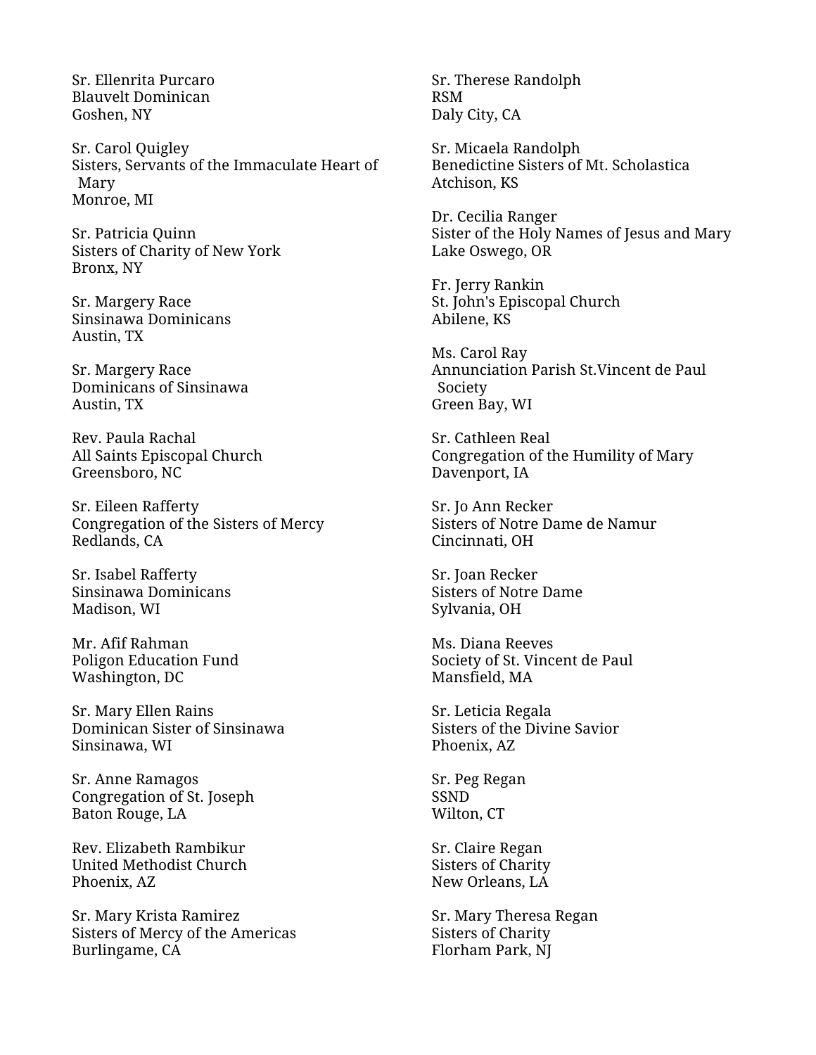Sr. Ellenrita Purcaro
Blauvelt Dominican
Goshen, NY

Sr. Carol Quigley
Sisters, Servants of the Immaculate Heart of Mary
Monroe, MI

Sr. Patricia Quinn
Sisters of Charity of New York
Bronx, NY

Sr. Margery Race
Sinsinawa Dominicans
Austin, TX

Sr. Margery Race
Dominicans of Sinsinawa
Austin, TX

Rev. Paula Rachal
All Saints Episcopal Church
Greensboro, NC

Sr. Eileen Rafferty
Congregation of the Sisters of Mercy
Redlands, CA

Sr. Isabel Rafferty
Sinsinawa Dominicans
Madison, WI

Mr. Afif Rahman
Poligon Education Fund
Washington, DC

Sr. Mary Ellen Rains
Dominican Sister of Sinsinawa
Sinsinawa, WI

Sr. Anne Ramagos
Congregation of St. Joseph
Baton Rouge, LA

Rev. Elizabeth Rambikur
United Methodist Church
Phoenix, AZ

Sr. Mary Krista Ramirez
Sisters of Mercy of the Americas
Burlingame, CA

Sr. Therese Randolph
RSM
Daly City, CA

Sr. Micaela Randolph
Benedictine Sisters of Mt. Scholastica
Atchison, KS

Dr. Cecilia Ranger
Sister of the Holy Names of Jesus and Mary
Lake Oswego, OR

Fr. Jerry Rankin
St. John's Episcopal Church
Abilene, KS

Ms. Carol Ray
Annunciation Parish St.Vincent de Paul Society
Green Bay, WI

Sr. Cathleen Real
Congregation of the Humility of Mary
Davenport, IA

Sr. Jo Ann Recker
Sisters of Notre Dame de Namur
Cincinnati, OH

Sr. Joan Recker
Sisters of Notre Dame
Sylvania, OH

Ms. Diana Reeves
Society of St. Vincent de Paul
Mansfield, MA

Sr. Leticia Regala
Sisters of the Divine Savior
Phoenix, AZ

Sr. Peg Regan
SSND
Wilton, CT

Sr. Claire Regan
Sisters of Charity
New Orleans, LA

Sr. Mary Theresa Regan
Sisters of Charity
Florham Park, NJ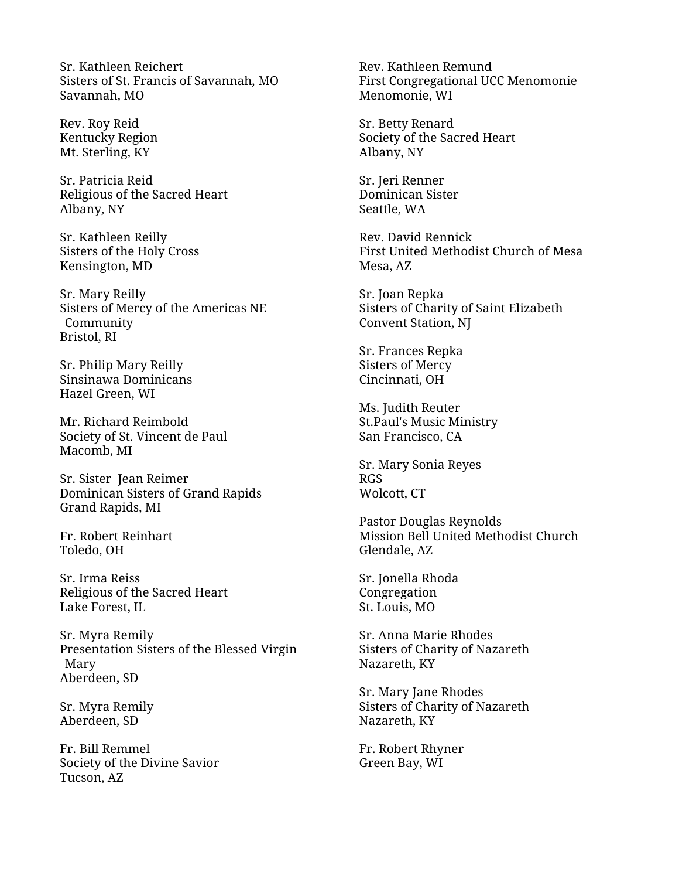Sr. Kathleen Reichert
Sisters of St. Francis of Savannah, MO
Savannah, MO

Rev. Roy Reid
Kentucky Region
Mt. Sterling, KY

Sr. Patricia Reid
Religious of the Sacred Heart
Albany, NY

Sr. Kathleen Reilly
Sisters of the Holy Cross
Kensington, MD

Sr. Mary Reilly
Sisters of Mercy of the Americas NE Community
Bristol, RI

Sr. Philip Mary Reilly
Sinsinawa Dominicans
Hazel Green, WI

Mr. Richard Reimbold
Society of St. Vincent de Paul
Macomb, MI

Sr. Sister Jean Reimer
Dominican Sisters of Grand Rapids
Grand Rapids, MI

Fr. Robert Reinhart
Toledo, OH

Sr. Irma Reiss
Religious of the Sacred Heart
Lake Forest, IL

Sr. Myra Remily
Presentation Sisters of the Blessed Virgin Mary
Aberdeen, SD

Sr. Myra Remily
Aberdeen, SD

Fr. Bill Remmel
Society of the Divine Savior
Tucson, AZ

Rev. Kathleen Remund
First Congregational UCC Menomonie
Menomonie, WI

Sr. Betty Renard
Society of the Sacred Heart
Albany, NY

Sr. Jeri Renner
Dominican Sister
Seattle, WA

Rev. David Rennick
First United Methodist Church of Mesa
Mesa, AZ

Sr. Joan Repka
Sisters of Charity of Saint Elizabeth
Convent Station, NJ

Sr. Frances Repka
Sisters of Mercy
Cincinnati, OH

Ms. Judith Reuter
St.Paul's Music Ministry
San Francisco, CA

Sr. Mary Sonia Reyes
RGS
Wolcott, CT

Pastor Douglas Reynolds
Mission Bell United Methodist Church
Glendale, AZ

Sr. Jonella Rhoda
Congregation
St. Louis, MO

Sr. Anna Marie Rhodes
Sisters of Charity of Nazareth
Nazareth, KY

Sr. Mary Jane Rhodes
Sisters of Charity of Nazareth
Nazareth, KY

Fr. Robert Rhyner
Green Bay, WI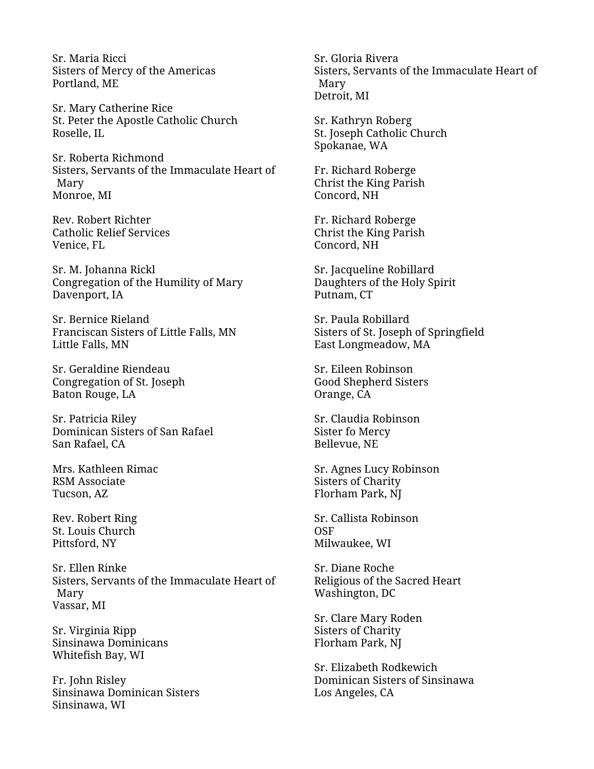Sr. Maria Ricci
Sisters of Mercy of the Americas
Portland, ME

Sr. Mary Catherine Rice
St. Peter the Apostle Catholic Church
Roselle, IL

Sr. Roberta Richmond
Sisters, Servants of the Immaculate Heart of Mary
Monroe, MI

Rev. Robert Richter
Catholic Relief Services
Venice, FL

Sr. M. Johanna Rickl
Congregation of the Humility of Mary
Davenport, IA

Sr. Bernice Rieland
Franciscan Sisters of Little Falls, MN
Little Falls, MN

Sr. Geraldine Riendeau
Congregation of St. Joseph
Baton Rouge, LA

Sr. Patricia Riley
Dominican Sisters of San Rafael
San Rafael, CA

Mrs. Kathleen Rimac
RSM Associate
Tucson, AZ

Rev. Robert Ring
St. Louis Church
Pittsford, NY

Sr. Ellen Rinke
Sisters, Servants of the Immaculate Heart of Mary
Vassar, MI

Sr. Virginia Ripp
Sinsinawa Dominicans
Whitefish Bay, WI

Fr. John Risley
Sinsinawa Dominican Sisters
Sinsinawa, WI

Sr. Gloria Rivera
Sisters, Servants of the Immaculate Heart of Mary
Detroit, MI

Sr. Kathryn Roberg
St. Joseph Catholic Church
Spokanae, WA

Fr. Richard Roberge
Christ the King Parish
Concord, NH

Fr. Richard Roberge
Christ the King Parish
Concord, NH

Sr. Jacqueline Robillard
Daughters of the Holy Spirit
Putnam, CT

Sr. Paula Robillard
Sisters of St. Joseph of Springfield
East Longmeadow, MA

Sr. Eileen Robinson
Good Shepherd Sisters
Orange, CA

Sr. Claudia Robinson
Sister fo Mercy
Bellevue, NE

Sr. Agnes Lucy Robinson
Sisters of Charity
Florham Park, NJ

Sr. Callista Robinson
OSF
Milwaukee, WI

Sr. Diane Roche
Religious of the Sacred Heart
Washington, DC

Sr. Clare Mary Roden
Sisters of Charity
Florham Park, NJ

Sr. Elizabeth Rodkewich
Dominican Sisters of Sinsinawa
Los Angeles, CA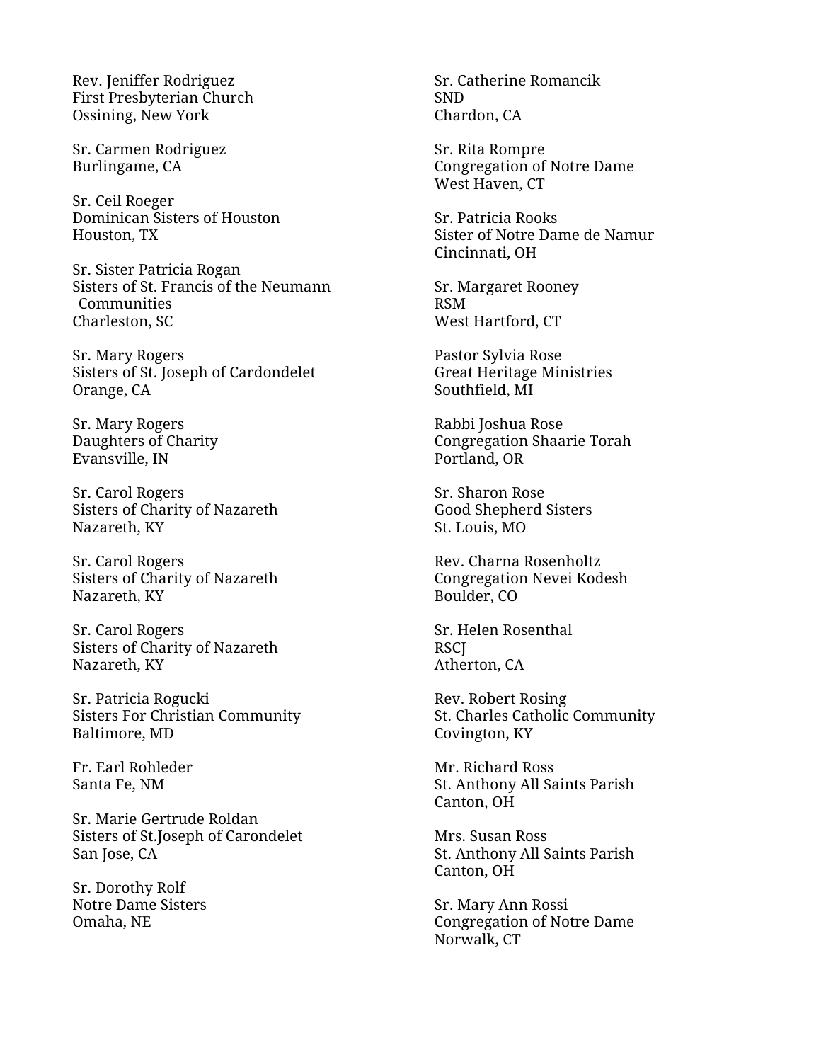Rev. Jeniffer Rodriguez
First Presbyterian Church
Ossining, New York

Sr. Carmen Rodriguez
Burlingame, CA

Sr. Ceil Roeger
Dominican Sisters of Houston
Houston, TX

Sr. Sister Patricia Rogan
Sisters of St. Francis of the Neumann Communities
Charleston, SC

Sr. Mary Rogers
Sisters of St. Joseph of Cardondelet
Orange, CA

Sr. Mary Rogers
Daughters of Charity
Evansville, IN

Sr. Carol Rogers
Sisters of Charity of Nazareth
Nazareth, KY

Sr. Carol Rogers
Sisters of Charity of Nazareth
Nazareth, KY

Sr. Carol Rogers
Sisters of Charity of Nazareth
Nazareth, KY

Sr. Patricia Rogucki
Sisters For Christian Community
Baltimore, MD

Fr. Earl Rohleder
Santa Fe, NM

Sr. Marie Gertrude Roldan
Sisters of St.Joseph of Carondelet
San Jose, CA

Sr. Dorothy Rolf
Notre Dame Sisters
Omaha, NE

Sr. Catherine Romancik
SND
Chardon, CA

Sr. Rita Rompre
Congregation of Notre Dame
West Haven, CT

Sr. Patricia Rooks
Sister of Notre Dame de Namur
Cincinnati, OH

Sr. Margaret Rooney
RSM
West Hartford, CT

Pastor Sylvia Rose
Great Heritage Ministries
Southfield, MI

Rabbi Joshua Rose
Congregation Shaarie Torah
Portland, OR

Sr. Sharon Rose
Good Shepherd Sisters
St. Louis, MO

Rev. Charna Rosenholtz
Congregation Nevei Kodesh
Boulder, CO

Sr. Helen Rosenthal
RSCJ
Atherton, CA

Rev. Robert Rosing
St. Charles Catholic Community
Covington, KY

Mr. Richard Ross
St. Anthony All Saints Parish
Canton, OH

Mrs. Susan Ross
St. Anthony All Saints Parish
Canton, OH

Sr. Mary Ann Rossi
Congregation of Notre Dame
Norwalk, CT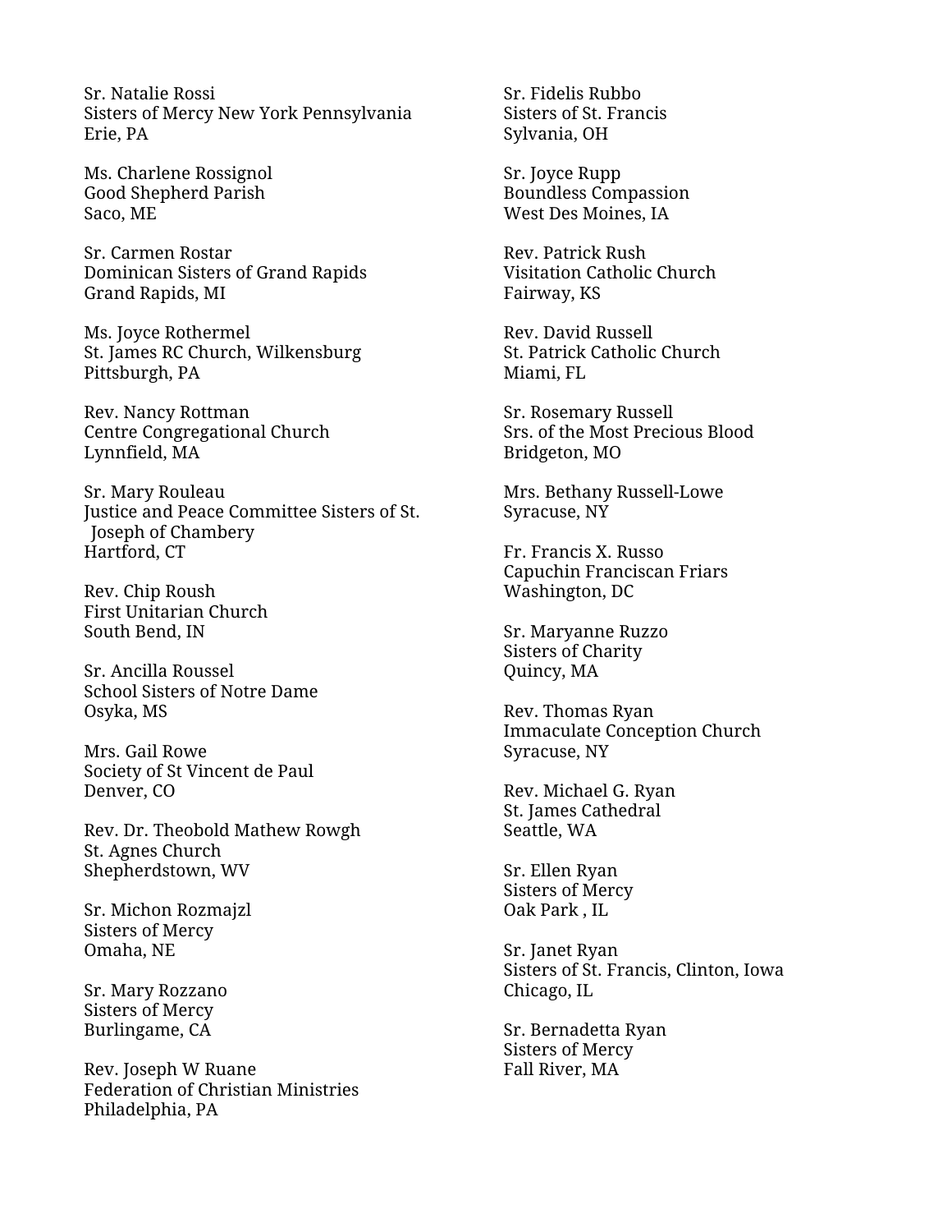Sr. Natalie Rossi
Sisters of Mercy New York Pennsylvania
Erie, PA

Ms. Charlene Rossignol
Good Shepherd Parish
Saco, ME

Sr. Carmen Rostar
Dominican Sisters of Grand Rapids
Grand Rapids, MI

Ms. Joyce Rothermel
St. James RC Church, Wilkensburg
Pittsburgh, PA

Rev. Nancy Rottman
Centre Congregational Church
Lynnfield, MA

Sr. Mary Rouleau
Justice and Peace Committee Sisters of St. Joseph of Chambery
Hartford, CT

Rev. Chip Roush
First Unitarian Church
South Bend, IN

Sr. Ancilla Roussel
School Sisters of Notre Dame
Osyka, MS

Mrs. Gail Rowe
Society of St Vincent de Paul
Denver, CO

Rev. Dr. Theobold Mathew Rowgh
St. Agnes Church
Shepherdstown, WV

Sr. Michon Rozmajzl
Sisters of Mercy
Omaha, NE

Sr. Mary Rozzano
Sisters of Mercy
Burlingame, CA

Rev. Joseph W Ruane
Federation of Christian Ministries
Philadelphia, PA

Sr. Fidelis Rubbo
Sisters of St. Francis
Sylvania, OH

Sr. Joyce Rupp
Boundless Compassion
West Des Moines, IA

Rev. Patrick Rush
Visitation Catholic Church
Fairway, KS

Rev. David Russell
St. Patrick Catholic Church
Miami, FL

Sr. Rosemary Russell
Srs. of the Most Precious Blood
Bridgeton, MO

Mrs. Bethany Russell-Lowe
Syracuse, NY

Fr. Francis X. Russo
Capuchin Franciscan Friars
Washington, DC

Sr. Maryanne Ruzzo
Sisters of Charity
Quincy, MA

Rev. Thomas Ryan
Immaculate Conception Church
Syracuse, NY

Rev. Michael G. Ryan
St. James Cathedral
Seattle, WA

Sr. Ellen Ryan
Sisters of Mercy
Oak Park , IL

Sr. Janet Ryan
Sisters of St. Francis, Clinton, Iowa
Chicago, IL

Sr. Bernadetta Ryan
Sisters of Mercy
Fall River, MA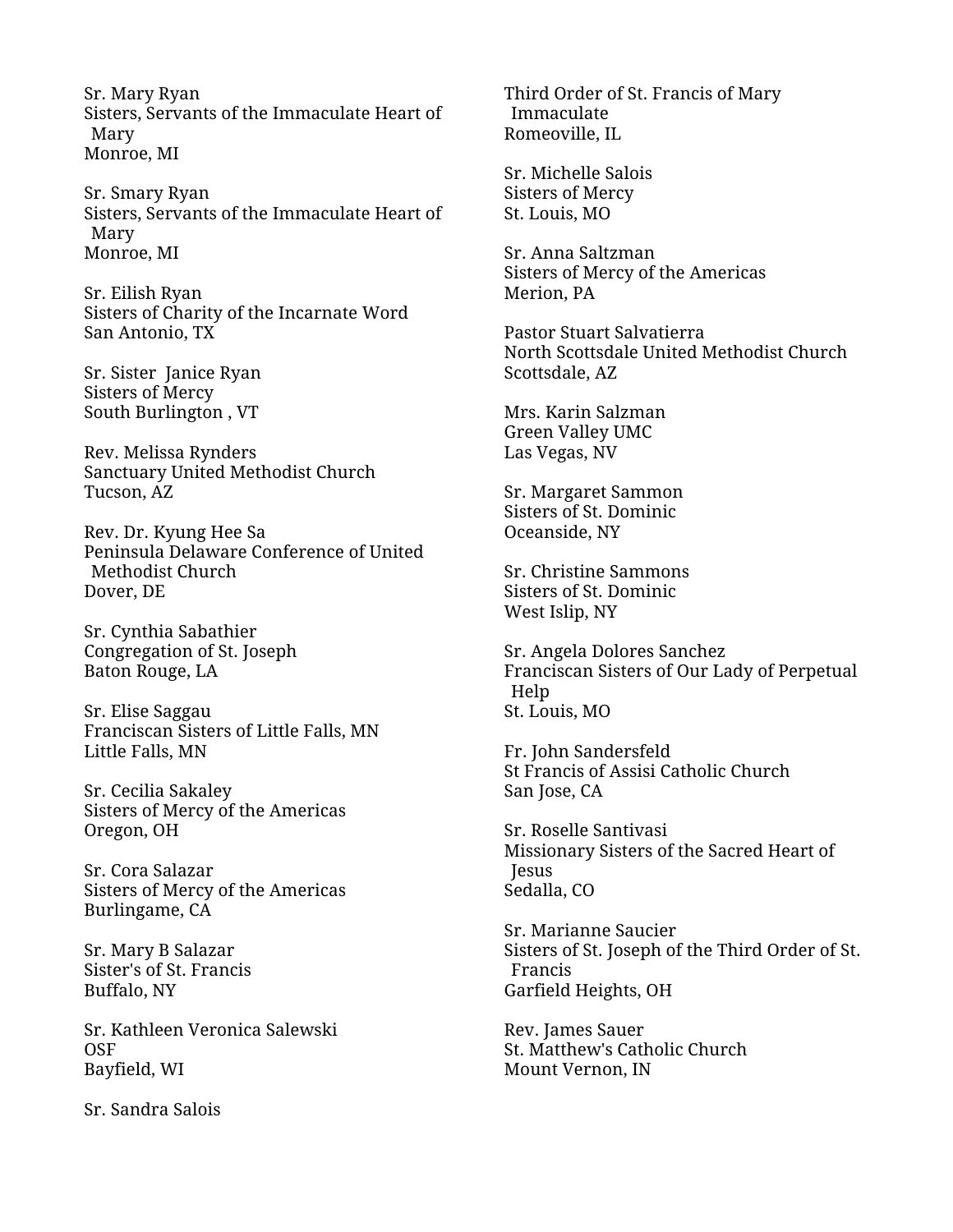Sr. Mary Ryan
Sisters, Servants of the Immaculate Heart of Mary
Monroe, MI

Sr. Smary Ryan
Sisters, Servants of the Immaculate Heart of Mary
Monroe, MI

Sr. Eilish Ryan
Sisters of Charity of the Incarnate Word
San Antonio, TX

Sr. Sister  Janice Ryan
Sisters of Mercy
South Burlington , VT

Rev. Melissa Rynders
Sanctuary United Methodist Church
Tucson, AZ

Rev. Dr. Kyung Hee Sa
Peninsula Delaware Conference of United Methodist Church
Dover, DE

Sr. Cynthia Sabathier
Congregation of St. Joseph
Baton Rouge, LA

Sr. Elise Saggau
Franciscan Sisters of Little Falls, MN
Little Falls, MN

Sr. Cecilia Sakaley
Sisters of Mercy of the Americas
Oregon, OH

Sr. Cora Salazar
Sisters of Mercy of the Americas
Burlingame, CA

Sr. Mary B Salazar
Sister's of St. Francis
Buffalo, NY

Sr. Kathleen Veronica Salewski
OSF
Bayfield, WI

Sr. Sandra Salois
Third Order of St. Francis of Mary Immaculate
Romeoville, IL

Sr. Michelle Salois
Sisters of Mercy
St. Louis, MO

Sr. Anna Saltzman
Sisters of Mercy of the Americas
Merion, PA

Pastor Stuart Salvatierra
North Scottsdale United Methodist Church
Scottsdale, AZ

Mrs. Karin Salzman
Green Valley UMC
Las Vegas, NV

Sr. Margaret Sammon
Sisters of St. Dominic
Oceanside, NY

Sr. Christine Sammons
Sisters of St. Dominic
West Islip, NY

Sr. Angela Dolores Sanchez
Franciscan Sisters of Our Lady of Perpetual Help
St. Louis, MO

Fr. John Sandersfeld
St Francis of Assisi Catholic Church
San Jose, CA

Sr. Roselle Santivasi
Missionary Sisters of the Sacred Heart of Jesus
Sedalla, CO

Sr. Marianne Saucier
Sisters of St. Joseph of the Third Order of St. Francis
Garfield Heights, OH

Rev. James Sauer
St. Matthew's Catholic Church
Mount Vernon, IN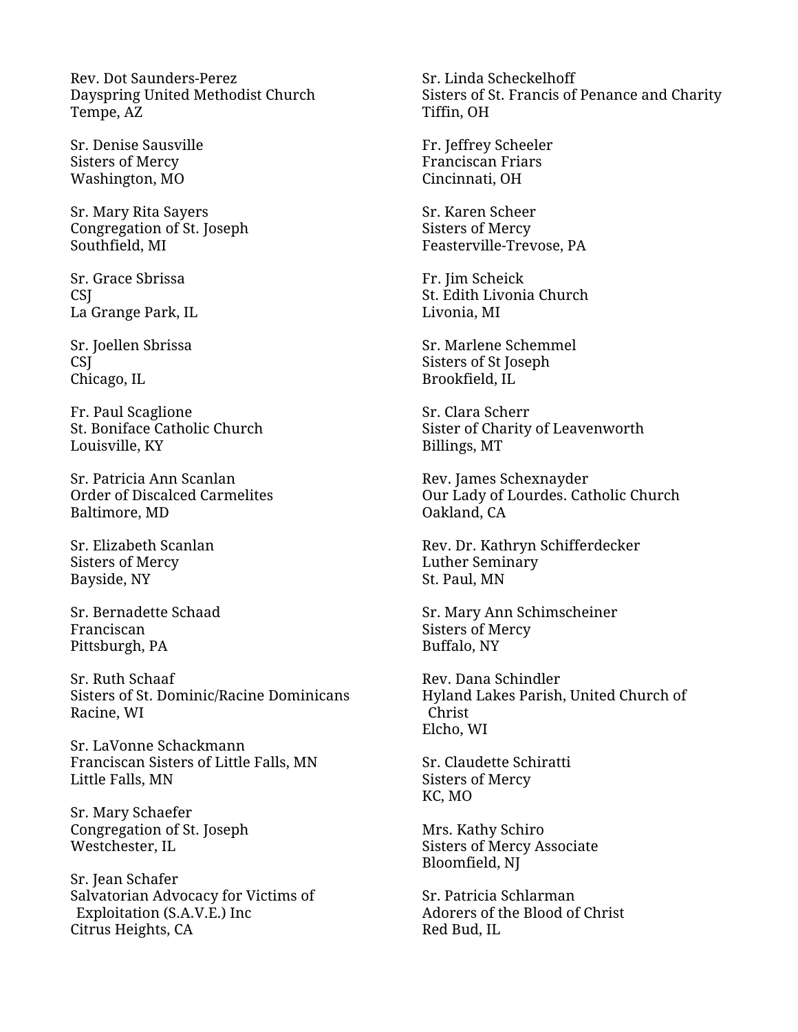Rev. Dot Saunders-Perez
Dayspring United Methodist Church
Tempe, AZ

Sr. Denise Sausville
Sisters of Mercy
Washington, MO

Sr. Mary Rita Sayers
Congregation of St. Joseph
Southfield, MI

Sr. Grace Sbrissa
CSJ
La Grange Park, IL

Sr. Joellen Sbrissa
CSJ
Chicago, IL

Fr. Paul Scaglione
St. Boniface Catholic Church
Louisville, KY

Sr. Patricia Ann Scanlan
Order of Discalced Carmelites
Baltimore, MD

Sr. Elizabeth Scanlan
Sisters of Mercy
Bayside, NY

Sr. Bernadette Schaad
Franciscan
Pittsburgh, PA

Sr. Ruth Schaaf
Sisters of St. Dominic/Racine Dominicans
Racine, WI

Sr. LaVonne Schackmann
Franciscan Sisters of Little Falls, MN
Little Falls, MN

Sr. Mary Schaefer
Congregation of St. Joseph
Westchester, IL

Sr. Jean Schafer
Salvatorian Advocacy for Victims of Exploitation (S.A.V.E.) Inc
Citrus Heights, CA

Sr. Linda Scheckelhoff
Sisters of St. Francis of Penance and Charity
Tiffin, OH

Fr. Jeffrey Scheeler
Franciscan Friars
Cincinnati, OH

Sr. Karen Scheer
Sisters of Mercy
Feasterville-Trevose, PA

Fr. Jim Scheick
St. Edith Livonia Church
Livonia, MI

Sr. Marlene Schemmel
Sisters of St Joseph
Brookfield, IL

Sr. Clara Scherr
Sister of Charity of Leavenworth
Billings, MT

Rev. James Schexnayder
Our Lady of Lourdes. Catholic Church
Oakland, CA

Rev. Dr. Kathryn Schifferdecker
Luther Seminary
St. Paul, MN

Sr. Mary Ann Schimscheiner
Sisters of Mercy
Buffalo, NY

Rev. Dana Schindler
Hyland Lakes Parish, United Church of Christ
Elcho, WI

Sr. Claudette Schiratti
Sisters of Mercy
KC, MO

Mrs. Kathy Schiro
Sisters of Mercy Associate
Bloomfield, NJ

Sr. Patricia Schlarman
Adorers of the Blood of Christ
Red Bud, IL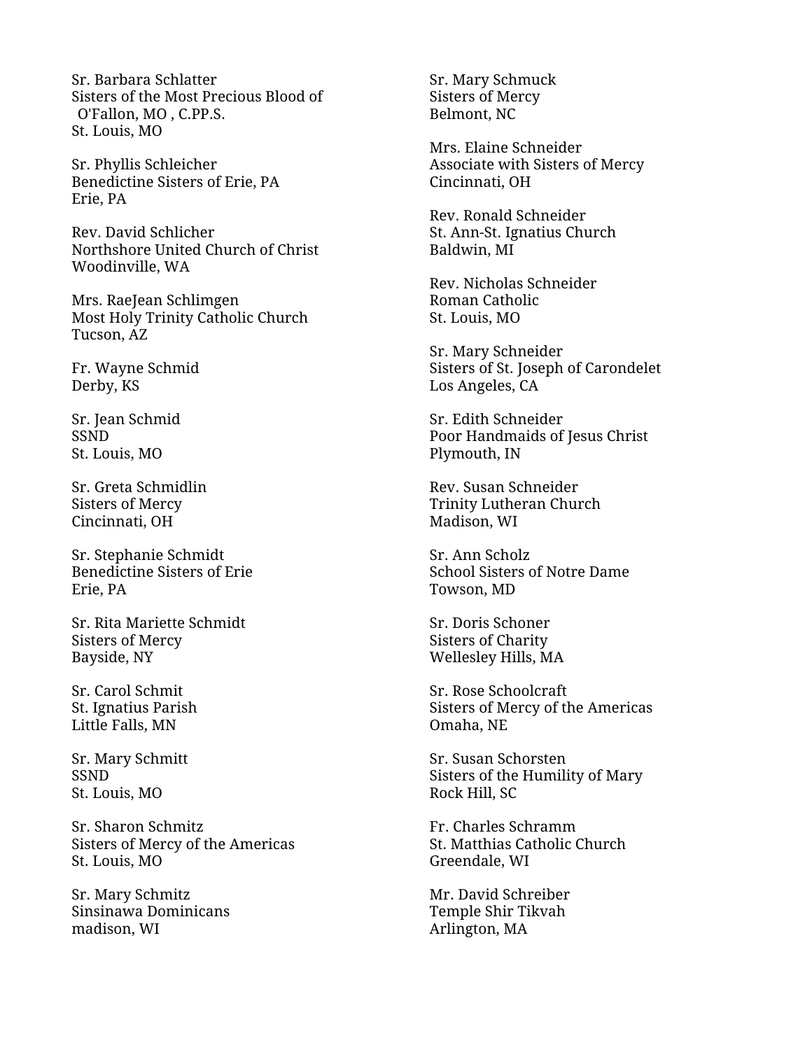Sr. Barbara Schlatter
Sisters of the Most Precious Blood of O'Fallon, MO , C.PP.S.
St. Louis, MO

Sr. Phyllis Schleicher
Benedictine Sisters of Erie, PA
Erie, PA

Rev. David Schlicher
Northshore United Church of Christ
Woodinville, WA

Mrs. RaeJean Schlimgen
Most Holy Trinity Catholic Church
Tucson, AZ

Fr. Wayne Schmid
Derby, KS

Sr. Jean Schmid
SSND
St. Louis, MO

Sr. Greta Schmidlin
Sisters of Mercy
Cincinnati, OH

Sr. Stephanie Schmidt
Benedictine Sisters of Erie
Erie, PA

Sr. Rita Mariette Schmidt
Sisters of Mercy
Bayside, NY

Sr. Carol Schmit
St. Ignatius Parish
Little Falls, MN

Sr. Mary Schmitt
SSND
St. Louis, MO

Sr. Sharon Schmitz
Sisters of Mercy of the Americas
St. Louis, MO

Sr. Mary Schmitz
Sinsinawa Dominicans
madison, WI

Sr. Mary Schmuck
Sisters of Mercy
Belmont, NC

Mrs. Elaine Schneider
Associate with Sisters of Mercy
Cincinnati, OH

Rev. Ronald Schneider
St. Ann-St. Ignatius Church
Baldwin, MI

Rev. Nicholas Schneider
Roman Catholic
St. Louis, MO

Sr. Mary Schneider
Sisters of St. Joseph of Carondelet
Los Angeles, CA

Sr. Edith Schneider
Poor Handmaids of Jesus Christ
Plymouth, IN

Rev. Susan Schneider
Trinity Lutheran Church
Madison, WI

Sr. Ann Scholz
School Sisters of Notre Dame
Towson, MD

Sr. Doris Schoner
Sisters of Charity
Wellesley Hills, MA

Sr. Rose Schoolcraft
Sisters of Mercy of the Americas
Omaha, NE

Sr. Susan Schorsten
Sisters of the Humility of Mary
Rock Hill, SC

Fr. Charles Schramm
St. Matthias Catholic Church
Greendale, WI

Mr. David Schreiber
Temple Shir Tikvah
Arlington, MA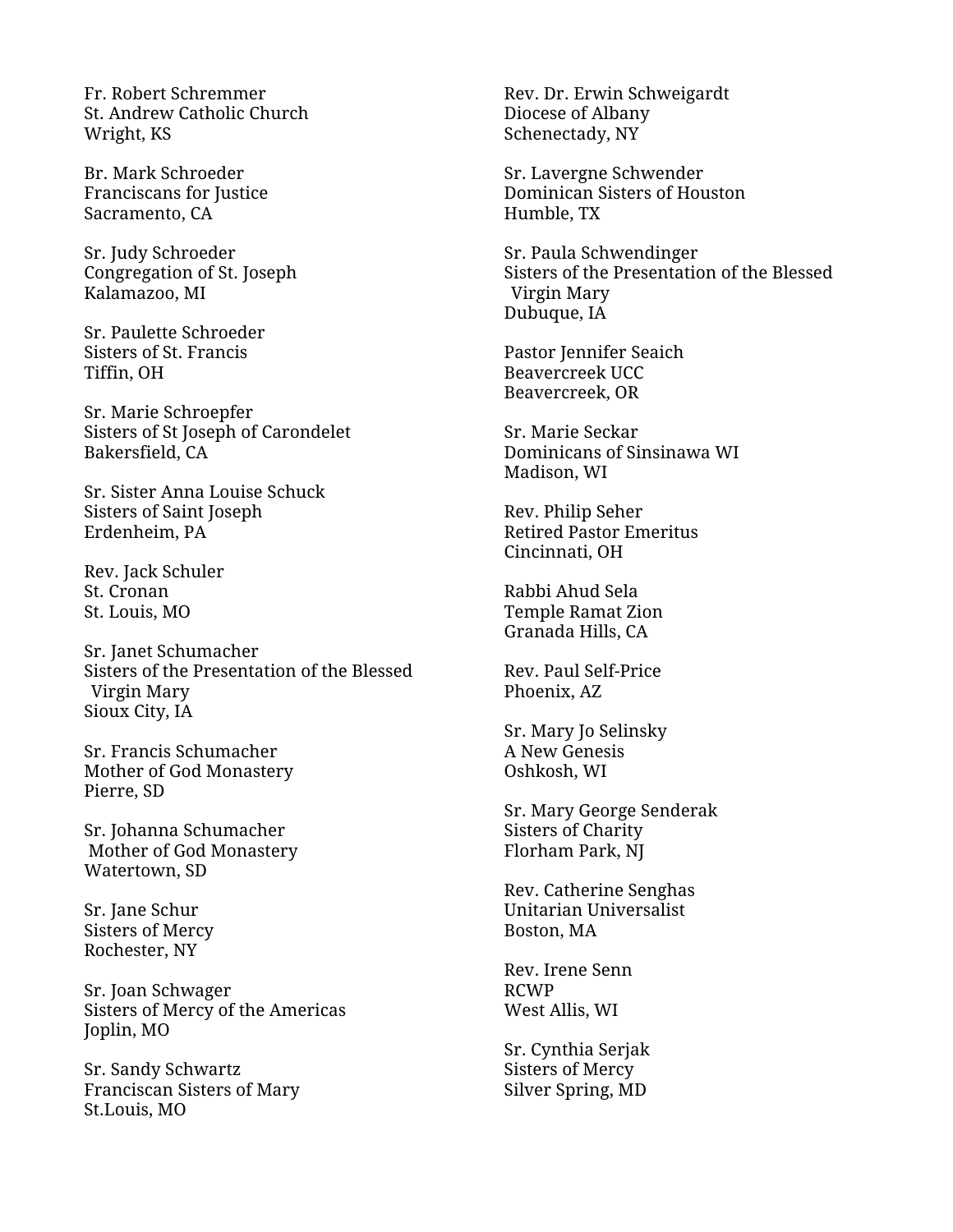Fr. Robert Schremmer
St. Andrew Catholic Church
Wright, KS

Br. Mark Schroeder
Franciscans for Justice
Sacramento, CA

Sr. Judy Schroeder
Congregation of St. Joseph
Kalamazoo, MI

Sr. Paulette Schroeder
Sisters of St. Francis
Tiffin, OH

Sr. Marie Schroepfer
Sisters of St Joseph of Carondelet
Bakersfield, CA

Sr. Sister Anna Louise Schuck
Sisters of Saint Joseph
Erdenheim, PA

Rev. Jack Schuler
St. Cronan
St. Louis, MO

Sr. Janet Schumacher
Sisters of the Presentation of the Blessed Virgin Mary
Sioux City, IA

Sr. Francis Schumacher
Mother of God Monastery
Pierre, SD

Sr. Johanna Schumacher
Mother of God Monastery
Watertown, SD

Sr. Jane Schur
Sisters of Mercy
Rochester, NY

Sr. Joan Schwager
Sisters of Mercy of the Americas
Joplin, MO

Sr. Sandy Schwartz
Franciscan Sisters of Mary
St.Louis, MO

Rev. Dr. Erwin Schweigardt
Diocese of Albany
Schenectady, NY

Sr. Lavergne Schwender
Dominican Sisters of Houston
Humble, TX

Sr. Paula Schwendinger
Sisters of the Presentation of the Blessed Virgin Mary
Dubuque, IA

Pastor Jennifer Seaich
Beavercreek UCC
Beavercreek, OR

Sr. Marie Seckar
Dominicans of Sinsinawa WI
Madison, WI

Rev. Philip Seher
Retired Pastor Emeritus
Cincinnati, OH

Rabbi Ahud Sela
Temple Ramat Zion
Granada Hills, CA

Rev. Paul Self-Price
Phoenix, AZ

Sr. Mary Jo Selinsky
A New Genesis
Oshkosh, WI

Sr. Mary George Senderak
Sisters of Charity
Florham Park, NJ

Rev. Catherine Senghas
Unitarian Universalist
Boston, MA

Rev. Irene Senn
RCWP
West Allis, WI

Sr. Cynthia Serjak
Sisters of Mercy
Silver Spring, MD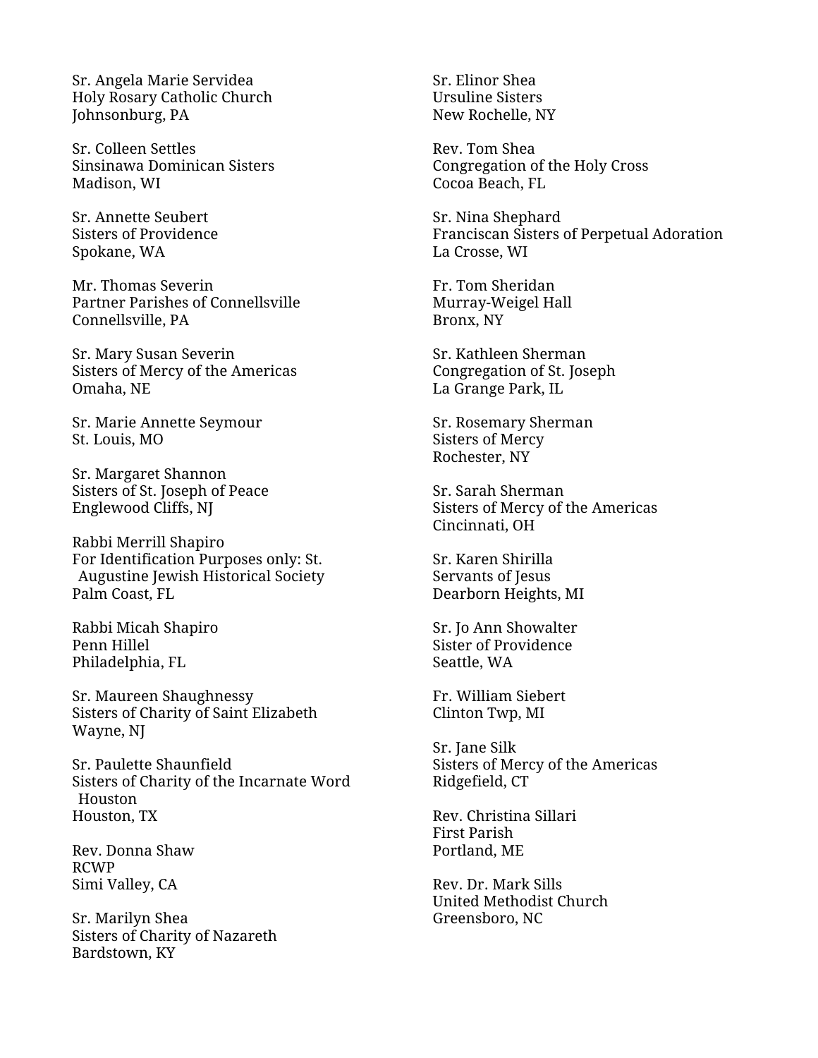Sr. Angela Marie Servidea
Holy Rosary Catholic Church
Johnsonburg, PA

Sr. Colleen Settles
Sinsinawa Dominican Sisters
Madison, WI

Sr. Annette Seubert
Sisters of Providence
Spokane, WA

Mr. Thomas Severin
Partner Parishes of Connellsville
Connellsville, PA

Sr. Mary Susan Severin
Sisters of Mercy of the Americas
Omaha, NE

Sr. Marie Annette Seymour
St. Louis, MO

Sr. Margaret Shannon
Sisters of St. Joseph of Peace
Englewood Cliffs, NJ

Rabbi Merrill Shapiro
For Identification Purposes only: St. Augustine Jewish Historical Society
Palm Coast, FL

Rabbi Micah Shapiro
Penn Hillel
Philadelphia, FL

Sr. Maureen Shaughnessy
Sisters of Charity of Saint Elizabeth
Wayne, NJ

Sr. Paulette Shaunfield
Sisters of Charity of the Incarnate Word Houston
Houston, TX

Rev. Donna Shaw
RCWP
Simi Valley, CA

Sr. Marilyn Shea
Sisters of Charity of Nazareth
Bardstown, KY

Sr. Elinor Shea
Ursuline Sisters
New Rochelle, NY

Rev. Tom Shea
Congregation of the Holy Cross
Cocoa Beach, FL

Sr. Nina Shephard
Franciscan Sisters of Perpetual Adoration
La Crosse, WI

Fr. Tom Sheridan
Murray-Weigel Hall
Bronx, NY

Sr. Kathleen Sherman
Congregation of St. Joseph
La Grange Park, IL

Sr. Rosemary Sherman
Sisters of Mercy
Rochester, NY

Sr. Sarah Sherman
Sisters of Mercy of the Americas
Cincinnati, OH

Sr. Karen Shirilla
Servants of Jesus
Dearborn Heights, MI

Sr. Jo Ann Showalter
Sister of Providence
Seattle, WA

Fr. William Siebert
Clinton Twp, MI

Sr. Jane Silk
Sisters of Mercy of the Americas
Ridgefield, CT

Rev. Christina Sillari
First Parish
Portland, ME

Rev. Dr. Mark Sills
United Methodist Church
Greensboro, NC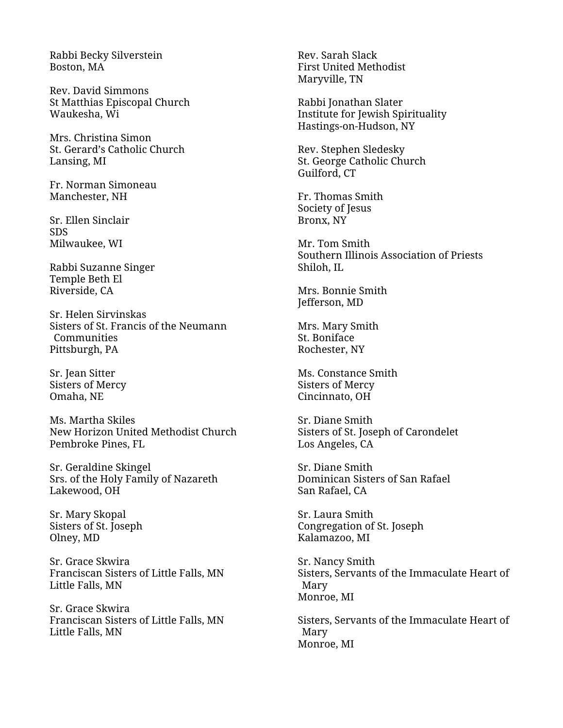Rabbi Becky Silverstein
Boston, MA

Rev. David Simmons
St Matthias Episcopal Church
Waukesha, Wi

Mrs. Christina Simon
St. Gerard's Catholic Church
Lansing, MI

Fr. Norman Simoneau
Manchester, NH

Sr. Ellen Sinclair
SDS
Milwaukee, WI

Rabbi Suzanne Singer
Temple Beth El
Riverside, CA

Sr. Helen Sirvinskas
Sisters of St. Francis of the Neumann Communities
Pittsburgh, PA

Sr. Jean Sitter
Sisters of Mercy
Omaha, NE

Ms. Martha Skiles
New Horizon United Methodist Church
Pembroke Pines, FL

Sr. Geraldine Skingel
Srs. of the Holy Family of Nazareth
Lakewood, OH

Sr. Mary Skopal
Sisters of St. Joseph
Olney, MD

Sr. Grace Skwira
Franciscan Sisters of Little Falls, MN
Little Falls, MN

Sr. Grace Skwira
Franciscan Sisters of Little Falls, MN
Little Falls, MN

Rev. Sarah Slack
First United Methodist
Maryville, TN

Rabbi Jonathan Slater
Institute for Jewish Spirituality
Hastings-on-Hudson, NY

Rev. Stephen Sledesky
St. George Catholic Church
Guilford, CT

Fr. Thomas Smith
Society of Jesus
Bronx, NY

Mr. Tom Smith
Southern Illinois Association of Priests
Shiloh, IL

Mrs. Bonnie Smith
Jefferson, MD

Mrs. Mary Smith
St. Boniface
Rochester, NY

Ms. Constance Smith
Sisters of Mercy
Cincinnato, OH

Sr. Diane Smith
Sisters of St. Joseph of Carondelet
Los Angeles, CA

Sr. Diane Smith
Dominican Sisters of San Rafael
San Rafael, CA

Sr. Laura Smith
Congregation of St. Joseph
Kalamazoo, MI

Sr. Nancy Smith
Sisters, Servants of the Immaculate Heart of Mary
Monroe, MI

Sisters, Servants of the Immaculate Heart of Mary
Monroe, MI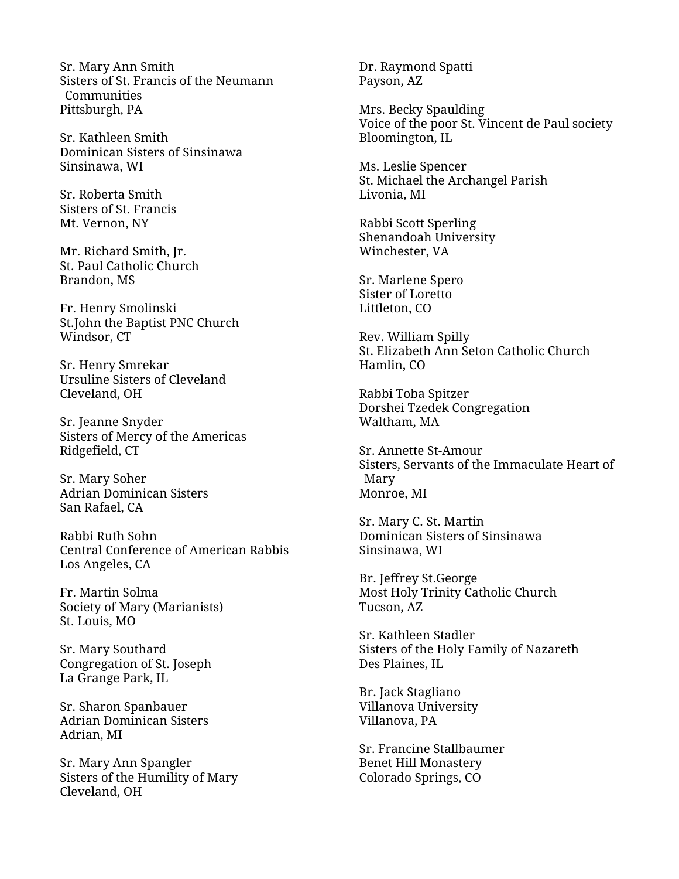Sr. Mary Ann Smith
Sisters of St. Francis of the Neumann Communities
Pittsburgh, PA

Sr. Kathleen Smith
Dominican Sisters of Sinsinawa
Sinsinawa, WI

Sr. Roberta Smith
Sisters of St. Francis
Mt. Vernon, NY

Mr. Richard Smith, Jr.
St. Paul Catholic Church
Brandon, MS

Fr. Henry Smolinski
St.John the Baptist PNC Church
Windsor, CT

Sr. Henry Smrekar
Ursuline Sisters of Cleveland
Cleveland, OH

Sr. Jeanne Snyder
Sisters of Mercy of the Americas
Ridgefield, CT

Sr. Mary Soher
Adrian Dominican Sisters
San Rafael, CA

Rabbi Ruth Sohn
Central Conference of American Rabbis
Los Angeles, CA

Fr. Martin Solma
Society of Mary (Marianists)
St. Louis, MO

Sr. Mary Southard
Congregation of St. Joseph
La Grange Park, IL

Sr. Sharon Spanbauer
Adrian Dominican Sisters
Adrian, MI

Sr. Mary Ann Spangler
Sisters of the Humility of Mary
Cleveland, OH

Dr. Raymond Spatti
Payson, AZ

Mrs. Becky Spaulding
Voice of the poor St. Vincent de Paul society
Bloomington, IL

Ms. Leslie Spencer
St. Michael the Archangel Parish
Livonia, MI

Rabbi Scott Sperling
Shenandoah University
Winchester, VA

Sr. Marlene Spero
Sister of Loretto
Littleton, CO

Rev. William Spilly
St. Elizabeth Ann Seton Catholic Church
Hamlin, CO

Rabbi Toba Spitzer
Dorshei Tzedek Congregation
Waltham, MA

Sr. Annette St-Amour
Sisters, Servants of the Immaculate Heart of Mary
Monroe, MI

Sr. Mary C. St. Martin
Dominican Sisters of Sinsinawa
Sinsinawa, WI

Br. Jeffrey St.George
Most Holy Trinity Catholic Church
Tucson, AZ

Sr. Kathleen Stadler
Sisters of the Holy Family of Nazareth
Des Plaines, IL

Br. Jack Stagliano
Villanova University
Villanova, PA

Sr. Francine Stallbaumer
Benet Hill Monastery
Colorado Springs, CO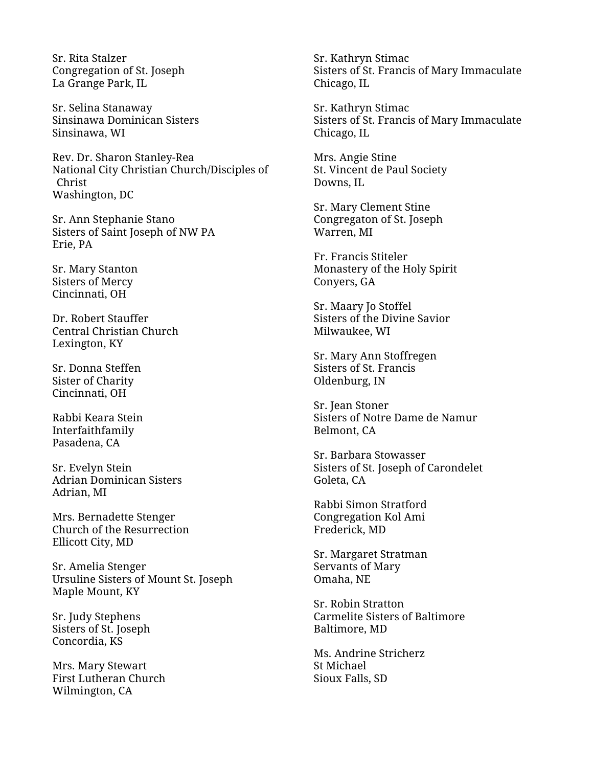Sr. Rita Stalzer
Congregation of St. Joseph
La Grange Park, IL

Sr. Selina Stanaway
Sinsinawa Dominican Sisters
Sinsinawa, WI

Rev. Dr. Sharon Stanley-Rea
National City Christian Church/Disciples of Christ
Washington, DC

Sr. Ann Stephanie Stano
Sisters of Saint Joseph of NW PA
Erie, PA

Sr. Mary Stanton
Sisters of Mercy
Cincinnati, OH

Dr. Robert Stauffer
Central Christian Church
Lexington, KY

Sr. Donna Steffen
Sister of Charity
Cincinnati, OH

Rabbi Keara Stein
Interfaithfamily
Pasadena, CA

Sr. Evelyn Stein
Adrian Dominican Sisters
Adrian, MI

Mrs. Bernadette Stenger
Church of the Resurrection
Ellicott City, MD

Sr. Amelia Stenger
Ursuline Sisters of Mount St. Joseph
Maple Mount, KY

Sr. Judy Stephens
Sisters of St. Joseph
Concordia, KS

Mrs. Mary Stewart
First Lutheran Church
Wilmington, CA

Sr. Kathryn Stimac
Sisters of St. Francis of Mary Immaculate
Chicago, IL

Sr. Kathryn Stimac
Sisters of St. Francis of Mary Immaculate
Chicago, IL

Mrs. Angie Stine
St. Vincent de Paul Society
Downs, IL

Sr. Mary Clement Stine
Congregaton of St. Joseph
Warren, MI

Fr. Francis Stiteler
Monastery of the Holy Spirit
Conyers, GA

Sr. Maary Jo Stoffel
Sisters of the Divine Savior
Milwaukee, WI

Sr. Mary Ann Stoffregen
Sisters of St. Francis
Oldenburg, IN

Sr. Jean Stoner
Sisters of Notre Dame de Namur
Belmont, CA

Sr. Barbara Stowasser
Sisters of St. Joseph of Carondelet
Goleta, CA

Rabbi Simon Stratford
Congregation Kol Ami
Frederick, MD

Sr. Margaret Stratman
Servants of Mary
Omaha, NE

Sr. Robin Stratton
Carmelite Sisters of Baltimore
Baltimore, MD

Ms. Andrine Stricherz
St Michael
Sioux Falls, SD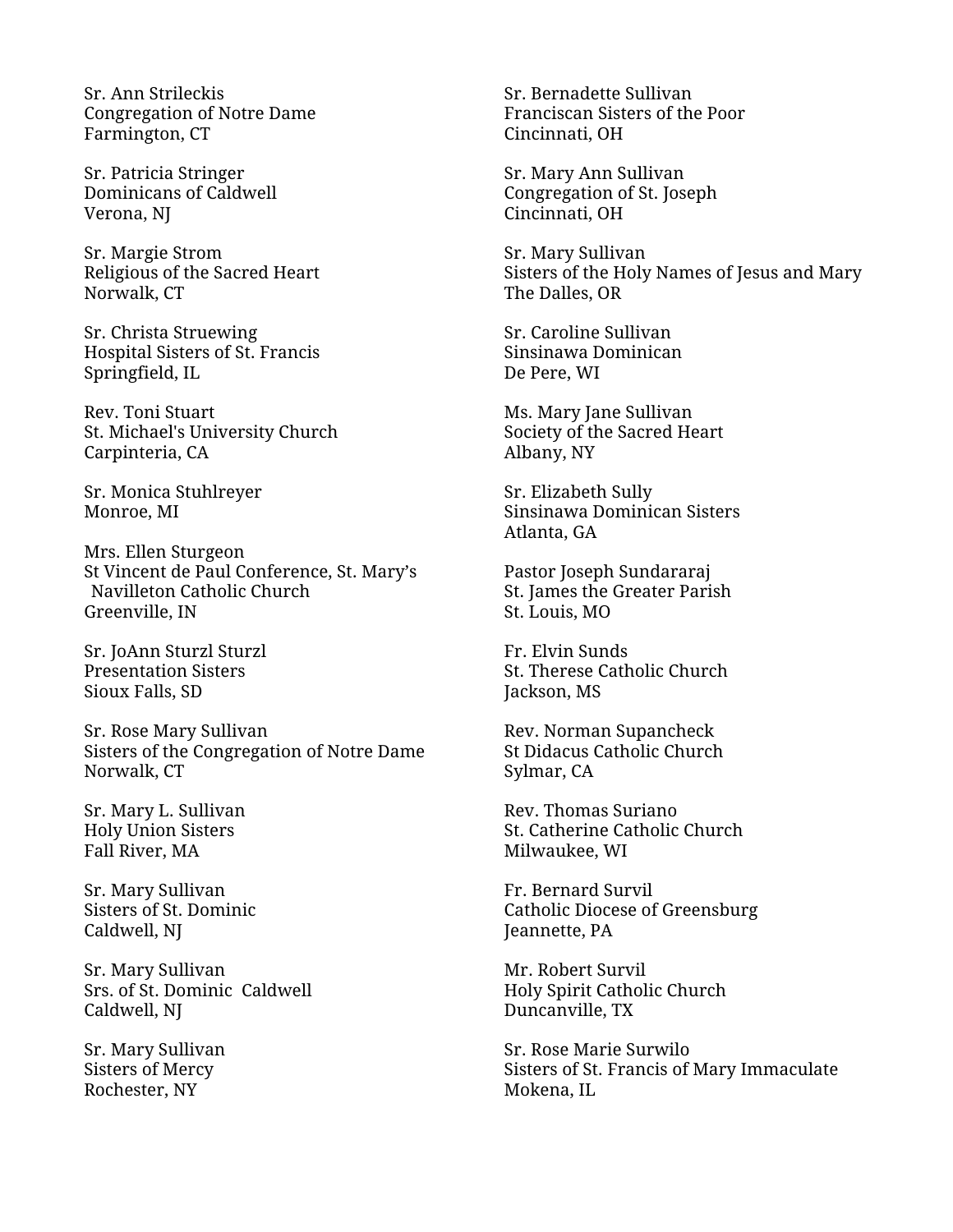Sr. Ann Strileckis
Congregation of Notre Dame
Farmington, CT

Sr. Patricia Stringer
Dominicans of Caldwell
Verona, NJ

Sr. Margie Strom
Religious of the Sacred Heart
Norwalk, CT

Sr. Christa Struewing
Hospital Sisters of St. Francis
Springfield, IL

Rev. Toni Stuart
St. Michael's University Church
Carpinteria, CA

Sr. Monica Stuhlreyer
Monroe, MI

Mrs. Ellen Sturgeon
St Vincent de Paul Conference, St. Mary's
Navilleton Catholic Church
Greenville, IN

Sr. JoAnn Sturzl Sturzl
Presentation Sisters
Sioux Falls, SD

Sr. Rose Mary Sullivan
Sisters of the Congregation of Notre Dame
Norwalk, CT

Sr. Mary L. Sullivan
Holy Union Sisters
Fall River, MA

Sr. Mary Sullivan
Sisters of St. Dominic
Caldwell, NJ

Sr. Mary Sullivan
Srs. of St. Dominic Caldwell
Caldwell, NJ

Sr. Mary Sullivan
Sisters of Mercy
Rochester, NY

Sr. Bernadette Sullivan
Franciscan Sisters of the Poor
Cincinnati, OH

Sr. Mary Ann Sullivan
Congregation of St. Joseph
Cincinnati, OH

Sr. Mary Sullivan
Sisters of the Holy Names of Jesus and Mary
The Dalles, OR

Sr. Caroline Sullivan
Sinsinawa Dominican
De Pere, WI

Ms. Mary Jane Sullivan
Society of the Sacred Heart
Albany, NY

Sr. Elizabeth Sully
Sinsinawa Dominican Sisters
Atlanta, GA

Pastor Joseph Sundararaj
St. James the Greater Parish
St. Louis, MO

Fr. Elvin Sunds
St. Therese Catholic Church
Jackson, MS

Rev. Norman Supancheck
St Didacus Catholic Church
Sylmar, CA

Rev. Thomas Suriano
St. Catherine Catholic Church
Milwaukee, WI

Fr. Bernard Survil
Catholic Diocese of Greensburg
Jeannette, PA

Mr. Robert Survil
Holy Spirit Catholic Church
Duncanville, TX

Sr. Rose Marie Surwilo
Sisters of St. Francis of Mary Immaculate
Mokena, IL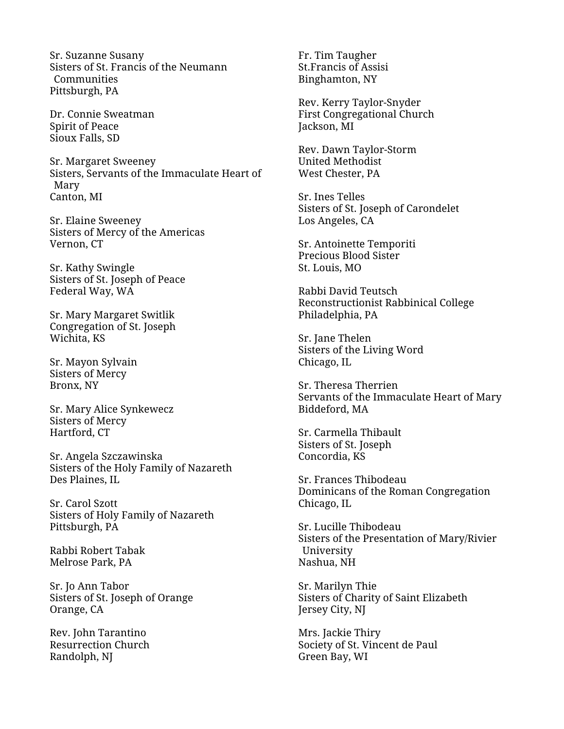Sr. Suzanne Susany
Sisters of St. Francis of the Neumann Communities
Pittsburgh, PA

Dr. Connie Sweatman
Spirit of Peace
Sioux Falls, SD

Sr. Margaret Sweeney
Sisters, Servants of the Immaculate Heart of Mary
Canton, MI

Sr. Elaine Sweeney
Sisters of Mercy of the Americas
Vernon, CT

Sr. Kathy Swingle
Sisters of St. Joseph of Peace
Federal Way, WA

Sr. Mary Margaret Switlik
Congregation of St. Joseph
Wichita, KS

Sr. Mayon Sylvain
Sisters of Mercy
Bronx, NY

Sr. Mary Alice Synkewecz
Sisters of Mercy
Hartford, CT

Sr. Angela Szczawinska
Sisters of the Holy Family of Nazareth
Des Plaines, IL

Sr. Carol Szott
Sisters of Holy Family of Nazareth
Pittsburgh, PA

Rabbi Robert Tabak
Melrose Park, PA

Sr. Jo Ann Tabor
Sisters of St. Joseph of Orange
Orange, CA

Rev. John Tarantino
Resurrection Church
Randolph, NJ

Fr. Tim Taugher
St.Francis of Assisi
Binghamton, NY

Rev. Kerry Taylor-Snyder
First Congregational Church
Jackson, MI

Rev. Dawn Taylor-Storm
United Methodist
West Chester, PA

Sr. Ines Telles
Sisters of St. Joseph of Carondelet
Los Angeles, CA

Sr. Antoinette Temporiti
Precious Blood Sister
St. Louis, MO

Rabbi David Teutsch
Reconstructionist Rabbinical College
Philadelphia, PA

Sr. Jane Thelen
Sisters of the Living Word
Chicago, IL

Sr. Theresa Therrien
Servants of the Immaculate Heart of Mary
Biddeford, MA

Sr. Carmella Thibault
Sisters of St. Joseph
Concordia, KS

Sr. Frances Thibodeau
Dominicans of the Roman Congregation
Chicago, IL

Sr. Lucille Thibodeau
Sisters of the Presentation of Mary/Rivier University
Nashua, NH

Sr. Marilyn Thie
Sisters of Charity of Saint Elizabeth
Jersey City, NJ

Mrs. Jackie Thiry
Society of St. Vincent de Paul
Green Bay, WI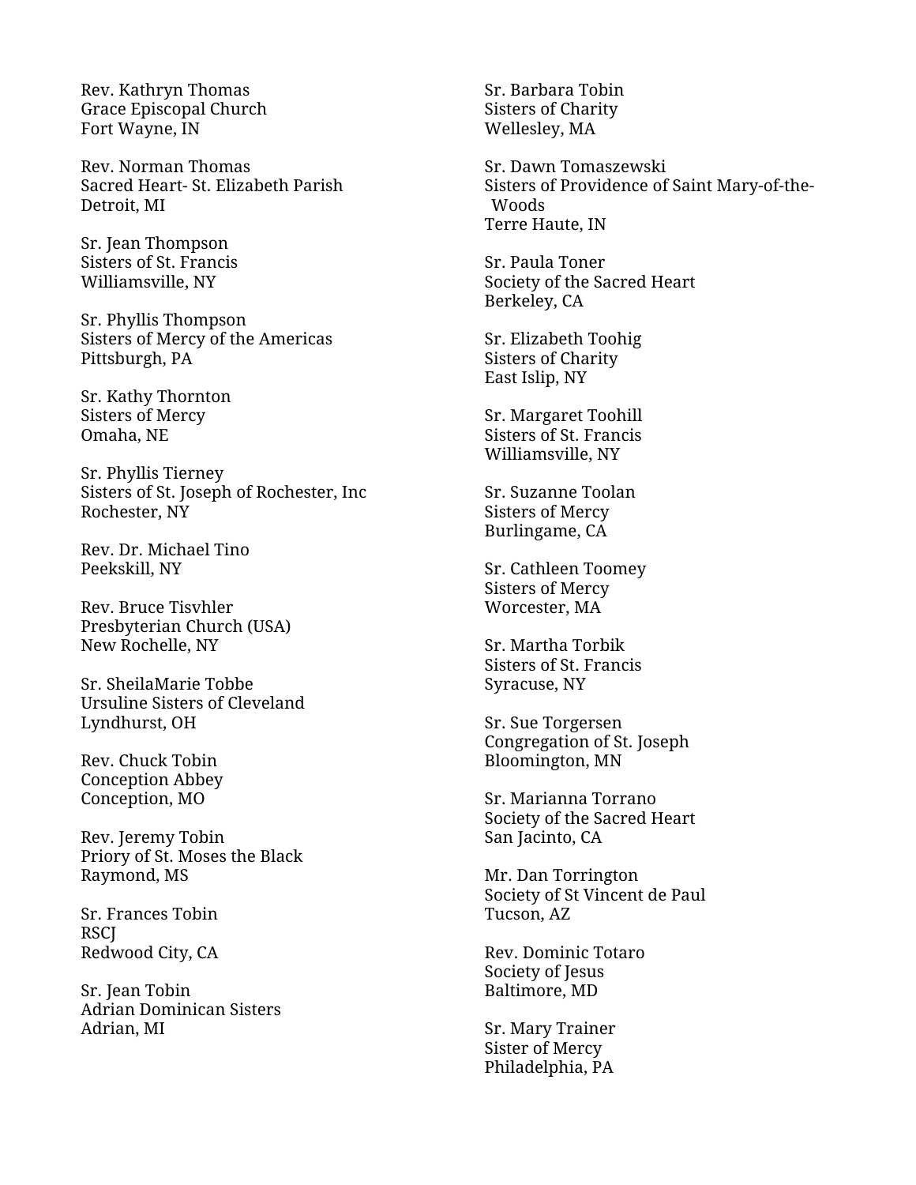Rev. Kathryn Thomas
Grace Episcopal Church
Fort Wayne, IN

Rev. Norman Thomas
Sacred Heart- St. Elizabeth Parish
Detroit, MI

Sr. Jean Thompson
Sisters of St. Francis
Williamsville, NY

Sr. Phyllis Thompson
Sisters of Mercy of the Americas
Pittsburgh, PA

Sr. Kathy Thornton
Sisters of Mercy
Omaha, NE

Sr. Phyllis Tierney
Sisters of St. Joseph of Rochester, Inc
Rochester, NY

Rev. Dr. Michael Tino
Peekskill, NY

Rev. Bruce Tisvhler
Presbyterian Church (USA)
New Rochelle, NY

Sr. SheilaMarie Tobbe
Ursuline Sisters of Cleveland
Lyndhurst, OH

Rev. Chuck Tobin
Conception Abbey
Conception, MO

Rev. Jeremy Tobin
Priory of St. Moses the Black
Raymond, MS

Sr. Frances Tobin
RSCJ
Redwood City, CA

Sr. Jean Tobin
Adrian Dominican Sisters
Adrian, MI

Sr. Barbara Tobin
Sisters of Charity
Wellesley, MA

Sr. Dawn Tomaszewski
Sisters of Providence of Saint Mary-of-the-Woods
Terre Haute, IN

Sr. Paula Toner
Society of the Sacred Heart
Berkeley, CA

Sr. Elizabeth Toohig
Sisters of Charity
East Islip, NY

Sr. Margaret Toohill
Sisters of St. Francis
Williamsville, NY

Sr. Suzanne Toolan
Sisters of Mercy
Burlingame, CA

Sr. Cathleen Toomey
Sisters of Mercy
Worcester, MA

Sr. Martha Torbik
Sisters of St. Francis
Syracuse, NY

Sr. Sue Torgersen
Congregation of St. Joseph
Bloomington, MN

Sr. Marianna Torrano
Society of the Sacred Heart
San Jacinto, CA

Mr. Dan Torrington
Society of St Vincent de Paul
Tucson, AZ

Rev. Dominic Totaro
Society of Jesus
Baltimore, MD

Sr. Mary Trainer
Sister of Mercy
Philadelphia, PA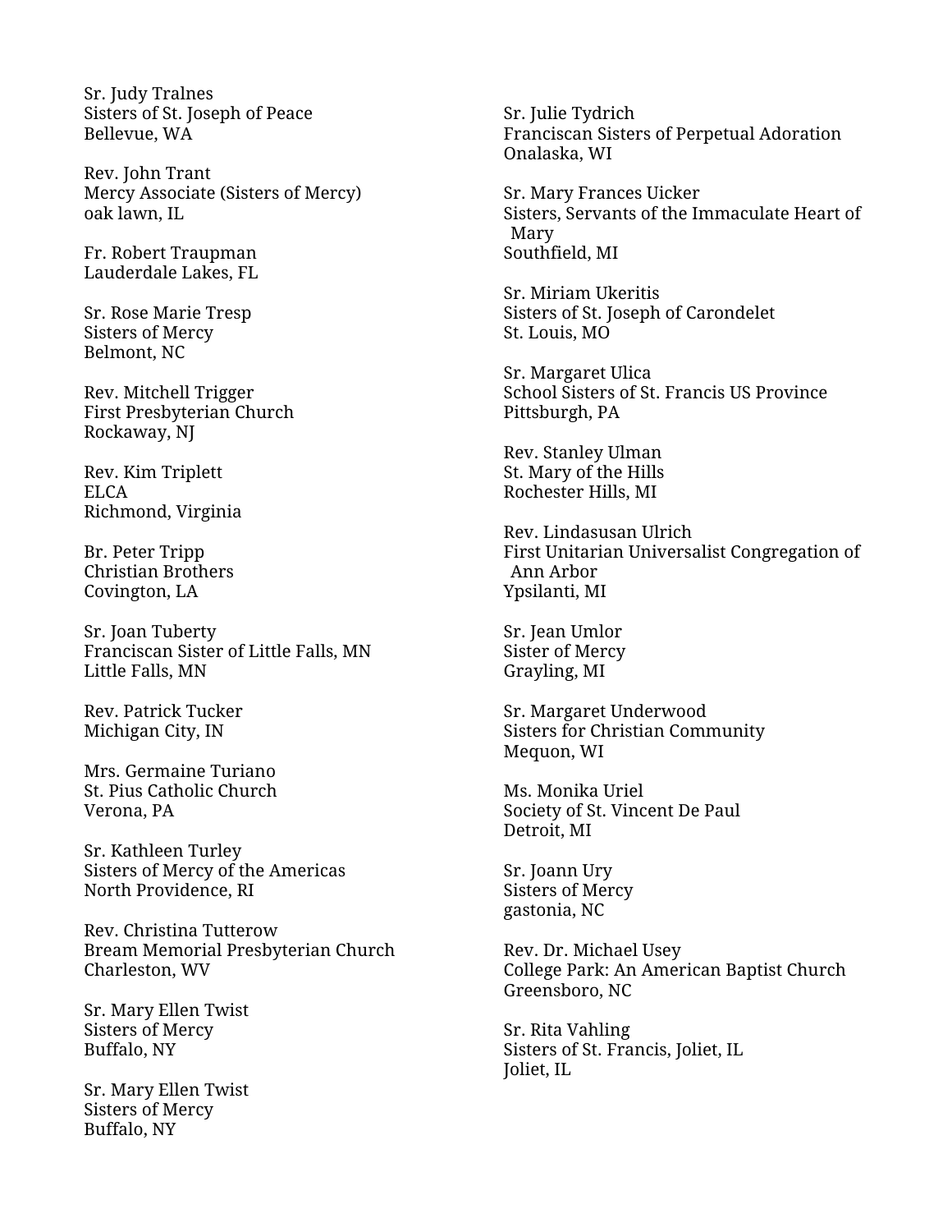Sr. Judy Tralnes
Sisters of St. Joseph of Peace
Bellevue, WA

Rev. John Trant
Mercy Associate (Sisters of Mercy)
oak lawn, IL

Fr. Robert Traupman
Lauderdale Lakes, FL

Sr. Rose Marie Tresp
Sisters of Mercy
Belmont, NC

Rev. Mitchell Trigger
First Presbyterian Church
Rockaway, NJ

Rev. Kim Triplett
ELCA
Richmond, Virginia

Br. Peter Tripp
Christian Brothers
Covington, LA

Sr. Joan Tuberty
Franciscan Sister of Little Falls, MN
Little Falls, MN

Rev. Patrick Tucker
Michigan City, IN

Mrs. Germaine Turiano
St. Pius Catholic Church
Verona, PA

Sr. Kathleen Turley
Sisters of Mercy of the Americas
North Providence, RI

Rev. Christina Tutterow
Bream Memorial Presbyterian Church
Charleston, WV

Sr. Mary Ellen Twist
Sisters of Mercy
Buffalo, NY

Sr. Mary Ellen Twist
Sisters of Mercy
Buffalo, NY

Sr. Julie Tydrich
Franciscan Sisters of Perpetual Adoration
Onalaska, WI

Sr. Mary Frances Uicker
Sisters, Servants of the Immaculate Heart of Mary
Southfield, MI

Sr. Miriam Ukeritis
Sisters of St. Joseph of Carondelet
St. Louis, MO

Sr. Margaret Ulica
School Sisters of St. Francis US Province
Pittsburgh, PA

Rev. Stanley Ulman
St. Mary of the Hills
Rochester Hills, MI

Rev. Lindasusan Ulrich
First Unitarian Universalist Congregation of Ann Arbor
Ypsilanti, MI

Sr. Jean Umlor
Sister of Mercy
Grayling, MI

Sr. Margaret Underwood
Sisters for Christian Community
Mequon, WI

Ms. Monika Uriel
Society of St. Vincent De Paul
Detroit, MI

Sr. Joann Ury
Sisters of Mercy
gastonia, NC

Rev. Dr. Michael Usey
College Park: An American Baptist Church
Greensboro, NC

Sr. Rita Vahling
Sisters of St. Francis, Joliet, IL
Joliet, IL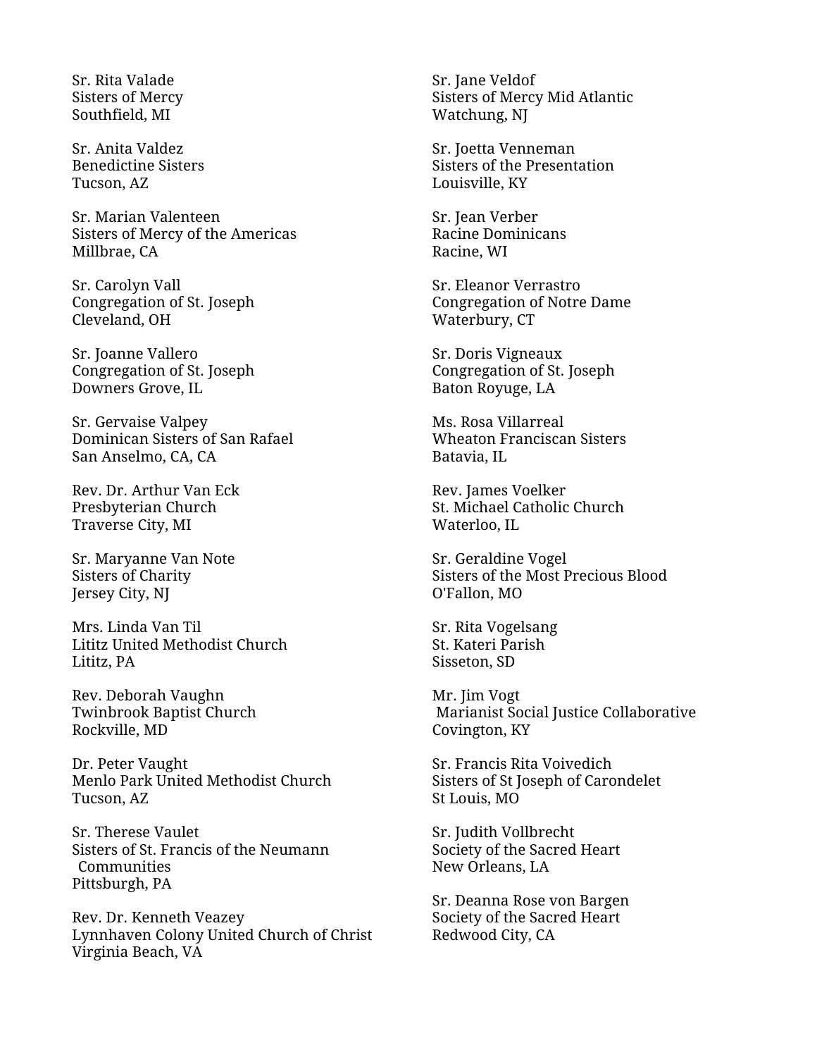Sr. Rita Valade
Sisters of Mercy
Southfield, MI

Sr. Anita Valdez
Benedictine Sisters
Tucson, AZ

Sr. Marian Valenteen
Sisters of Mercy of the Americas
Millbrae, CA

Sr. Carolyn Vall
Congregation of St. Joseph
Cleveland, OH

Sr. Joanne Vallero
Congregation of St. Joseph
Downers Grove, IL

Sr. Gervaise Valpey
Dominican Sisters of San Rafael
San Anselmo, CA, CA

Rev. Dr. Arthur Van Eck
Presbyterian Church
Traverse City, MI

Sr. Maryanne Van Note
Sisters of Charity
Jersey City, NJ

Mrs. Linda Van Til
Lititz United Methodist Church
Lititz, PA

Rev. Deborah Vaughn
Twinbrook Baptist Church
Rockville, MD

Dr. Peter Vaught
Menlo Park United Methodist Church
Tucson, AZ

Sr. Therese Vaulet
Sisters of St. Francis of the Neumann Communities
Pittsburgh, PA

Rev. Dr. Kenneth Veazey
Lynnhaven Colony United Church of Christ
Virginia Beach, VA

Sr. Jane Veldof
Sisters of Mercy Mid Atlantic
Watchung, NJ

Sr. Joetta Venneman
Sisters of the Presentation
Louisville, KY

Sr. Jean Verber
Racine Dominicans
Racine, WI

Sr. Eleanor Verrastro
Congregation of Notre Dame
Waterbury, CT

Sr. Doris Vigneaux
Congregation of St. Joseph
Baton Royuge, LA

Ms. Rosa Villarreal
Wheaton Franciscan Sisters
Batavia, IL

Rev. James Voelker
St. Michael Catholic Church
Waterloo, IL

Sr. Geraldine Vogel
Sisters of the Most Precious Blood
O'Fallon, MO

Sr. Rita Vogelsang
St. Kateri Parish
Sisseton, SD

Mr. Jim Vogt
Marianist Social Justice Collaborative
Covington, KY

Sr. Francis Rita Voivedich
Sisters of St Joseph of Carondelet
St Louis, MO

Sr. Judith Vollbrecht
Society of the Sacred Heart
New Orleans, LA

Sr. Deanna Rose von Bargen
Society of the Sacred Heart
Redwood City, CA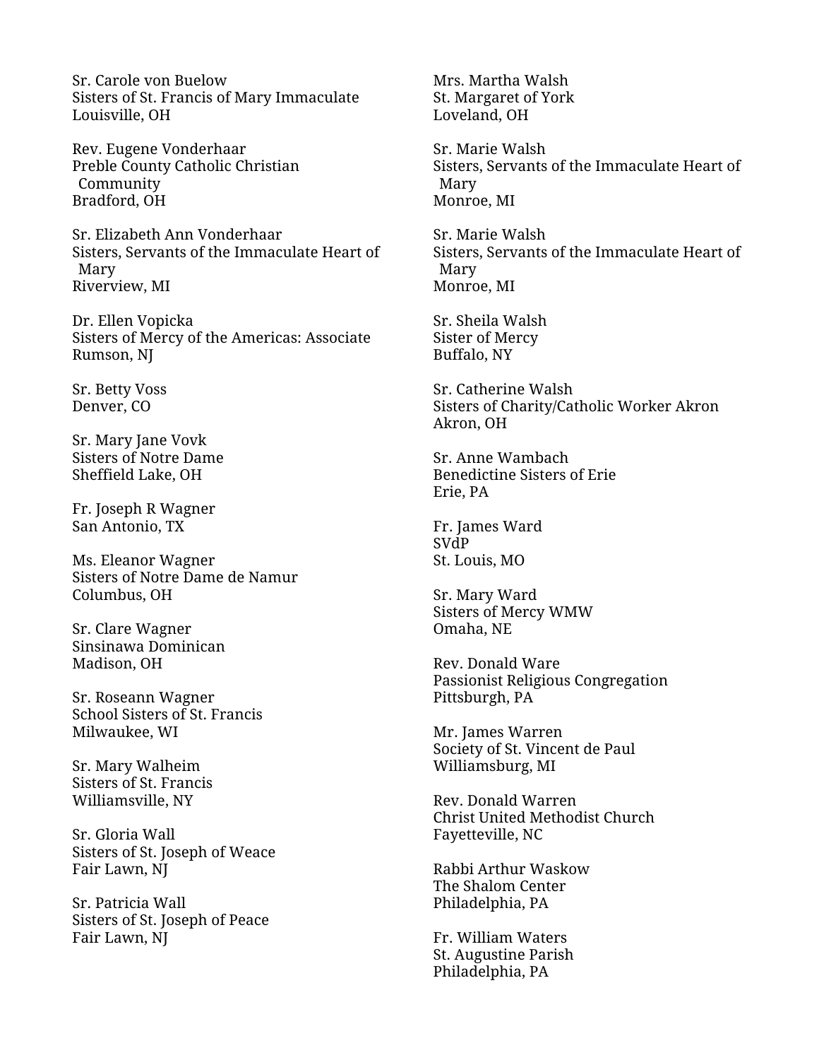Sr. Carole von Buelow
Sisters of St. Francis of Mary Immaculate
Louisville, OH

Rev. Eugene Vonderhaar
Preble County Catholic Christian Community
Bradford, OH

Sr. Elizabeth Ann Vonderhaar
Sisters, Servants of the Immaculate Heart of Mary
Riverview, MI

Dr. Ellen Vopicka
Sisters of Mercy of the Americas: Associate
Rumson, NJ

Sr. Betty Voss
Denver, CO

Sr. Mary Jane Vovk
Sisters of Notre Dame
Sheffield Lake, OH

Fr. Joseph R Wagner
San Antonio, TX

Ms. Eleanor Wagner
Sisters of Notre Dame de Namur
Columbus, OH

Sr. Clare Wagner
Sinsinawa Dominican
Madison, OH

Sr. Roseann Wagner
School Sisters of St. Francis
Milwaukee, WI

Sr. Mary Walheim
Sisters of St. Francis
Williamsville, NY

Sr. Gloria Wall
Sisters of St. Joseph of Weace
Fair Lawn, NJ

Sr. Patricia Wall
Sisters of St. Joseph of Peace
Fair Lawn, NJ

Mrs. Martha Walsh
St. Margaret of York
Loveland, OH

Sr. Marie Walsh
Sisters, Servants of the Immaculate Heart of Mary
Monroe, MI

Sr. Marie Walsh
Sisters, Servants of the Immaculate Heart of Mary
Monroe, MI

Sr. Sheila Walsh
Sister of Mercy
Buffalo, NY

Sr. Catherine Walsh
Sisters of Charity/Catholic Worker Akron
Akron, OH

Sr. Anne Wambach
Benedictine Sisters of Erie
Erie, PA

Fr. James Ward
SVdP
St. Louis, MO

Sr. Mary Ward
Sisters of Mercy WMW
Omaha, NE

Rev. Donald Ware
Passionist Religious Congregation
Pittsburgh, PA

Mr. James Warren
Society of St. Vincent de Paul
Williamsburg, MI

Rev. Donald Warren
Christ United Methodist Church
Fayetteville, NC

Rabbi Arthur Waskow
The Shalom Center
Philadelphia, PA

Fr. William Waters
St. Augustine Parish
Philadelphia, PA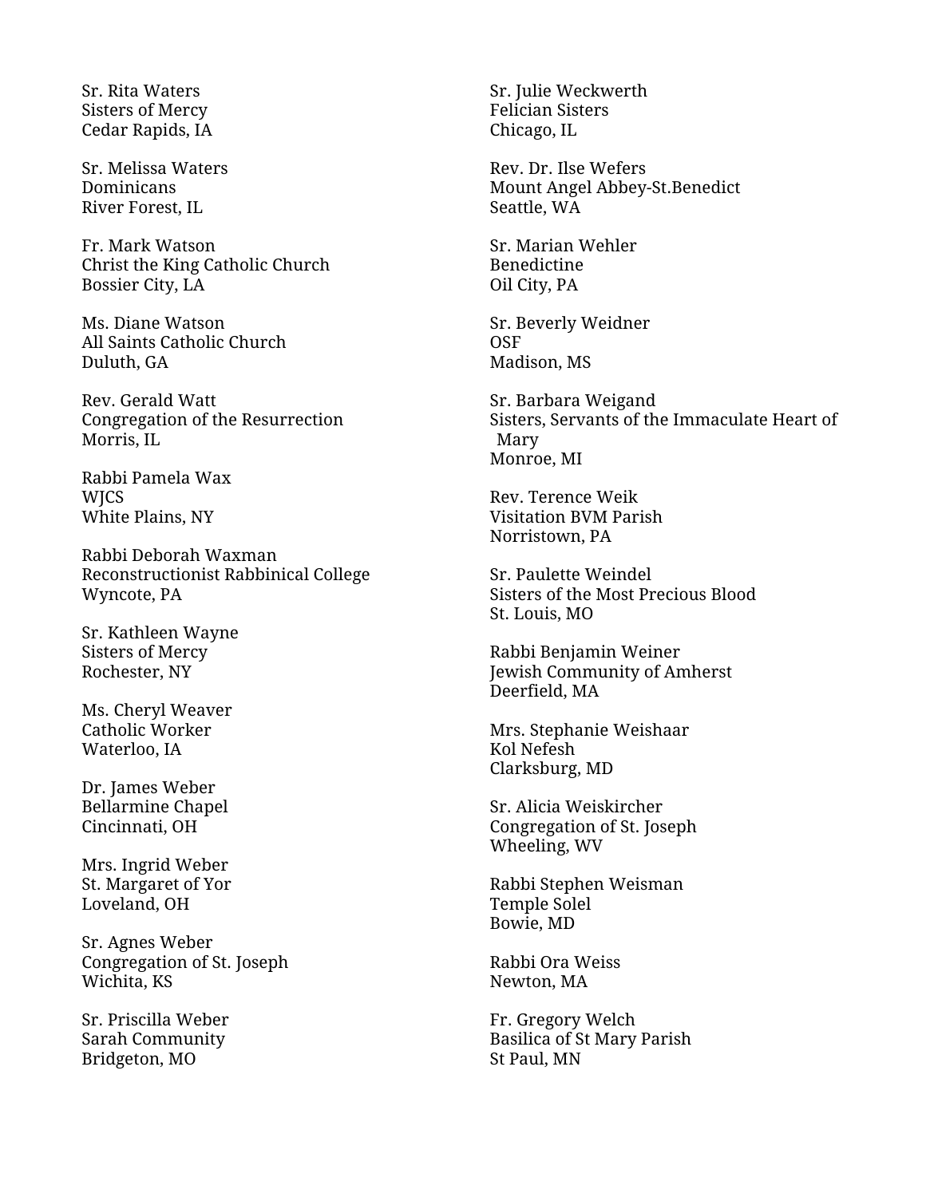Sr. Rita Waters
Sisters of Mercy
Cedar Rapids, IA

Sr. Melissa Waters
Dominicans
River Forest, IL

Fr. Mark Watson
Christ the King Catholic Church
Bossier City, LA

Ms. Diane Watson
All Saints Catholic Church
Duluth, GA

Rev. Gerald Watt
Congregation of the Resurrection
Morris, IL

Rabbi Pamela Wax
WJCS
White Plains, NY

Rabbi Deborah Waxman
Reconstructionist Rabbinical College
Wyncote, PA

Sr. Kathleen Wayne
Sisters of Mercy
Rochester, NY

Ms. Cheryl Weaver
Catholic Worker
Waterloo, IA

Dr. James Weber
Bellarmine Chapel
Cincinnati, OH

Mrs. Ingrid Weber
St. Margaret of Yor
Loveland, OH

Sr. Agnes Weber
Congregation of St. Joseph
Wichita, KS

Sr. Priscilla Weber
Sarah Community
Bridgeton, MO

Sr. Julie Weckwerth
Felician Sisters
Chicago, IL

Rev. Dr. Ilse Wefers
Mount Angel Abbey-St.Benedict
Seattle, WA

Sr. Marian Wehler
Benedictine
Oil City, PA

Sr. Beverly Weidner
OSF
Madison, MS

Sr. Barbara Weigand
Sisters, Servants of the Immaculate Heart of Mary
Monroe, MI

Rev. Terence Weik
Visitation BVM Parish
Norristown, PA

Sr. Paulette Weindel
Sisters of the Most Precious Blood
St. Louis, MO

Rabbi Benjamin Weiner
Jewish Community of Amherst
Deerfield, MA

Mrs. Stephanie Weishaar
Kol Nefesh
Clarksburg, MD

Sr. Alicia Weiskircher
Congregation of St. Joseph
Wheeling, WV

Rabbi Stephen Weisman
Temple Solel
Bowie, MD

Rabbi Ora Weiss
Newton, MA

Fr. Gregory Welch
Basilica of St Mary Parish
St Paul, MN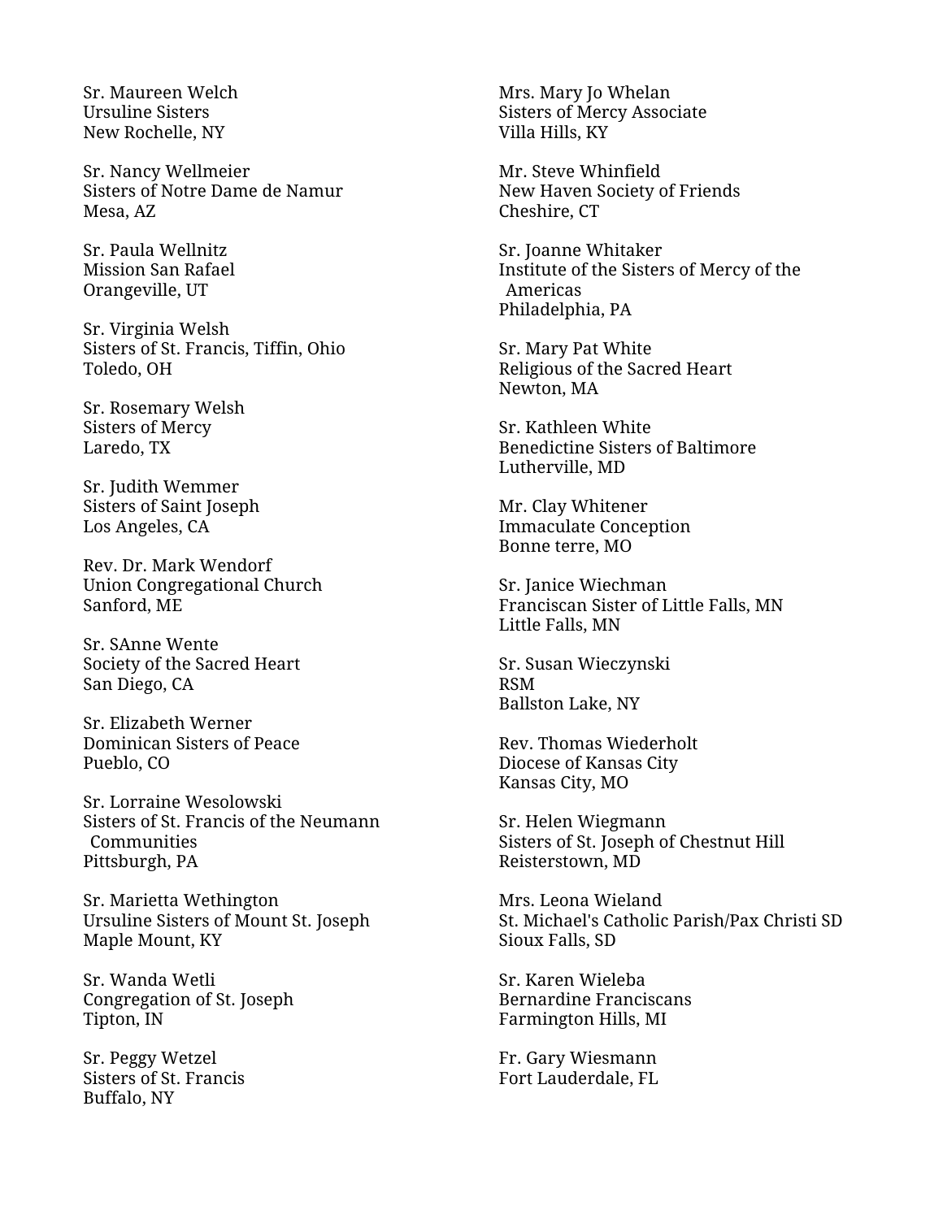Sr. Maureen Welch
Ursuline Sisters
New Rochelle, NY

Sr. Nancy Wellmeier
Sisters of Notre Dame de Namur
Mesa, AZ

Sr. Paula Wellnitz
Mission San Rafael
Orangeville, UT

Sr. Virginia Welsh
Sisters of St. Francis, Tiffin, Ohio
Toledo, OH

Sr. Rosemary Welsh
Sisters of Mercy
Laredo, TX

Sr. Judith Wemmer
Sisters of Saint Joseph
Los Angeles, CA

Rev. Dr. Mark Wendorf
Union Congregational Church
Sanford, ME

Sr. SAnne Wente
Society of the Sacred Heart
San Diego, CA

Sr. Elizabeth Werner
Dominican Sisters of Peace
Pueblo, CO

Sr. Lorraine Wesolowski
Sisters of St. Francis of the Neumann Communities
Pittsburgh, PA

Sr. Marietta Wethington
Ursuline Sisters of Mount St. Joseph
Maple Mount, KY

Sr. Wanda Wetli
Congregation of St. Joseph
Tipton, IN

Sr. Peggy Wetzel
Sisters of St. Francis
Buffalo, NY

Mrs. Mary Jo Whelan
Sisters of Mercy Associate
Villa Hills, KY

Mr. Steve Whinfield
New Haven Society of Friends
Cheshire, CT

Sr. Joanne Whitaker
Institute of the Sisters of Mercy of the Americas
Philadelphia, PA

Sr. Mary Pat White
Religious of the Sacred Heart
Newton, MA

Sr. Kathleen White
Benedictine Sisters of Baltimore
Lutherville, MD

Mr. Clay Whitener
Immaculate Conception
Bonne terre, MO

Sr. Janice Wiechman
Franciscan Sister of Little Falls, MN
Little Falls, MN

Sr. Susan Wieczynski
RSM
Ballston Lake, NY

Rev. Thomas Wiederholt
Diocese of Kansas City
Kansas City, MO

Sr. Helen Wiegmann
Sisters of St. Joseph of Chestnut Hill
Reisterstown, MD

Mrs. Leona Wieland
St. Michael's Catholic Parish/Pax Christi SD
Sioux Falls, SD

Sr. Karen Wieleba
Bernardine Franciscans
Farmington Hills, MI

Fr. Gary Wiesmann
Fort Lauderdale, FL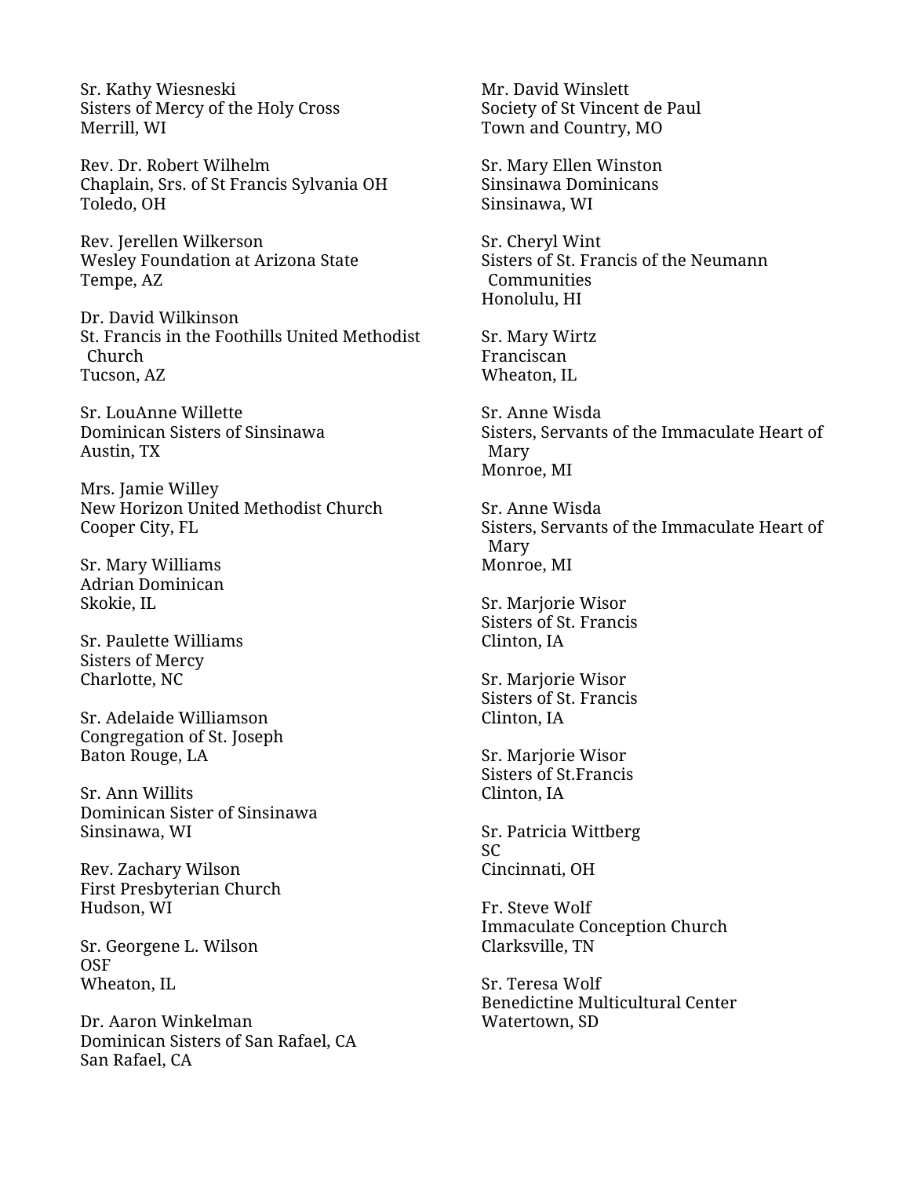Sr. Kathy Wiesneski
Sisters of Mercy of the Holy Cross
Merrill, WI

Rev. Dr. Robert Wilhelm
Chaplain, Srs. of St Francis Sylvania OH
Toledo, OH

Rev. Jerellen Wilkerson
Wesley Foundation at Arizona State
Tempe, AZ

Dr. David Wilkinson
St. Francis in the Foothills United Methodist Church
Tucson, AZ

Sr. LouAnne Willette
Dominican Sisters of Sinsinawa
Austin, TX

Mrs. Jamie Willey
New Horizon United Methodist Church
Cooper City, FL

Sr. Mary Williams
Adrian Dominican
Skokie, IL

Sr. Paulette Williams
Sisters of Mercy
Charlotte, NC

Sr. Adelaide Williamson
Congregation of St. Joseph
Baton Rouge, LA

Sr. Ann Willits
Dominican Sister of Sinsinawa
Sinsinawa, WI

Rev. Zachary Wilson
First Presbyterian Church
Hudson, WI

Sr. Georgene L. Wilson
OSF
Wheaton, IL

Dr. Aaron Winkelman
Dominican Sisters of San Rafael, CA
San Rafael, CA

Mr. David Winslett
Society of St Vincent de Paul
Town and Country, MO

Sr. Mary Ellen Winston
Sinsinawa Dominicans
Sinsinawa, WI

Sr. Cheryl Wint
Sisters of St. Francis of the Neumann Communities
Honolulu, HI

Sr. Mary Wirtz
Franciscan
Wheaton, IL

Sr. Anne Wisda
Sisters, Servants of the Immaculate Heart of Mary
Monroe, MI

Sr. Anne Wisda
Sisters, Servants of the Immaculate Heart of Mary
Monroe, MI

Sr. Marjorie Wisor
Sisters of St. Francis
Clinton, IA

Sr. Marjorie Wisor
Sisters of St. Francis
Clinton, IA

Sr. Marjorie Wisor
Sisters of St.Francis
Clinton, IA

Sr. Patricia Wittberg
SC
Cincinnati, OH

Fr. Steve Wolf
Immaculate Conception Church
Clarksville, TN

Sr. Teresa Wolf
Benedictine Multicultural Center
Watertown, SD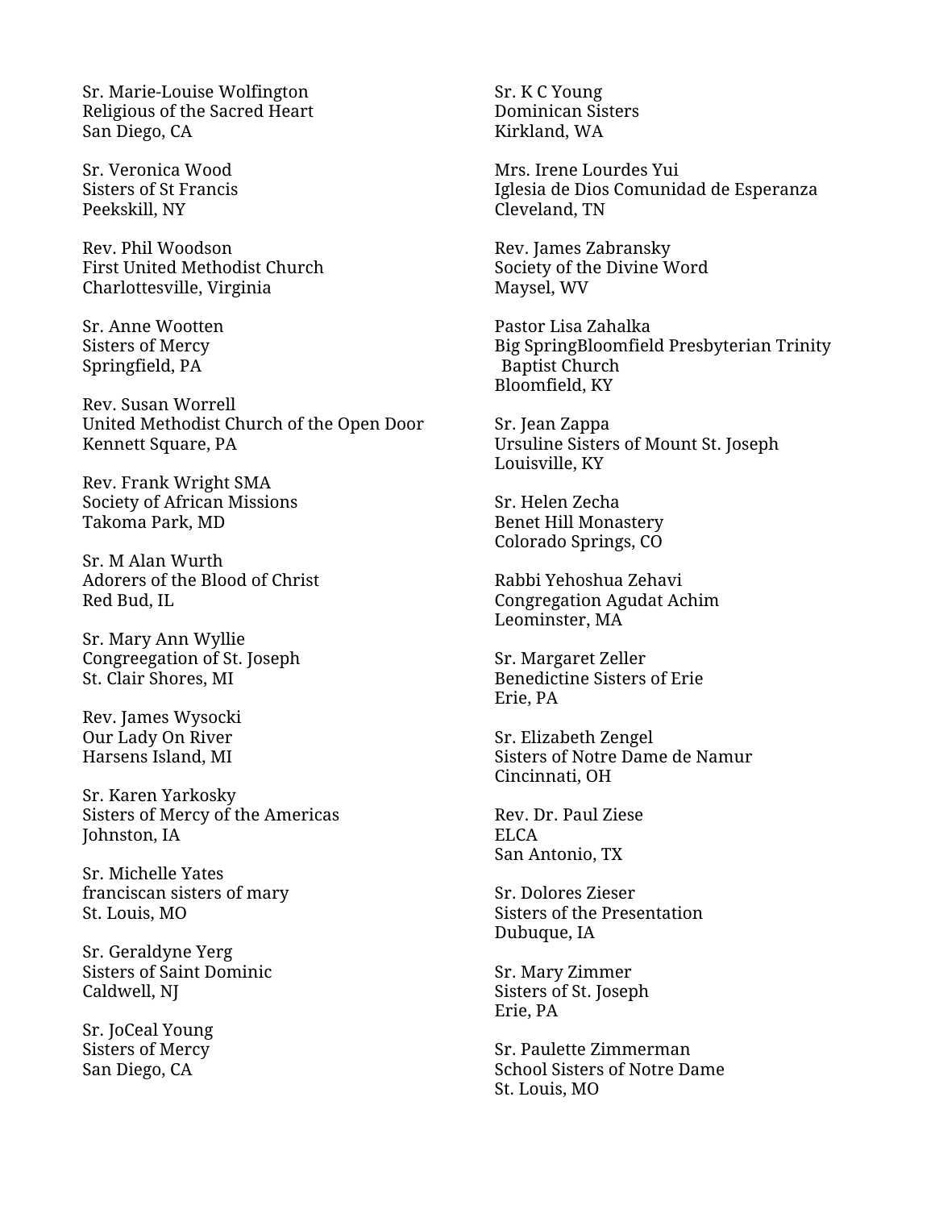Sr. Marie-Louise Wolfington
Religious of the Sacred Heart
San Diego, CA

Sr. Veronica Wood
Sisters of St Francis
Peekskill, NY

Rev. Phil Woodson
First United Methodist Church
Charlottesville, Virginia

Sr. Anne Wootten
Sisters of Mercy
Springfield, PA

Rev. Susan Worrell
United Methodist Church of the Open Door
Kennett Square, PA

Rev. Frank Wright SMA
Society of African Missions
Takoma Park, MD

Sr. M Alan Wurth
Adorers of the Blood of Christ
Red Bud, IL

Sr. Mary Ann Wyllie
Congreegation of St. Joseph
St. Clair Shores, MI

Rev. James Wysocki
Our Lady On River
Harsens Island, MI

Sr. Karen Yarkosky
Sisters of Mercy of the Americas
Johnston, IA

Sr. Michelle Yates
franciscan sisters of mary
St. Louis, MO

Sr. Geraldyne Yerg
Sisters of Saint Dominic
Caldwell, NJ

Sr. JoCeal Young
Sisters of Mercy
San Diego, CA

Sr. K C Young
Dominican Sisters
Kirkland, WA

Mrs. Irene Lourdes Yui
Iglesia de Dios Comunidad de Esperanza
Cleveland, TN

Rev. James Zabransky
Society of the Divine Word
Maysel, WV

Pastor Lisa Zahalka
Big SpringBloomfield Presbyterian Trinity Baptist Church
Bloomfield, KY

Sr. Jean Zappa
Ursuline Sisters of Mount St. Joseph
Louisville, KY

Sr. Helen Zecha
Benet Hill Monastery
Colorado Springs, CO

Rabbi Yehoshua Zehavi
Congregation Agudat Achim
Leominster, MA

Sr. Margaret Zeller
Benedictine Sisters of Erie
Erie, PA

Sr. Elizabeth Zengel
Sisters of Notre Dame de Namur
Cincinnati, OH

Rev. Dr. Paul Ziese
ELCA
San Antonio, TX

Sr. Dolores Zieser
Sisters of the Presentation
Dubuque, IA

Sr. Mary Zimmer
Sisters of St. Joseph
Erie, PA

Sr. Paulette Zimmerman
School Sisters of Notre Dame
St. Louis, MO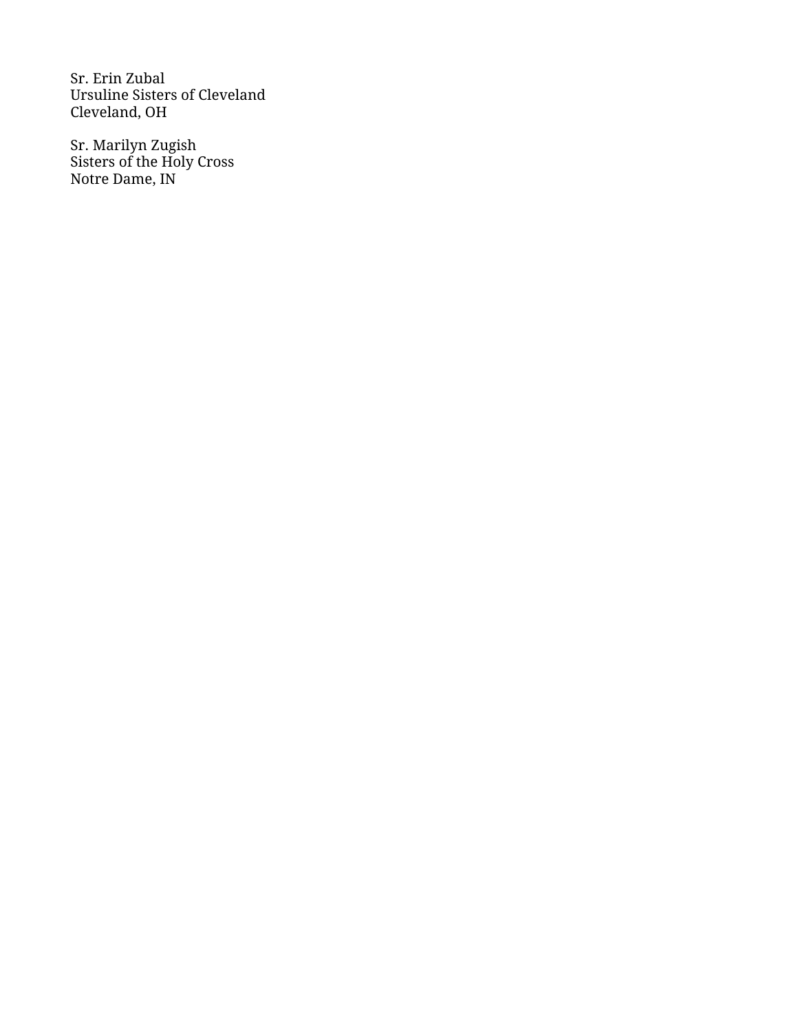Sr. Erin Zubal
Ursuline Sisters of Cleveland
Cleveland, OH

Sr. Marilyn Zugish
Sisters of the Holy Cross
Notre Dame, IN